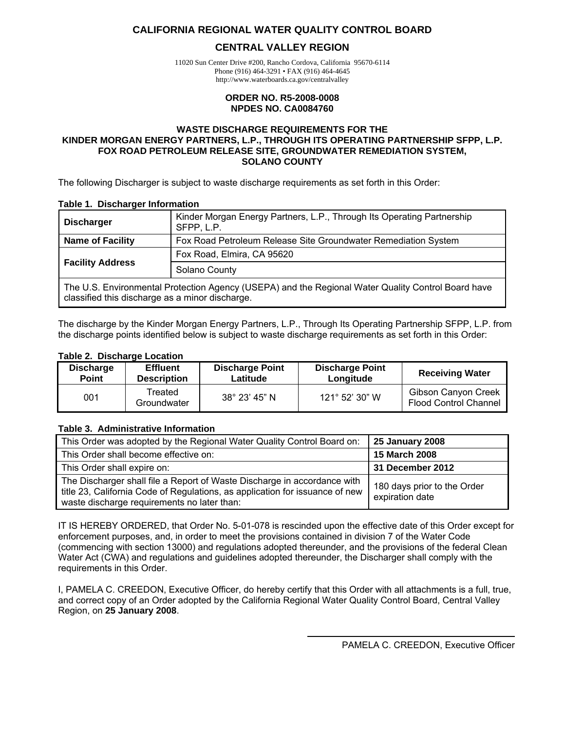# CALIFORNIA REGIONAL WATER QUALITY CONTROL BOARD

## CENTRAL VALLEY REGION

11020 Sun Center Drive #200, Rancho Cordova, California 95670-6114
Phone (916) 464-3291 • FAX (916) 464-4645
http://www.waterboards.ca.gov/centralvalley

**ORDER NO. R5-2008-0008**
**NPDES NO. CA0084760**

**WASTE DISCHARGE REQUIREMENTS FOR THE**
**KINDER MORGAN ENERGY PARTNERS, L.P., THROUGH ITS OPERATING PARTNERSHIP SFPP, L.P.**
**FOX ROAD PETROLEUM RELEASE SITE, GROUNDWATER REMEDIATION SYSTEM,**
**SOLANO COUNTY**

The following Discharger is subject to waste discharge requirements as set forth in this Order:

**Table 1. Discharger Information**

| | |
|---|---|
| **Discharger** | Kinder Morgan Energy Partners, L.P., Through Its Operating Partnership SFPP, L.P. |
| **Name of Facility** | Fox Road Petroleum Release Site Groundwater Remediation System |
| **Facility Address** | Fox Road, Elmira, CA 95620 |
| | Solano County |
| The U.S. Environmental Protection Agency (USEPA) and the Regional Water Quality Control Board have classified this discharge as a minor discharge. | |

The discharge by the Kinder Morgan Energy Partners, L.P., Through Its Operating Partnership SFPP, L.P. from the discharge points identified below is subject to waste discharge requirements as set forth in this Order:

**Table 2. Discharge Location**

| Discharge Point | Effluent Description | Discharge Point Latitude | Discharge Point Longitude | Receiving Water |
|---|---|---|---|---|
| 001 | Treated Groundwater | 38° 23' 45" N | 121° 52' 30" W | Gibson Canyon Creek Flood Control Channel |

**Table 3. Administrative Information**

| | |
|---|---|
| This Order was adopted by the Regional Water Quality Control Board on: | **25 January 2008** |
| This Order shall become effective on: | **15 March 2008** |
| This Order shall expire on: | **31 December 2012** |
| The Discharger shall file a Report of Waste Discharge in accordance with title 23, California Code of Regulations, as application for issuance of new waste discharge requirements no later than: | 180 days prior to the Order expiration date |

IT IS HEREBY ORDERED, that Order No. 5-01-078 is rescinded upon the effective date of this Order except for enforcement purposes, and, in order to meet the provisions contained in division 7 of the Water Code (commencing with section 13000) and regulations adopted thereunder, and the provisions of the federal Clean Water Act (CWA) and regulations and guidelines adopted thereunder, the Discharger shall comply with the requirements in this Order.

I, PAMELA C. CREEDON, Executive Officer, do hereby certify that this Order with all attachments is a full, true, and correct copy of an Order adopted by the California Regional Water Quality Control Board, Central Valley Region, on **25 January 2008**.

PAMELA C. CREEDON, Executive Officer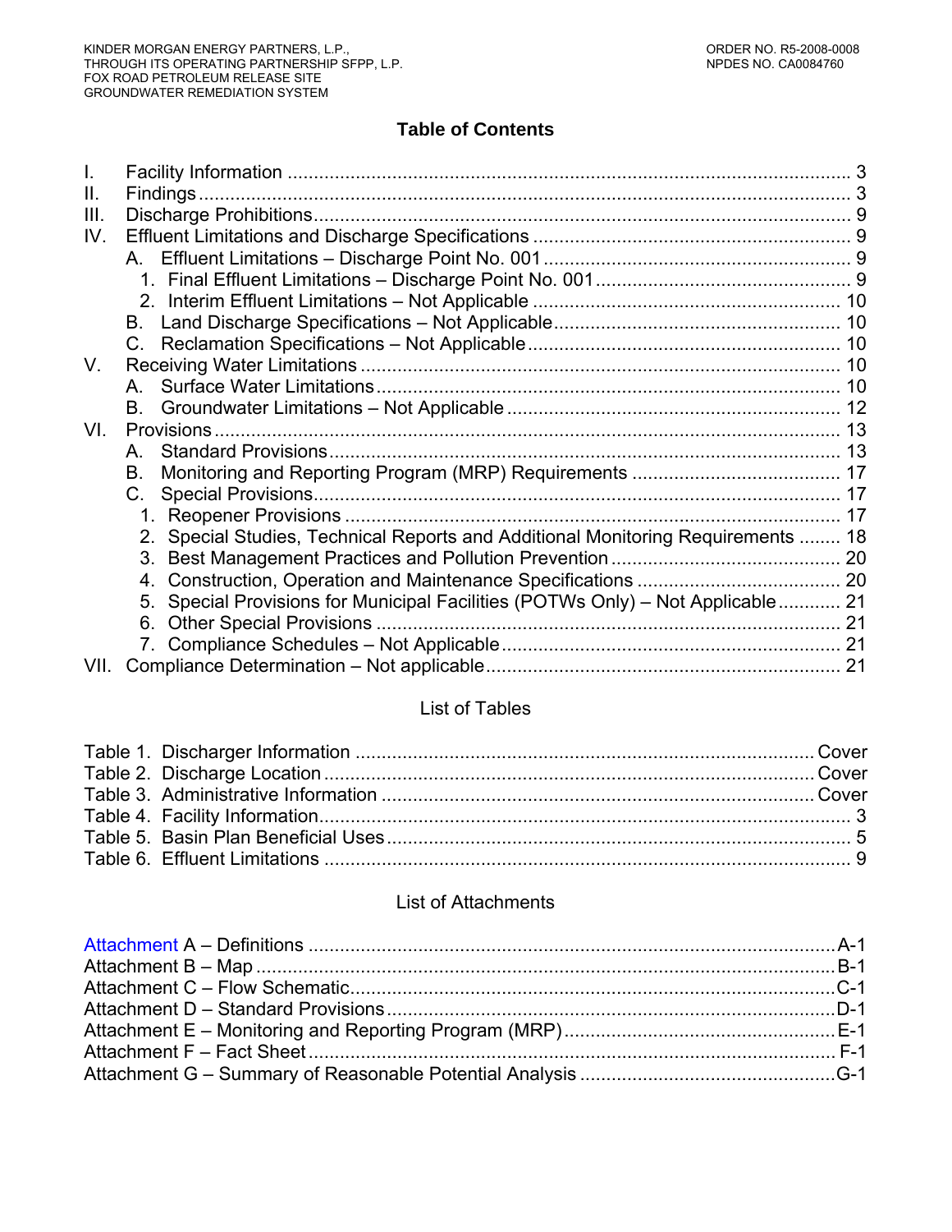# Table of Contents

I. Facility Information ........................................................................................................... 3
II. Findings ............................................................................................................................. 3
III. Discharge Prohibitions ...................................................................................................... 9
IV. Effluent Limitations and Discharge Specifications ............................................................. 9
  A. Effluent Limitations – Discharge Point No. 001 ............................................................. 9
    1. Final Effluent Limitations – Discharge Point No. 001 ................................................. 9
    2. Interim Effluent Limitations – Not Applicable ........................................................... 10
  B. Land Discharge Specifications – Not Applicable ........................................................ 10
  C. Reclamation Specifications – Not Applicable ............................................................. 10
V. Receiving Water Limitations ............................................................................................ 10
  A. Surface Water Limitations ........................................................................................... 10
  B. Groundwater Limitations – Not Applicable .................................................................. 12
VI. Provisions ........................................................................................................................ 13
  A. Standard Provisions .................................................................................................... 13
  B. Monitoring and Reporting Program (MRP) Requirements ......................................... 17
  C. Special Provisions ....................................................................................................... 17
    1. Reopener Provisions ............................................................................................... 17
    2. Special Studies, Technical Reports and Additional Monitoring Requirements ........ 18
    3. Best Management Practices and Pollution Prevention ............................................ 20
    4. Construction, Operation and Maintenance Specifications ....................................... 20
    5. Special Provisions for Municipal Facilities (POTWs Only) – Not Applicable ............ 21
    6. Other Special Provisions ......................................................................................... 21
    7. Compliance Schedules – Not Applicable ................................................................. 21
VII. Compliance Determination – Not applicable .................................................................... 21

## List of Tables

Table 1. Discharger Information ........................................................................................ Cover
Table 2. Discharge Location .............................................................................................. Cover
Table 3. Administrative Information .................................................................................. Cover
Table 4. Facility Information ..................................................................................................... 3
Table 5. Basin Plan Beneficial Uses ......................................................................................... 5
Table 6. Effluent Limitations ..................................................................................................... 9

## List of Attachments

Attachment A – Definitions ..................................................................................................... A-1
Attachment B – Map ................................................................................................................ B-1
Attachment C – Flow Schematic ............................................................................................. C-1
Attachment D – Standard Provisions ...................................................................................... D-1
Attachment E – Monitoring and Reporting Program (MRP) .................................................... E-1
Attachment F – Fact Sheet ...................................................................................................... F-1
Attachment G – Summary of Reasonable Potential Analysis .................................................. G-1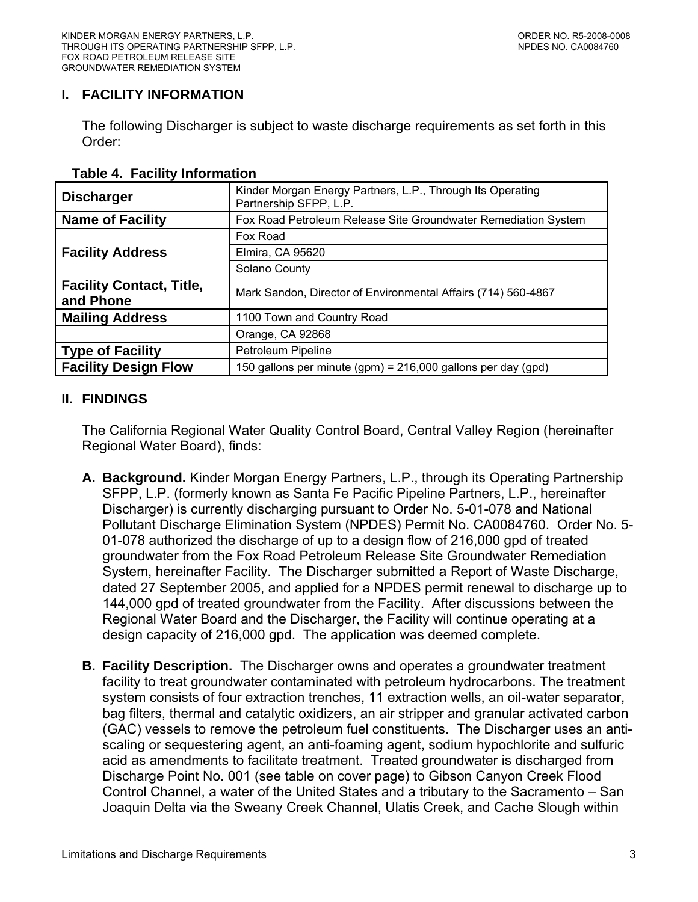## I. FACILITY INFORMATION

The following Discharger is subject to waste discharge requirements as set forth in this Order:

**Table 4. Facility Information**

| | |
|---|---|
| **Discharger** | Kinder Morgan Energy Partners, L.P., Through Its Operating Partnership SFPP, L.P. |
| **Name of Facility** | Fox Road Petroleum Release Site Groundwater Remediation System |
| **Facility Address** | Fox Road |
| | Elmira, CA 95620 |
| | Solano County |
| **Facility Contact, Title, and Phone** | Mark Sandon, Director of Environmental Affairs (714) 560-4867 |
| **Mailing Address** | 1100 Town and Country Road |
| | Orange, CA 92868 |
| **Type of Facility** | Petroleum Pipeline |
| **Facility Design Flow** | 150 gallons per minute (gpm) = 216,000 gallons per day (gpd) |

## II. FINDINGS

The California Regional Water Quality Control Board, Central Valley Region (hereinafter Regional Water Board), finds:

**A. Background.** Kinder Morgan Energy Partners, L.P., through its Operating Partnership SFPP, L.P. (formerly known as Santa Fe Pacific Pipeline Partners, L.P., hereinafter Discharger) is currently discharging pursuant to Order No. 5-01-078 and National Pollutant Discharge Elimination System (NPDES) Permit No. CA0084760. Order No. 5-01-078 authorized the discharge of up to a design flow of 216,000 gpd of treated groundwater from the Fox Road Petroleum Release Site Groundwater Remediation System, hereinafter Facility. The Discharger submitted a Report of Waste Discharge, dated 27 September 2005, and applied for a NPDES permit renewal to discharge up to 144,000 gpd of treated groundwater from the Facility. After discussions between the Regional Water Board and the Discharger, the Facility will continue operating at a design capacity of 216,000 gpd. The application was deemed complete.

**B. Facility Description.** The Discharger owns and operates a groundwater treatment facility to treat groundwater contaminated with petroleum hydrocarbons. The treatment system consists of four extraction trenches, 11 extraction wells, an oil-water separator, bag filters, thermal and catalytic oxidizers, an air stripper and granular activated carbon (GAC) vessels to remove the petroleum fuel constituents. The Discharger uses an anti-scaling or sequestering agent, an anti-foaming agent, sodium hypochlorite and sulfuric acid as amendments to facilitate treatment. Treated groundwater is discharged from Discharge Point No. 001 (see table on cover page) to Gibson Canyon Creek Flood Control Channel, a water of the United States and a tributary to the Sacramento – San Joaquin Delta via the Sweany Creek Channel, Ulatis Creek, and Cache Slough within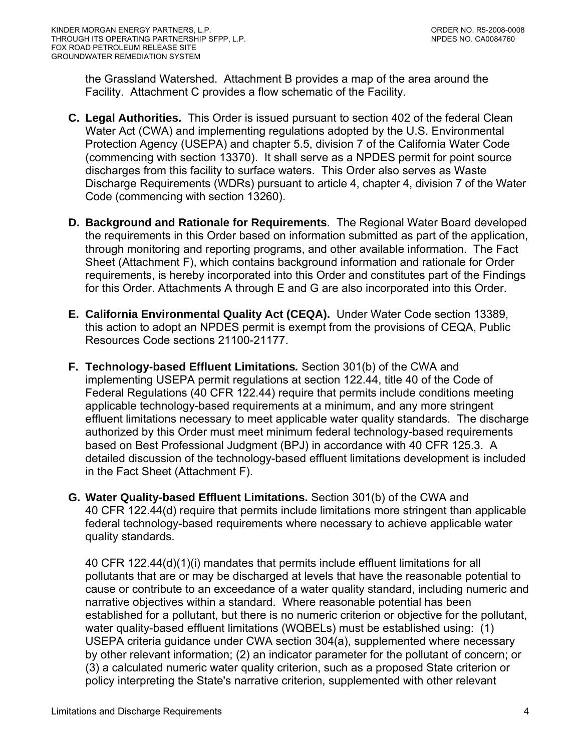the Grassland Watershed. Attachment B provides a map of the area around the Facility. Attachment C provides a flow schematic of the Facility.

**C. Legal Authorities.** This Order is issued pursuant to section 402 of the federal Clean Water Act (CWA) and implementing regulations adopted by the U.S. Environmental Protection Agency (USEPA) and chapter 5.5, division 7 of the California Water Code (commencing with section 13370). It shall serve as a NPDES permit for point source discharges from this facility to surface waters. This Order also serves as Waste Discharge Requirements (WDRs) pursuant to article 4, chapter 4, division 7 of the Water Code (commencing with section 13260).

**D. Background and Rationale for Requirements**. The Regional Water Board developed the requirements in this Order based on information submitted as part of the application, through monitoring and reporting programs, and other available information. The Fact Sheet (Attachment F), which contains background information and rationale for Order requirements, is hereby incorporated into this Order and constitutes part of the Findings for this Order. Attachments A through E and G are also incorporated into this Order.

**E. California Environmental Quality Act (CEQA).** Under Water Code section 13389, this action to adopt an NPDES permit is exempt from the provisions of CEQA, Public Resources Code sections 21100-21177.

**F. Technology-based Effluent Limitations*.*** Section 301(b) of the CWA and implementing USEPA permit regulations at section 122.44, title 40 of the Code of Federal Regulations (40 CFR 122.44) require that permits include conditions meeting applicable technology-based requirements at a minimum, and any more stringent effluent limitations necessary to meet applicable water quality standards. The discharge authorized by this Order must meet minimum federal technology-based requirements based on Best Professional Judgment (BPJ) in accordance with 40 CFR 125.3. A detailed discussion of the technology-based effluent limitations development is included in the Fact Sheet (Attachment F).

**G. Water Quality-based Effluent Limitations.** Section 301(b) of the CWA and 40 CFR 122.44(d) require that permits include limitations more stringent than applicable federal technology-based requirements where necessary to achieve applicable water quality standards.

40 CFR 122.44(d)(1)(i) mandates that permits include effluent limitations for all pollutants that are or may be discharged at levels that have the reasonable potential to cause or contribute to an exceedance of a water quality standard, including numeric and narrative objectives within a standard. Where reasonable potential has been established for a pollutant, but there is no numeric criterion or objective for the pollutant, water quality-based effluent limitations (WQBELs) must be established using: (1) USEPA criteria guidance under CWA section 304(a), supplemented where necessary by other relevant information; (2) an indicator parameter for the pollutant of concern; or (3) a calculated numeric water quality criterion, such as a proposed State criterion or policy interpreting the State's narrative criterion, supplemented with other relevant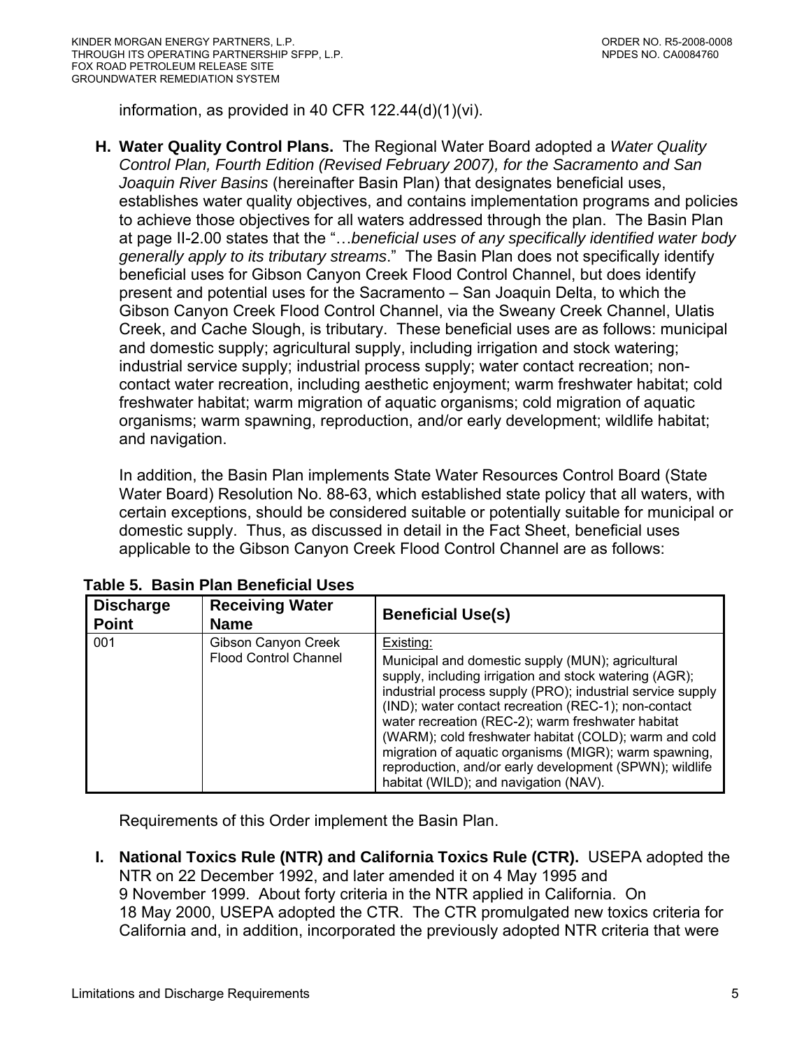information, as provided in 40 CFR 122.44(d)(1)(vi).

**H. Water Quality Control Plans.** The Regional Water Board adopted a *Water Quality Control Plan, Fourth Edition (Revised February 2007), for the Sacramento and San Joaquin River Basins* (hereinafter Basin Plan) that designates beneficial uses, establishes water quality objectives, and contains implementation programs and policies to achieve those objectives for all waters addressed through the plan. The Basin Plan at page II-2.00 states that the "…*beneficial uses of any specifically identified water body generally apply to its tributary streams*." The Basin Plan does not specifically identify beneficial uses for Gibson Canyon Creek Flood Control Channel, but does identify present and potential uses for the Sacramento – San Joaquin Delta, to which the Gibson Canyon Creek Flood Control Channel, via the Sweany Creek Channel, Ulatis Creek, and Cache Slough, is tributary. These beneficial uses are as follows: municipal and domestic supply; agricultural supply, including irrigation and stock watering; industrial service supply; industrial process supply; water contact recreation; non-contact water recreation, including aesthetic enjoyment; warm freshwater habitat; cold freshwater habitat; warm migration of aquatic organisms; cold migration of aquatic organisms; warm spawning, reproduction, and/or early development; wildlife habitat; and navigation.

In addition, the Basin Plan implements State Water Resources Control Board (State Water Board) Resolution No. 88-63, which established state policy that all waters, with certain exceptions, should be considered suitable or potentially suitable for municipal or domestic supply. Thus, as discussed in detail in the Fact Sheet, beneficial uses applicable to the Gibson Canyon Creek Flood Control Channel are as follows:

**Table 5. Basin Plan Beneficial Uses**

| Discharge Point | Receiving Water Name | Beneficial Use(s) |
|---|---|---|
| 001 | Gibson Canyon Creek Flood Control Channel | Existing: Municipal and domestic supply (MUN); agricultural supply, including irrigation and stock watering (AGR); industrial process supply (PRO); industrial service supply (IND); water contact recreation (REC-1); non-contact water recreation (REC-2); warm freshwater habitat (WARM); cold freshwater habitat (COLD); warm and cold migration of aquatic organisms (MIGR); warm spawning, reproduction, and/or early development (SPWN); wildlife habitat (WILD); and navigation (NAV). |

Requirements of this Order implement the Basin Plan.

**I. National Toxics Rule (NTR) and California Toxics Rule (CTR).** USEPA adopted the NTR on 22 December 1992, and later amended it on 4 May 1995 and 9 November 1999. About forty criteria in the NTR applied in California. On 18 May 2000, USEPA adopted the CTR. The CTR promulgated new toxics criteria for California and, in addition, incorporated the previously adopted NTR criteria that were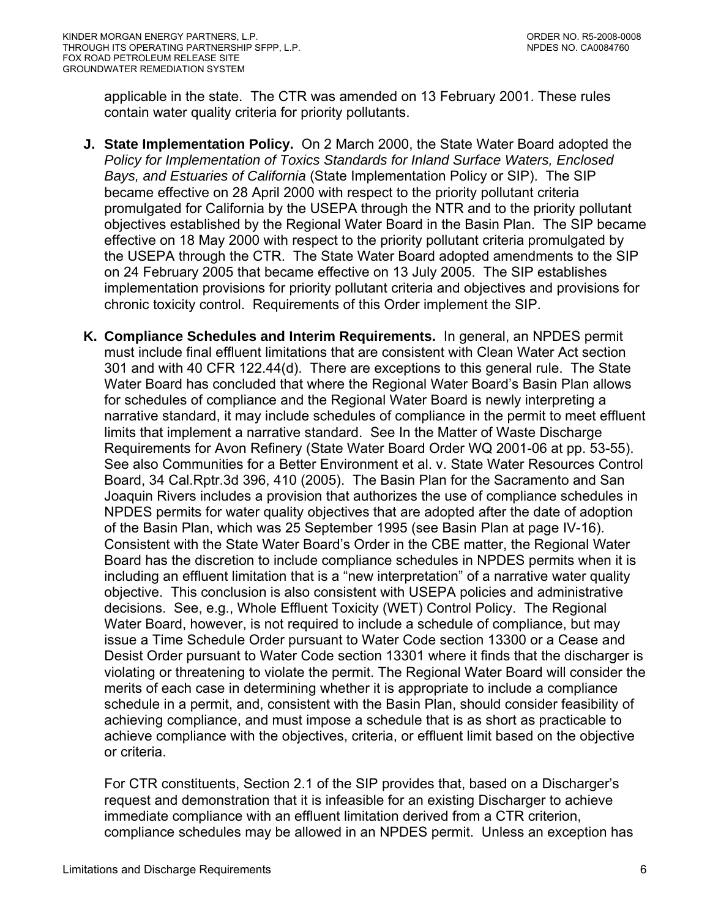applicable in the state. The CTR was amended on 13 February 2001. These rules contain water quality criteria for priority pollutants.

**J. State Implementation Policy.** On 2 March 2000, the State Water Board adopted the *Policy for Implementation of Toxics Standards for Inland Surface Waters, Enclosed Bays, and Estuaries of California* (State Implementation Policy or SIP). The SIP became effective on 28 April 2000 with respect to the priority pollutant criteria promulgated for California by the USEPA through the NTR and to the priority pollutant objectives established by the Regional Water Board in the Basin Plan. The SIP became effective on 18 May 2000 with respect to the priority pollutant criteria promulgated by the USEPA through the CTR. The State Water Board adopted amendments to the SIP on 24 February 2005 that became effective on 13 July 2005. The SIP establishes implementation provisions for priority pollutant criteria and objectives and provisions for chronic toxicity control. Requirements of this Order implement the SIP.

**K. Compliance Schedules and Interim Requirements.** In general, an NPDES permit must include final effluent limitations that are consistent with Clean Water Act section 301 and with 40 CFR 122.44(d). There are exceptions to this general rule. The State Water Board has concluded that where the Regional Water Board's Basin Plan allows for schedules of compliance and the Regional Water Board is newly interpreting a narrative standard, it may include schedules of compliance in the permit to meet effluent limits that implement a narrative standard. See In the Matter of Waste Discharge Requirements for Avon Refinery (State Water Board Order WQ 2001-06 at pp. 53-55). See also Communities for a Better Environment et al. v. State Water Resources Control Board, 34 Cal.Rptr.3d 396, 410 (2005). The Basin Plan for the Sacramento and San Joaquin Rivers includes a provision that authorizes the use of compliance schedules in NPDES permits for water quality objectives that are adopted after the date of adoption of the Basin Plan, which was 25 September 1995 (see Basin Plan at page IV-16). Consistent with the State Water Board's Order in the CBE matter, the Regional Water Board has the discretion to include compliance schedules in NPDES permits when it is including an effluent limitation that is a "new interpretation" of a narrative water quality objective. This conclusion is also consistent with USEPA policies and administrative decisions. See, e.g., Whole Effluent Toxicity (WET) Control Policy. The Regional Water Board, however, is not required to include a schedule of compliance, but may issue a Time Schedule Order pursuant to Water Code section 13300 or a Cease and Desist Order pursuant to Water Code section 13301 where it finds that the discharger is violating or threatening to violate the permit. The Regional Water Board will consider the merits of each case in determining whether it is appropriate to include a compliance schedule in a permit, and, consistent with the Basin Plan, should consider feasibility of achieving compliance, and must impose a schedule that is as short as practicable to achieve compliance with the objectives, criteria, or effluent limit based on the objective or criteria.

For CTR constituents, Section 2.1 of the SIP provides that, based on a Discharger's request and demonstration that it is infeasible for an existing Discharger to achieve immediate compliance with an effluent limitation derived from a CTR criterion, compliance schedules may be allowed in an NPDES permit. Unless an exception has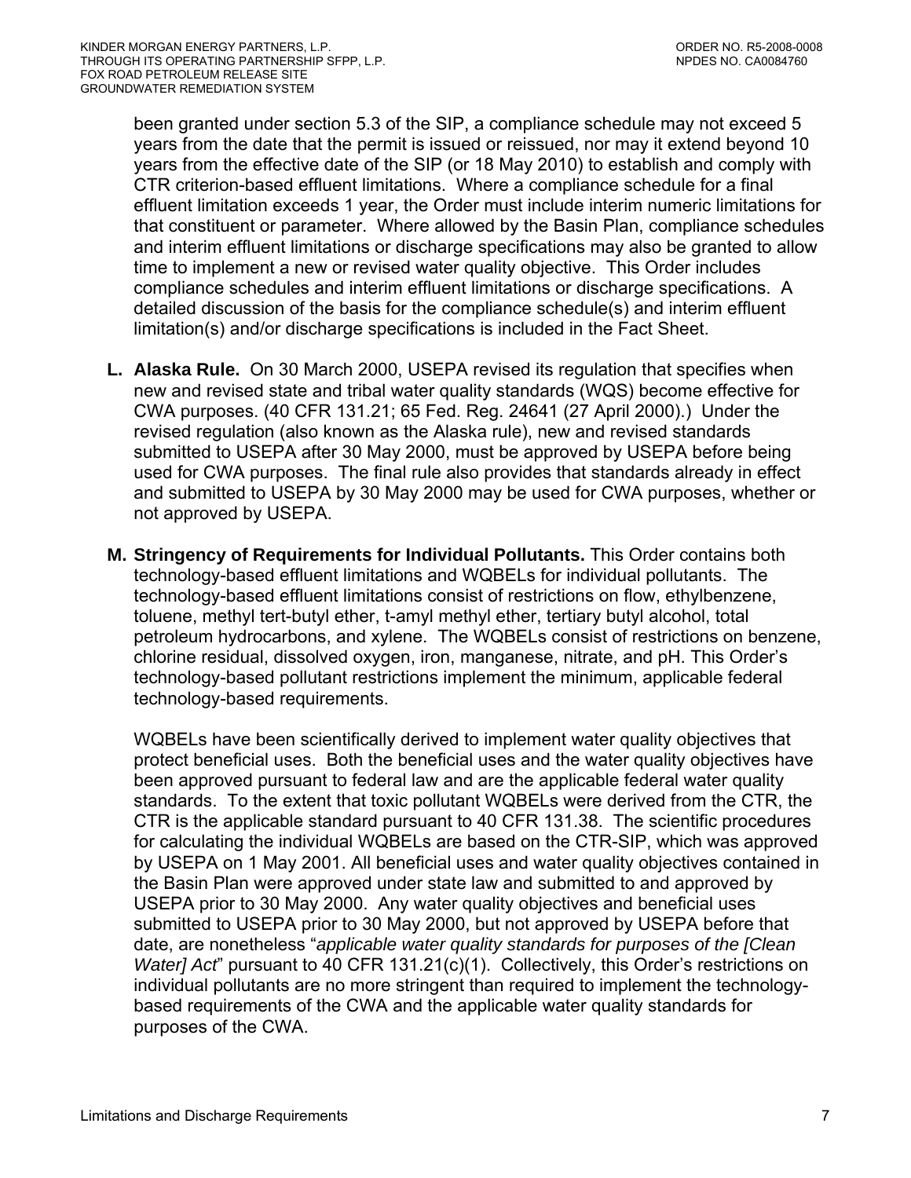been granted under section 5.3 of the SIP, a compliance schedule may not exceed 5 years from the date that the permit is issued or reissued, nor may it extend beyond 10 years from the effective date of the SIP (or 18 May 2010) to establish and comply with CTR criterion-based effluent limitations. Where a compliance schedule for a final effluent limitation exceeds 1 year, the Order must include interim numeric limitations for that constituent or parameter. Where allowed by the Basin Plan, compliance schedules and interim effluent limitations or discharge specifications may also be granted to allow time to implement a new or revised water quality objective. This Order includes compliance schedules and interim effluent limitations or discharge specifications. A detailed discussion of the basis for the compliance schedule(s) and interim effluent limitation(s) and/or discharge specifications is included in the Fact Sheet.

**L. Alaska Rule.** On 30 March 2000, USEPA revised its regulation that specifies when new and revised state and tribal water quality standards (WQS) become effective for CWA purposes. (40 CFR 131.21; 65 Fed. Reg. 24641 (27 April 2000).) Under the revised regulation (also known as the Alaska rule), new and revised standards submitted to USEPA after 30 May 2000, must be approved by USEPA before being used for CWA purposes. The final rule also provides that standards already in effect and submitted to USEPA by 30 May 2000 may be used for CWA purposes, whether or not approved by USEPA.

**M. Stringency of Requirements for Individual Pollutants.** This Order contains both technology-based effluent limitations and WQBELs for individual pollutants. The technology-based effluent limitations consist of restrictions on flow, ethylbenzene, toluene, methyl tert-butyl ether, t-amyl methyl ether, tertiary butyl alcohol, total petroleum hydrocarbons, and xylene. The WQBELs consist of restrictions on benzene, chlorine residual, dissolved oxygen, iron, manganese, nitrate, and pH. This Order's technology-based pollutant restrictions implement the minimum, applicable federal technology-based requirements.

WQBELs have been scientifically derived to implement water quality objectives that protect beneficial uses. Both the beneficial uses and the water quality objectives have been approved pursuant to federal law and are the applicable federal water quality standards. To the extent that toxic pollutant WQBELs were derived from the CTR, the CTR is the applicable standard pursuant to 40 CFR 131.38. The scientific procedures for calculating the individual WQBELs are based on the CTR-SIP, which was approved by USEPA on 1 May 2001. All beneficial uses and water quality objectives contained in the Basin Plan were approved under state law and submitted to and approved by USEPA prior to 30 May 2000. Any water quality objectives and beneficial uses submitted to USEPA prior to 30 May 2000, but not approved by USEPA before that date, are nonetheless "*applicable water quality standards for purposes of the [Clean Water] Act*" pursuant to 40 CFR 131.21(c)(1). Collectively, this Order's restrictions on individual pollutants are no more stringent than required to implement the technology-based requirements of the CWA and the applicable water quality standards for purposes of the CWA.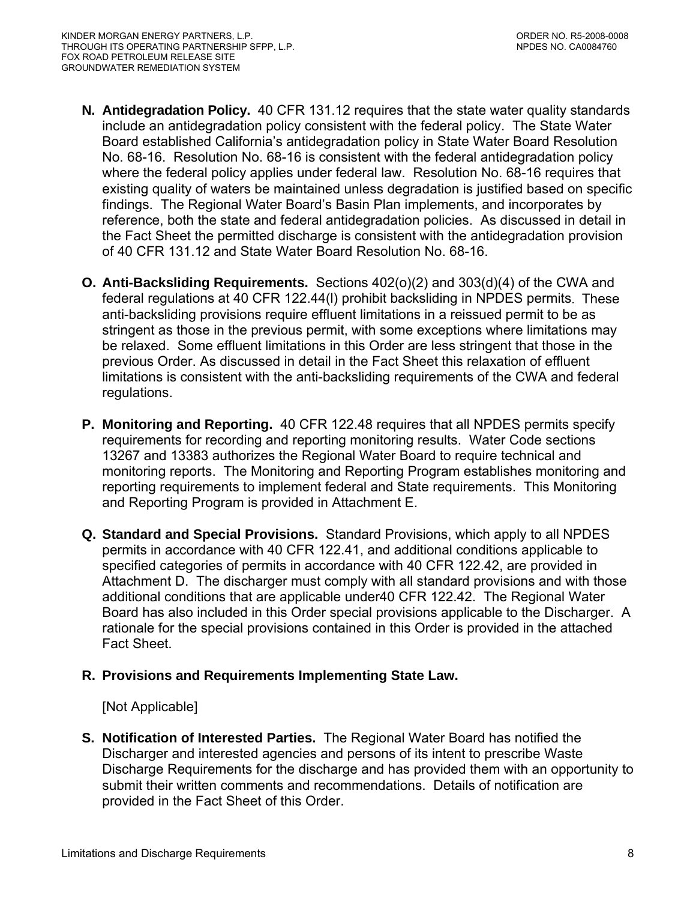**N. Antidegradation Policy.** 40 CFR 131.12 requires that the state water quality standards include an antidegradation policy consistent with the federal policy. The State Water Board established California's antidegradation policy in State Water Board Resolution No. 68-16. Resolution No. 68-16 is consistent with the federal antidegradation policy where the federal policy applies under federal law. Resolution No. 68-16 requires that existing quality of waters be maintained unless degradation is justified based on specific findings. The Regional Water Board's Basin Plan implements, and incorporates by reference, both the state and federal antidegradation policies. As discussed in detail in the Fact Sheet the permitted discharge is consistent with the antidegradation provision of 40 CFR 131.12 and State Water Board Resolution No. 68-16.

**O. Anti-Backsliding Requirements.** Sections 402(o)(2) and 303(d)(4) of the CWA and federal regulations at 40 CFR 122.44(l) prohibit backsliding in NPDES permits. These anti-backsliding provisions require effluent limitations in a reissued permit to be as stringent as those in the previous permit, with some exceptions where limitations may be relaxed. Some effluent limitations in this Order are less stringent that those in the previous Order. As discussed in detail in the Fact Sheet this relaxation of effluent limitations is consistent with the anti-backsliding requirements of the CWA and federal regulations.

**P. Monitoring and Reporting.** 40 CFR 122.48 requires that all NPDES permits specify requirements for recording and reporting monitoring results. Water Code sections 13267 and 13383 authorizes the Regional Water Board to require technical and monitoring reports. The Monitoring and Reporting Program establishes monitoring and reporting requirements to implement federal and State requirements. This Monitoring and Reporting Program is provided in Attachment E.

**Q. Standard and Special Provisions.** Standard Provisions, which apply to all NPDES permits in accordance with 40 CFR 122.41, and additional conditions applicable to specified categories of permits in accordance with 40 CFR 122.42, are provided in Attachment D. The discharger must comply with all standard provisions and with those additional conditions that are applicable under40 CFR 122.42. The Regional Water Board has also included in this Order special provisions applicable to the Discharger. A rationale for the special provisions contained in this Order is provided in the attached Fact Sheet.

**R. Provisions and Requirements Implementing State Law.**

[Not Applicable]

**S. Notification of Interested Parties.** The Regional Water Board has notified the Discharger and interested agencies and persons of its intent to prescribe Waste Discharge Requirements for the discharge and has provided them with an opportunity to submit their written comments and recommendations. Details of notification are provided in the Fact Sheet of this Order.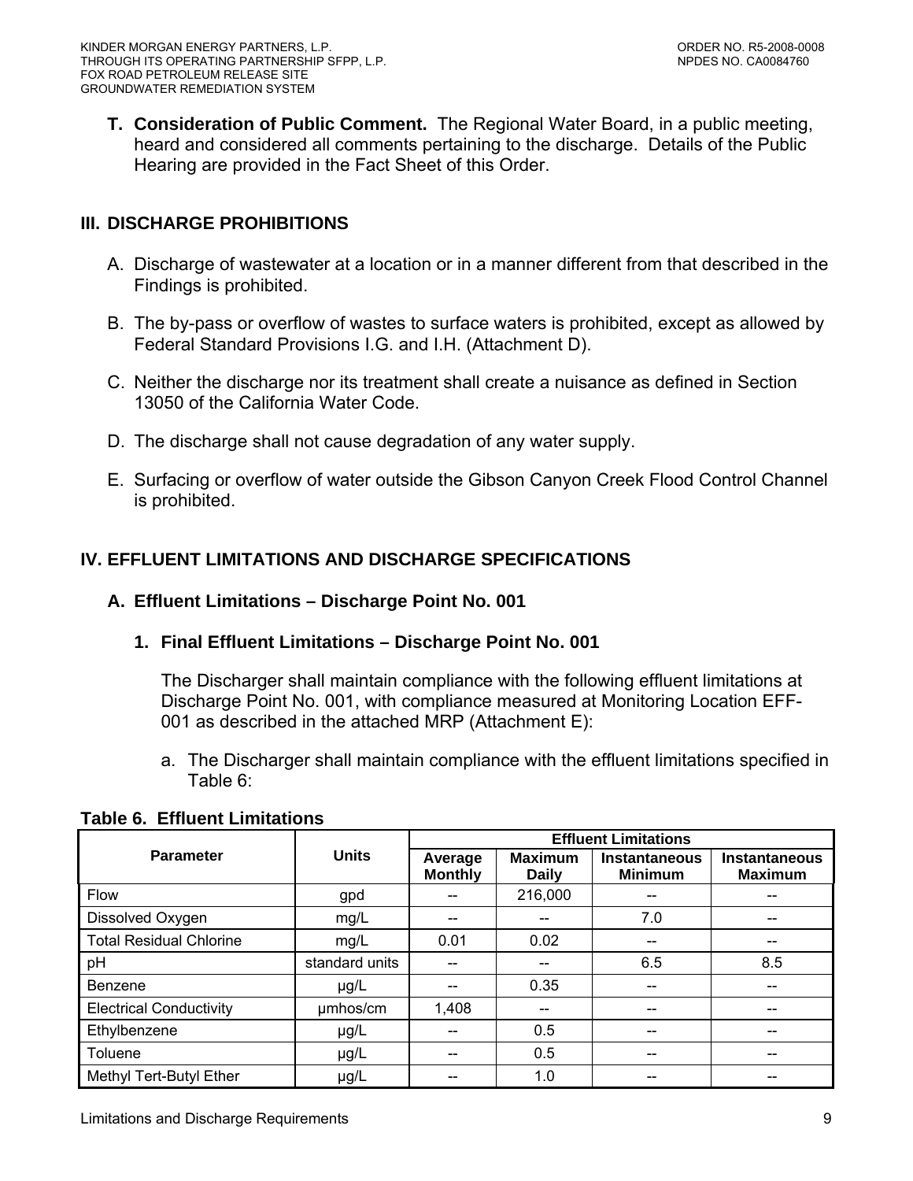**T. Consideration of Public Comment.** The Regional Water Board, in a public meeting, heard and considered all comments pertaining to the discharge. Details of the Public Hearing are provided in the Fact Sheet of this Order.

## III. DISCHARGE PROHIBITIONS

A. Discharge of wastewater at a location or in a manner different from that described in the Findings is prohibited.

B. The by-pass or overflow of wastes to surface waters is prohibited, except as allowed by Federal Standard Provisions I.G. and I.H. (Attachment D).

C. Neither the discharge nor its treatment shall create a nuisance as defined in Section 13050 of the California Water Code.

D. The discharge shall not cause degradation of any water supply.

E. Surfacing or overflow of water outside the Gibson Canyon Creek Flood Control Channel is prohibited.

## IV. EFFLUENT LIMITATIONS AND DISCHARGE SPECIFICATIONS

### A. Effluent Limitations – Discharge Point No. 001

#### 1. Final Effluent Limitations – Discharge Point No. 001

The Discharger shall maintain compliance with the following effluent limitations at Discharge Point No. 001, with compliance measured at Monitoring Location EFF-001 as described in the attached MRP (Attachment E):

a. The Discharger shall maintain compliance with the effluent limitations specified in Table 6:

**Table 6. Effluent Limitations**

| Parameter | Units | Effluent Limitations | | | |
|---|---|---|---|---|---|
| | | Average Monthly | Maximum Daily | Instantaneous Minimum | Instantaneous Maximum |
| Flow | gpd | -- | 216,000 | -- | -- |
| Dissolved Oxygen | mg/L | -- | -- | 7.0 | -- |
| Total Residual Chlorine | mg/L | 0.01 | 0.02 | -- | -- |
| pH | standard units | -- | -- | 6.5 | 8.5 |
| Benzene | µg/L | -- | 0.35 | -- | -- |
| Electrical Conductivity | µmhos/cm | 1,408 | -- | -- | -- |
| Ethylbenzene | µg/L | -- | 0.5 | -- | -- |
| Toluene | µg/L | -- | 0.5 | -- | -- |
| Methyl Tert-Butyl Ether | µg/L | -- | 1.0 | -- | -- |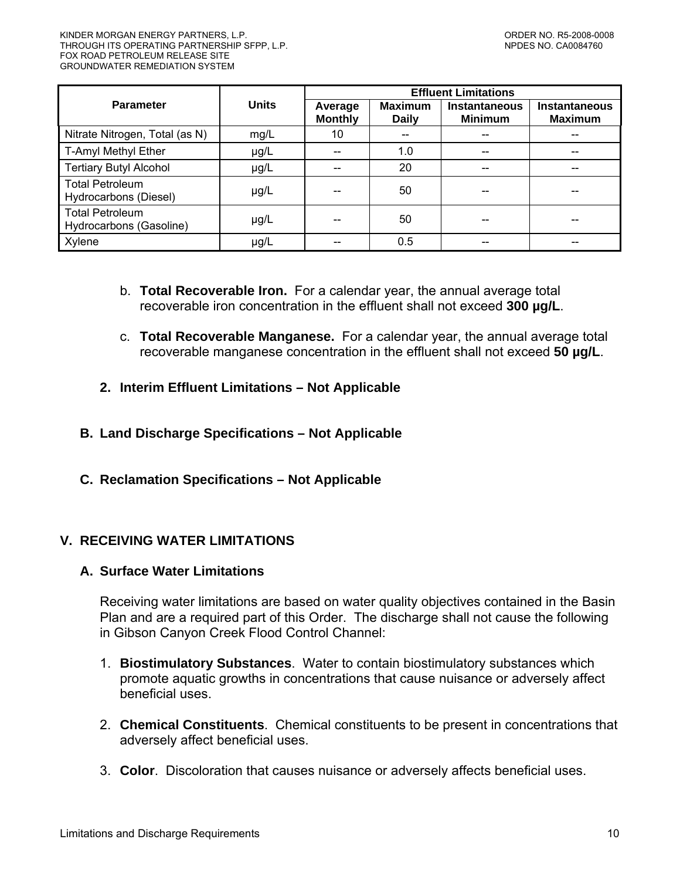| Parameter | Units | Effluent Limitations | | | |
|---|---|---|---|---|---|
| | | Average Monthly | Maximum Daily | Instantaneous Minimum | Instantaneous Maximum |
| Nitrate Nitrogen, Total (as N) | mg/L | 10 | -- | -- | -- |
| T-Amyl Methyl Ether | µg/L | -- | 1.0 | -- | -- |
| Tertiary Butyl Alcohol | µg/L | -- | 20 | -- | -- |
| Total Petroleum Hydrocarbons (Diesel) | µg/L | -- | 50 | -- | -- |
| Total Petroleum Hydrocarbons (Gasoline) | µg/L | -- | 50 | -- | -- |
| Xylene | µg/L | -- | 0.5 | -- | -- |

b. **Total Recoverable Iron.** For a calendar year, the annual average total recoverable iron concentration in the effluent shall not exceed **300 µg/L**.

c. **Total Recoverable Manganese.** For a calendar year, the annual average total recoverable manganese concentration in the effluent shall not exceed **50 µg/L**.

**2. Interim Effluent Limitations – Not Applicable**

### B. Land Discharge Specifications – Not Applicable

### C. Reclamation Specifications – Not Applicable

## V. RECEIVING WATER LIMITATIONS

### A. Surface Water Limitations

Receiving water limitations are based on water quality objectives contained in the Basin Plan and are a required part of this Order. The discharge shall not cause the following in Gibson Canyon Creek Flood Control Channel:

1. **Biostimulatory Substances**. Water to contain biostimulatory substances which promote aquatic growths in concentrations that cause nuisance or adversely affect beneficial uses.

2. **Chemical Constituents**. Chemical constituents to be present in concentrations that adversely affect beneficial uses.

3. **Color**. Discoloration that causes nuisance or adversely affects beneficial uses.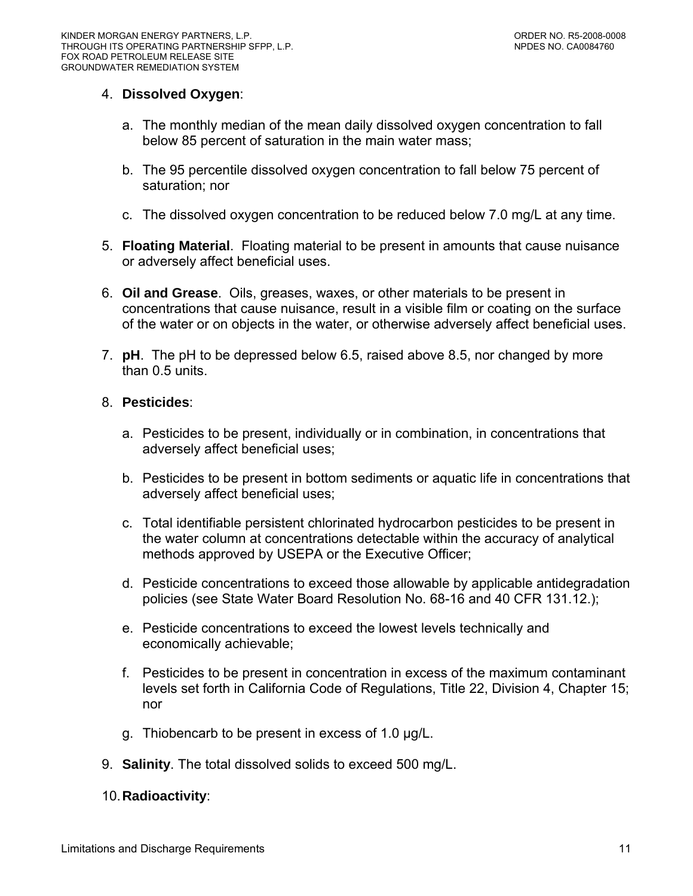4. **Dissolved Oxygen**:

   a. The monthly median of the mean daily dissolved oxygen concentration to fall below 85 percent of saturation in the main water mass;

   b. The 95 percentile dissolved oxygen concentration to fall below 75 percent of saturation; nor

   c. The dissolved oxygen concentration to be reduced below 7.0 mg/L at any time.

5. **Floating Material**. Floating material to be present in amounts that cause nuisance or adversely affect beneficial uses.

6. **Oil and Grease**. Oils, greases, waxes, or other materials to be present in concentrations that cause nuisance, result in a visible film or coating on the surface of the water or on objects in the water, or otherwise adversely affect beneficial uses.

7. **pH**. The pH to be depressed below 6.5, raised above 8.5, nor changed by more than 0.5 units.

8. **Pesticides**:

   a. Pesticides to be present, individually or in combination, in concentrations that adversely affect beneficial uses;

   b. Pesticides to be present in bottom sediments or aquatic life in concentrations that adversely affect beneficial uses;

   c. Total identifiable persistent chlorinated hydrocarbon pesticides to be present in the water column at concentrations detectable within the accuracy of analytical methods approved by USEPA or the Executive Officer;

   d. Pesticide concentrations to exceed those allowable by applicable antidegradation policies (see State Water Board Resolution No. 68-16 and 40 CFR 131.12.);

   e. Pesticide concentrations to exceed the lowest levels technically and economically achievable;

   f. Pesticides to be present in concentration in excess of the maximum contaminant levels set forth in California Code of Regulations, Title 22, Division 4, Chapter 15; nor

   g. Thiobencarb to be present in excess of 1.0 µg/L.

9. **Salinity**. The total dissolved solids to exceed 500 mg/L.

10. **Radioactivity**: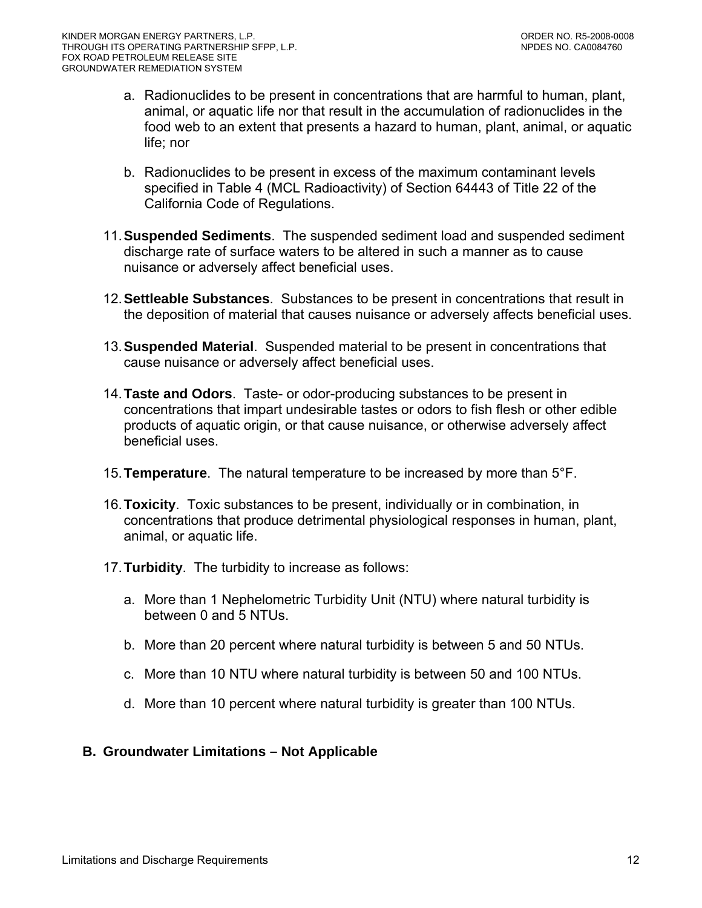a. Radionuclides to be present in concentrations that are harmful to human, plant, animal, or aquatic life nor that result in the accumulation of radionuclides in the food web to an extent that presents a hazard to human, plant, animal, or aquatic life; nor

b. Radionuclides to be present in excess of the maximum contaminant levels specified in Table 4 (MCL Radioactivity) of Section 64443 of Title 22 of the California Code of Regulations.

11. **Suspended Sediments**. The suspended sediment load and suspended sediment discharge rate of surface waters to be altered in such a manner as to cause nuisance or adversely affect beneficial uses.

12. **Settleable Substances**. Substances to be present in concentrations that result in the deposition of material that causes nuisance or adversely affects beneficial uses.

13. **Suspended Material**. Suspended material to be present in concentrations that cause nuisance or adversely affect beneficial uses.

14. **Taste and Odors**. Taste- or odor-producing substances to be present in concentrations that impart undesirable tastes or odors to fish flesh or other edible products of aquatic origin, or that cause nuisance, or otherwise adversely affect beneficial uses.

15. **Temperature**. The natural temperature to be increased by more than 5°F.

16. **Toxicity**. Toxic substances to be present, individually or in combination, in concentrations that produce detrimental physiological responses in human, plant, animal, or aquatic life.

17. **Turbidity**. The turbidity to increase as follows:

    a. More than 1 Nephelometric Turbidity Unit (NTU) where natural turbidity is between 0 and 5 NTUs.

    b. More than 20 percent where natural turbidity is between 5 and 50 NTUs.

    c. More than 10 NTU where natural turbidity is between 50 and 100 NTUs.

    d. More than 10 percent where natural turbidity is greater than 100 NTUs.

## B. Groundwater Limitations – Not Applicable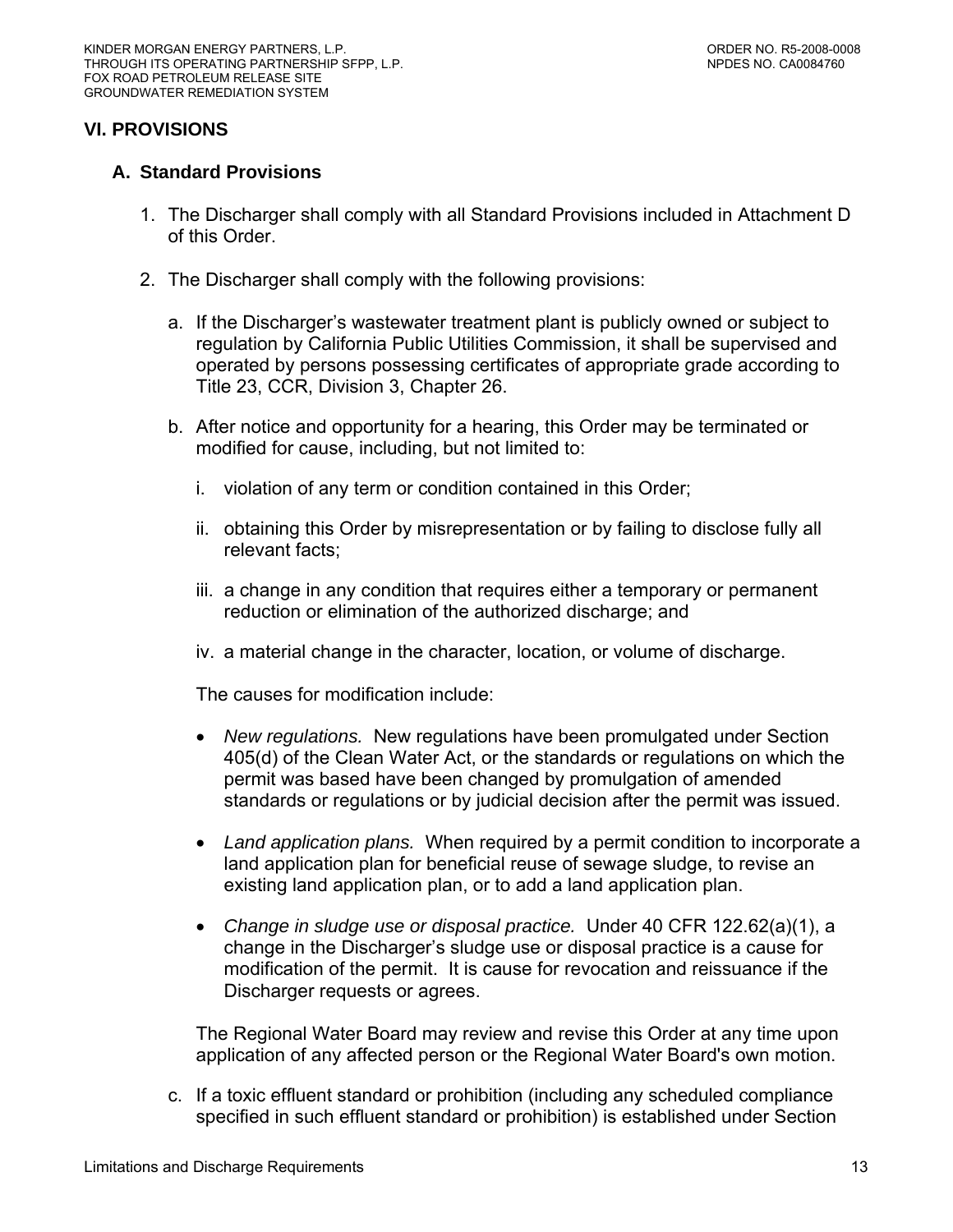## VI. PROVISIONS

### A. Standard Provisions

1. The Discharger shall comply with all Standard Provisions included in Attachment D of this Order.

2. The Discharger shall comply with the following provisions:

   a. If the Discharger's wastewater treatment plant is publicly owned or subject to regulation by California Public Utilities Commission, it shall be supervised and operated by persons possessing certificates of appropriate grade according to Title 23, CCR, Division 3, Chapter 26.

   b. After notice and opportunity for a hearing, this Order may be terminated or modified for cause, including, but not limited to:

      i. violation of any term or condition contained in this Order;

      ii. obtaining this Order by misrepresentation or by failing to disclose fully all relevant facts;

      iii. a change in any condition that requires either a temporary or permanent reduction or elimination of the authorized discharge; and

      iv. a material change in the character, location, or volume of discharge.

      The causes for modification include:

      - *New regulations.* New regulations have been promulgated under Section 405(d) of the Clean Water Act, or the standards or regulations on which the permit was based have been changed by promulgation of amended standards or regulations or by judicial decision after the permit was issued.

      - *Land application plans.* When required by a permit condition to incorporate a land application plan for beneficial reuse of sewage sludge, to revise an existing land application plan, or to add a land application plan.

      - *Change in sludge use or disposal practice.* Under 40 CFR 122.62(a)(1), a change in the Discharger's sludge use or disposal practice is a cause for modification of the permit. It is cause for revocation and reissuance if the Discharger requests or agrees.

      The Regional Water Board may review and revise this Order at any time upon application of any affected person or the Regional Water Board's own motion.

   c. If a toxic effluent standard or prohibition (including any scheduled compliance specified in such effluent standard or prohibition) is established under Section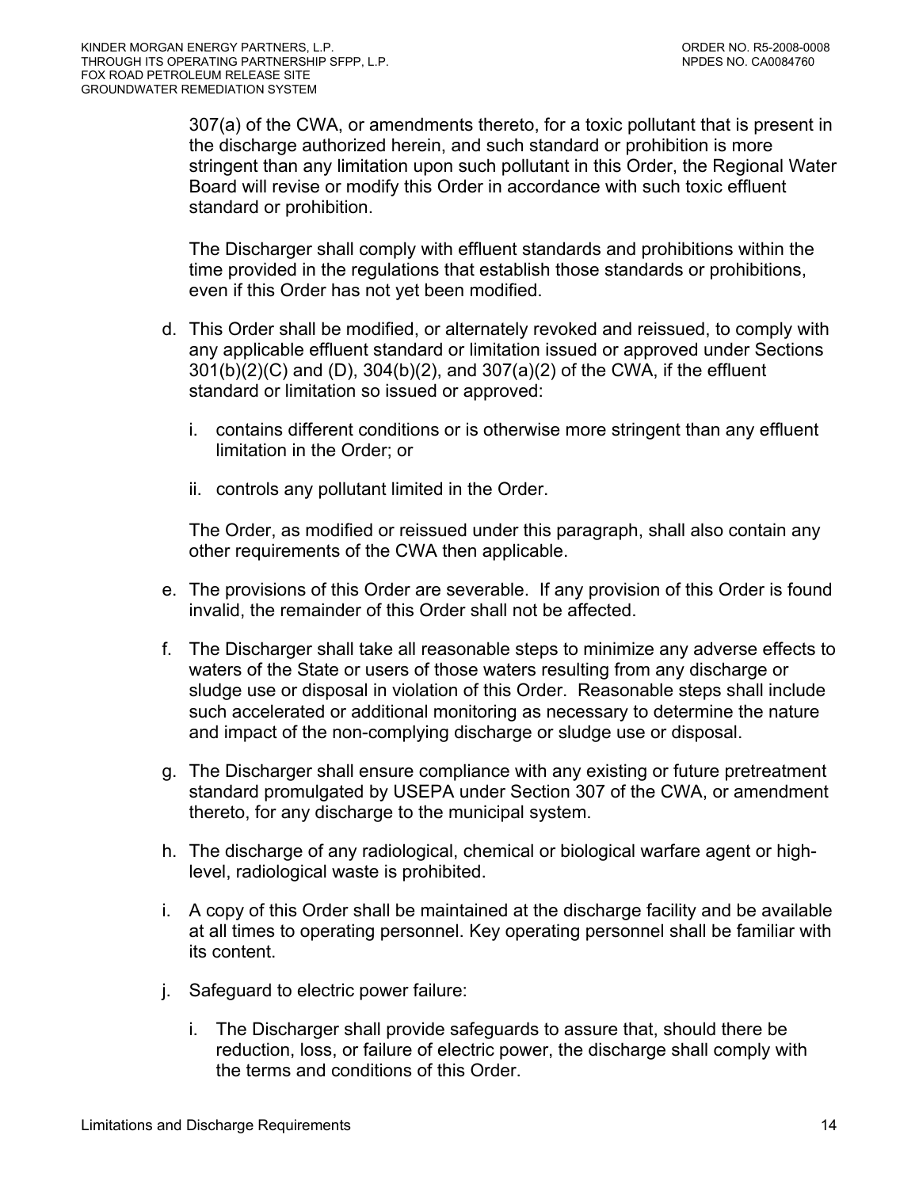307(a) of the CWA, or amendments thereto, for a toxic pollutant that is present in the discharge authorized herein, and such standard or prohibition is more stringent than any limitation upon such pollutant in this Order, the Regional Water Board will revise or modify this Order in accordance with such toxic effluent standard or prohibition.

The Discharger shall comply with effluent standards and prohibitions within the time provided in the regulations that establish those standards or prohibitions, even if this Order has not yet been modified.

d. This Order shall be modified, or alternately revoked and reissued, to comply with any applicable effluent standard or limitation issued or approved under Sections 301(b)(2)(C) and (D), 304(b)(2), and 307(a)(2) of the CWA, if the effluent standard or limitation so issued or approved:

   i. contains different conditions or is otherwise more stringent than any effluent limitation in the Order; or

   ii. controls any pollutant limited in the Order.

   The Order, as modified or reissued under this paragraph, shall also contain any other requirements of the CWA then applicable.

e. The provisions of this Order are severable. If any provision of this Order is found invalid, the remainder of this Order shall not be affected.

f. The Discharger shall take all reasonable steps to minimize any adverse effects to waters of the State or users of those waters resulting from any discharge or sludge use or disposal in violation of this Order. Reasonable steps shall include such accelerated or additional monitoring as necessary to determine the nature and impact of the non-complying discharge or sludge use or disposal.

g. The Discharger shall ensure compliance with any existing or future pretreatment standard promulgated by USEPA under Section 307 of the CWA, or amendment thereto, for any discharge to the municipal system.

h. The discharge of any radiological, chemical or biological warfare agent or high-level, radiological waste is prohibited.

i. A copy of this Order shall be maintained at the discharge facility and be available at all times to operating personnel. Key operating personnel shall be familiar with its content.

j. Safeguard to electric power failure:

   i. The Discharger shall provide safeguards to assure that, should there be reduction, loss, or failure of electric power, the discharge shall comply with the terms and conditions of this Order.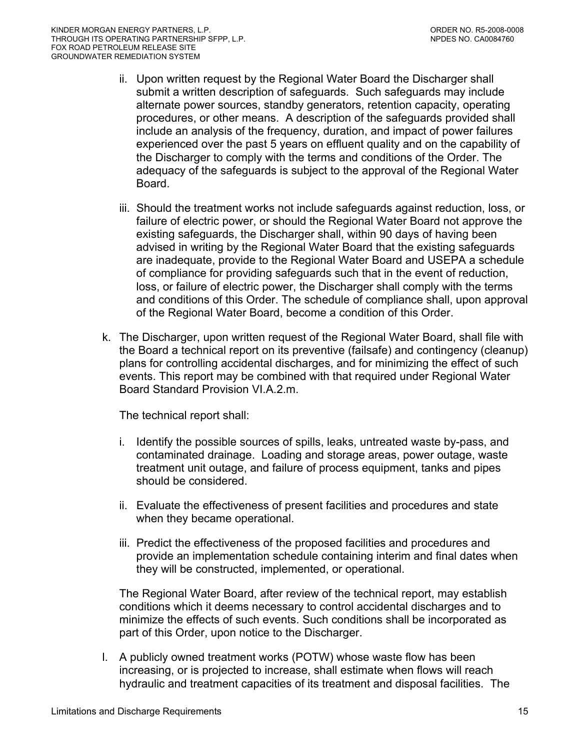ii. Upon written request by the Regional Water Board the Discharger shall submit a written description of safeguards. Such safeguards may include alternate power sources, standby generators, retention capacity, operating procedures, or other means. A description of the safeguards provided shall include an analysis of the frequency, duration, and impact of power failures experienced over the past 5 years on effluent quality and on the capability of the Discharger to comply with the terms and conditions of the Order. The adequacy of the safeguards is subject to the approval of the Regional Water Board.

iii. Should the treatment works not include safeguards against reduction, loss, or failure of electric power, or should the Regional Water Board not approve the existing safeguards, the Discharger shall, within 90 days of having been advised in writing by the Regional Water Board that the existing safeguards are inadequate, provide to the Regional Water Board and USEPA a schedule of compliance for providing safeguards such that in the event of reduction, loss, or failure of electric power, the Discharger shall comply with the terms and conditions of this Order. The schedule of compliance shall, upon approval of the Regional Water Board, become a condition of this Order.

k. The Discharger, upon written request of the Regional Water Board, shall file with the Board a technical report on its preventive (failsafe) and contingency (cleanup) plans for controlling accidental discharges, and for minimizing the effect of such events. This report may be combined with that required under Regional Water Board Standard Provision VI.A.2.m.

The technical report shall:

i. Identify the possible sources of spills, leaks, untreated waste by-pass, and contaminated drainage. Loading and storage areas, power outage, waste treatment unit outage, and failure of process equipment, tanks and pipes should be considered.

ii. Evaluate the effectiveness of present facilities and procedures and state when they became operational.

iii. Predict the effectiveness of the proposed facilities and procedures and provide an implementation schedule containing interim and final dates when they will be constructed, implemented, or operational.

The Regional Water Board, after review of the technical report, may establish conditions which it deems necessary to control accidental discharges and to minimize the effects of such events. Such conditions shall be incorporated as part of this Order, upon notice to the Discharger.

l. A publicly owned treatment works (POTW) whose waste flow has been increasing, or is projected to increase, shall estimate when flows will reach hydraulic and treatment capacities of its treatment and disposal facilities. The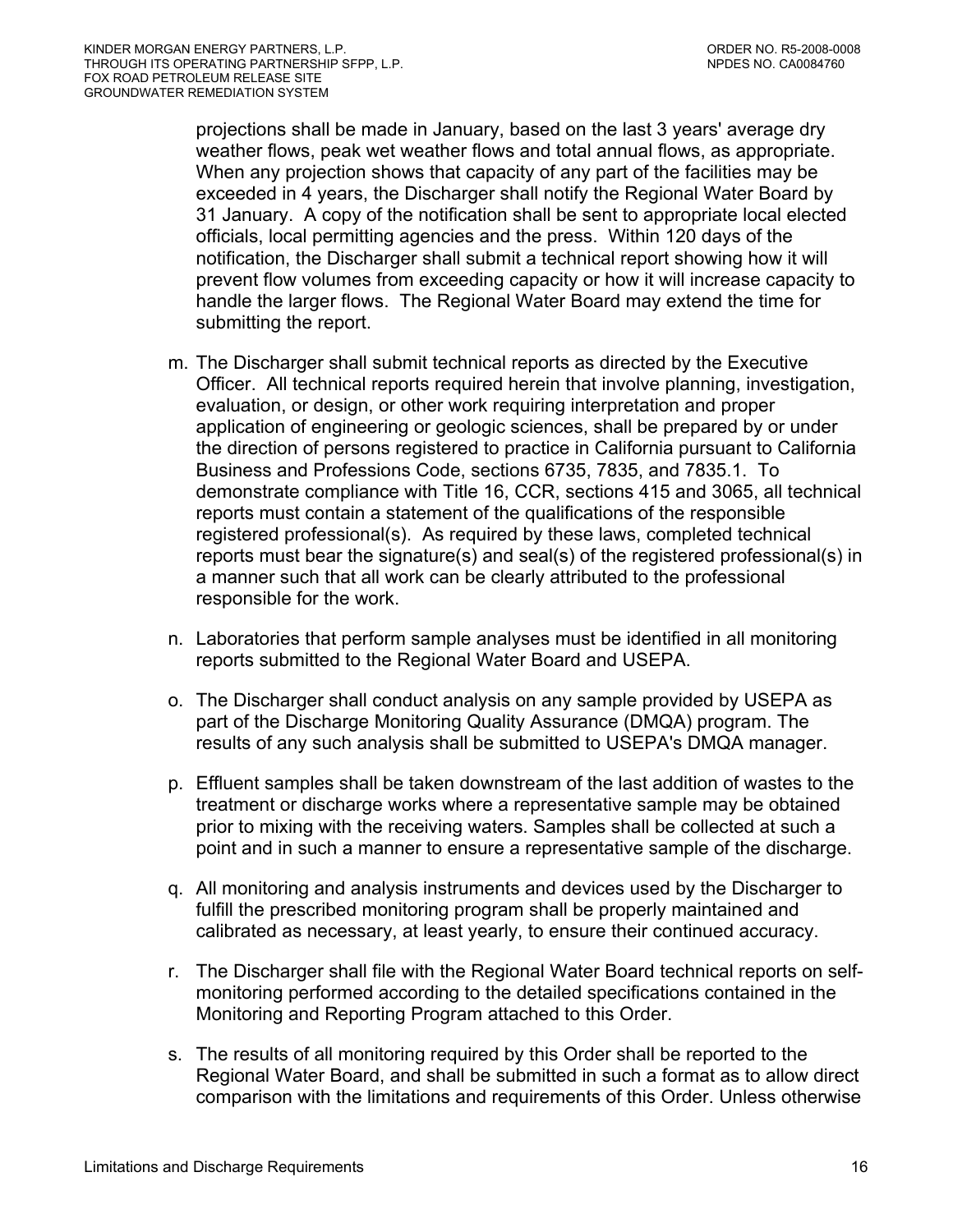projections shall be made in January, based on the last 3 years' average dry weather flows, peak wet weather flows and total annual flows, as appropriate. When any projection shows that capacity of any part of the facilities may be exceeded in 4 years, the Discharger shall notify the Regional Water Board by 31 January. A copy of the notification shall be sent to appropriate local elected officials, local permitting agencies and the press. Within 120 days of the notification, the Discharger shall submit a technical report showing how it will prevent flow volumes from exceeding capacity or how it will increase capacity to handle the larger flows. The Regional Water Board may extend the time for submitting the report.

m. The Discharger shall submit technical reports as directed by the Executive Officer. All technical reports required herein that involve planning, investigation, evaluation, or design, or other work requiring interpretation and proper application of engineering or geologic sciences, shall be prepared by or under the direction of persons registered to practice in California pursuant to California Business and Professions Code, sections 6735, 7835, and 7835.1. To demonstrate compliance with Title 16, CCR, sections 415 and 3065, all technical reports must contain a statement of the qualifications of the responsible registered professional(s). As required by these laws, completed technical reports must bear the signature(s) and seal(s) of the registered professional(s) in a manner such that all work can be clearly attributed to the professional responsible for the work.

n. Laboratories that perform sample analyses must be identified in all monitoring reports submitted to the Regional Water Board and USEPA.

o. The Discharger shall conduct analysis on any sample provided by USEPA as part of the Discharge Monitoring Quality Assurance (DMQA) program. The results of any such analysis shall be submitted to USEPA's DMQA manager.

p. Effluent samples shall be taken downstream of the last addition of wastes to the treatment or discharge works where a representative sample may be obtained prior to mixing with the receiving waters. Samples shall be collected at such a point and in such a manner to ensure a representative sample of the discharge.

q. All monitoring and analysis instruments and devices used by the Discharger to fulfill the prescribed monitoring program shall be properly maintained and calibrated as necessary, at least yearly, to ensure their continued accuracy.

r. The Discharger shall file with the Regional Water Board technical reports on self-monitoring performed according to the detailed specifications contained in the Monitoring and Reporting Program attached to this Order.

s. The results of all monitoring required by this Order shall be reported to the Regional Water Board, and shall be submitted in such a format as to allow direct comparison with the limitations and requirements of this Order. Unless otherwise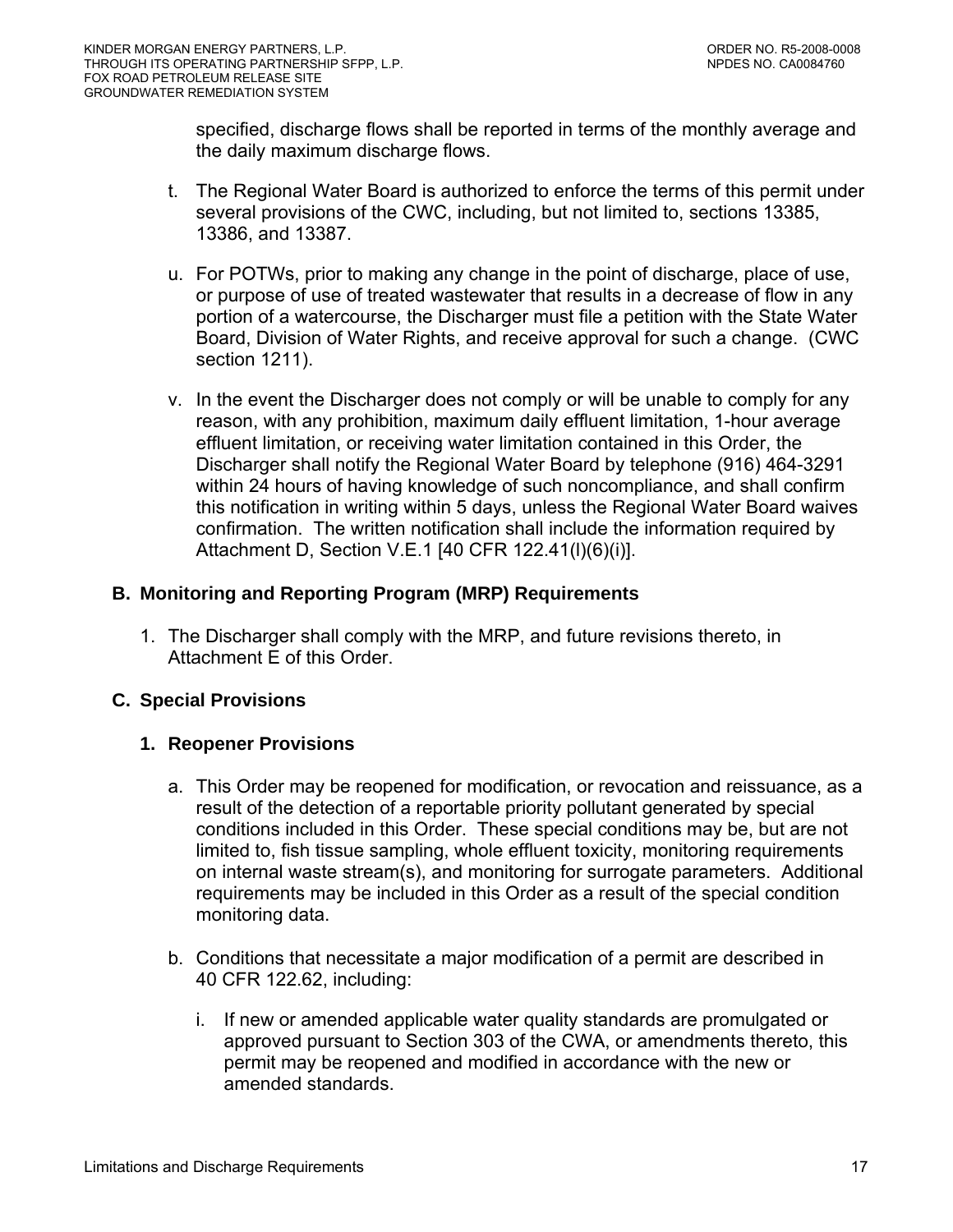specified, discharge flows shall be reported in terms of the monthly average and the daily maximum discharge flows.

t. The Regional Water Board is authorized to enforce the terms of this permit under several provisions of the CWC, including, but not limited to, sections 13385, 13386, and 13387.

u. For POTWs, prior to making any change in the point of discharge, place of use, or purpose of use of treated wastewater that results in a decrease of flow in any portion of a watercourse, the Discharger must file a petition with the State Water Board, Division of Water Rights, and receive approval for such a change. (CWC section 1211).

v. In the event the Discharger does not comply or will be unable to comply for any reason, with any prohibition, maximum daily effluent limitation, 1-hour average effluent limitation, or receiving water limitation contained in this Order, the Discharger shall notify the Regional Water Board by telephone (916) 464-3291 within 24 hours of having knowledge of such noncompliance, and shall confirm this notification in writing within 5 days, unless the Regional Water Board waives confirmation. The written notification shall include the information required by Attachment D, Section V.E.1 [40 CFR 122.41(l)(6)(i)].

### B. Monitoring and Reporting Program (MRP) Requirements

1. The Discharger shall comply with the MRP, and future revisions thereto, in Attachment E of this Order.

### C. Special Provisions

#### 1. Reopener Provisions

a. This Order may be reopened for modification, or revocation and reissuance, as a result of the detection of a reportable priority pollutant generated by special conditions included in this Order. These special conditions may be, but are not limited to, fish tissue sampling, whole effluent toxicity, monitoring requirements on internal waste stream(s), and monitoring for surrogate parameters. Additional requirements may be included in this Order as a result of the special condition monitoring data.

b. Conditions that necessitate a major modification of a permit are described in 40 CFR 122.62, including:

   i. If new or amended applicable water quality standards are promulgated or approved pursuant to Section 303 of the CWA, or amendments thereto, this permit may be reopened and modified in accordance with the new or amended standards.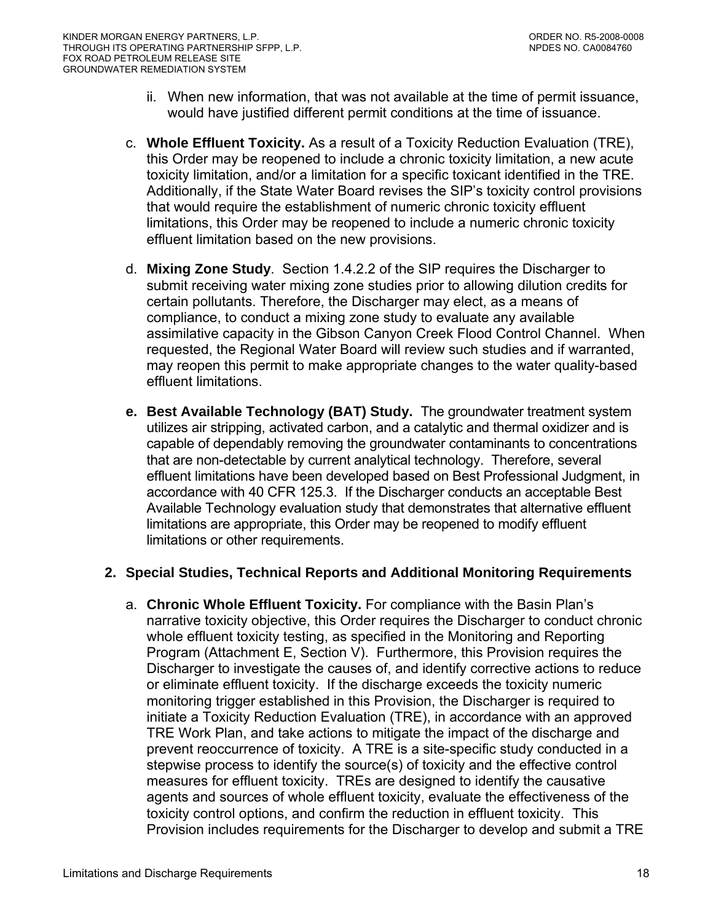ii. When new information, that was not available at the time of permit issuance, would have justified different permit conditions at the time of issuance.

c. **Whole Effluent Toxicity.** As a result of a Toxicity Reduction Evaluation (TRE), this Order may be reopened to include a chronic toxicity limitation, a new acute toxicity limitation, and/or a limitation for a specific toxicant identified in the TRE. Additionally, if the State Water Board revises the SIP's toxicity control provisions that would require the establishment of numeric chronic toxicity effluent limitations, this Order may be reopened to include a numeric chronic toxicity effluent limitation based on the new provisions.

d. **Mixing Zone Study**. Section 1.4.2.2 of the SIP requires the Discharger to submit receiving water mixing zone studies prior to allowing dilution credits for certain pollutants. Therefore, the Discharger may elect, as a means of compliance, to conduct a mixing zone study to evaluate any available assimilative capacity in the Gibson Canyon Creek Flood Control Channel. When requested, the Regional Water Board will review such studies and if warranted, may reopen this permit to make appropriate changes to the water quality-based effluent limitations.

**e. Best Available Technology (BAT) Study.** The groundwater treatment system utilizes air stripping, activated carbon, and a catalytic and thermal oxidizer and is capable of dependably removing the groundwater contaminants to concentrations that are non-detectable by current analytical technology. Therefore, several effluent limitations have been developed based on Best Professional Judgment, in accordance with 40 CFR 125.3. If the Discharger conducts an acceptable Best Available Technology evaluation study that demonstrates that alternative effluent limitations are appropriate, this Order may be reopened to modify effluent limitations or other requirements.

**2. Special Studies, Technical Reports and Additional Monitoring Requirements**

a. **Chronic Whole Effluent Toxicity.** For compliance with the Basin Plan's narrative toxicity objective, this Order requires the Discharger to conduct chronic whole effluent toxicity testing, as specified in the Monitoring and Reporting Program (Attachment E, Section V). Furthermore, this Provision requires the Discharger to investigate the causes of, and identify corrective actions to reduce or eliminate effluent toxicity. If the discharge exceeds the toxicity numeric monitoring trigger established in this Provision, the Discharger is required to initiate a Toxicity Reduction Evaluation (TRE), in accordance with an approved TRE Work Plan, and take actions to mitigate the impact of the discharge and prevent reoccurrence of toxicity. A TRE is a site-specific study conducted in a stepwise process to identify the source(s) of toxicity and the effective control measures for effluent toxicity. TREs are designed to identify the causative agents and sources of whole effluent toxicity, evaluate the effectiveness of the toxicity control options, and confirm the reduction in effluent toxicity. This Provision includes requirements for the Discharger to develop and submit a TRE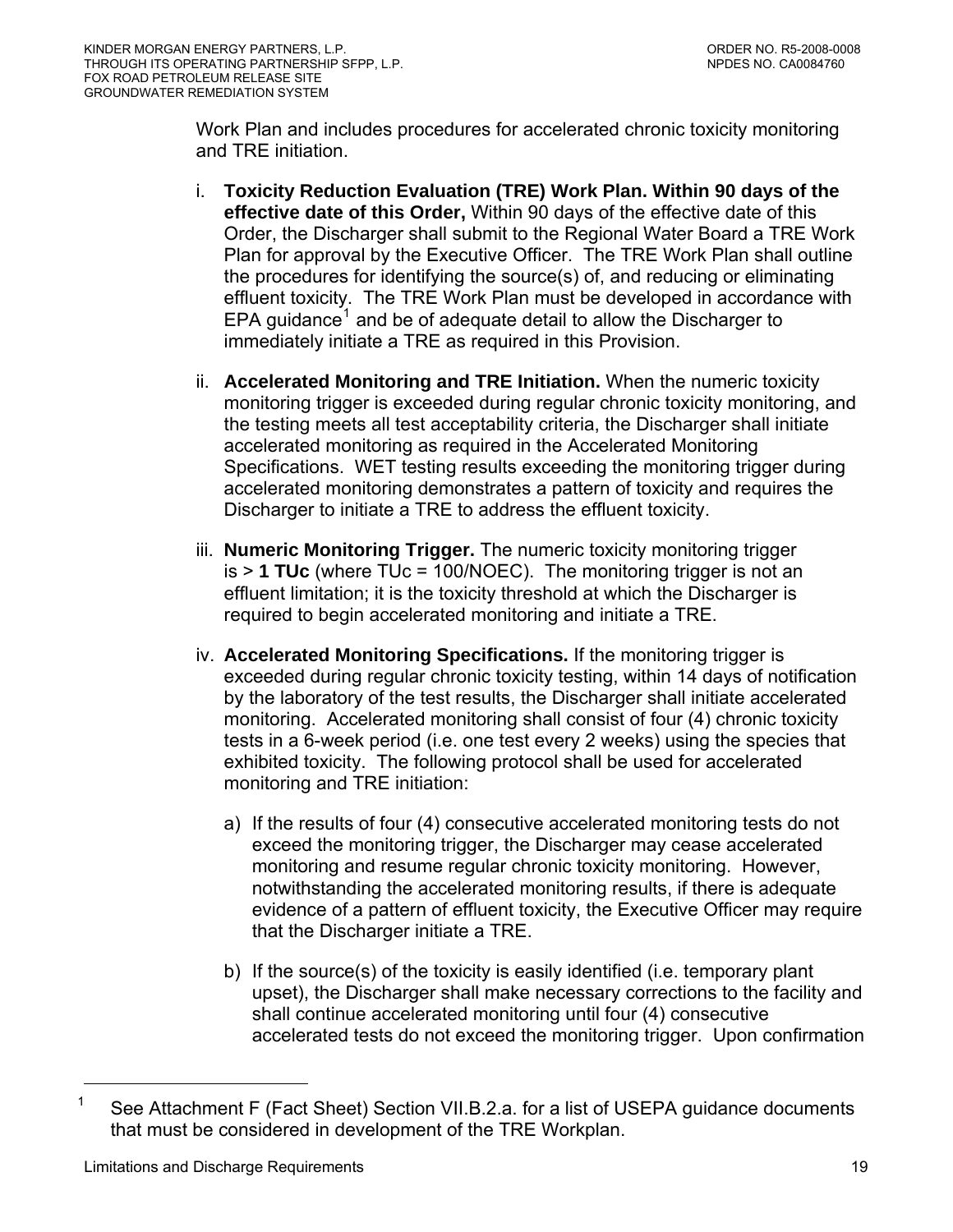Work Plan and includes procedures for accelerated chronic toxicity monitoring and TRE initiation.

i. **Toxicity Reduction Evaluation (TRE) Work Plan. Within 90 days of the effective date of this Order,** Within 90 days of the effective date of this Order, the Discharger shall submit to the Regional Water Board a TRE Work Plan for approval by the Executive Officer. The TRE Work Plan shall outline the procedures for identifying the source(s) of, and reducing or eliminating effluent toxicity. The TRE Work Plan must be developed in accordance with EPA guidance[1] and be of adequate detail to allow the Discharger to immediately initiate a TRE as required in this Provision.

ii. **Accelerated Monitoring and TRE Initiation.** When the numeric toxicity monitoring trigger is exceeded during regular chronic toxicity monitoring, and the testing meets all test acceptability criteria, the Discharger shall initiate accelerated monitoring as required in the Accelerated Monitoring Specifications. WET testing results exceeding the monitoring trigger during accelerated monitoring demonstrates a pattern of toxicity and requires the Discharger to initiate a TRE to address the effluent toxicity.

iii. **Numeric Monitoring Trigger.** The numeric toxicity monitoring trigger is > **1 TUc** (where TUc = 100/NOEC). The monitoring trigger is not an effluent limitation; it is the toxicity threshold at which the Discharger is required to begin accelerated monitoring and initiate a TRE.

iv. **Accelerated Monitoring Specifications.** If the monitoring trigger is exceeded during regular chronic toxicity testing, within 14 days of notification by the laboratory of the test results, the Discharger shall initiate accelerated monitoring. Accelerated monitoring shall consist of four (4) chronic toxicity tests in a 6-week period (i.e. one test every 2 weeks) using the species that exhibited toxicity. The following protocol shall be used for accelerated monitoring and TRE initiation:

   a) If the results of four (4) consecutive accelerated monitoring tests do not exceed the monitoring trigger, the Discharger may cease accelerated monitoring and resume regular chronic toxicity monitoring. However, notwithstanding the accelerated monitoring results, if there is adequate evidence of a pattern of effluent toxicity, the Executive Officer may require that the Discharger initiate a TRE.

   b) If the source(s) of the toxicity is easily identified (i.e. temporary plant upset), the Discharger shall make necessary corrections to the facility and shall continue accelerated monitoring until four (4) consecutive accelerated tests do not exceed the monitoring trigger. Upon confirmation

---

[1] See Attachment F (Fact Sheet) Section VII.B.2.a. for a list of USEPA guidance documents that must be considered in development of the TRE Workplan.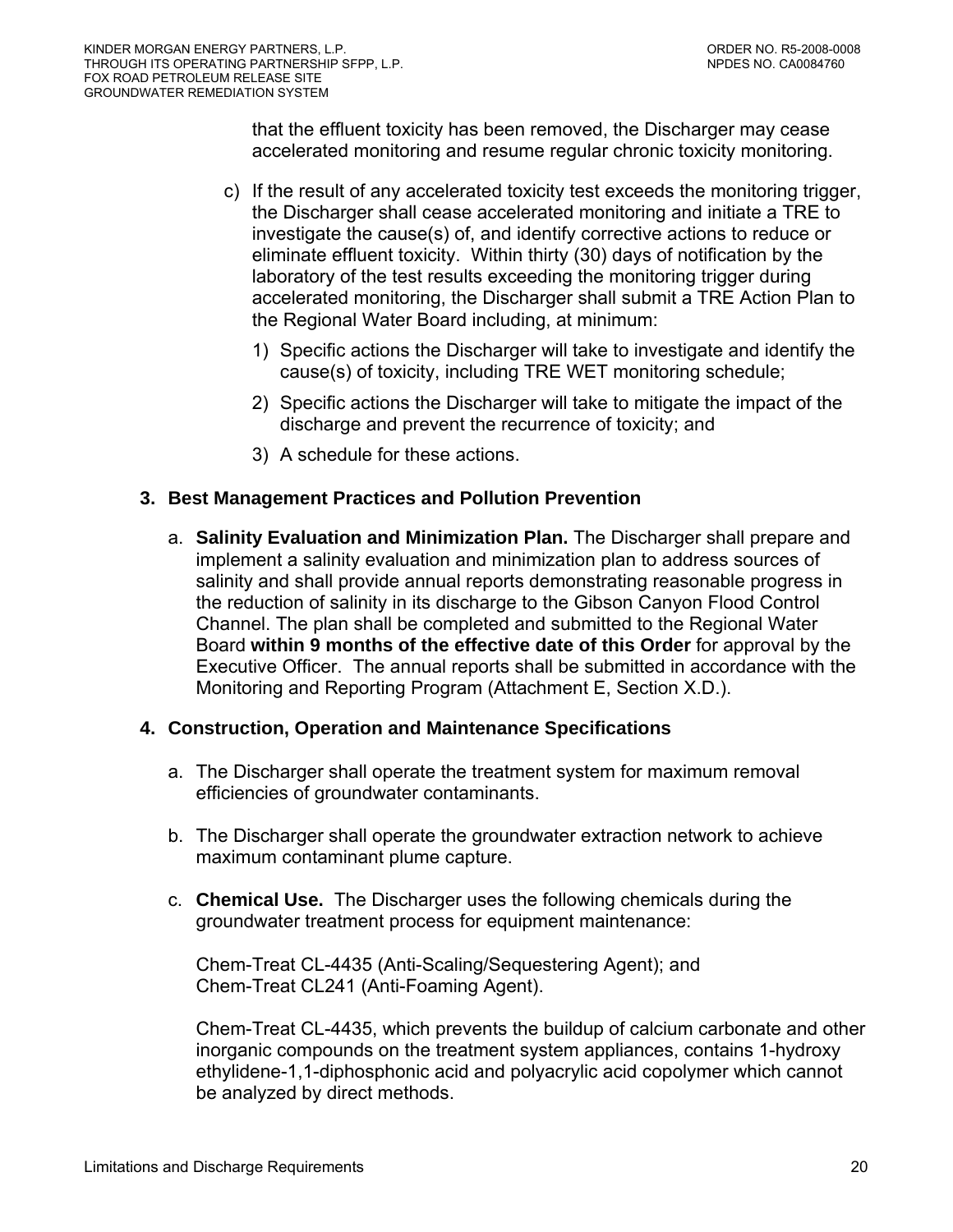that the effluent toxicity has been removed, the Discharger may cease accelerated monitoring and resume regular chronic toxicity monitoring.

c) If the result of any accelerated toxicity test exceeds the monitoring trigger, the Discharger shall cease accelerated monitoring and initiate a TRE to investigate the cause(s) of, and identify corrective actions to reduce or eliminate effluent toxicity. Within thirty (30) days of notification by the laboratory of the test results exceeding the monitoring trigger during accelerated monitoring, the Discharger shall submit a TRE Action Plan to the Regional Water Board including, at minimum:

   1) Specific actions the Discharger will take to investigate and identify the cause(s) of toxicity, including TRE WET monitoring schedule;

   2) Specific actions the Discharger will take to mitigate the impact of the discharge and prevent the recurrence of toxicity; and

   3) A schedule for these actions.

**3. Best Management Practices and Pollution Prevention**

a. **Salinity Evaluation and Minimization Plan.** The Discharger shall prepare and implement a salinity evaluation and minimization plan to address sources of salinity and shall provide annual reports demonstrating reasonable progress in the reduction of salinity in its discharge to the Gibson Canyon Flood Control Channel. The plan shall be completed and submitted to the Regional Water Board **within 9 months of the effective date of this Order** for approval by the Executive Officer. The annual reports shall be submitted in accordance with the Monitoring and Reporting Program (Attachment E, Section X.D.).

**4. Construction, Operation and Maintenance Specifications**

a. The Discharger shall operate the treatment system for maximum removal efficiencies of groundwater contaminants.

b. The Discharger shall operate the groundwater extraction network to achieve maximum contaminant plume capture.

c. **Chemical Use.** The Discharger uses the following chemicals during the groundwater treatment process for equipment maintenance:

   Chem-Treat CL-4435 (Anti-Scaling/Sequestering Agent); and
   Chem-Treat CL241 (Anti-Foaming Agent).

   Chem-Treat CL-4435, which prevents the buildup of calcium carbonate and other inorganic compounds on the treatment system appliances, contains 1-hydroxy ethylidene-1,1-diphosphonic acid and polyacrylic acid copolymer which cannot be analyzed by direct methods.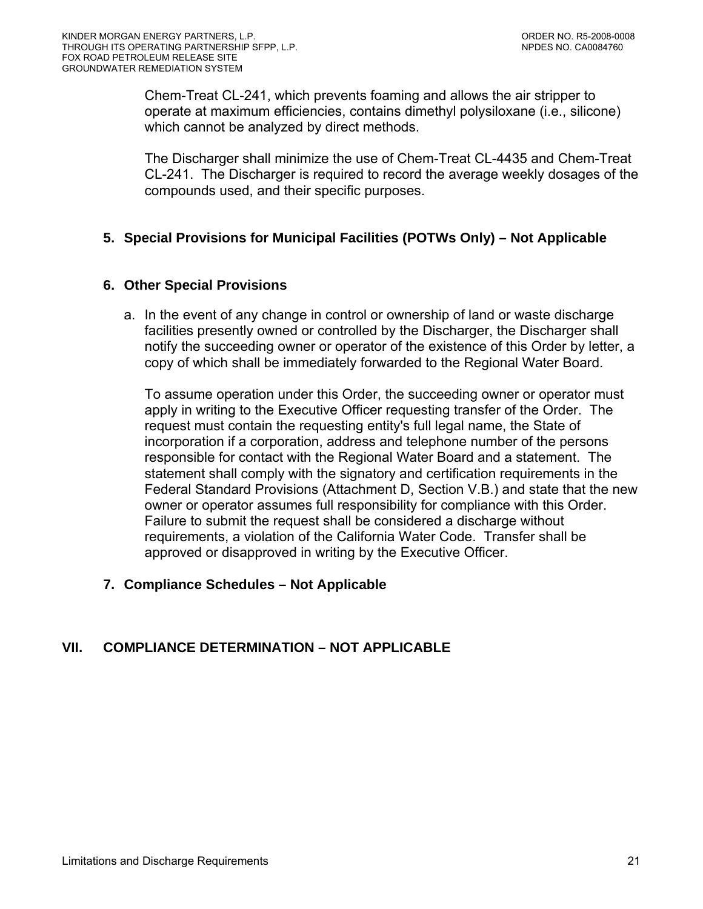Chem-Treat CL-241, which prevents foaming and allows the air stripper to operate at maximum efficiencies, contains dimethyl polysiloxane (i.e., silicone) which cannot be analyzed by direct methods.

The Discharger shall minimize the use of Chem-Treat CL-4435 and Chem-Treat CL-241. The Discharger is required to record the average weekly dosages of the compounds used, and their specific purposes.

**5. Special Provisions for Municipal Facilities (POTWs Only) – Not Applicable**

**6. Other Special Provisions**

a. In the event of any change in control or ownership of land or waste discharge facilities presently owned or controlled by the Discharger, the Discharger shall notify the succeeding owner or operator of the existence of this Order by letter, a copy of which shall be immediately forwarded to the Regional Water Board.

   To assume operation under this Order, the succeeding owner or operator must apply in writing to the Executive Officer requesting transfer of the Order. The request must contain the requesting entity's full legal name, the State of incorporation if a corporation, address and telephone number of the persons responsible for contact with the Regional Water Board and a statement. The statement shall comply with the signatory and certification requirements in the Federal Standard Provisions (Attachment D, Section V.B.) and state that the new owner or operator assumes full responsibility for compliance with this Order. Failure to submit the request shall be considered a discharge without requirements, a violation of the California Water Code. Transfer shall be approved or disapproved in writing by the Executive Officer.

**7. Compliance Schedules – Not Applicable**

## VII. COMPLIANCE DETERMINATION – NOT APPLICABLE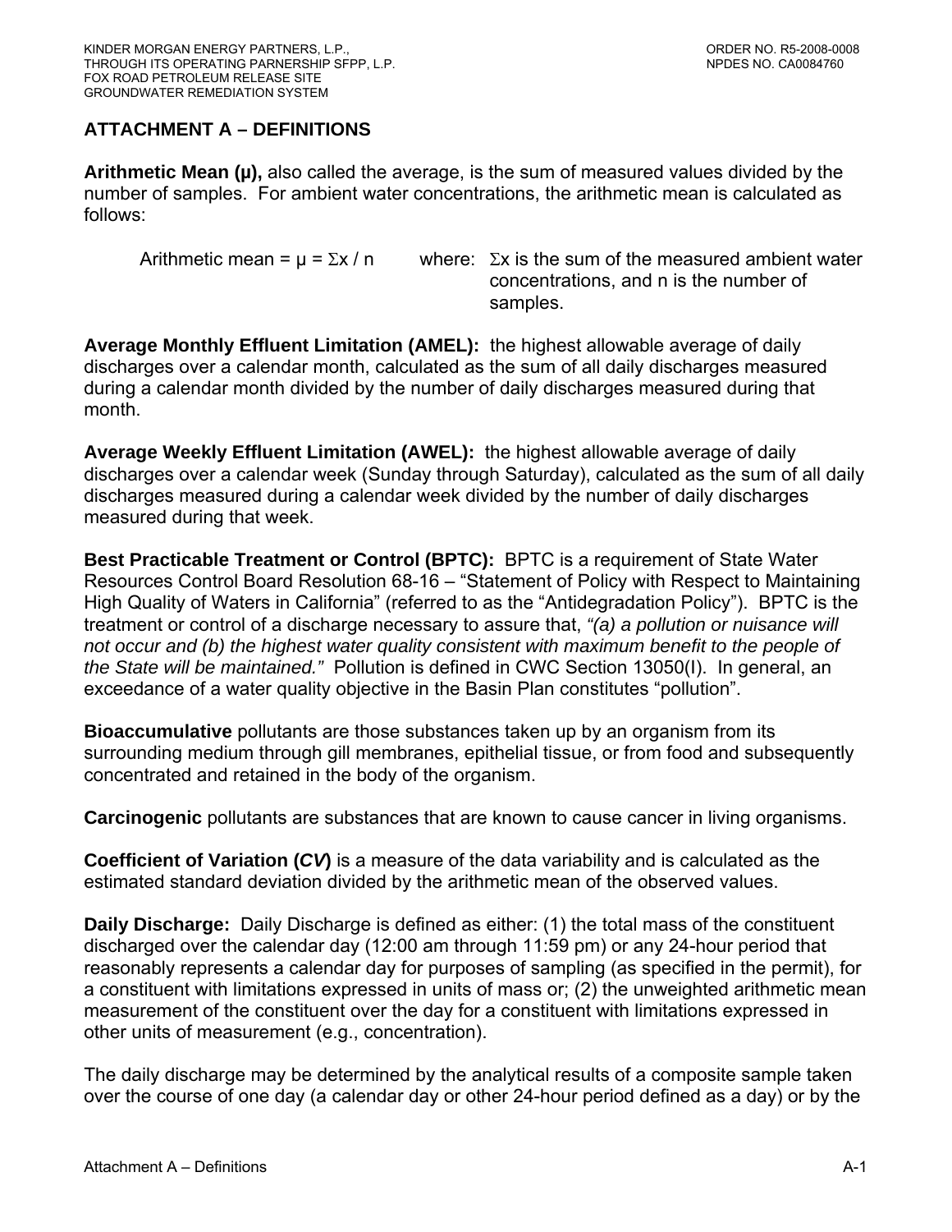## ATTACHMENT A – DEFINITIONS

**Arithmetic Mean (μ),** also called the average, is the sum of measured values divided by the number of samples. For ambient water concentrations, the arithmetic mean is calculated as follows:

Arithmetic mean = $\mu = \Sigma x / n$ where: $\Sigma x$ is the sum of the measured ambient water concentrations, and n is the number of samples.

**Average Monthly Effluent Limitation (AMEL):** the highest allowable average of daily discharges over a calendar month, calculated as the sum of all daily discharges measured during a calendar month divided by the number of daily discharges measured during that month.

**Average Weekly Effluent Limitation (AWEL):** the highest allowable average of daily discharges over a calendar week (Sunday through Saturday), calculated as the sum of all daily discharges measured during a calendar week divided by the number of daily discharges measured during that week.

**Best Practicable Treatment or Control (BPTC):** BPTC is a requirement of State Water Resources Control Board Resolution 68-16 – "Statement of Policy with Respect to Maintaining High Quality of Waters in California" (referred to as the "Antidegradation Policy"). BPTC is the treatment or control of a discharge necessary to assure that, *"(a) a pollution or nuisance will not occur and (b) the highest water quality consistent with maximum benefit to the people of the State will be maintained."* Pollution is defined in CWC Section 13050(I). In general, an exceedance of a water quality objective in the Basin Plan constitutes "pollution".

**Bioaccumulative** pollutants are those substances taken up by an organism from its surrounding medium through gill membranes, epithelial tissue, or from food and subsequently concentrated and retained in the body of the organism.

**Carcinogenic** pollutants are substances that are known to cause cancer in living organisms.

**Coefficient of Variation (*CV*)** is a measure of the data variability and is calculated as the estimated standard deviation divided by the arithmetic mean of the observed values.

**Daily Discharge:** Daily Discharge is defined as either: (1) the total mass of the constituent discharged over the calendar day (12:00 am through 11:59 pm) or any 24-hour period that reasonably represents a calendar day for purposes of sampling (as specified in the permit), for a constituent with limitations expressed in units of mass or; (2) the unweighted arithmetic mean measurement of the constituent over the day for a constituent with limitations expressed in other units of measurement (e.g., concentration).

The daily discharge may be determined by the analytical results of a composite sample taken over the course of one day (a calendar day or other 24-hour period defined as a day) or by the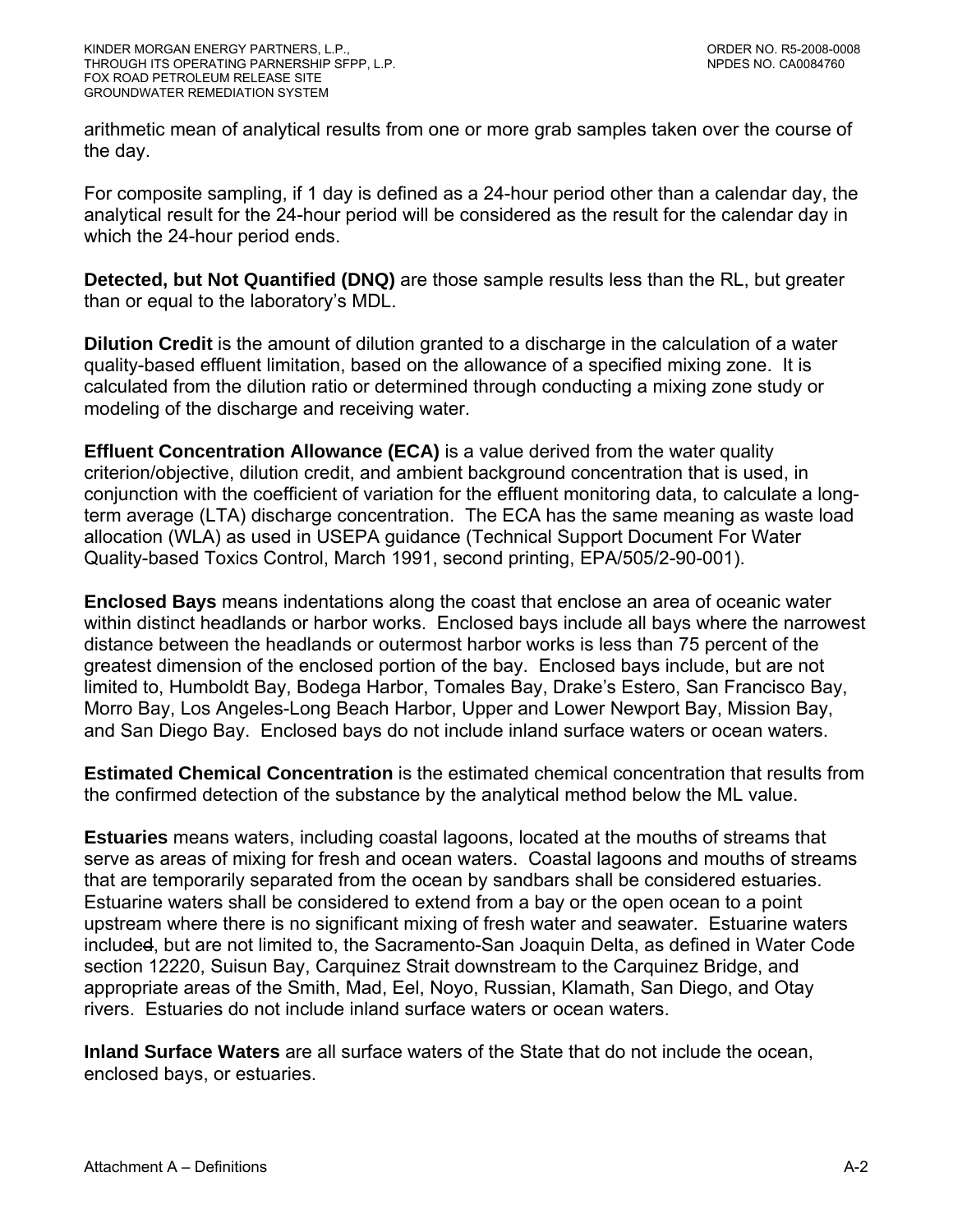arithmetic mean of analytical results from one or more grab samples taken over the course of the day.

For composite sampling, if 1 day is defined as a 24-hour period other than a calendar day, the analytical result for the 24-hour period will be considered as the result for the calendar day in which the 24-hour period ends.

**Detected, but Not Quantified (DNQ)** are those sample results less than the RL, but greater than or equal to the laboratory's MDL.

**Dilution Credit** is the amount of dilution granted to a discharge in the calculation of a water quality-based effluent limitation, based on the allowance of a specified mixing zone. It is calculated from the dilution ratio or determined through conducting a mixing zone study or modeling of the discharge and receiving water.

**Effluent Concentration Allowance (ECA)** is a value derived from the water quality criterion/objective, dilution credit, and ambient background concentration that is used, in conjunction with the coefficient of variation for the effluent monitoring data, to calculate a long-term average (LTA) discharge concentration. The ECA has the same meaning as waste load allocation (WLA) as used in USEPA guidance (Technical Support Document For Water Quality-based Toxics Control, March 1991, second printing, EPA/505/2-90-001).

**Enclosed Bays** means indentations along the coast that enclose an area of oceanic water within distinct headlands or harbor works. Enclosed bays include all bays where the narrowest distance between the headlands or outermost harbor works is less than 75 percent of the greatest dimension of the enclosed portion of the bay. Enclosed bays include, but are not limited to, Humboldt Bay, Bodega Harbor, Tomales Bay, Drake's Estero, San Francisco Bay, Morro Bay, Los Angeles-Long Beach Harbor, Upper and Lower Newport Bay, Mission Bay, and San Diego Bay. Enclosed bays do not include inland surface waters or ocean waters.

**Estimated Chemical Concentration** is the estimated chemical concentration that results from the confirmed detection of the substance by the analytical method below the ML value.

**Estuaries** means waters, including coastal lagoons, located at the mouths of streams that serve as areas of mixing for fresh and ocean waters. Coastal lagoons and mouths of streams that are temporarily separated from the ocean by sandbars shall be considered estuaries. Estuarine waters shall be considered to extend from a bay or the open ocean to a point upstream where there is no significant mixing of fresh water and seawater. Estuarine waters includes, but are not limited to, the Sacramento-San Joaquin Delta, as defined in Water Code section 12220, Suisun Bay, Carquinez Strait downstream to the Carquinez Bridge, and appropriate areas of the Smith, Mad, Eel, Noyo, Russian, Klamath, San Diego, and Otay rivers. Estuaries do not include inland surface waters or ocean waters.

**Inland Surface Waters** are all surface waters of the State that do not include the ocean, enclosed bays, or estuaries.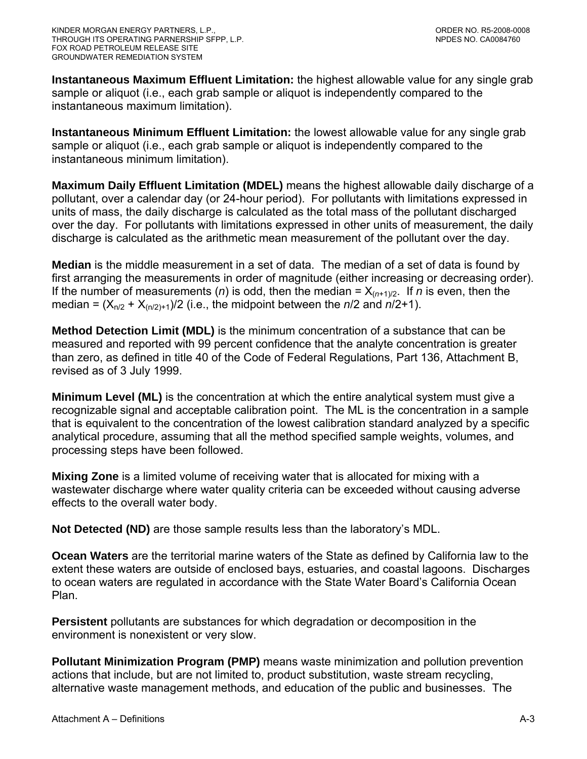**Instantaneous Maximum Effluent Limitation:** the highest allowable value for any single grab sample or aliquot (i.e., each grab sample or aliquot is independently compared to the instantaneous maximum limitation).

**Instantaneous Minimum Effluent Limitation:** the lowest allowable value for any single grab sample or aliquot (i.e., each grab sample or aliquot is independently compared to the instantaneous minimum limitation).

**Maximum Daily Effluent Limitation (MDEL)** means the highest allowable daily discharge of a pollutant, over a calendar day (or 24-hour period). For pollutants with limitations expressed in units of mass, the daily discharge is calculated as the total mass of the pollutant discharged over the day. For pollutants with limitations expressed in other units of measurement, the daily discharge is calculated as the arithmetic mean measurement of the pollutant over the day.

**Median** is the middle measurement in a set of data. The median of a set of data is found by first arranging the measurements in order of magnitude (either increasing or decreasing order). If the number of measurements ($n$) is odd, then the median = $X_{(n+1)/2}$. If $n$ is even, then the median = $(X_{n/2} + X_{(n/2)+1})/2$ (i.e., the midpoint between the $n/2$ and $n/2+1$).

**Method Detection Limit (MDL)** is the minimum concentration of a substance that can be measured and reported with 99 percent confidence that the analyte concentration is greater than zero, as defined in title 40 of the Code of Federal Regulations, Part 136, Attachment B, revised as of 3 July 1999.

**Minimum Level (ML)** is the concentration at which the entire analytical system must give a recognizable signal and acceptable calibration point. The ML is the concentration in a sample that is equivalent to the concentration of the lowest calibration standard analyzed by a specific analytical procedure, assuming that all the method specified sample weights, volumes, and processing steps have been followed.

**Mixing Zone** is a limited volume of receiving water that is allocated for mixing with a wastewater discharge where water quality criteria can be exceeded without causing adverse effects to the overall water body.

**Not Detected (ND)** are those sample results less than the laboratory's MDL.

**Ocean Waters** are the territorial marine waters of the State as defined by California law to the extent these waters are outside of enclosed bays, estuaries, and coastal lagoons. Discharges to ocean waters are regulated in accordance with the State Water Board's California Ocean Plan.

**Persistent** pollutants are substances for which degradation or decomposition in the environment is nonexistent or very slow.

**Pollutant Minimization Program (PMP)** means waste minimization and pollution prevention actions that include, but are not limited to, product substitution, waste stream recycling, alternative waste management methods, and education of the public and businesses. The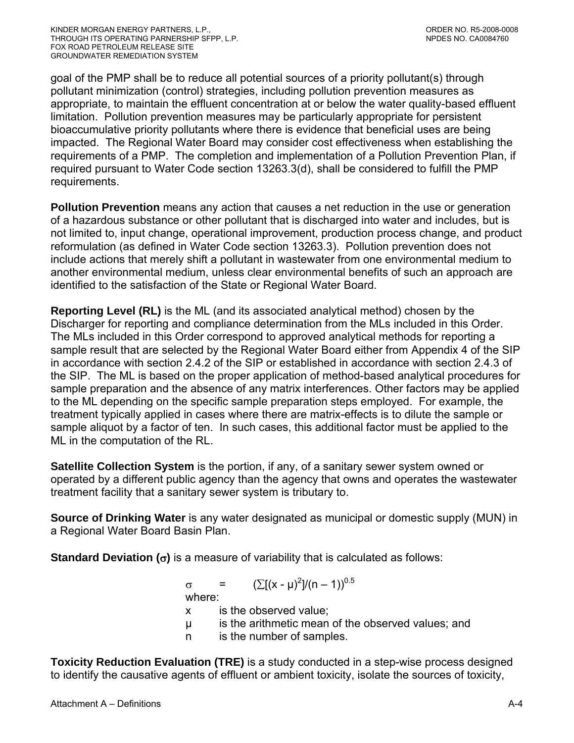goal of the PMP shall be to reduce all potential sources of a priority pollutant(s) through pollutant minimization (control) strategies, including pollution prevention measures as appropriate, to maintain the effluent concentration at or below the water quality-based effluent limitation. Pollution prevention measures may be particularly appropriate for persistent bioaccumulative priority pollutants where there is evidence that beneficial uses are being impacted. The Regional Water Board may consider cost effectiveness when establishing the requirements of a PMP. The completion and implementation of a Pollution Prevention Plan, if required pursuant to Water Code section 13263.3(d), shall be considered to fulfill the PMP requirements.

**Pollution Prevention** means any action that causes a net reduction in the use or generation of a hazardous substance or other pollutant that is discharged into water and includes, but is not limited to, input change, operational improvement, production process change, and product reformulation (as defined in Water Code section 13263.3). Pollution prevention does not include actions that merely shift a pollutant in wastewater from one environmental medium to another environmental medium, unless clear environmental benefits of such an approach are identified to the satisfaction of the State or Regional Water Board.

**Reporting Level (RL)** is the ML (and its associated analytical method) chosen by the Discharger for reporting and compliance determination from the MLs included in this Order. The MLs included in this Order correspond to approved analytical methods for reporting a sample result that are selected by the Regional Water Board either from Appendix 4 of the SIP in accordance with section 2.4.2 of the SIP or established in accordance with section 2.4.3 of the SIP. The ML is based on the proper application of method-based analytical procedures for sample preparation and the absence of any matrix interferences. Other factors may be applied to the ML depending on the specific sample preparation steps employed. For example, the treatment typically applied in cases where there are matrix-effects is to dilute the sample or sample aliquot by a factor of ten. In such cases, this additional factor must be applied to the ML in the computation of the RL.

**Satellite Collection System** is the portion, if any, of a sanitary sewer system owned or operated by a different public agency than the agency that owns and operates the wastewater treatment facility that a sanitary sewer system is tributary to.

**Source of Drinking Water** is any water designated as municipal or domestic supply (MUN) in a Regional Water Board Basin Plan.

**Standard Deviation ($\sigma$)** is a measure of variability that is calculated as follows:

$$\sigma = (\sum[(x - \mu)^2]/(n - 1))^{0.5}$$

where:

- $x$ is the observed value;
- $\mu$ is the arithmetic mean of the observed values; and
- $n$ is the number of samples.

**Toxicity Reduction Evaluation (TRE)** is a study conducted in a step-wise process designed to identify the causative agents of effluent or ambient toxicity, isolate the sources of toxicity,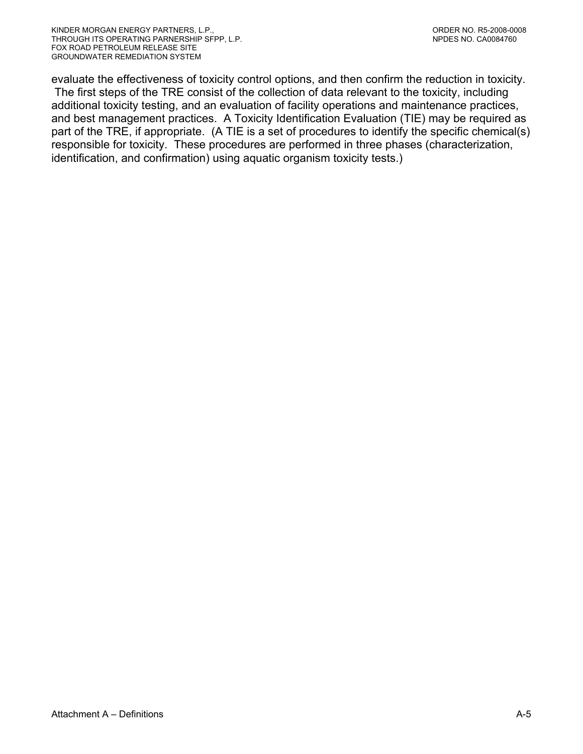evaluate the effectiveness of toxicity control options, and then confirm the reduction in toxicity. The first steps of the TRE consist of the collection of data relevant to the toxicity, including additional toxicity testing, and an evaluation of facility operations and maintenance practices, and best management practices. A Toxicity Identification Evaluation (TIE) may be required as part of the TRE, if appropriate. (A TIE is a set of procedures to identify the specific chemical(s) responsible for toxicity. These procedures are performed in three phases (characterization, identification, and confirmation) using aquatic organism toxicity tests.)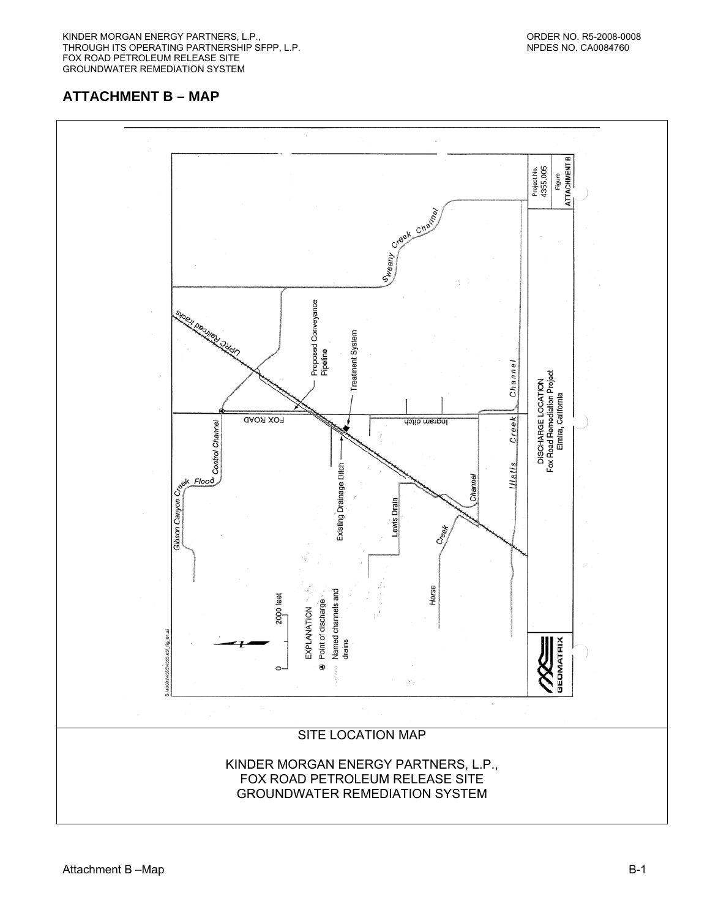## ATTACHMENT B – MAP

Project No. 4355.005

Figure ATTACHMENT B

DISCHARGE LOCATION
Fox Road Remediation Project
Elmira, California

GEOMATRIX

Sweany Creek Channel

UPRC Railroad tracks

Proposed Conveyance Pipeline

Treatment System

FOX ROAD

Ingram ditch

Control Channel

Gibson Canyon Creek Flood

Existing Drainage Ditch

Lewis Drain

Horse Creek Channel

Ulatis Creek Channel

0 2000 feet

EXPLANATION
- Point of discharge
- Named channels and drains

SITE LOCATION MAP

KINDER MORGAN ENERGY PARTNERS, L.P.,
FOX ROAD PETROLEUM RELEASE SITE
GROUNDWATER REMEDIATION SYSTEM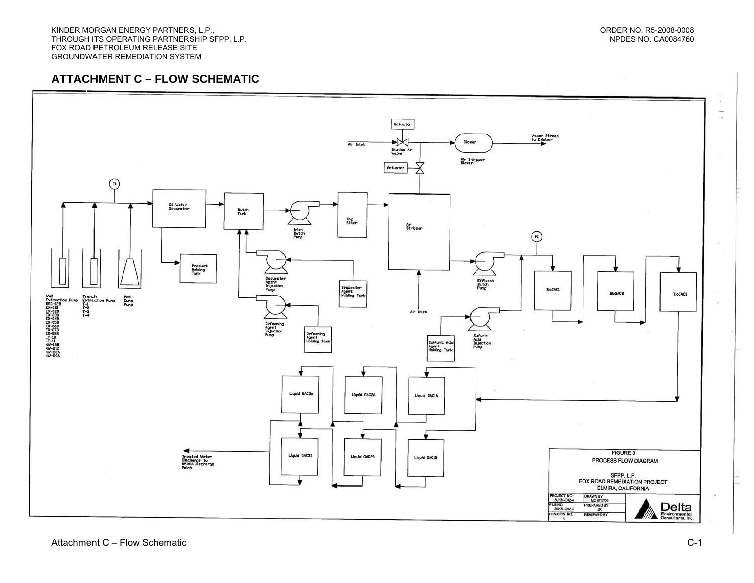## ATTACHMENT C – FLOW SCHEMATIC

Actuator

Air Inlet

Dilution Air Valve

Blower

Air Stripper Blower

Vapor Stream to Oxidizer

Actuator

FI

Oil Water Separator

Batch Tank

Inlet Batch Pump

Bag Filter

Air Stripper

Product Holding Tank

Sequester Agent Injection Pump

Sequester Agent Holding Tank

Defoaming Agent Injection Pump

Defoaming Agent Holding Tank

Well Extraction Pump
DEC-12B
EX-01B
EX-02B
EX-03B
EX-04B
EX-05B
EX-06B
EX-07B
EX-08B
LF-10
LF-11
MW-18B
MW-21C
MW-28A
MW-29A

Trench Extraction Pump
T-1
T-2
T-3
T-4

Pad Sump Pump

Air Inlet

FI

Effluent Batch Pump

Sulfuric Acid Injection Pump

Sulfuric Acid Agent Holding Tank

BioGAC1

BioGAC2

BioGAC3

Liquid GAC3A

Liquid GAC2A

Liquid GAC1A

Liquid GAC3B

Liquid GAC2B

Liquid GAC1B

Treated Water Discharge to NPDES Discharge Point

FIGURE 3
PROCESS FLOW DIAGRAM

SFPP, L.P.
FOX ROAD REMEDIATION PROJECT
ELMIRA, CALIFORNIA

| PROJECT NO. SJKM-012-4 | DRAWN BY MC 6/17/05 |
|---|---|
| FILE NO. SJKM-012-4 | PREPARED BY JR |
| REVISION NO. 1 | REVIEWED BY |

Delta Environmental Consultants, Inc.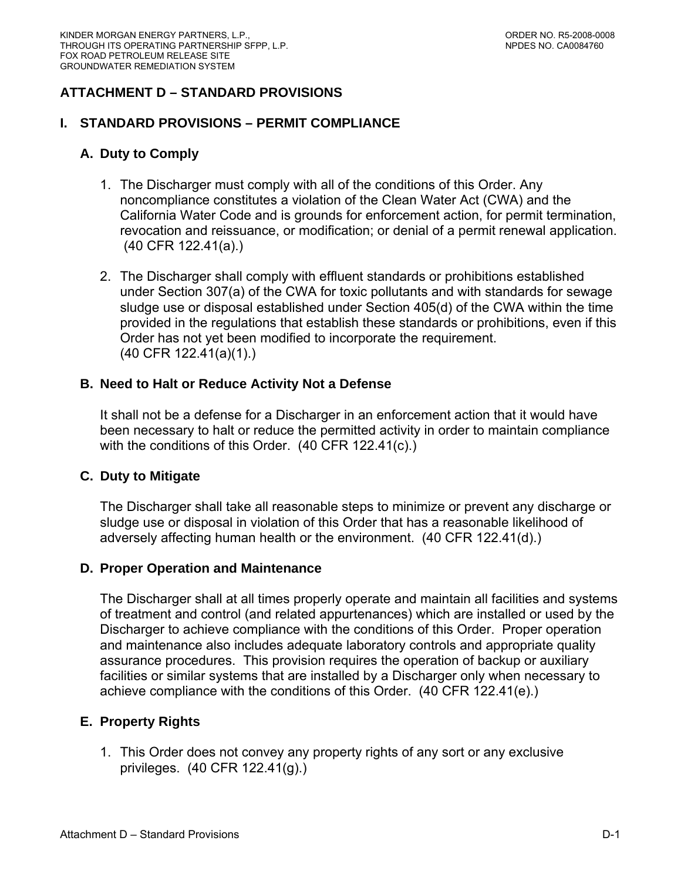## ATTACHMENT D – STANDARD PROVISIONS

### I. STANDARD PROVISIONS – PERMIT COMPLIANCE

#### A. Duty to Comply

1. The Discharger must comply with all of the conditions of this Order. Any noncompliance constitutes a violation of the Clean Water Act (CWA) and the California Water Code and is grounds for enforcement action, for permit termination, revocation and reissuance, or modification; or denial of a permit renewal application. (40 CFR 122.41(a).)

2. The Discharger shall comply with effluent standards or prohibitions established under Section 307(a) of the CWA for toxic pollutants and with standards for sewage sludge use or disposal established under Section 405(d) of the CWA within the time provided in the regulations that establish these standards or prohibitions, even if this Order has not yet been modified to incorporate the requirement. (40 CFR 122.41(a)(1).)

#### B. Need to Halt or Reduce Activity Not a Defense

It shall not be a defense for a Discharger in an enforcement action that it would have been necessary to halt or reduce the permitted activity in order to maintain compliance with the conditions of this Order. (40 CFR 122.41(c).)

#### C. Duty to Mitigate

The Discharger shall take all reasonable steps to minimize or prevent any discharge or sludge use or disposal in violation of this Order that has a reasonable likelihood of adversely affecting human health or the environment. (40 CFR 122.41(d).)

#### D. Proper Operation and Maintenance

The Discharger shall at all times properly operate and maintain all facilities and systems of treatment and control (and related appurtenances) which are installed or used by the Discharger to achieve compliance with the conditions of this Order. Proper operation and maintenance also includes adequate laboratory controls and appropriate quality assurance procedures. This provision requires the operation of backup or auxiliary facilities or similar systems that are installed by a Discharger only when necessary to achieve compliance with the conditions of this Order. (40 CFR 122.41(e).)

#### E. Property Rights

1. This Order does not convey any property rights of any sort or any exclusive privileges. (40 CFR 122.41(g).)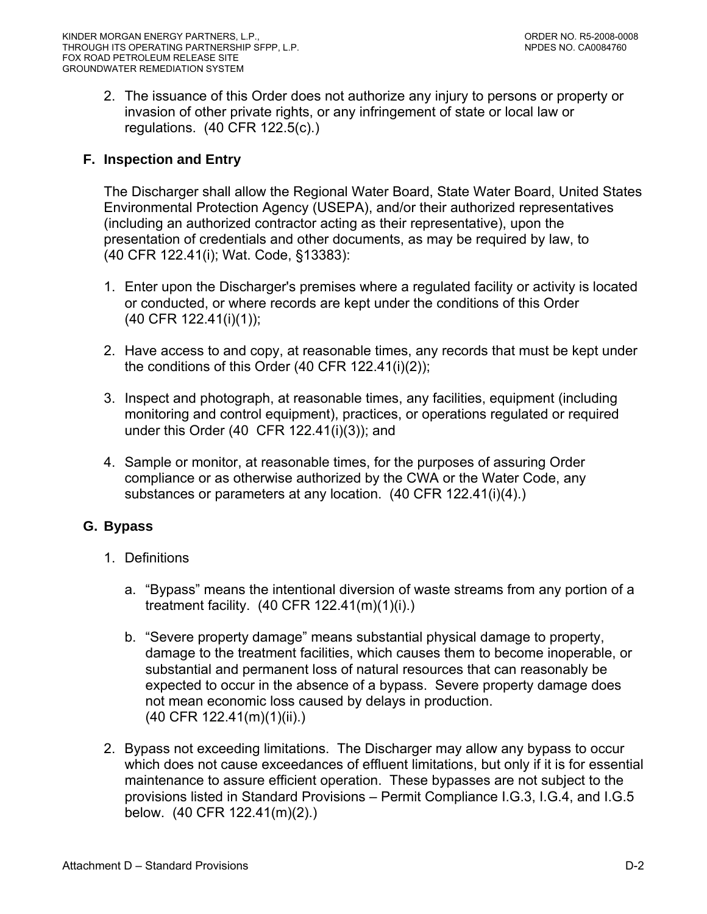2. The issuance of this Order does not authorize any injury to persons or property or invasion of other private rights, or any infringement of state or local law or regulations. (40 CFR 122.5(c).)

### F. Inspection and Entry

The Discharger shall allow the Regional Water Board, State Water Board, United States Environmental Protection Agency (USEPA), and/or their authorized representatives (including an authorized contractor acting as their representative), upon the presentation of credentials and other documents, as may be required by law, to (40 CFR 122.41(i); Wat. Code, §13383):

1. Enter upon the Discharger's premises where a regulated facility or activity is located or conducted, or where records are kept under the conditions of this Order (40 CFR 122.41(i)(1));

2. Have access to and copy, at reasonable times, any records that must be kept under the conditions of this Order (40 CFR 122.41(i)(2));

3. Inspect and photograph, at reasonable times, any facilities, equipment (including monitoring and control equipment), practices, or operations regulated or required under this Order (40 CFR 122.41(i)(3)); and

4. Sample or monitor, at reasonable times, for the purposes of assuring Order compliance or as otherwise authorized by the CWA or the Water Code, any substances or parameters at any location. (40 CFR 122.41(i)(4).)

### G. Bypass

1. Definitions

   a. "Bypass" means the intentional diversion of waste streams from any portion of a treatment facility. (40 CFR 122.41(m)(1)(i).)

   b. "Severe property damage" means substantial physical damage to property, damage to the treatment facilities, which causes them to become inoperable, or substantial and permanent loss of natural resources that can reasonably be expected to occur in the absence of a bypass. Severe property damage does not mean economic loss caused by delays in production. (40 CFR 122.41(m)(1)(ii).)

2. Bypass not exceeding limitations. The Discharger may allow any bypass to occur which does not cause exceedances of effluent limitations, but only if it is for essential maintenance to assure efficient operation. These bypasses are not subject to the provisions listed in Standard Provisions – Permit Compliance I.G.3, I.G.4, and I.G.5 below. (40 CFR 122.41(m)(2).)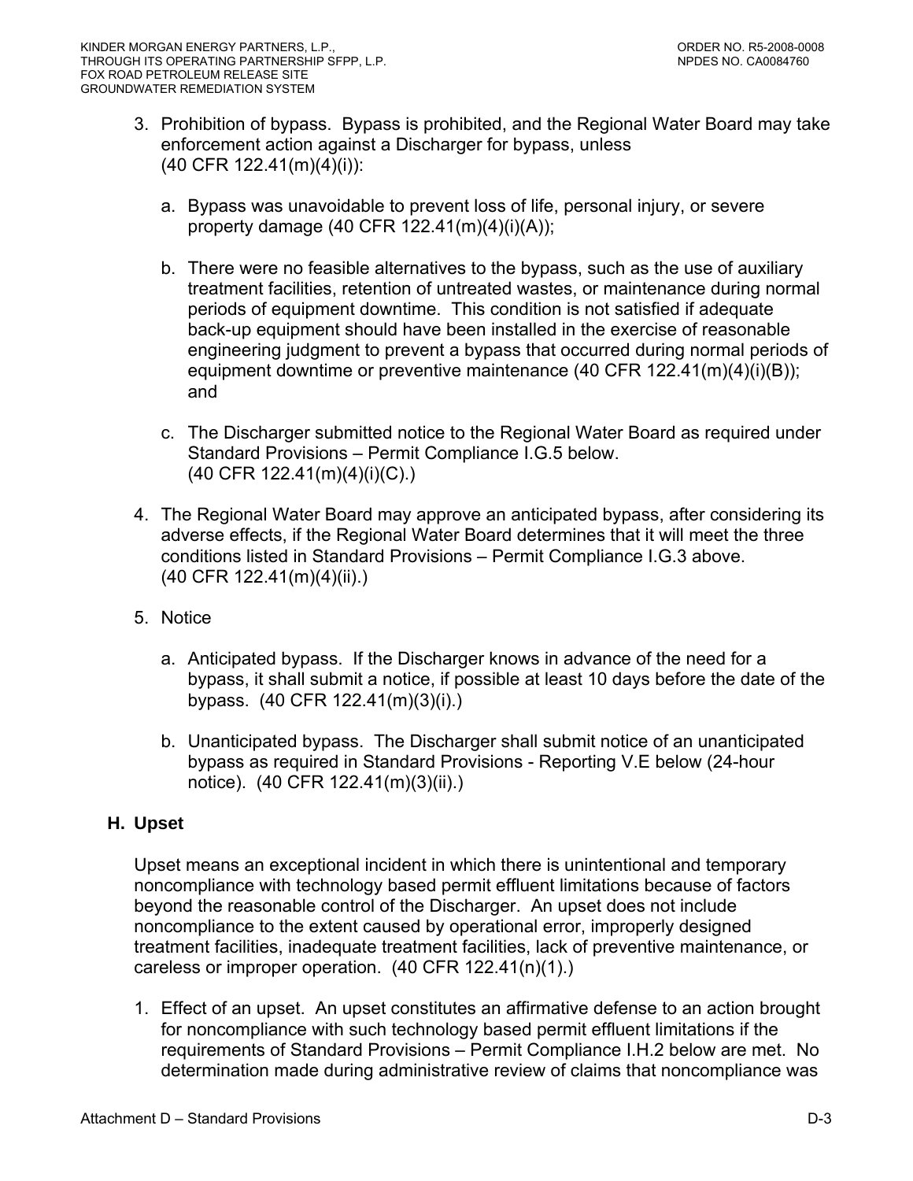3. Prohibition of bypass. Bypass is prohibited, and the Regional Water Board may take enforcement action against a Discharger for bypass, unless (40 CFR 122.41(m)(4)(i)):

   a. Bypass was unavoidable to prevent loss of life, personal injury, or severe property damage (40 CFR 122.41(m)(4)(i)(A));

   b. There were no feasible alternatives to the bypass, such as the use of auxiliary treatment facilities, retention of untreated wastes, or maintenance during normal periods of equipment downtime. This condition is not satisfied if adequate back-up equipment should have been installed in the exercise of reasonable engineering judgment to prevent a bypass that occurred during normal periods of equipment downtime or preventive maintenance (40 CFR 122.41(m)(4)(i)(B)); and

   c. The Discharger submitted notice to the Regional Water Board as required under Standard Provisions – Permit Compliance I.G.5 below. (40 CFR 122.41(m)(4)(i)(C).)

4. The Regional Water Board may approve an anticipated bypass, after considering its adverse effects, if the Regional Water Board determines that it will meet the three conditions listed in Standard Provisions – Permit Compliance I.G.3 above. (40 CFR 122.41(m)(4)(ii).)

5. Notice

   a. Anticipated bypass. If the Discharger knows in advance of the need for a bypass, it shall submit a notice, if possible at least 10 days before the date of the bypass. (40 CFR 122.41(m)(3)(i).)

   b. Unanticipated bypass. The Discharger shall submit notice of an unanticipated bypass as required in Standard Provisions - Reporting V.E below (24-hour notice). (40 CFR 122.41(m)(3)(ii).)

### H. Upset

Upset means an exceptional incident in which there is unintentional and temporary noncompliance with technology based permit effluent limitations because of factors beyond the reasonable control of the Discharger. An upset does not include noncompliance to the extent caused by operational error, improperly designed treatment facilities, inadequate treatment facilities, lack of preventive maintenance, or careless or improper operation. (40 CFR 122.41(n)(1).)

1. Effect of an upset. An upset constitutes an affirmative defense to an action brought for noncompliance with such technology based permit effluent limitations if the requirements of Standard Provisions – Permit Compliance I.H.2 below are met. No determination made during administrative review of claims that noncompliance was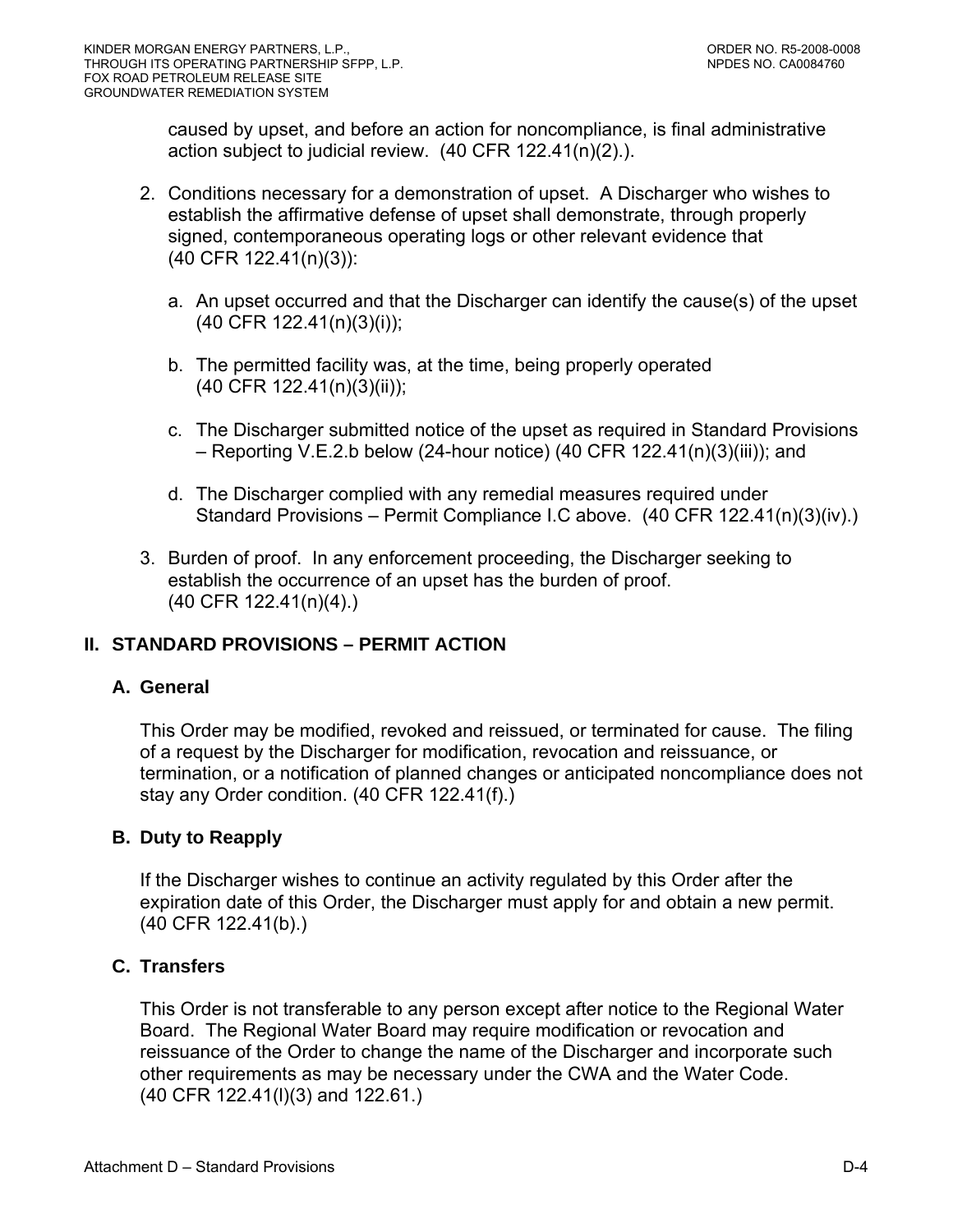caused by upset, and before an action for noncompliance, is final administrative action subject to judicial review. (40 CFR 122.41(n)(2).).

2. Conditions necessary for a demonstration of upset. A Discharger who wishes to establish the affirmative defense of upset shall demonstrate, through properly signed, contemporaneous operating logs or other relevant evidence that (40 CFR 122.41(n)(3)):

   a. An upset occurred and that the Discharger can identify the cause(s) of the upset (40 CFR 122.41(n)(3)(i));

   b. The permitted facility was, at the time, being properly operated (40 CFR 122.41(n)(3)(ii));

   c. The Discharger submitted notice of the upset as required in Standard Provisions – Reporting V.E.2.b below (24-hour notice) (40 CFR 122.41(n)(3)(iii)); and

   d. The Discharger complied with any remedial measures required under Standard Provisions – Permit Compliance I.C above. (40 CFR 122.41(n)(3)(iv).)

3. Burden of proof. In any enforcement proceeding, the Discharger seeking to establish the occurrence of an upset has the burden of proof. (40 CFR 122.41(n)(4).)

## II. STANDARD PROVISIONS – PERMIT ACTION

### A. General

This Order may be modified, revoked and reissued, or terminated for cause. The filing of a request by the Discharger for modification, revocation and reissuance, or termination, or a notification of planned changes or anticipated noncompliance does not stay any Order condition. (40 CFR 122.41(f).)

### B. Duty to Reapply

If the Discharger wishes to continue an activity regulated by this Order after the expiration date of this Order, the Discharger must apply for and obtain a new permit. (40 CFR 122.41(b).)

### C. Transfers

This Order is not transferable to any person except after notice to the Regional Water Board. The Regional Water Board may require modification or revocation and reissuance of the Order to change the name of the Discharger and incorporate such other requirements as may be necessary under the CWA and the Water Code. (40 CFR 122.41(l)(3) and 122.61.)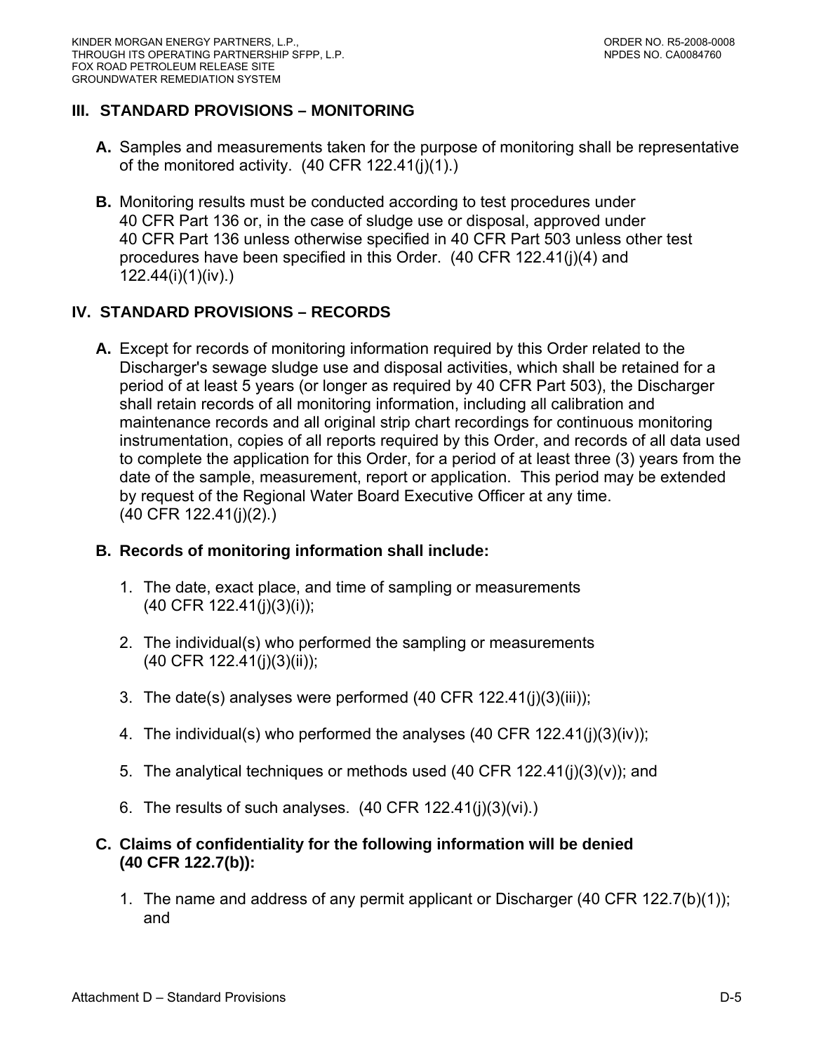## III. STANDARD PROVISIONS – MONITORING

**A.** Samples and measurements taken for the purpose of monitoring shall be representative of the monitored activity. (40 CFR 122.41(j)(1).)

**B.** Monitoring results must be conducted according to test procedures under 40 CFR Part 136 or, in the case of sludge use or disposal, approved under 40 CFR Part 136 unless otherwise specified in 40 CFR Part 503 unless other test procedures have been specified in this Order. (40 CFR 122.41(j)(4) and 122.44(i)(1)(iv).)

## IV. STANDARD PROVISIONS – RECORDS

**A.** Except for records of monitoring information required by this Order related to the Discharger's sewage sludge use and disposal activities, which shall be retained for a period of at least 5 years (or longer as required by 40 CFR Part 503), the Discharger shall retain records of all monitoring information, including all calibration and maintenance records and all original strip chart recordings for continuous monitoring instrumentation, copies of all reports required by this Order, and records of all data used to complete the application for this Order, for a period of at least three (3) years from the date of the sample, measurement, report or application. This period may be extended by request of the Regional Water Board Executive Officer at any time. (40 CFR 122.41(j)(2).)

**B. Records of monitoring information shall include:**

1. The date, exact place, and time of sampling or measurements (40 CFR 122.41(j)(3)(i));
2. The individual(s) who performed the sampling or measurements (40 CFR 122.41(j)(3)(ii));
3. The date(s) analyses were performed (40 CFR 122.41(j)(3)(iii));
4. The individual(s) who performed the analyses (40 CFR 122.41(j)(3)(iv));
5. The analytical techniques or methods used (40 CFR 122.41(j)(3)(v)); and
6. The results of such analyses. (40 CFR 122.41(j)(3)(vi).)

**C. Claims of confidentiality for the following information will be denied (40 CFR 122.7(b)):**

1. The name and address of any permit applicant or Discharger (40 CFR 122.7(b)(1)); and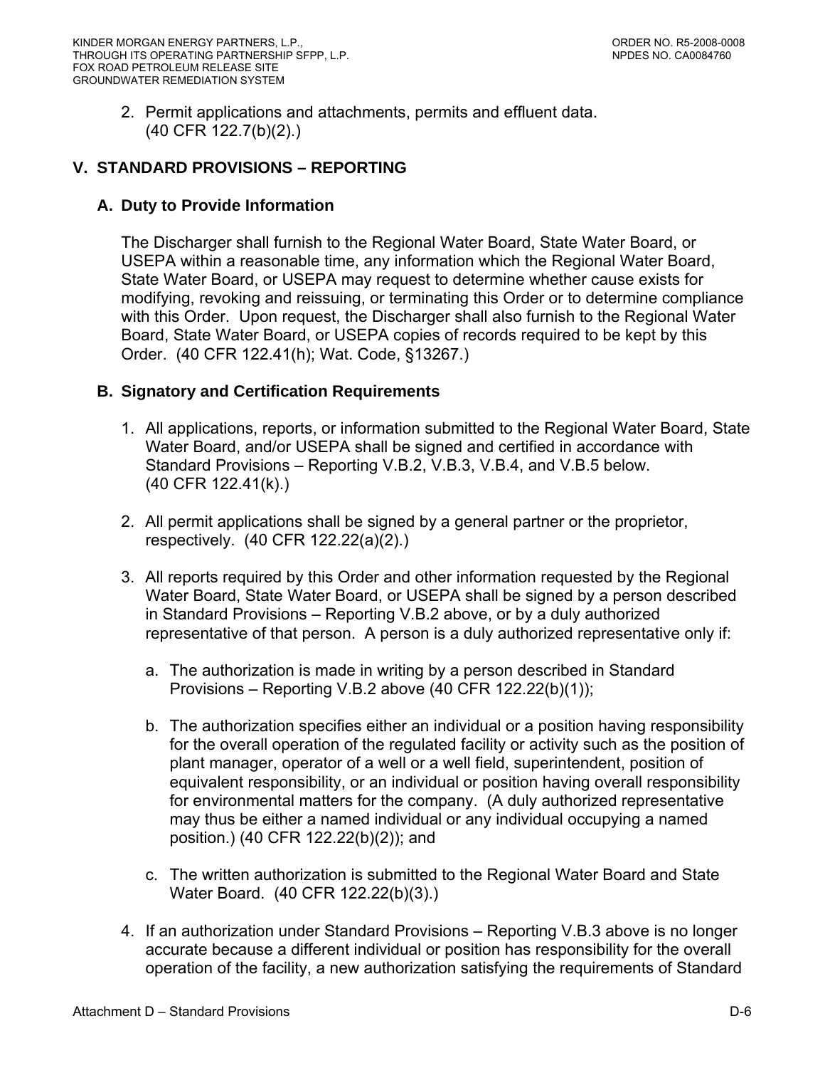2. Permit applications and attachments, permits and effluent data. (40 CFR 122.7(b)(2).)

## V. STANDARD PROVISIONS – REPORTING

### A. Duty to Provide Information

The Discharger shall furnish to the Regional Water Board, State Water Board, or USEPA within a reasonable time, any information which the Regional Water Board, State Water Board, or USEPA may request to determine whether cause exists for modifying, revoking and reissuing, or terminating this Order or to determine compliance with this Order. Upon request, the Discharger shall also furnish to the Regional Water Board, State Water Board, or USEPA copies of records required to be kept by this Order. (40 CFR 122.41(h); Wat. Code, §13267.)

### B. Signatory and Certification Requirements

1. All applications, reports, or information submitted to the Regional Water Board, State Water Board, and/or USEPA shall be signed and certified in accordance with Standard Provisions – Reporting V.B.2, V.B.3, V.B.4, and V.B.5 below. (40 CFR 122.41(k).)

2. All permit applications shall be signed by a general partner or the proprietor, respectively. (40 CFR 122.22(a)(2).)

3. All reports required by this Order and other information requested by the Regional Water Board, State Water Board, or USEPA shall be signed by a person described in Standard Provisions – Reporting V.B.2 above, or by a duly authorized representative of that person. A person is a duly authorized representative only if:

   a. The authorization is made in writing by a person described in Standard Provisions – Reporting V.B.2 above (40 CFR 122.22(b)(1));

   b. The authorization specifies either an individual or a position having responsibility for the overall operation of the regulated facility or activity such as the position of plant manager, operator of a well or a well field, superintendent, position of equivalent responsibility, or an individual or position having overall responsibility for environmental matters for the company. (A duly authorized representative may thus be either a named individual or any individual occupying a named position.) (40 CFR 122.22(b)(2)); and

   c. The written authorization is submitted to the Regional Water Board and State Water Board. (40 CFR 122.22(b)(3).)

4. If an authorization under Standard Provisions – Reporting V.B.3 above is no longer accurate because a different individual or position has responsibility for the overall operation of the facility, a new authorization satisfying the requirements of Standard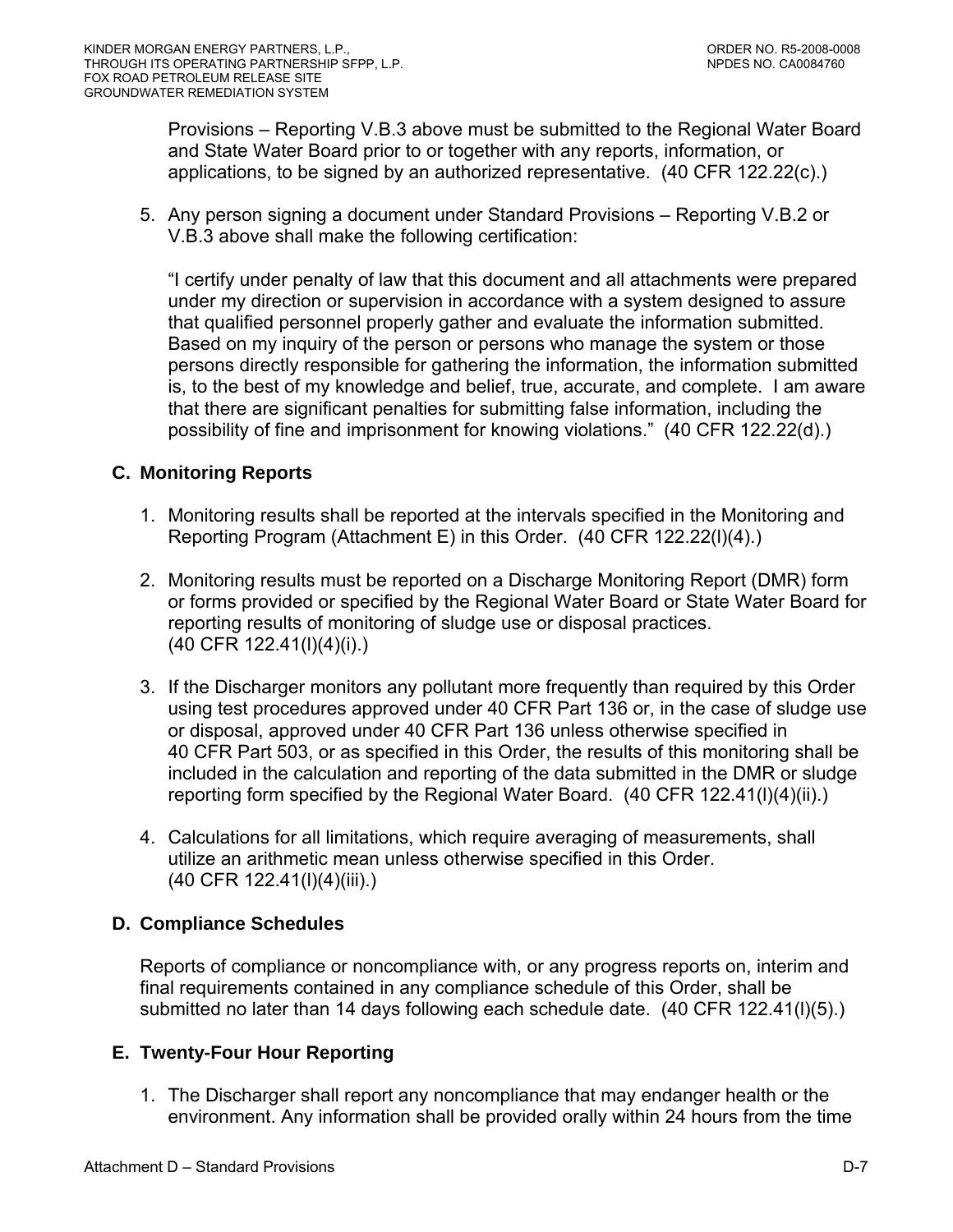Provisions – Reporting V.B.3 above must be submitted to the Regional Water Board and State Water Board prior to or together with any reports, information, or applications, to be signed by an authorized representative. (40 CFR 122.22(c).)

5. Any person signing a document under Standard Provisions – Reporting V.B.2 or V.B.3 above shall make the following certification:

   "I certify under penalty of law that this document and all attachments were prepared under my direction or supervision in accordance with a system designed to assure that qualified personnel properly gather and evaluate the information submitted. Based on my inquiry of the person or persons who manage the system or those persons directly responsible for gathering the information, the information submitted is, to the best of my knowledge and belief, true, accurate, and complete. I am aware that there are significant penalties for submitting false information, including the possibility of fine and imprisonment for knowing violations." (40 CFR 122.22(d).)

### C. Monitoring Reports

1. Monitoring results shall be reported at the intervals specified in the Monitoring and Reporting Program (Attachment E) in this Order. (40 CFR 122.22(l)(4).)

2. Monitoring results must be reported on a Discharge Monitoring Report (DMR) form or forms provided or specified by the Regional Water Board or State Water Board for reporting results of monitoring of sludge use or disposal practices. (40 CFR 122.41(l)(4)(i).)

3. If the Discharger monitors any pollutant more frequently than required by this Order using test procedures approved under 40 CFR Part 136 or, in the case of sludge use or disposal, approved under 40 CFR Part 136 unless otherwise specified in 40 CFR Part 503, or as specified in this Order, the results of this monitoring shall be included in the calculation and reporting of the data submitted in the DMR or sludge reporting form specified by the Regional Water Board. (40 CFR 122.41(l)(4)(ii).)

4. Calculations for all limitations, which require averaging of measurements, shall utilize an arithmetic mean unless otherwise specified in this Order. (40 CFR 122.41(l)(4)(iii).)

### D. Compliance Schedules

Reports of compliance or noncompliance with, or any progress reports on, interim and final requirements contained in any compliance schedule of this Order, shall be submitted no later than 14 days following each schedule date. (40 CFR 122.41(l)(5).)

### E. Twenty-Four Hour Reporting

1. The Discharger shall report any noncompliance that may endanger health or the environment. Any information shall be provided orally within 24 hours from the time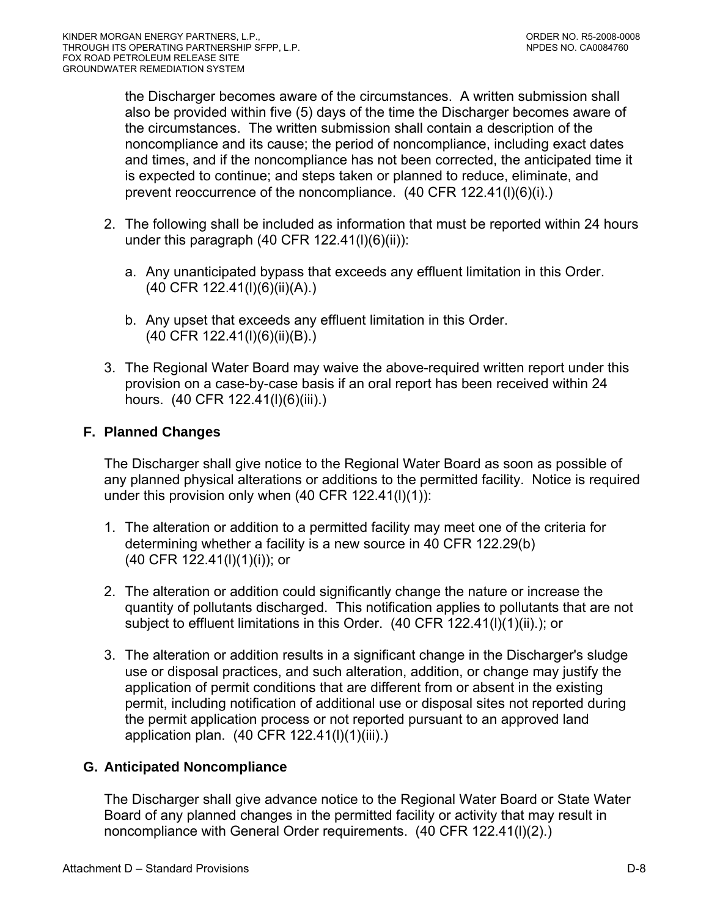the Discharger becomes aware of the circumstances. A written submission shall also be provided within five (5) days of the time the Discharger becomes aware of the circumstances. The written submission shall contain a description of the noncompliance and its cause; the period of noncompliance, including exact dates and times, and if the noncompliance has not been corrected, the anticipated time it is expected to continue; and steps taken or planned to reduce, eliminate, and prevent reoccurrence of the noncompliance. (40 CFR 122.41(l)(6)(i).)

2. The following shall be included as information that must be reported within 24 hours under this paragraph (40 CFR 122.41(l)(6)(ii)):

   a. Any unanticipated bypass that exceeds any effluent limitation in this Order. (40 CFR 122.41(l)(6)(ii)(A).)

   b. Any upset that exceeds any effluent limitation in this Order. (40 CFR 122.41(l)(6)(ii)(B).)

3. The Regional Water Board may waive the above-required written report under this provision on a case-by-case basis if an oral report has been received within 24 hours. (40 CFR 122.41(l)(6)(iii).)

## F. Planned Changes

The Discharger shall give notice to the Regional Water Board as soon as possible of any planned physical alterations or additions to the permitted facility. Notice is required under this provision only when (40 CFR 122.41(l)(1)):

1. The alteration or addition to a permitted facility may meet one of the criteria for determining whether a facility is a new source in 40 CFR 122.29(b) (40 CFR 122.41(l)(1)(i)); or

2. The alteration or addition could significantly change the nature or increase the quantity of pollutants discharged. This notification applies to pollutants that are not subject to effluent limitations in this Order. (40 CFR 122.41(l)(1)(ii).); or

3. The alteration or addition results in a significant change in the Discharger's sludge use or disposal practices, and such alteration, addition, or change may justify the application of permit conditions that are different from or absent in the existing permit, including notification of additional use or disposal sites not reported during the permit application process or not reported pursuant to an approved land application plan. (40 CFR 122.41(l)(1)(iii).)

## G. Anticipated Noncompliance

The Discharger shall give advance notice to the Regional Water Board or State Water Board of any planned changes in the permitted facility or activity that may result in noncompliance with General Order requirements. (40 CFR 122.41(l)(2).)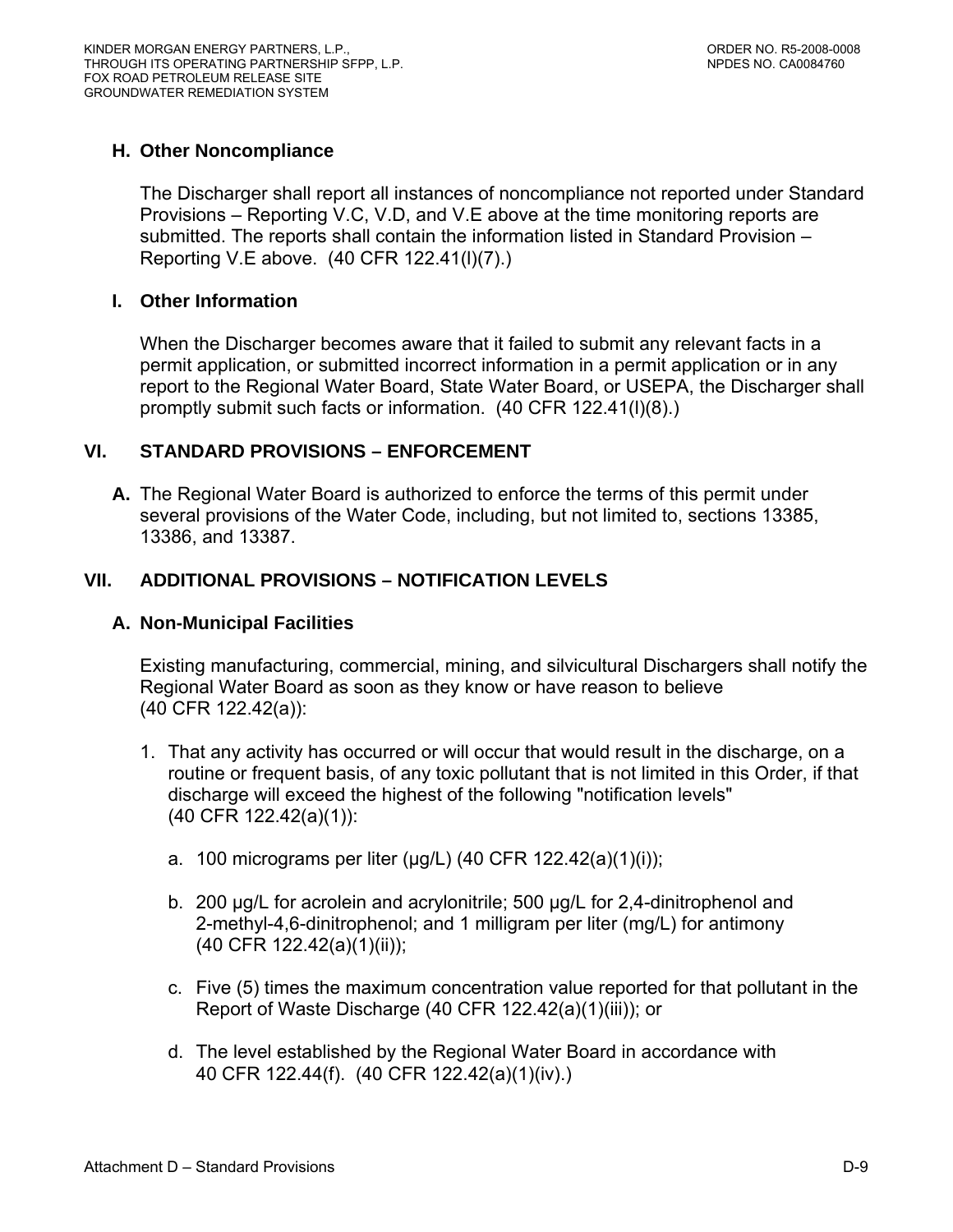### H. Other Noncompliance

The Discharger shall report all instances of noncompliance not reported under Standard Provisions – Reporting V.C, V.D, and V.E above at the time monitoring reports are submitted. The reports shall contain the information listed in Standard Provision – Reporting V.E above. (40 CFR 122.41(l)(7).)

### I. Other Information

When the Discharger becomes aware that it failed to submit any relevant facts in a permit application, or submitted incorrect information in a permit application or in any report to the Regional Water Board, State Water Board, or USEPA, the Discharger shall promptly submit such facts or information. (40 CFR 122.41(l)(8).)

## VI. STANDARD PROVISIONS – ENFORCEMENT

**A.** The Regional Water Board is authorized to enforce the terms of this permit under several provisions of the Water Code, including, but not limited to, sections 13385, 13386, and 13387.

## VII. ADDITIONAL PROVISIONS – NOTIFICATION LEVELS

### A. Non-Municipal Facilities

Existing manufacturing, commercial, mining, and silvicultural Dischargers shall notify the Regional Water Board as soon as they know or have reason to believe (40 CFR 122.42(a)):

1. That any activity has occurred or will occur that would result in the discharge, on a routine or frequent basis, of any toxic pollutant that is not limited in this Order, if that discharge will exceed the highest of the following "notification levels" (40 CFR 122.42(a)(1)):

   a. 100 micrograms per liter (μg/L) (40 CFR 122.42(a)(1)(i));

   b. 200 μg/L for acrolein and acrylonitrile; 500 μg/L for 2,4-dinitrophenol and 2-methyl-4,6-dinitrophenol; and 1 milligram per liter (mg/L) for antimony (40 CFR 122.42(a)(1)(ii));

   c. Five (5) times the maximum concentration value reported for that pollutant in the Report of Waste Discharge (40 CFR 122.42(a)(1)(iii)); or

   d. The level established by the Regional Water Board in accordance with 40 CFR 122.44(f). (40 CFR 122.42(a)(1)(iv).)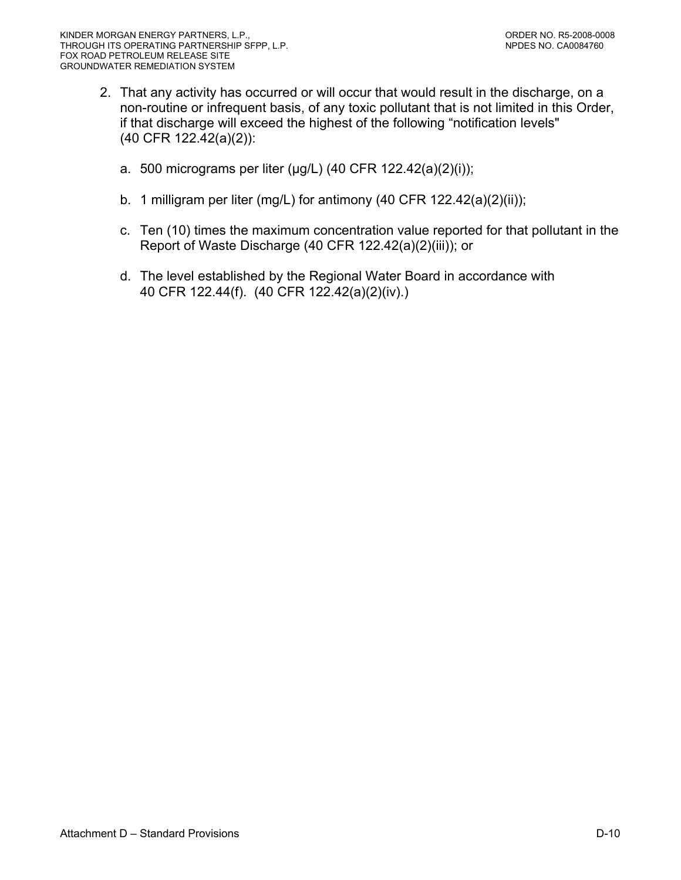2. That any activity has occurred or will occur that would result in the discharge, on a non-routine or infrequent basis, of any toxic pollutant that is not limited in this Order, if that discharge will exceed the highest of the following "notification levels" (40 CFR 122.42(a)(2)):

   a. 500 micrograms per liter (μg/L) (40 CFR 122.42(a)(2)(i));

   b. 1 milligram per liter (mg/L) for antimony (40 CFR 122.42(a)(2)(ii));

   c. Ten (10) times the maximum concentration value reported for that pollutant in the Report of Waste Discharge (40 CFR 122.42(a)(2)(iii)); or

   d. The level established by the Regional Water Board in accordance with 40 CFR 122.44(f). (40 CFR 122.42(a)(2)(iv).)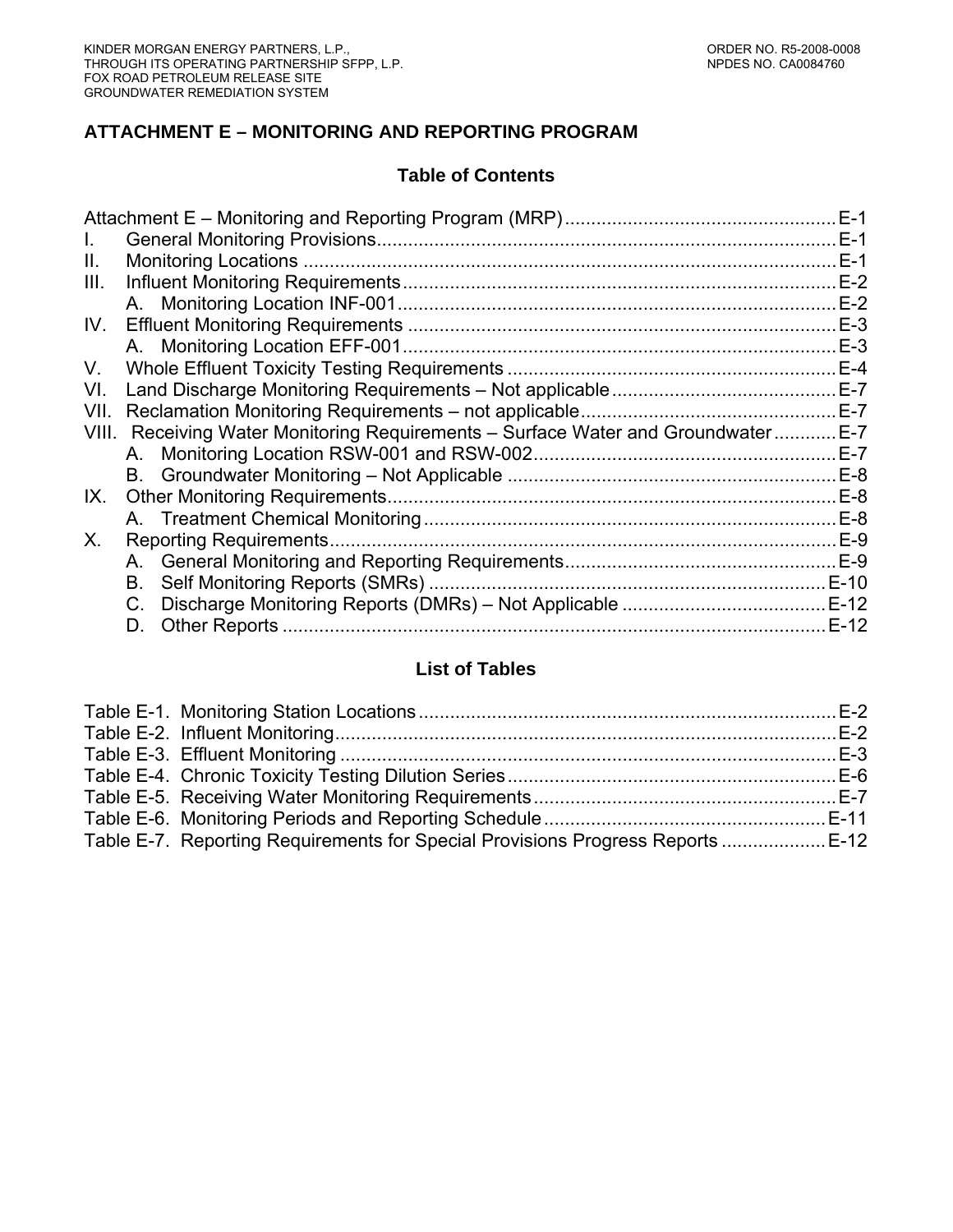## ATTACHMENT E – MONITORING AND REPORTING PROGRAM

### Table of Contents

Attachment E – Monitoring and Reporting Program (MRP) .................................................. E-1

I. General Monitoring Provisions ................................................................................ E-1

II. Monitoring Locations ................................................................................................ E-1

III. Influent Monitoring Requirements ............................................................................ E-2

  A. Monitoring Location INF-001 .............................................................................. E-2

IV. Effluent Monitoring Requirements ............................................................................ E-3

  A. Monitoring Location EFF-001 ............................................................................. E-3

V. Whole Effluent Toxicity Testing Requirements ........................................................ E-4

VI. Land Discharge Monitoring Requirements – Not applicable ...................................... E-7

VII. Reclamation Monitoring Requirements – not applicable ........................................... E-7

VIII. Receiving Water Monitoring Requirements – Surface Water and Groundwater ........... E-7

  A. Monitoring Location RSW-001 and RSW-002 ...................................................... E-7

  B. Groundwater Monitoring – Not Applicable .......................................................... E-8

IX. Other Monitoring Requirements ............................................................................... E-8

  A. Treatment Chemical Monitoring ......................................................................... E-8

X. Reporting Requirements ........................................................................................... E-9

  A. General Monitoring and Reporting Requirements ................................................ E-9

  B. Self Monitoring Reports (SMRs) ...................................................................... E-10

  C. Discharge Monitoring Reports (DMRs) – Not Applicable .................................... E-12

  D. Other Reports .................................................................................................. E-12

### List of Tables

Table E-1. Monitoring Station Locations ....................................................................... E-2

Table E-2. Influent Monitoring ...................................................................................... E-2

Table E-3. Effluent Monitoring ...................................................................................... E-3

Table E-4. Chronic Toxicity Testing Dilution Series ...................................................... E-6

Table E-5. Receiving Water Monitoring Requirements .................................................. E-7

Table E-6. Monitoring Periods and Reporting Schedule ................................................ E-11

Table E-7. Reporting Requirements for Special Provisions Progress Reports ................ E-12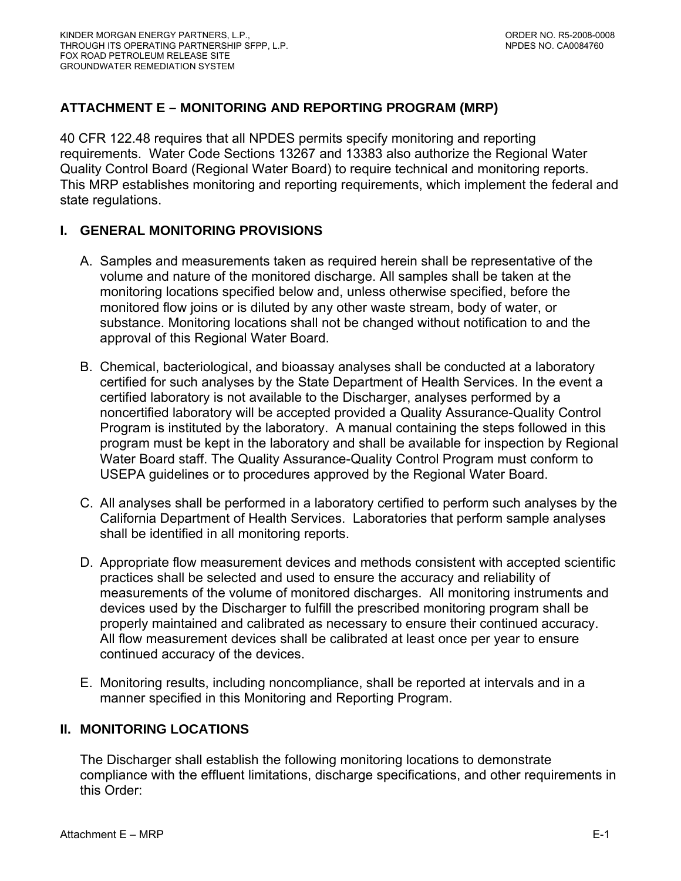## ATTACHMENT E – MONITORING AND REPORTING PROGRAM (MRP)

40 CFR 122.48 requires that all NPDES permits specify monitoring and reporting requirements. Water Code Sections 13267 and 13383 also authorize the Regional Water Quality Control Board (Regional Water Board) to require technical and monitoring reports. This MRP establishes monitoring and reporting requirements, which implement the federal and state regulations.

### I. GENERAL MONITORING PROVISIONS

A. Samples and measurements taken as required herein shall be representative of the volume and nature of the monitored discharge. All samples shall be taken at the monitoring locations specified below and, unless otherwise specified, before the monitored flow joins or is diluted by any other waste stream, body of water, or substance. Monitoring locations shall not be changed without notification to and the approval of this Regional Water Board.

B. Chemical, bacteriological, and bioassay analyses shall be conducted at a laboratory certified for such analyses by the State Department of Health Services. In the event a certified laboratory is not available to the Discharger, analyses performed by a noncertified laboratory will be accepted provided a Quality Assurance-Quality Control Program is instituted by the laboratory. A manual containing the steps followed in this program must be kept in the laboratory and shall be available for inspection by Regional Water Board staff. The Quality Assurance-Quality Control Program must conform to USEPA guidelines or to procedures approved by the Regional Water Board.

C. All analyses shall be performed in a laboratory certified to perform such analyses by the California Department of Health Services. Laboratories that perform sample analyses shall be identified in all monitoring reports.

D. Appropriate flow measurement devices and methods consistent with accepted scientific practices shall be selected and used to ensure the accuracy and reliability of measurements of the volume of monitored discharges. All monitoring instruments and devices used by the Discharger to fulfill the prescribed monitoring program shall be properly maintained and calibrated as necessary to ensure their continued accuracy. All flow measurement devices shall be calibrated at least once per year to ensure continued accuracy of the devices.

E. Monitoring results, including noncompliance, shall be reported at intervals and in a manner specified in this Monitoring and Reporting Program.

### II. MONITORING LOCATIONS

The Discharger shall establish the following monitoring locations to demonstrate compliance with the effluent limitations, discharge specifications, and other requirements in this Order: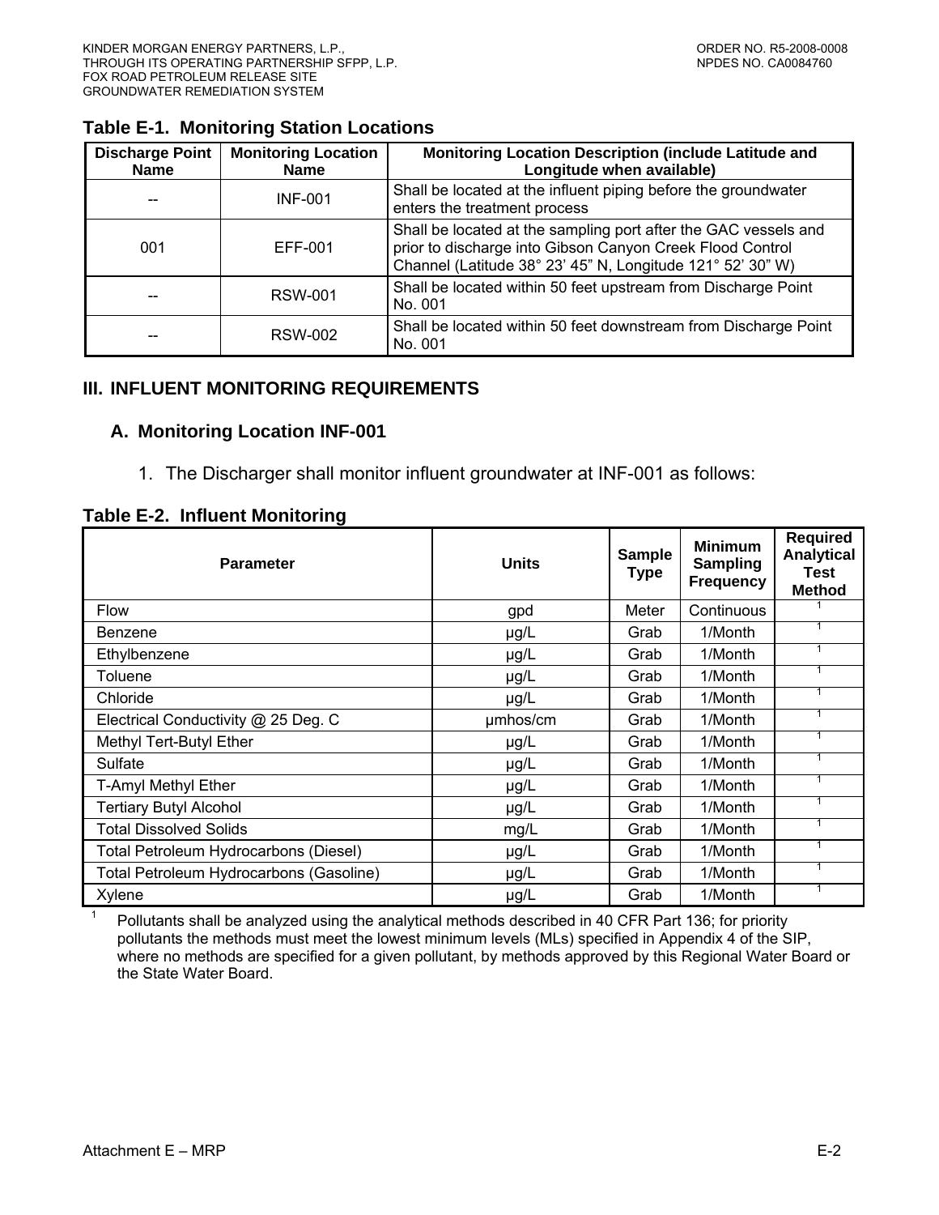**Table E-1. Monitoring Station Locations**

| Discharge Point Name | Monitoring Location Name | Monitoring Location Description (include Latitude and Longitude when available) |
|---|---|---|
| -- | INF-001 | Shall be located at the influent piping before the groundwater enters the treatment process |
| 001 | EFF-001 | Shall be located at the sampling port after the GAC vessels and prior to discharge into Gibson Canyon Creek Flood Control Channel (Latitude 38° 23' 45" N, Longitude 121° 52' 30" W) |
| -- | RSW-001 | Shall be located within 50 feet upstream from Discharge Point No. 001 |
| -- | RSW-002 | Shall be located within 50 feet downstream from Discharge Point No. 001 |

## III. INFLUENT MONITORING REQUIREMENTS

### A. Monitoring Location INF-001

1. The Discharger shall monitor influent groundwater at INF-001 as follows:

**Table E-2. Influent Monitoring**

| Parameter | Units | Sample Type | Minimum Sampling Frequency | Required Analytical Test Method |
|---|---|---|---|---|
| Flow | gpd | Meter | Continuous | [1] |
| Benzene | µg/L | Grab | 1/Month | [1] |
| Ethylbenzene | µg/L | Grab | 1/Month | [1] |
| Toluene | µg/L | Grab | 1/Month | [1] |
| Chloride | µg/L | Grab | 1/Month | [1] |
| Electrical Conductivity @ 25 Deg. C | µmhos/cm | Grab | 1/Month | [1] |
| Methyl Tert-Butyl Ether | µg/L | Grab | 1/Month | [1] |
| Sulfate | µg/L | Grab | 1/Month | [1] |
| T-Amyl Methyl Ether | µg/L | Grab | 1/Month | [1] |
| Tertiary Butyl Alcohol | µg/L | Grab | 1/Month | [1] |
| Total Dissolved Solids | mg/L | Grab | 1/Month | [1] |
| Total Petroleum Hydrocarbons (Diesel) | µg/L | Grab | 1/Month | [1] |
| Total Petroleum Hydrocarbons (Gasoline) | µg/L | Grab | 1/Month | [1] |
| Xylene | µg/L | Grab | 1/Month | [1] |

[1] Pollutants shall be analyzed using the analytical methods described in 40 CFR Part 136; for priority pollutants the methods must meet the lowest minimum levels (MLs) specified in Appendix 4 of the SIP, where no methods are specified for a given pollutant, by methods approved by this Regional Water Board or the State Water Board.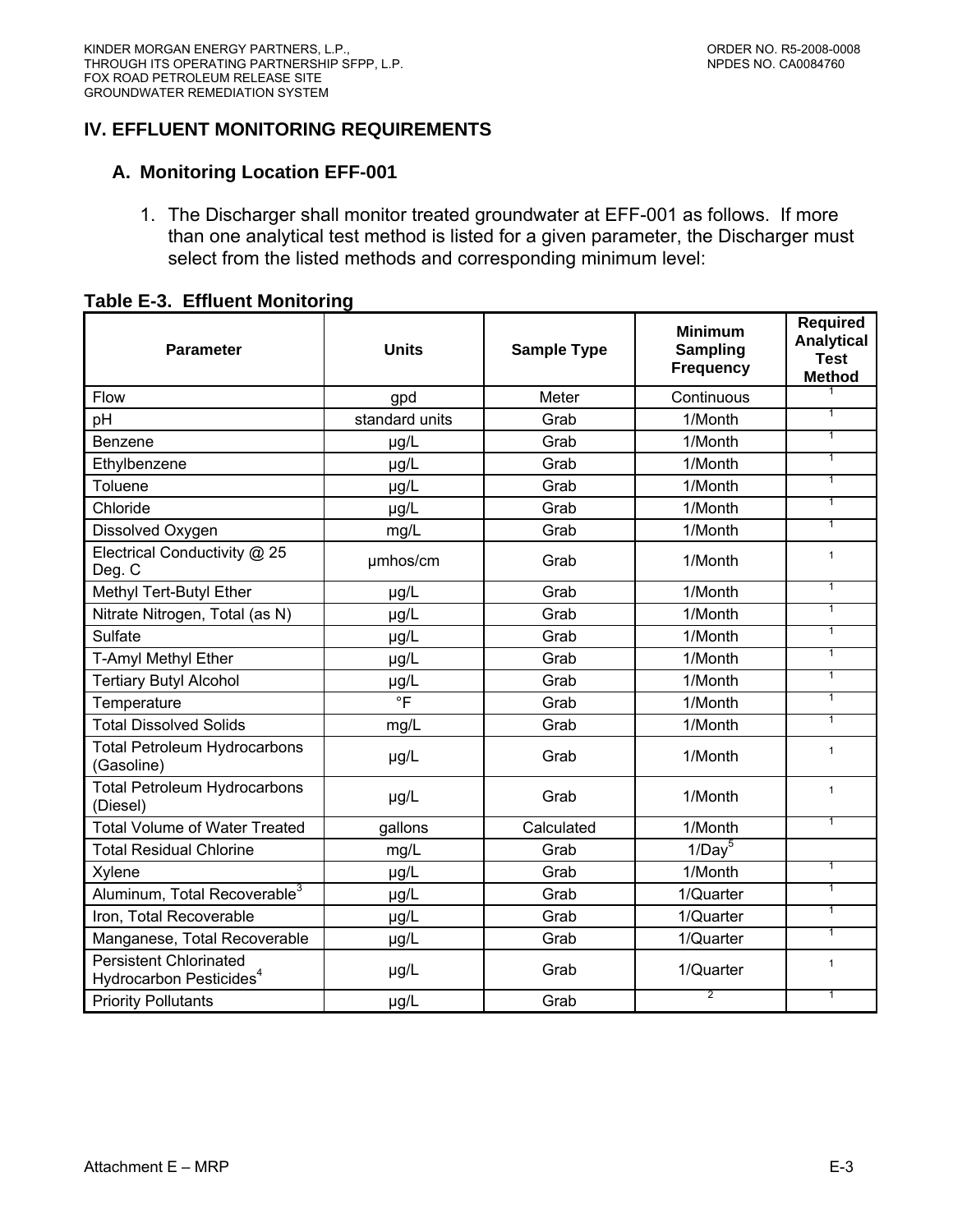## IV. EFFLUENT MONITORING REQUIREMENTS

### A. Monitoring Location EFF-001

1. The Discharger shall monitor treated groundwater at EFF-001 as follows. If more than one analytical test method is listed for a given parameter, the Discharger must select from the listed methods and corresponding minimum level:

**Table E-3. Effluent Monitoring**

| Parameter | Units | Sample Type | Minimum Sampling Frequency | Required Analytical Test Method |
|---|---|---|---|---|
| Flow | gpd | Meter | Continuous | 1 |
| pH | standard units | Grab | 1/Month | 1 |
| Benzene | µg/L | Grab | 1/Month | 1 |
| Ethylbenzene | µg/L | Grab | 1/Month | 1 |
| Toluene | µg/L | Grab | 1/Month | 1 |
| Chloride | µg/L | Grab | 1/Month | 1 |
| Dissolved Oxygen | mg/L | Grab | 1/Month | 1 |
| Electrical Conductivity @ 25 Deg. C | µmhos/cm | Grab | 1/Month | 1 |
| Methyl Tert-Butyl Ether | µg/L | Grab | 1/Month | 1 |
| Nitrate Nitrogen, Total (as N) | µg/L | Grab | 1/Month | 1 |
| Sulfate | µg/L | Grab | 1/Month | 1 |
| T-Amyl Methyl Ether | µg/L | Grab | 1/Month | 1 |
| Tertiary Butyl Alcohol | µg/L | Grab | 1/Month | 1 |
| Temperature | °F | Grab | 1/Month | 1 |
| Total Dissolved Solids | mg/L | Grab | 1/Month | 1 |
| Total Petroleum Hydrocarbons (Gasoline) | µg/L | Grab | 1/Month | 1 |
| Total Petroleum Hydrocarbons (Diesel) | µg/L | Grab | 1/Month | 1 |
| Total Volume of Water Treated | gallons | Calculated | 1/Month | 1 |
| Total Residual Chlorine | mg/L | Grab | 1/Day[5] | |
| Xylene | µg/L | Grab | 1/Month | 1 |
| Aluminum, Total Recoverable[3] | µg/L | Grab | 1/Quarter | 1 |
| Iron, Total Recoverable | µg/L | Grab | 1/Quarter | 1 |
| Manganese, Total Recoverable | µg/L | Grab | 1/Quarter | 1 |
| Persistent Chlorinated Hydrocarbon Pesticides[4] | µg/L | Grab | 1/Quarter | 1 |
| Priority Pollutants | µg/L | Grab | 2 | 1 |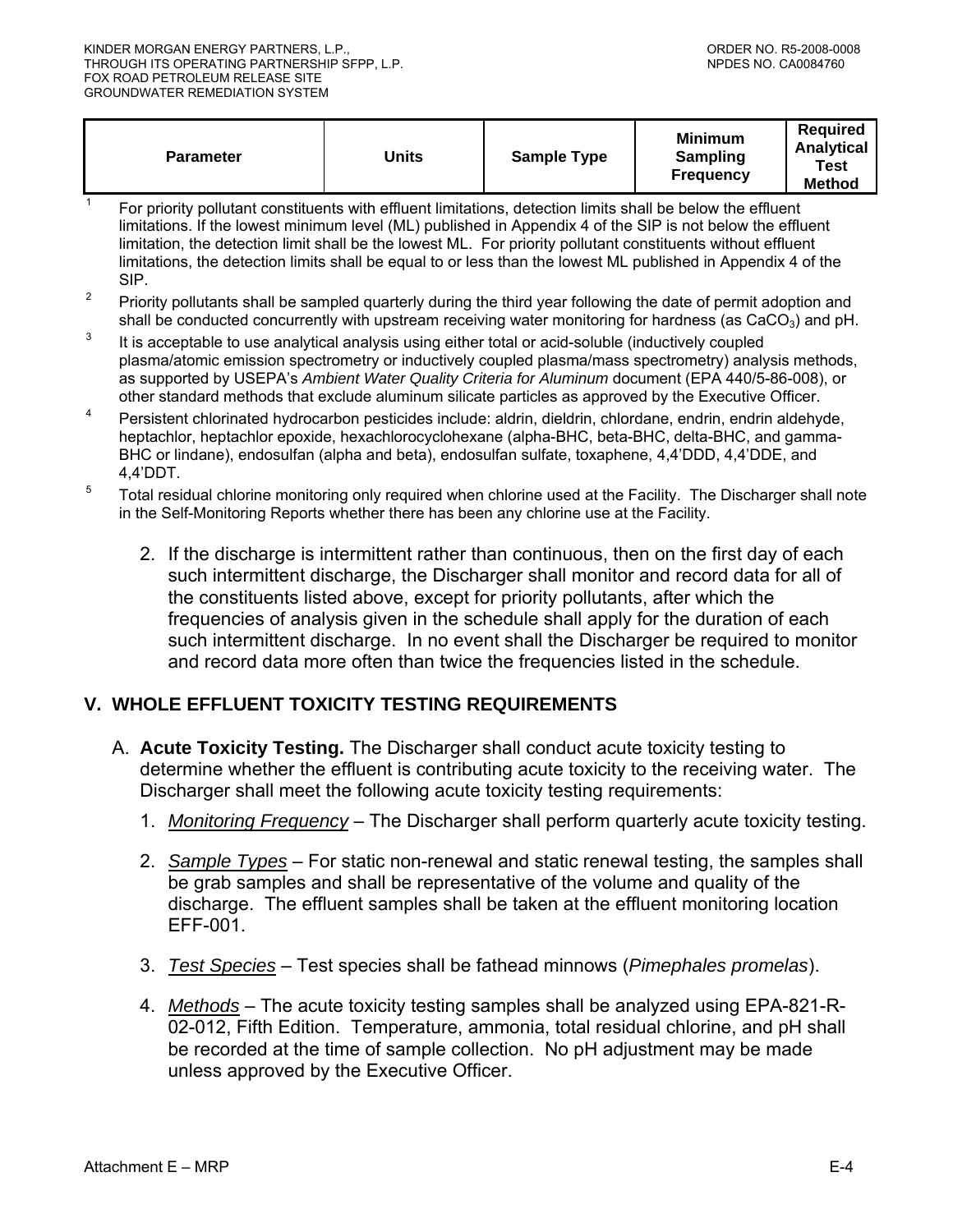| Parameter | Units | Sample Type | Minimum Sampling Frequency | Required Analytical Test Method |
|---|---|---|---|---|

[1] For priority pollutant constituents with effluent limitations, detection limits shall be below the effluent limitations. If the lowest minimum level (ML) published in Appendix 4 of the SIP is not below the effluent limitation, the detection limit shall be the lowest ML. For priority pollutant constituents without effluent limitations, the detection limits shall be equal to or less than the lowest ML published in Appendix 4 of the SIP.

[2] Priority pollutants shall be sampled quarterly during the third year following the date of permit adoption and shall be conducted concurrently with upstream receiving water monitoring for hardness (as $CaCO_3$) and pH.

[3] It is acceptable to use analytical analysis using either total or acid-soluble (inductively coupled plasma/atomic emission spectrometry or inductively coupled plasma/mass spectrometry) analysis methods, as supported by USEPA's *Ambient Water Quality Criteria for Aluminum* document (EPA 440/5-86-008), or other standard methods that exclude aluminum silicate particles as approved by the Executive Officer.

[4] Persistent chlorinated hydrocarbon pesticides include: aldrin, dieldrin, chlordane, endrin, endrin aldehyde, heptachlor, heptachlor epoxide, hexachlorocyclohexane (alpha-BHC, beta-BHC, delta-BHC, and gamma-BHC or lindane), endosulfan (alpha and beta), endosulfan sulfate, toxaphene, 4,4'DDD, 4,4'DDE, and 4,4'DDT.

[5] Total residual chlorine monitoring only required when chlorine used at the Facility. The Discharger shall note in the Self-Monitoring Reports whether there has been any chlorine use at the Facility.

2. If the discharge is intermittent rather than continuous, then on the first day of each such intermittent discharge, the Discharger shall monitor and record data for all of the constituents listed above, except for priority pollutants, after which the frequencies of analysis given in the schedule shall apply for the duration of each such intermittent discharge. In no event shall the Discharger be required to monitor and record data more often than twice the frequencies listed in the schedule.

## V. WHOLE EFFLUENT TOXICITY TESTING REQUIREMENTS

A. **Acute Toxicity Testing.** The Discharger shall conduct acute toxicity testing to determine whether the effluent is contributing acute toxicity to the receiving water. The Discharger shall meet the following acute toxicity testing requirements:

1. Monitoring Frequency – The Discharger shall perform quarterly acute toxicity testing.

2. Sample Types – For static non-renewal and static renewal testing, the samples shall be grab samples and shall be representative of the volume and quality of the discharge. The effluent samples shall be taken at the effluent monitoring location EFF-001.

3. Test Species – Test species shall be fathead minnows (*Pimephales promelas*).

4. Methods – The acute toxicity testing samples shall be analyzed using EPA-821-R-02-012, Fifth Edition. Temperature, ammonia, total residual chlorine, and pH shall be recorded at the time of sample collection. No pH adjustment may be made unless approved by the Executive Officer.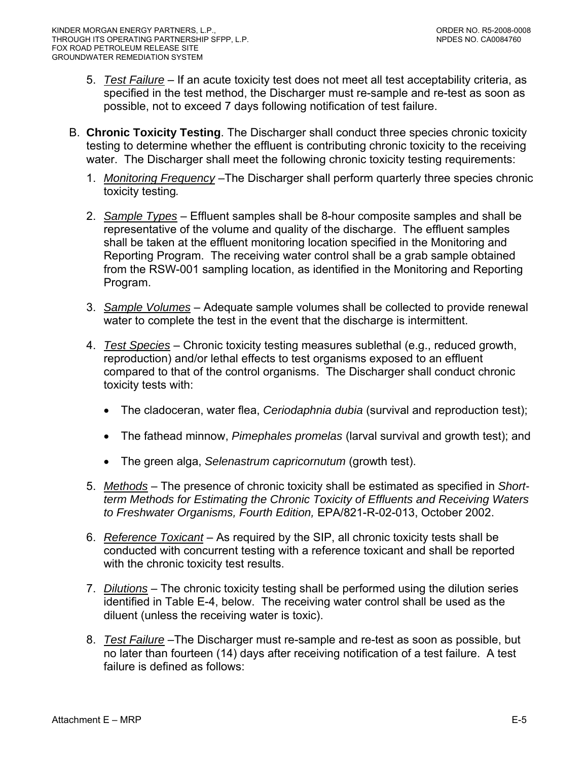5. *Test Failure* – If an acute toxicity test does not meet all test acceptability criteria, as specified in the test method, the Discharger must re-sample and re-test as soon as possible, not to exceed 7 days following notification of test failure.

B. **Chronic Toxicity Testing**. The Discharger shall conduct three species chronic toxicity testing to determine whether the effluent is contributing chronic toxicity to the receiving water. The Discharger shall meet the following chronic toxicity testing requirements:

1. *Monitoring Frequency* –The Discharger shall perform quarterly three species chronic toxicity testing*.*

2. *Sample Types* – Effluent samples shall be 8-hour composite samples and shall be representative of the volume and quality of the discharge. The effluent samples shall be taken at the effluent monitoring location specified in the Monitoring and Reporting Program. The receiving water control shall be a grab sample obtained from the RSW-001 sampling location, as identified in the Monitoring and Reporting Program.

3. *Sample Volumes* – Adequate sample volumes shall be collected to provide renewal water to complete the test in the event that the discharge is intermittent.

4. *Test Species* – Chronic toxicity testing measures sublethal (e.g., reduced growth, reproduction) and/or lethal effects to test organisms exposed to an effluent compared to that of the control organisms. The Discharger shall conduct chronic toxicity tests with:

   - The cladoceran, water flea, *Ceriodaphnia dubia* (survival and reproduction test);
   - The fathead minnow, *Pimephales promelas* (larval survival and growth test); and
   - The green alga, *Selenastrum capricornutum* (growth test).

5. *Methods* – The presence of chronic toxicity shall be estimated as specified in *Short-term Methods for Estimating the Chronic Toxicity of Effluents and Receiving Waters to Freshwater Organisms, Fourth Edition,* EPA/821-R-02-013, October 2002.

6. *Reference Toxicant* – As required by the SIP, all chronic toxicity tests shall be conducted with concurrent testing with a reference toxicant and shall be reported with the chronic toxicity test results.

7. *Dilutions* – The chronic toxicity testing shall be performed using the dilution series identified in Table E-4, below. The receiving water control shall be used as the diluent (unless the receiving water is toxic).

8. *Test Failure* –The Discharger must re-sample and re-test as soon as possible, but no later than fourteen (14) days after receiving notification of a test failure. A test failure is defined as follows: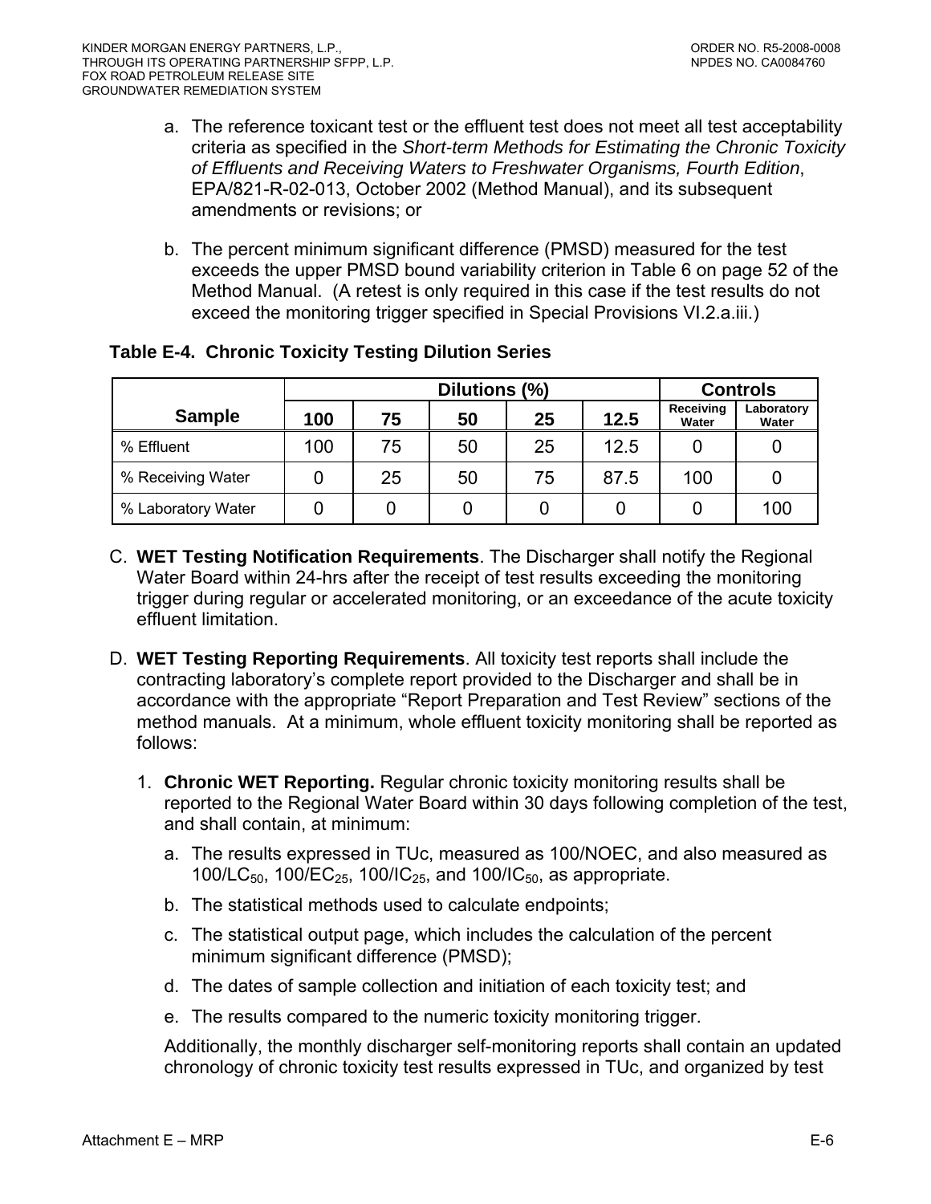a. The reference toxicant test or the effluent test does not meet all test acceptability criteria as specified in the *Short-term Methods for Estimating the Chronic Toxicity of Effluents and Receiving Waters to Freshwater Organisms, Fourth Edition*, EPA/821-R-02-013, October 2002 (Method Manual), and its subsequent amendments or revisions; or

b. The percent minimum significant difference (PMSD) measured for the test exceeds the upper PMSD bound variability criterion in Table 6 on page 52 of the Method Manual. (A retest is only required in this case if the test results do not exceed the monitoring trigger specified in Special Provisions VI.2.a.iii.)

**Table E-4. Chronic Toxicity Testing Dilution Series**

| Sample | Dilutions (%) | | | | | Controls | |
|---|---|---|---|---|---|---|---|
| | 100 | 75 | 50 | 25 | 12.5 | Receiving Water | Laboratory Water |
| % Effluent | 100 | 75 | 50 | 25 | 12.5 | 0 | 0 |
| % Receiving Water | 0 | 25 | 50 | 75 | 87.5 | 100 | 0 |
| % Laboratory Water | 0 | 0 | 0 | 0 | 0 | 0 | 100 |

C. **WET Testing Notification Requirements**. The Discharger shall notify the Regional Water Board within 24-hrs after the receipt of test results exceeding the monitoring trigger during regular or accelerated monitoring, or an exceedance of the acute toxicity effluent limitation.

D. **WET Testing Reporting Requirements**. All toxicity test reports shall include the contracting laboratory's complete report provided to the Discharger and shall be in accordance with the appropriate "Report Preparation and Test Review" sections of the method manuals. At a minimum, whole effluent toxicity monitoring shall be reported as follows:

1. **Chronic WET Reporting.** Regular chronic toxicity monitoring results shall be reported to the Regional Water Board within 30 days following completion of the test, and shall contain, at minimum:

   a. The results expressed in TUc, measured as 100/NOEC, and also measured as $100/LC_{50}$, $100/EC_{25}$, $100/IC_{25}$, and $100/IC_{50}$, as appropriate.

   b. The statistical methods used to calculate endpoints;

   c. The statistical output page, which includes the calculation of the percent minimum significant difference (PMSD);

   d. The dates of sample collection and initiation of each toxicity test; and

   e. The results compared to the numeric toxicity monitoring trigger.

   Additionally, the monthly discharger self-monitoring reports shall contain an updated chronology of chronic toxicity test results expressed in TUc, and organized by test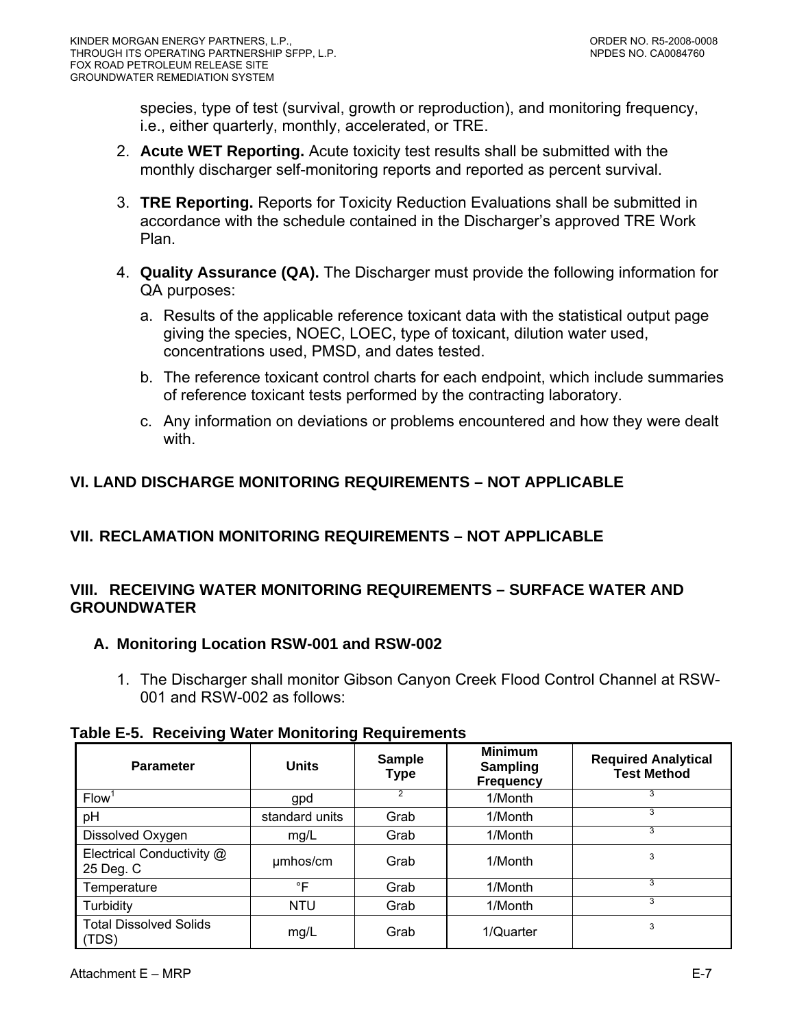species, type of test (survival, growth or reproduction), and monitoring frequency, i.e., either quarterly, monthly, accelerated, or TRE.

2. **Acute WET Reporting.** Acute toxicity test results shall be submitted with the monthly discharger self-monitoring reports and reported as percent survival.

3. **TRE Reporting.** Reports for Toxicity Reduction Evaluations shall be submitted in accordance with the schedule contained in the Discharger's approved TRE Work Plan.

4. **Quality Assurance (QA).** The Discharger must provide the following information for QA purposes:

   a. Results of the applicable reference toxicant data with the statistical output page giving the species, NOEC, LOEC, type of toxicant, dilution water used, concentrations used, PMSD, and dates tested.

   b. The reference toxicant control charts for each endpoint, which include summaries of reference toxicant tests performed by the contracting laboratory.

   c. Any information on deviations or problems encountered and how they were dealt with.

## VI. LAND DISCHARGE MONITORING REQUIREMENTS – NOT APPLICABLE

## VII. RECLAMATION MONITORING REQUIREMENTS – NOT APPLICABLE

## VIII. RECEIVING WATER MONITORING REQUIREMENTS – SURFACE WATER AND GROUNDWATER

### A. Monitoring Location RSW-001 and RSW-002

1. The Discharger shall monitor Gibson Canyon Creek Flood Control Channel at RSW-001 and RSW-002 as follows:

**Table E-5. Receiving Water Monitoring Requirements**

| Parameter | Units | Sample Type | Minimum Sampling Frequency | Required Analytical Test Method |
|---|---|---|---|---|
| Flow[1] | gpd | [2] | 1/Month | [3] |
| pH | standard units | Grab | 1/Month | [3] |
| Dissolved Oxygen | mg/L | Grab | 1/Month | [3] |
| Electrical Conductivity @ 25 Deg. C | µmhos/cm | Grab | 1/Month | [3] |
| Temperature | °F | Grab | 1/Month | [3] |
| Turbidity | NTU | Grab | 1/Month | [3] |
| Total Dissolved Solids (TDS) | mg/L | Grab | 1/Quarter | [3] |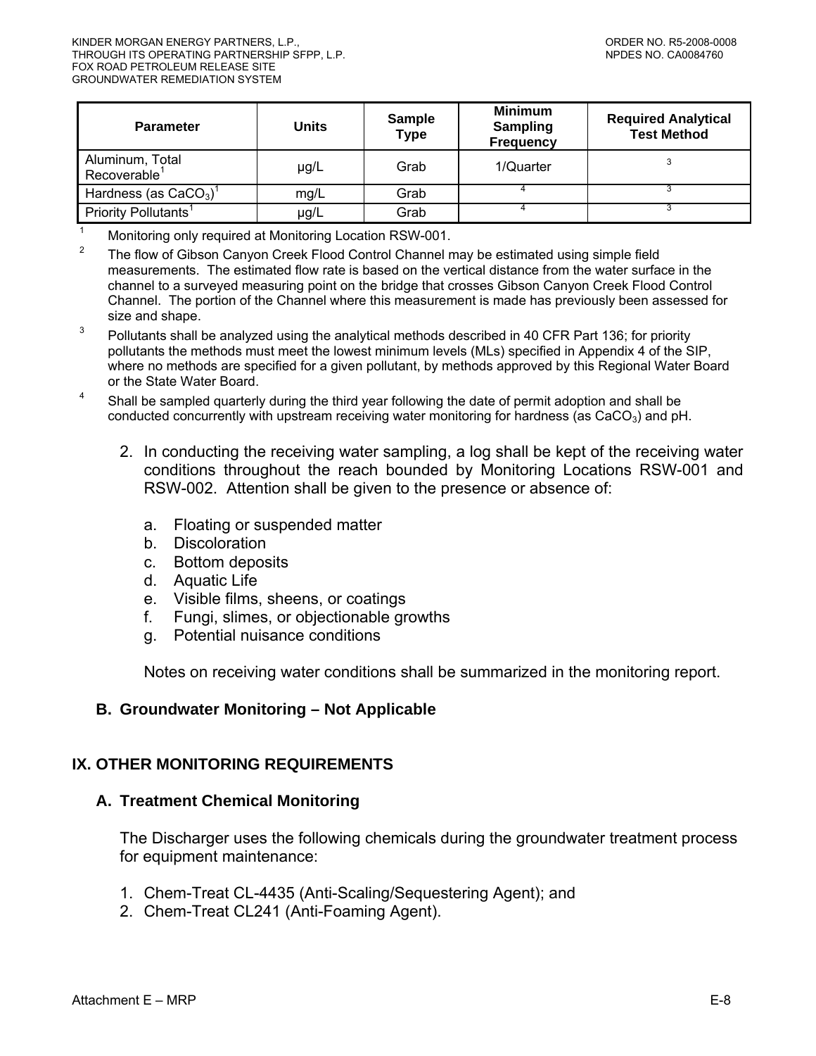| Parameter | Units | Sample Type | Minimum Sampling Frequency | Required Analytical Test Method |
|---|---|---|---|---|
| Aluminum, Total Recoverable[1] | µg/L | Grab | 1/Quarter | [3] |
| Hardness (as $CaCO_3$)[1] | mg/L | Grab | [4] | [3] |
| Priority Pollutants[1] | µg/L | Grab | [4] | [3] |

[1] Monitoring only required at Monitoring Location RSW-001.

[2] The flow of Gibson Canyon Creek Flood Control Channel may be estimated using simple field measurements. The estimated flow rate is based on the vertical distance from the water surface in the channel to a surveyed measuring point on the bridge that crosses Gibson Canyon Creek Flood Control Channel. The portion of the Channel where this measurement is made has previously been assessed for size and shape.

[3] Pollutants shall be analyzed using the analytical methods described in 40 CFR Part 136; for priority pollutants the methods must meet the lowest minimum levels (MLs) specified in Appendix 4 of the SIP, where no methods are specified for a given pollutant, by methods approved by this Regional Water Board or the State Water Board.

[4] Shall be sampled quarterly during the third year following the date of permit adoption and shall be conducted concurrently with upstream receiving water monitoring for hardness (as $CaCO_3$) and pH.

2. In conducting the receiving water sampling, a log shall be kept of the receiving water conditions throughout the reach bounded by Monitoring Locations RSW-001 and RSW-002. Attention shall be given to the presence or absence of:

   a. Floating or suspended matter
   b. Discoloration
   c. Bottom deposits
   d. Aquatic Life
   e. Visible films, sheens, or coatings
   f. Fungi, slimes, or objectionable growths
   g. Potential nuisance conditions

   Notes on receiving water conditions shall be summarized in the monitoring report.

### B. Groundwater Monitoring – Not Applicable

## IX. OTHER MONITORING REQUIREMENTS

### A. Treatment Chemical Monitoring

The Discharger uses the following chemicals during the groundwater treatment process for equipment maintenance:

1. Chem-Treat CL-4435 (Anti-Scaling/Sequestering Agent); and
2. Chem-Treat CL241 (Anti-Foaming Agent).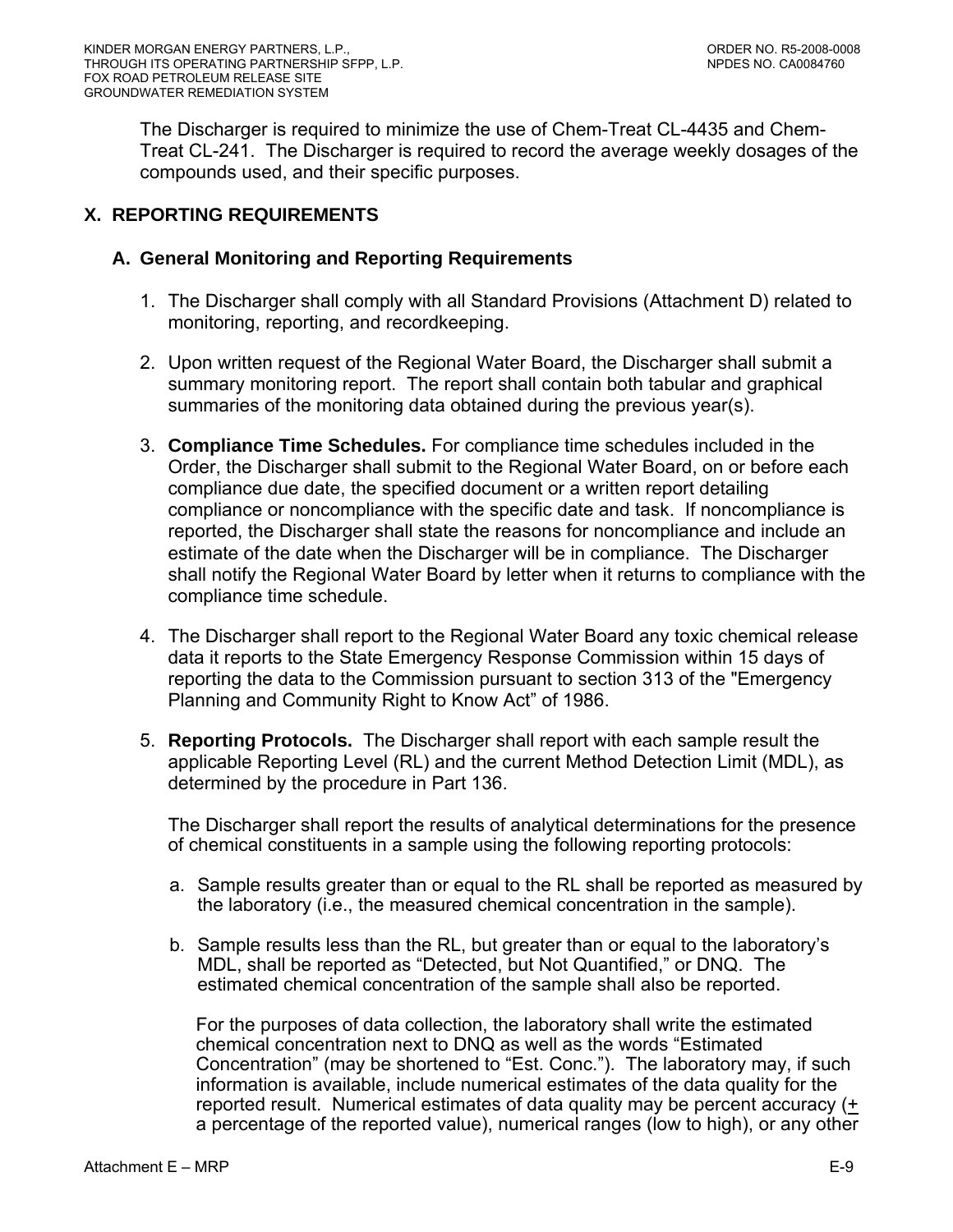The Discharger is required to minimize the use of Chem-Treat CL-4435 and Chem-Treat CL-241. The Discharger is required to record the average weekly dosages of the compounds used, and their specific purposes.

## X. REPORTING REQUIREMENTS

### A. General Monitoring and Reporting Requirements

1. The Discharger shall comply with all Standard Provisions (Attachment D) related to monitoring, reporting, and recordkeeping.

2. Upon written request of the Regional Water Board, the Discharger shall submit a summary monitoring report. The report shall contain both tabular and graphical summaries of the monitoring data obtained during the previous year(s).

3. **Compliance Time Schedules.** For compliance time schedules included in the Order, the Discharger shall submit to the Regional Water Board, on or before each compliance due date, the specified document or a written report detailing compliance or noncompliance with the specific date and task. If noncompliance is reported, the Discharger shall state the reasons for noncompliance and include an estimate of the date when the Discharger will be in compliance. The Discharger shall notify the Regional Water Board by letter when it returns to compliance with the compliance time schedule.

4. The Discharger shall report to the Regional Water Board any toxic chemical release data it reports to the State Emergency Response Commission within 15 days of reporting the data to the Commission pursuant to section 313 of the "Emergency Planning and Community Right to Know Act" of 1986.

5. **Reporting Protocols.** The Discharger shall report with each sample result the applicable Reporting Level (RL) and the current Method Detection Limit (MDL), as determined by the procedure in Part 136.

   The Discharger shall report the results of analytical determinations for the presence of chemical constituents in a sample using the following reporting protocols:

   a. Sample results greater than or equal to the RL shall be reported as measured by the laboratory (i.e., the measured chemical concentration in the sample).

   b. Sample results less than the RL, but greater than or equal to the laboratory's MDL, shall be reported as "Detected, but Not Quantified," or DNQ. The estimated chemical concentration of the sample shall also be reported.

      For the purposes of data collection, the laboratory shall write the estimated chemical concentration next to DNQ as well as the words "Estimated Concentration" (may be shortened to "Est. Conc."). The laboratory may, if such information is available, include numerical estimates of the data quality for the reported result. Numerical estimates of data quality may be percent accuracy (± a percentage of the reported value), numerical ranges (low to high), or any other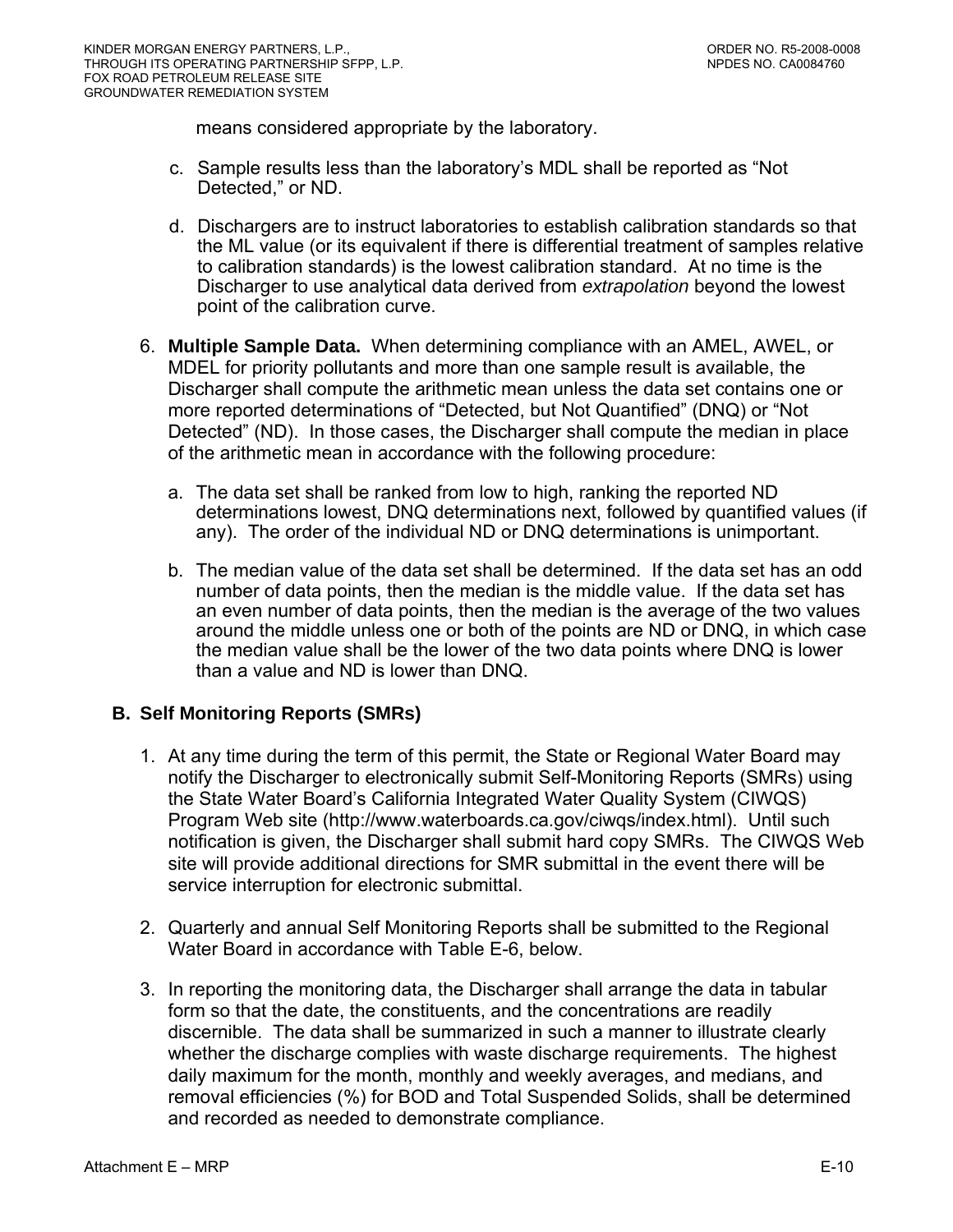means considered appropriate by the laboratory.

c. Sample results less than the laboratory's MDL shall be reported as "Not Detected," or ND.

d. Dischargers are to instruct laboratories to establish calibration standards so that the ML value (or its equivalent if there is differential treatment of samples relative to calibration standards) is the lowest calibration standard. At no time is the Discharger to use analytical data derived from *extrapolation* beyond the lowest point of the calibration curve.

6. **Multiple Sample Data.** When determining compliance with an AMEL, AWEL, or MDEL for priority pollutants and more than one sample result is available, the Discharger shall compute the arithmetic mean unless the data set contains one or more reported determinations of "Detected, but Not Quantified" (DNQ) or "Not Detected" (ND). In those cases, the Discharger shall compute the median in place of the arithmetic mean in accordance with the following procedure:

   a. The data set shall be ranked from low to high, ranking the reported ND determinations lowest, DNQ determinations next, followed by quantified values (if any). The order of the individual ND or DNQ determinations is unimportant.

   b. The median value of the data set shall be determined. If the data set has an odd number of data points, then the median is the middle value. If the data set has an even number of data points, then the median is the average of the two values around the middle unless one or both of the points are ND or DNQ, in which case the median value shall be the lower of the two data points where DNQ is lower than a value and ND is lower than DNQ.

## B. Self Monitoring Reports (SMRs)

1. At any time during the term of this permit, the State or Regional Water Board may notify the Discharger to electronically submit Self-Monitoring Reports (SMRs) using the State Water Board's California Integrated Water Quality System (CIWQS) Program Web site (http://www.waterboards.ca.gov/ciwqs/index.html). Until such notification is given, the Discharger shall submit hard copy SMRs. The CIWQS Web site will provide additional directions for SMR submittal in the event there will be service interruption for electronic submittal.

2. Quarterly and annual Self Monitoring Reports shall be submitted to the Regional Water Board in accordance with Table E-6, below.

3. In reporting the monitoring data, the Discharger shall arrange the data in tabular form so that the date, the constituents, and the concentrations are readily discernible. The data shall be summarized in such a manner to illustrate clearly whether the discharge complies with waste discharge requirements. The highest daily maximum for the month, monthly and weekly averages, and medians, and removal efficiencies (%) for BOD and Total Suspended Solids, shall be determined and recorded as needed to demonstrate compliance.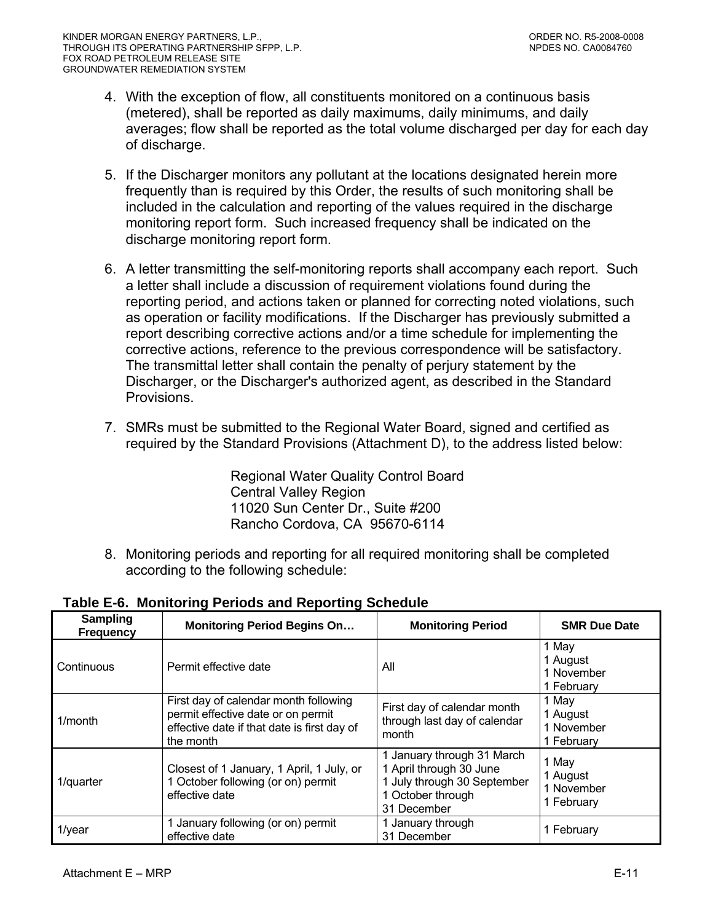4. With the exception of flow, all constituents monitored on a continuous basis (metered), shall be reported as daily maximums, daily minimums, and daily averages; flow shall be reported as the total volume discharged per day for each day of discharge.

5. If the Discharger monitors any pollutant at the locations designated herein more frequently than is required by this Order, the results of such monitoring shall be included in the calculation and reporting of the values required in the discharge monitoring report form. Such increased frequency shall be indicated on the discharge monitoring report form.

6. A letter transmitting the self-monitoring reports shall accompany each report. Such a letter shall include a discussion of requirement violations found during the reporting period, and actions taken or planned for correcting noted violations, such as operation or facility modifications. If the Discharger has previously submitted a report describing corrective actions and/or a time schedule for implementing the corrective actions, reference to the previous correspondence will be satisfactory. The transmittal letter shall contain the penalty of perjury statement by the Discharger, or the Discharger's authorized agent, as described in the Standard Provisions.

7. SMRs must be submitted to the Regional Water Board, signed and certified as required by the Standard Provisions (Attachment D), to the address listed below:

   Regional Water Quality Control Board
   Central Valley Region
   11020 Sun Center Dr., Suite #200
   Rancho Cordova, CA 95670-6114

8. Monitoring periods and reporting for all required monitoring shall be completed according to the following schedule:

**Table E-6. Monitoring Periods and Reporting Schedule**

| Sampling Frequency | Monitoring Period Begins On… | Monitoring Period | SMR Due Date |
|---|---|---|---|
| Continuous | Permit effective date | All | 1 May<br>1 August<br>1 November<br>1 February |
| 1/month | First day of calendar month following permit effective date or on permit effective date if that date is first day of the month | First day of calendar month through last day of calendar month | 1 May<br>1 August<br>1 November<br>1 February |
| 1/quarter | Closest of 1 January, 1 April, 1 July, or 1 October following (or on) permit effective date | 1 January through 31 March<br>1 April through 30 June<br>1 July through 30 September<br>1 October through 31 December | 1 May<br>1 August<br>1 November<br>1 February |
| 1/year | 1 January following (or on) permit effective date | 1 January through 31 December | 1 February |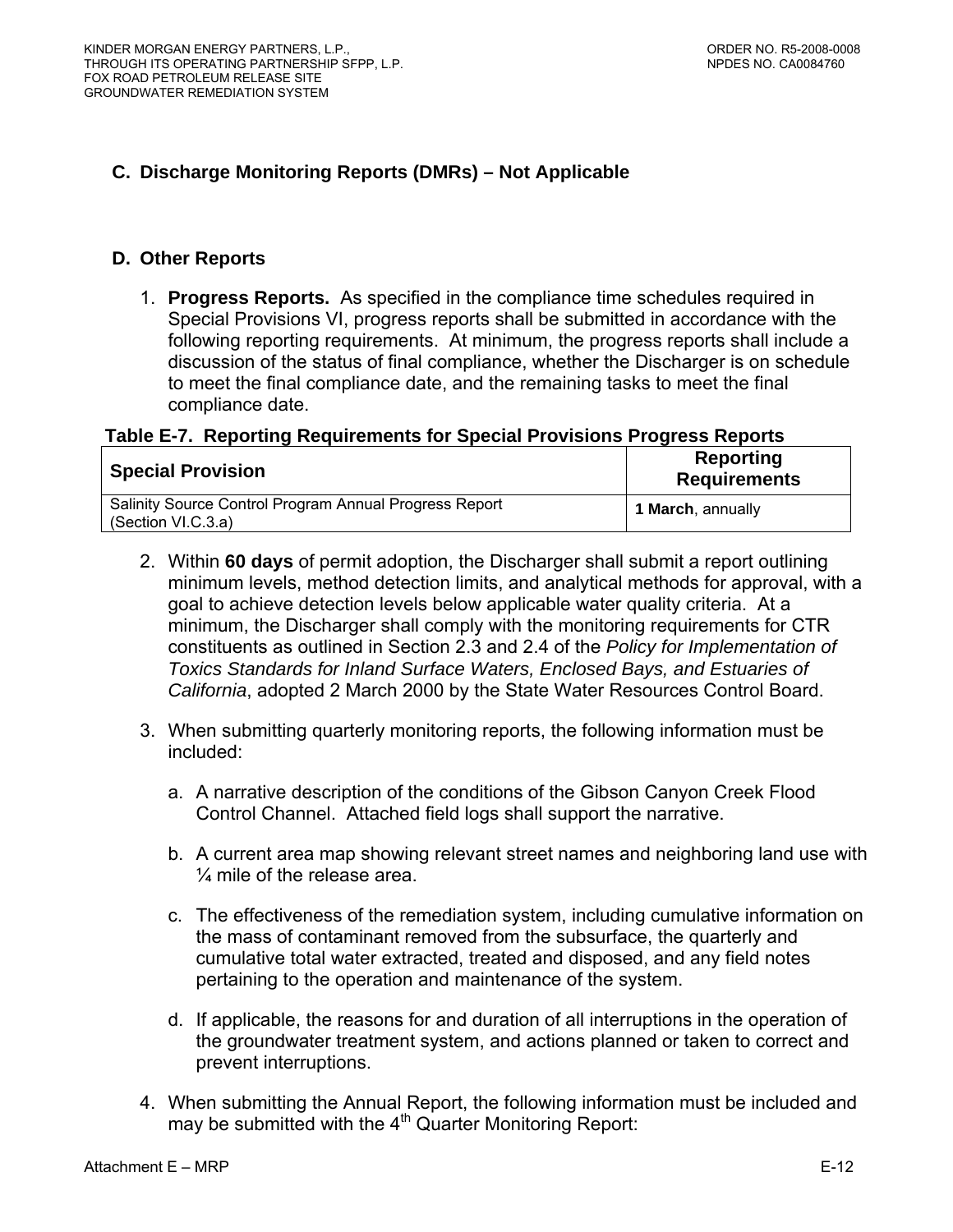### C. Discharge Monitoring Reports (DMRs) – Not Applicable

### D. Other Reports

1. **Progress Reports.** As specified in the compliance time schedules required in Special Provisions VI, progress reports shall be submitted in accordance with the following reporting requirements. At minimum, the progress reports shall include a discussion of the status of final compliance, whether the Discharger is on schedule to meet the final compliance date, and the remaining tasks to meet the final compliance date.

**Table E-7. Reporting Requirements for Special Provisions Progress Reports**

| Special Provision | Reporting Requirements |
|---|---|
| Salinity Source Control Program Annual Progress Report (Section VI.C.3.a) | **1 March**, annually |

2. Within **60 days** of permit adoption, the Discharger shall submit a report outlining minimum levels, method detection limits, and analytical methods for approval, with a goal to achieve detection levels below applicable water quality criteria. At a minimum, the Discharger shall comply with the monitoring requirements for CTR constituents as outlined in Section 2.3 and 2.4 of the *Policy for Implementation of Toxics Standards for Inland Surface Waters, Enclosed Bays, and Estuaries of California*, adopted 2 March 2000 by the State Water Resources Control Board.

3. When submitting quarterly monitoring reports, the following information must be included:

   a. A narrative description of the conditions of the Gibson Canyon Creek Flood Control Channel. Attached field logs shall support the narrative.

   b. A current area map showing relevant street names and neighboring land use with ¼ mile of the release area.

   c. The effectiveness of the remediation system, including cumulative information on the mass of contaminant removed from the subsurface, the quarterly and cumulative total water extracted, treated and disposed, and any field notes pertaining to the operation and maintenance of the system.

   d. If applicable, the reasons for and duration of all interruptions in the operation of the groundwater treatment system, and actions planned or taken to correct and prevent interruptions.

4. When submitting the Annual Report, the following information must be included and may be submitted with the 4th Quarter Monitoring Report: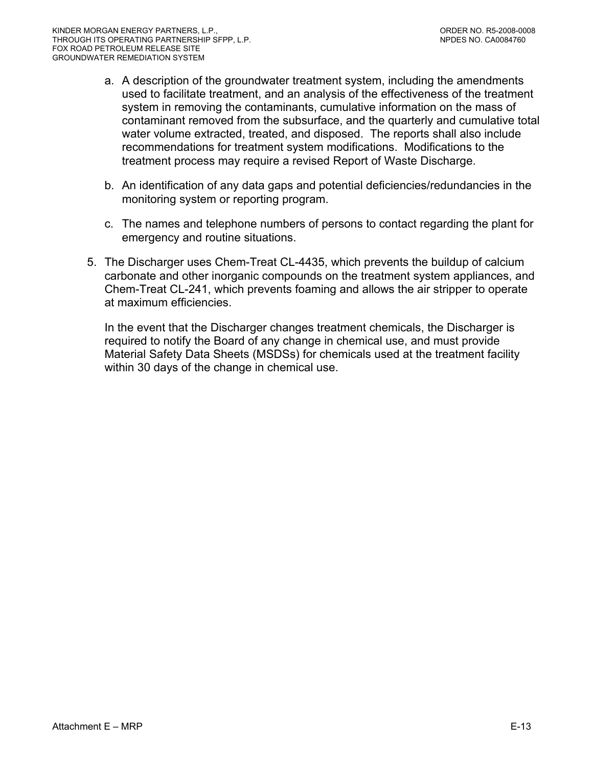a. A description of the groundwater treatment system, including the amendments used to facilitate treatment, and an analysis of the effectiveness of the treatment system in removing the contaminants, cumulative information on the mass of contaminant removed from the subsurface, and the quarterly and cumulative total water volume extracted, treated, and disposed. The reports shall also include recommendations for treatment system modifications. Modifications to the treatment process may require a revised Report of Waste Discharge.

b. An identification of any data gaps and potential deficiencies/redundancies in the monitoring system or reporting program.

c. The names and telephone numbers of persons to contact regarding the plant for emergency and routine situations.

5. The Discharger uses Chem-Treat CL-4435, which prevents the buildup of calcium carbonate and other inorganic compounds on the treatment system appliances, and Chem-Treat CL-241, which prevents foaming and allows the air stripper to operate at maximum efficiencies.

   In the event that the Discharger changes treatment chemicals, the Discharger is required to notify the Board of any change in chemical use, and must provide Material Safety Data Sheets (MSDSs) for chemicals used at the treatment facility within 30 days of the change in chemical use.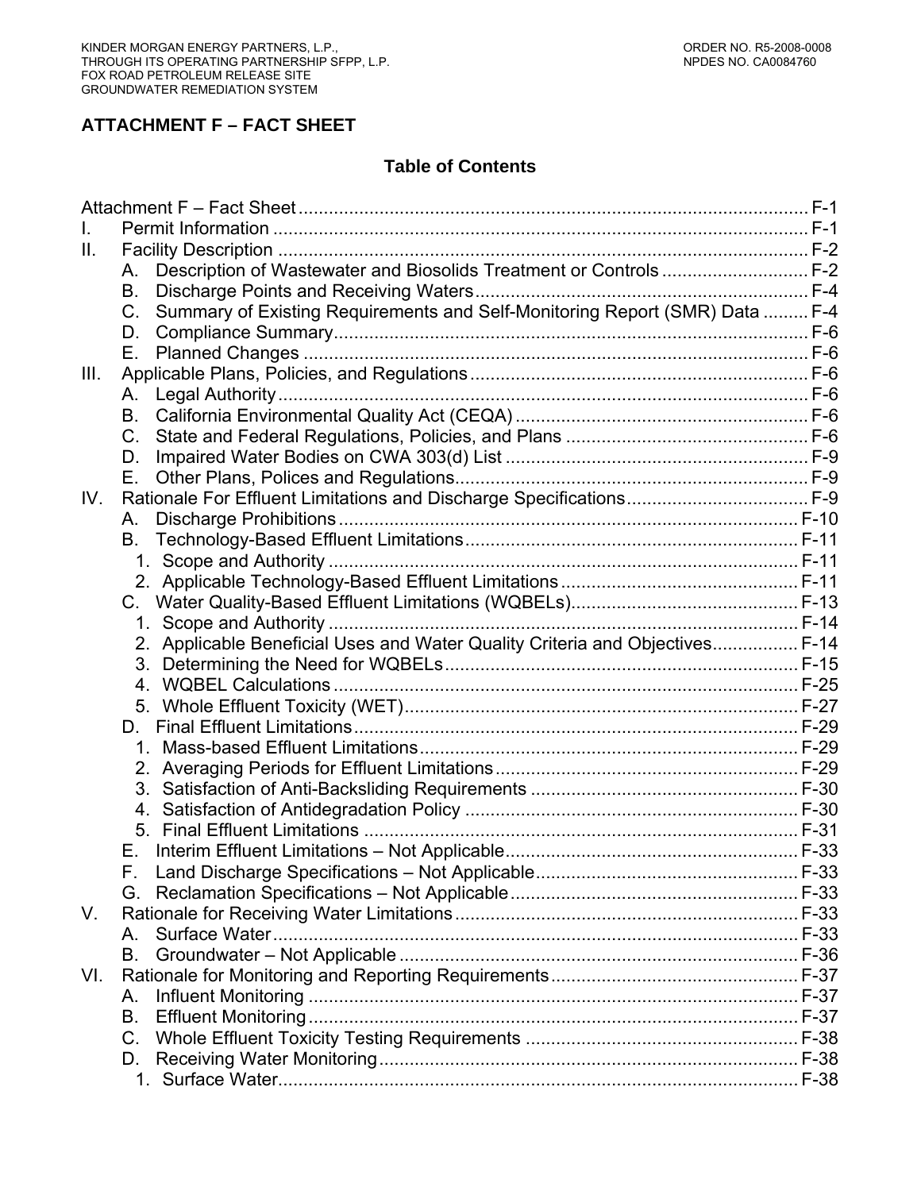## ATTACHMENT F – FACT SHEET

### Table of Contents

Attachment F – Fact Sheet ..................................................................................................... F-1

I. Permit Information ........................................................................................................... F-1

II. Facility Description ......................................................................................................... F-2

   A. Description of Wastewater and Biosolids Treatment or Controls ............................. F-2

   B. Discharge Points and Receiving Waters.................................................................. F-4

   C. Summary of Existing Requirements and Self-Monitoring Report (SMR) Data ......... F-4

   D. Compliance Summary.............................................................................................. F-6

   E. Planned Changes .................................................................................................... F-6

III. Applicable Plans, Policies, and Regulations ................................................................... F-6

   A. Legal Authority ......................................................................................................... F-6

   B. California Environmental Quality Act (CEQA) .......................................................... F-6

   C. State and Federal Regulations, Policies, and Plans ................................................ F-6

   D. Impaired Water Bodies on CWA 303(d) List ............................................................ F-9

   E. Other Plans, Polices and Regulations...................................................................... F-9

IV. Rationale For Effluent Limitations and Discharge Specifications.................................... F-9

   A. Discharge Prohibitions ........................................................................................... F-10

   B. Technology-Based Effluent Limitations .................................................................. F-11

      1. Scope and Authority ............................................................................................ F-11

      2. Applicable Technology-Based Effluent Limitations ............................................... F-11

   C. Water Quality-Based Effluent Limitations (WQBELs)............................................. F-13

      1. Scope and Authority ............................................................................................ F-14

      2. Applicable Beneficial Uses and Water Quality Criteria and Objectives................ F-14

      3. Determining the Need for WQBELs..................................................................... F-15

      4. WQBEL Calculations ........................................................................................... F-25

      5. Whole Effluent Toxicity (WET)............................................................................. F-27

   D. Final Effluent Limitations........................................................................................ F-29

      1. Mass-based Effluent Limitations.......................................................................... F-29

      2. Averaging Periods for Effluent Limitations ........................................................... F-29

      3. Satisfaction of Anti-Backsliding Requirements .................................................... F-30

      4. Satisfaction of Antidegradation Policy ................................................................. F-30

      5. Final Effluent Limitations ..................................................................................... F-31

   E. Interim Effluent Limitations – Not Applicable.......................................................... F-33

   F. Land Discharge Specifications – Not Applicable.................................................... F-33

   G. Reclamation Specifications – Not Applicable ......................................................... F-33

V. Rationale for Receiving Water Limitations .................................................................... F-33

   A. Surface Water ........................................................................................................ F-33

   B. Groundwater – Not Applicable ............................................................................... F-36

VI. Rationale for Monitoring and Reporting Requirements ................................................. F-37

   A. Influent Monitoring ................................................................................................. F-37

   B. Effluent Monitoring ................................................................................................. F-37

   C. Whole Effluent Toxicity Testing Requirements ...................................................... F-38

   D. Receiving Water Monitoring ................................................................................... F-38

      1. Surface Water...................................................................................................... F-38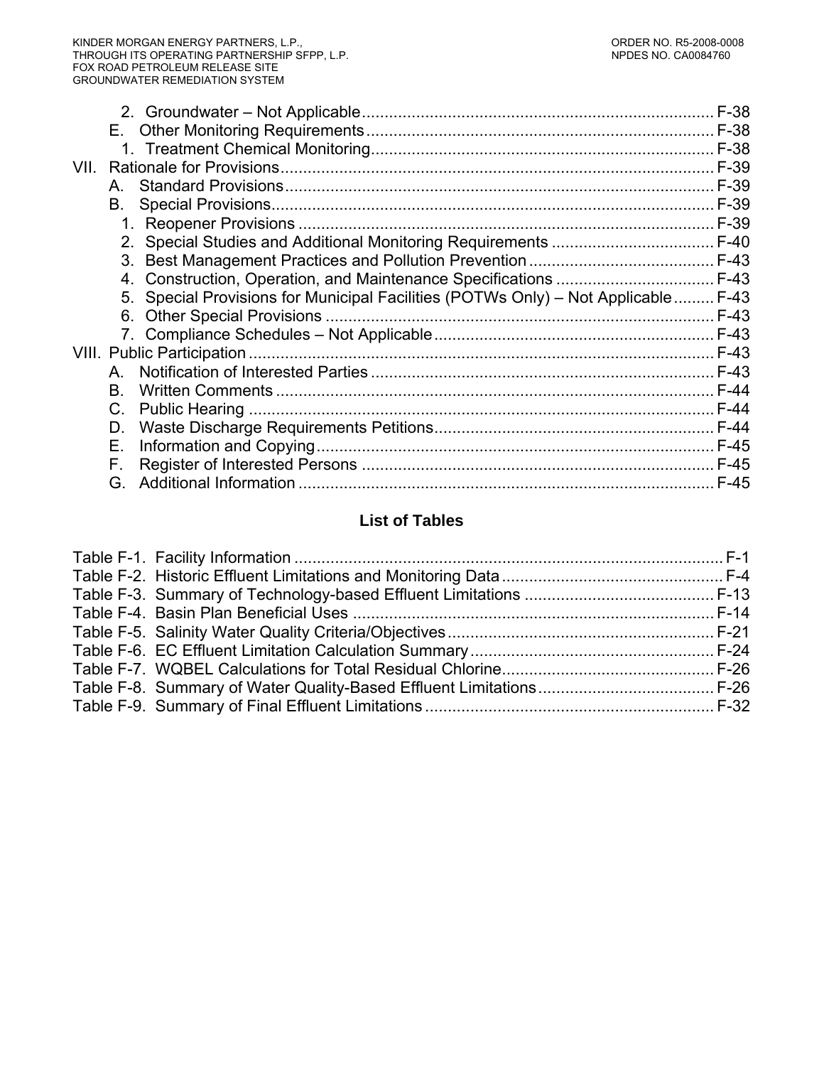2. Groundwater – Not Applicable .......... F-38
E. Other Monitoring Requirements .......... F-38
1. Treatment Chemical Monitoring .......... F-38

VII. Rationale for Provisions .......... F-39
A. Standard Provisions .......... F-39
B. Special Provisions .......... F-39
1. Reopener Provisions .......... F-39
2. Special Studies and Additional Monitoring Requirements .......... F-40
3. Best Management Practices and Pollution Prevention .......... F-43
4. Construction, Operation, and Maintenance Specifications .......... F-43
5. Special Provisions for Municipal Facilities (POTWs Only) – Not Applicable .......... F-43
6. Other Special Provisions .......... F-43
7. Compliance Schedules – Not Applicable .......... F-43

VIII. Public Participation .......... F-43
A. Notification of Interested Parties .......... F-43
B. Written Comments .......... F-44
C. Public Hearing .......... F-44
D. Waste Discharge Requirements Petitions .......... F-44
E. Information and Copying .......... F-45
F. Register of Interested Persons .......... F-45
G. Additional Information .......... F-45

## List of Tables

Table F-1. Facility Information .......... F-1
Table F-2. Historic Effluent Limitations and Monitoring Data .......... F-4
Table F-3. Summary of Technology-based Effluent Limitations .......... F-13
Table F-4. Basin Plan Beneficial Uses .......... F-14
Table F-5. Salinity Water Quality Criteria/Objectives .......... F-21
Table F-6. EC Effluent Limitation Calculation Summary .......... F-24
Table F-7. WQBEL Calculations for Total Residual Chlorine .......... F-26
Table F-8. Summary of Water Quality-Based Effluent Limitations .......... F-26
Table F-9. Summary of Final Effluent Limitations .......... F-32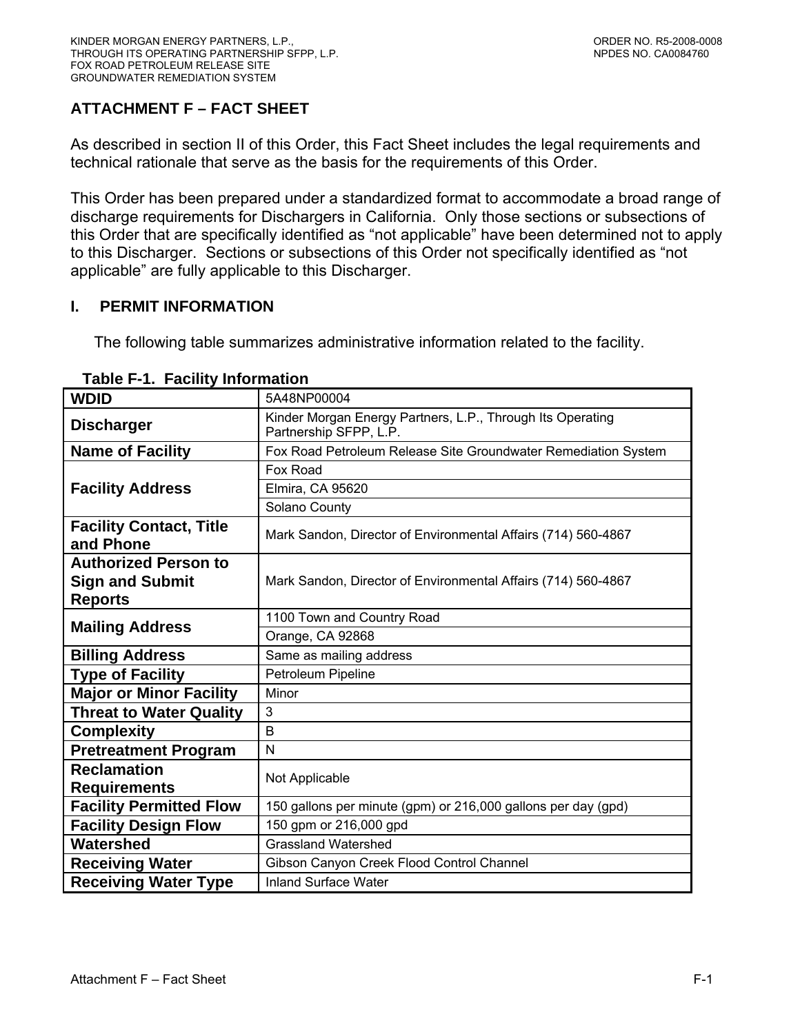## ATTACHMENT F – FACT SHEET

As described in section II of this Order, this Fact Sheet includes the legal requirements and technical rationale that serve as the basis for the requirements of this Order.

This Order has been prepared under a standardized format to accommodate a broad range of discharge requirements for Dischargers in California. Only those sections or subsections of this Order that are specifically identified as "not applicable" have been determined not to apply to this Discharger. Sections or subsections of this Order not specifically identified as "not applicable" are fully applicable to this Discharger.

### I. PERMIT INFORMATION

The following table summarizes administrative information related to the facility.

**Table F-1. Facility Information**

| | |
|---|---|
| **WDID** | 5A48NP00004 |
| **Discharger** | Kinder Morgan Energy Partners, L.P., Through Its Operating Partnership SFPP, L.P. |
| **Name of Facility** | Fox Road Petroleum Release Site Groundwater Remediation System |
| **Facility Address** | Fox Road |
| | Elmira, CA 95620 |
| | Solano County |
| **Facility Contact, Title and Phone** | Mark Sandon, Director of Environmental Affairs (714) 560-4867 |
| **Authorized Person to Sign and Submit Reports** | Mark Sandon, Director of Environmental Affairs (714) 560-4867 |
| **Mailing Address** | 1100 Town and Country Road |
| | Orange, CA 92868 |
| **Billing Address** | Same as mailing address |
| **Type of Facility** | Petroleum Pipeline |
| **Major or Minor Facility** | Minor |
| **Threat to Water Quality** | 3 |
| **Complexity** | B |
| **Pretreatment Program** | N |
| **Reclamation Requirements** | Not Applicable |
| **Facility Permitted Flow** | 150 gallons per minute (gpm) or 216,000 gallons per day (gpd) |
| **Facility Design Flow** | 150 gpm or 216,000 gpd |
| **Watershed** | Grassland Watershed |
| **Receiving Water** | Gibson Canyon Creek Flood Control Channel |
| **Receiving Water Type** | Inland Surface Water |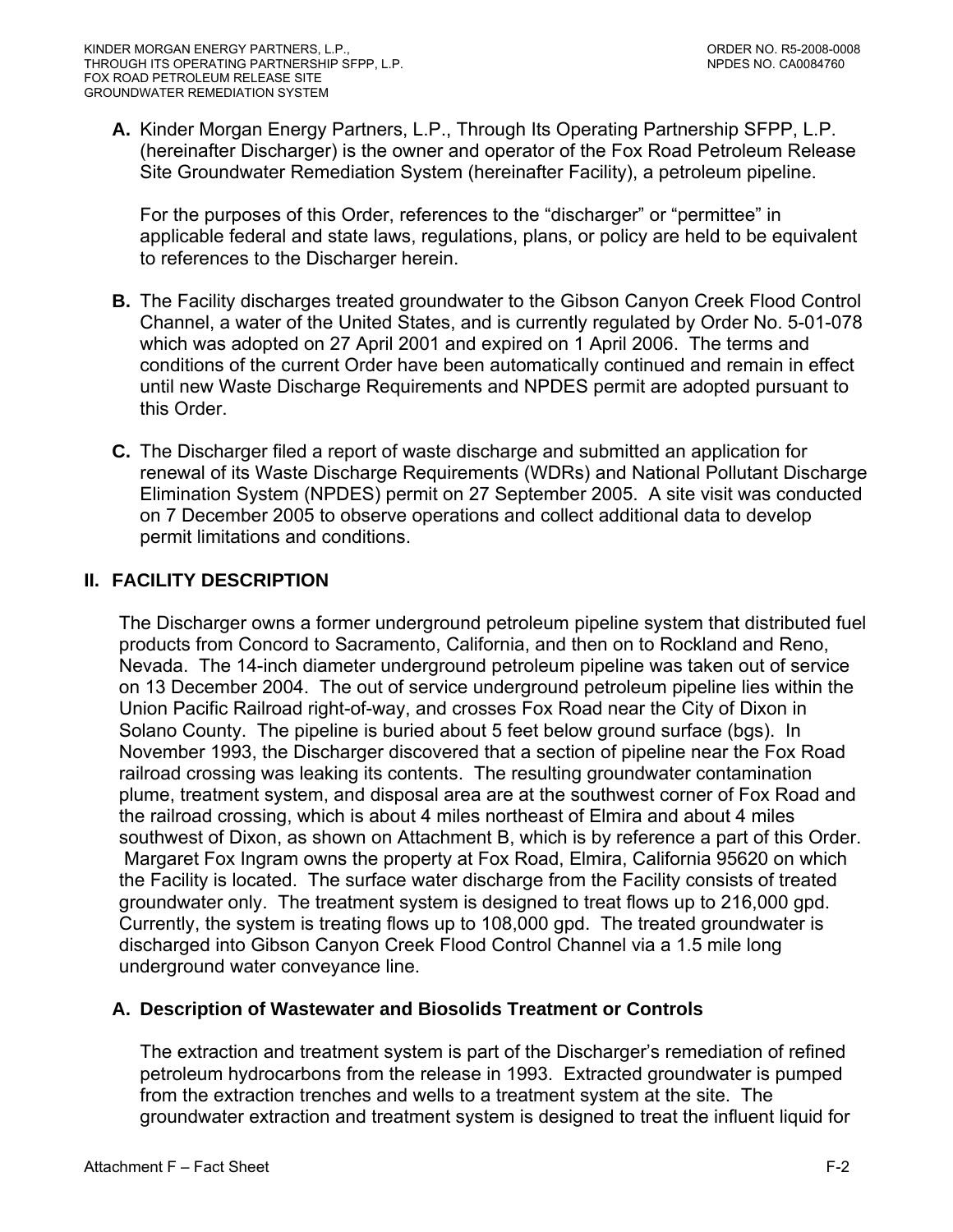**A.** Kinder Morgan Energy Partners, L.P., Through Its Operating Partnership SFPP, L.P. (hereinafter Discharger) is the owner and operator of the Fox Road Petroleum Release Site Groundwater Remediation System (hereinafter Facility), a petroleum pipeline.

For the purposes of this Order, references to the "discharger" or "permittee" in applicable federal and state laws, regulations, plans, or policy are held to be equivalent to references to the Discharger herein.

**B.** The Facility discharges treated groundwater to the Gibson Canyon Creek Flood Control Channel, a water of the United States, and is currently regulated by Order No. 5-01-078 which was adopted on 27 April 2001 and expired on 1 April 2006. The terms and conditions of the current Order have been automatically continued and remain in effect until new Waste Discharge Requirements and NPDES permit are adopted pursuant to this Order.

**C.** The Discharger filed a report of waste discharge and submitted an application for renewal of its Waste Discharge Requirements (WDRs) and National Pollutant Discharge Elimination System (NPDES) permit on 27 September 2005. A site visit was conducted on 7 December 2005 to observe operations and collect additional data to develop permit limitations and conditions.

## II. FACILITY DESCRIPTION

The Discharger owns a former underground petroleum pipeline system that distributed fuel products from Concord to Sacramento, California, and then on to Rockland and Reno, Nevada. The 14-inch diameter underground petroleum pipeline was taken out of service on 13 December 2004. The out of service underground petroleum pipeline lies within the Union Pacific Railroad right-of-way, and crosses Fox Road near the City of Dixon in Solano County. The pipeline is buried about 5 feet below ground surface (bgs). In November 1993, the Discharger discovered that a section of pipeline near the Fox Road railroad crossing was leaking its contents. The resulting groundwater contamination plume, treatment system, and disposal area are at the southwest corner of Fox Road and the railroad crossing, which is about 4 miles northeast of Elmira and about 4 miles southwest of Dixon, as shown on Attachment B, which is by reference a part of this Order. Margaret Fox Ingram owns the property at Fox Road, Elmira, California 95620 on which the Facility is located. The surface water discharge from the Facility consists of treated groundwater only. The treatment system is designed to treat flows up to 216,000 gpd. Currently, the system is treating flows up to 108,000 gpd. The treated groundwater is discharged into Gibson Canyon Creek Flood Control Channel via a 1.5 mile long underground water conveyance line.

### A. Description of Wastewater and Biosolids Treatment or Controls

The extraction and treatment system is part of the Discharger's remediation of refined petroleum hydrocarbons from the release in 1993. Extracted groundwater is pumped from the extraction trenches and wells to a treatment system at the site. The groundwater extraction and treatment system is designed to treat the influent liquid for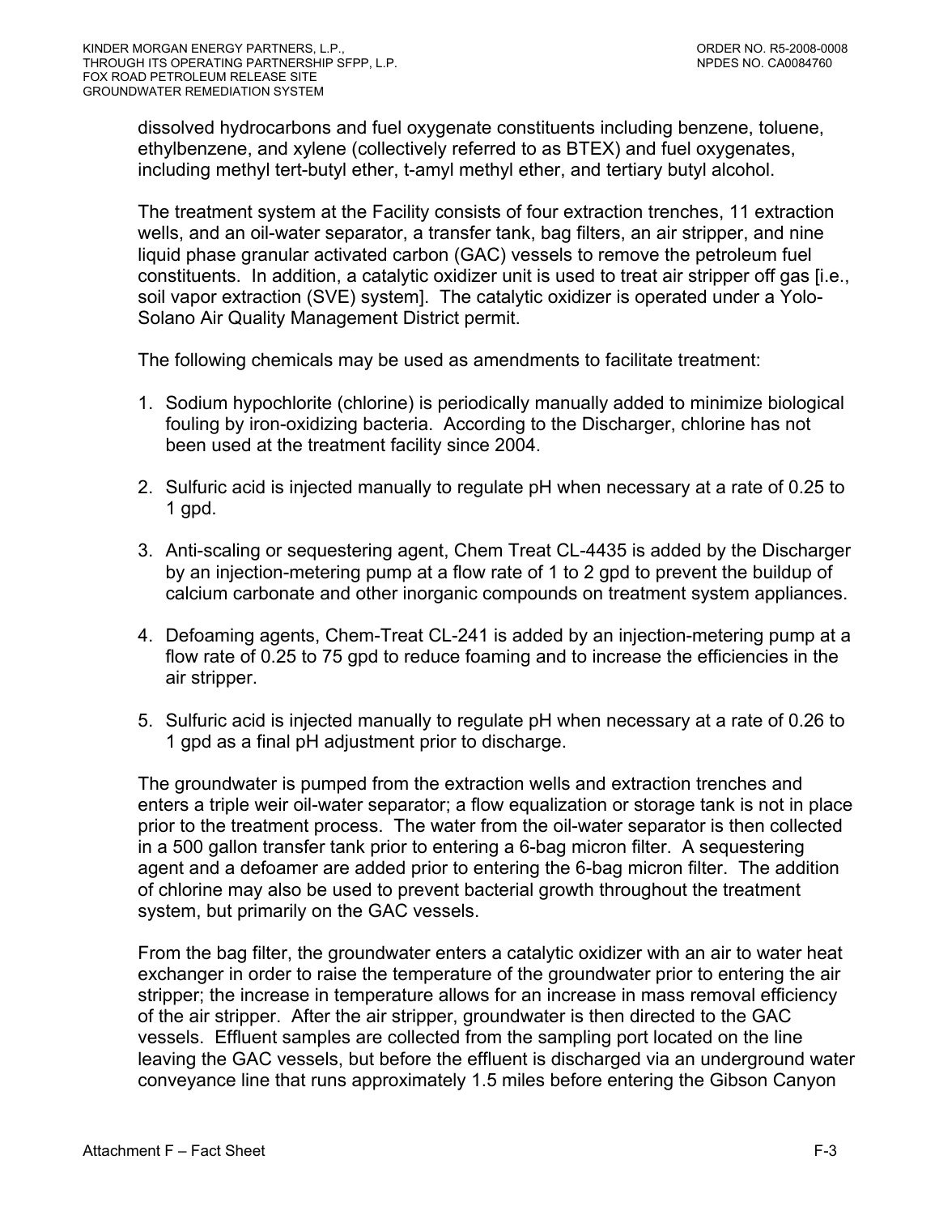dissolved hydrocarbons and fuel oxygenate constituents including benzene, toluene, ethylbenzene, and xylene (collectively referred to as BTEX) and fuel oxygenates, including methyl tert-butyl ether, t-amyl methyl ether, and tertiary butyl alcohol.

The treatment system at the Facility consists of four extraction trenches, 11 extraction wells, and an oil-water separator, a transfer tank, bag filters, an air stripper, and nine liquid phase granular activated carbon (GAC) vessels to remove the petroleum fuel constituents. In addition, a catalytic oxidizer unit is used to treat air stripper off gas [i.e., soil vapor extraction (SVE) system]. The catalytic oxidizer is operated under a Yolo-Solano Air Quality Management District permit.

The following chemicals may be used as amendments to facilitate treatment:

1. Sodium hypochlorite (chlorine) is periodically manually added to minimize biological fouling by iron-oxidizing bacteria. According to the Discharger, chlorine has not been used at the treatment facility since 2004.
2. Sulfuric acid is injected manually to regulate pH when necessary at a rate of 0.25 to 1 gpd.
3. Anti-scaling or sequestering agent, Chem Treat CL-4435 is added by the Discharger by an injection-metering pump at a flow rate of 1 to 2 gpd to prevent the buildup of calcium carbonate and other inorganic compounds on treatment system appliances.
4. Defoaming agents, Chem-Treat CL-241 is added by an injection-metering pump at a flow rate of 0.25 to 75 gpd to reduce foaming and to increase the efficiencies in the air stripper.
5. Sulfuric acid is injected manually to regulate pH when necessary at a rate of 0.26 to 1 gpd as a final pH adjustment prior to discharge.

The groundwater is pumped from the extraction wells and extraction trenches and enters a triple weir oil-water separator; a flow equalization or storage tank is not in place prior to the treatment process. The water from the oil-water separator is then collected in a 500 gallon transfer tank prior to entering a 6-bag micron filter. A sequestering agent and a defoamer are added prior to entering the 6-bag micron filter. The addition of chlorine may also be used to prevent bacterial growth throughout the treatment system, but primarily on the GAC vessels.

From the bag filter, the groundwater enters a catalytic oxidizer with an air to water heat exchanger in order to raise the temperature of the groundwater prior to entering the air stripper; the increase in temperature allows for an increase in mass removal efficiency of the air stripper. After the air stripper, groundwater is then directed to the GAC vessels. Effluent samples are collected from the sampling port located on the line leaving the GAC vessels, but before the effluent is discharged via an underground water conveyance line that runs approximately 1.5 miles before entering the Gibson Canyon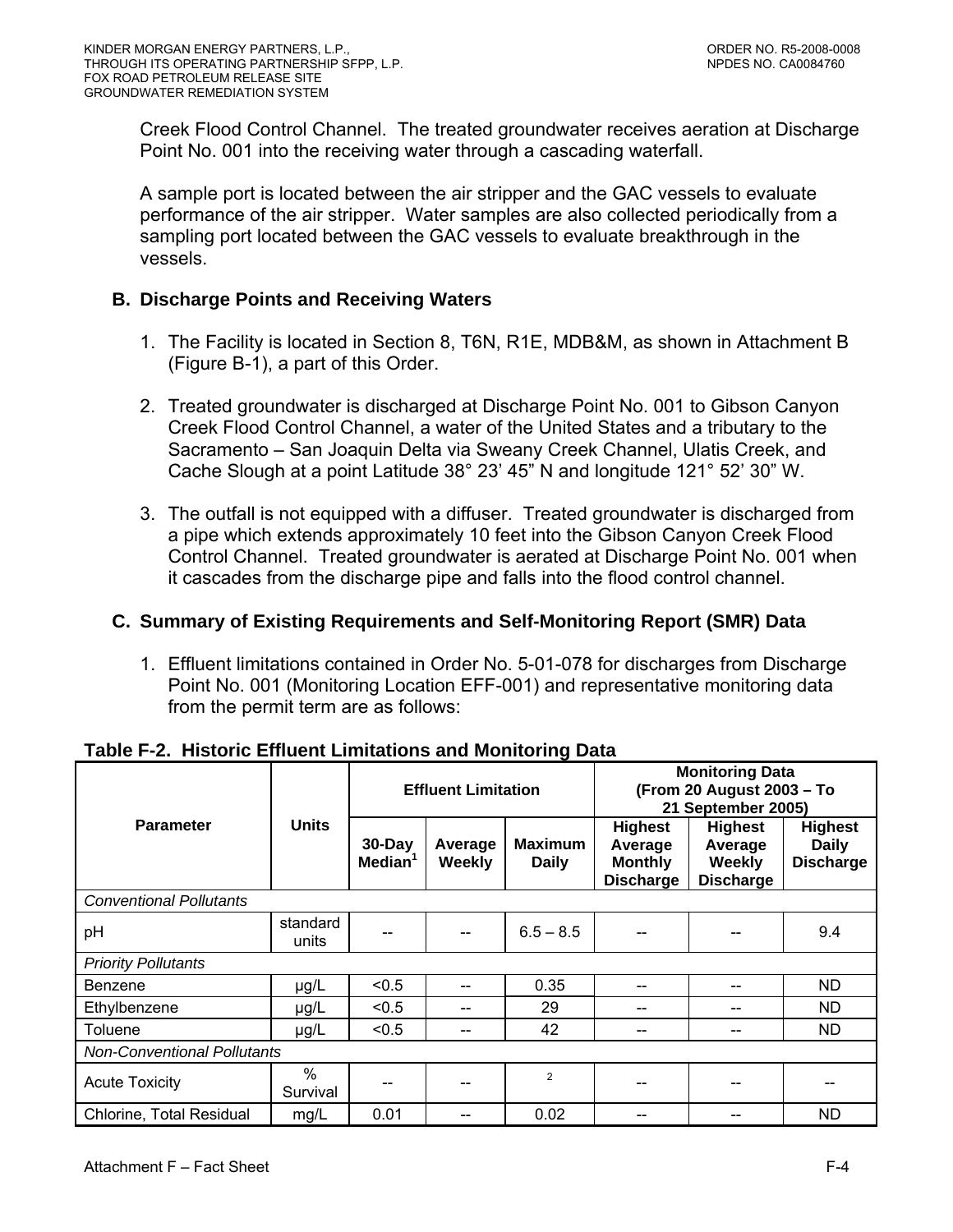Creek Flood Control Channel. The treated groundwater receives aeration at Discharge Point No. 001 into the receiving water through a cascading waterfall.

A sample port is located between the air stripper and the GAC vessels to evaluate performance of the air stripper. Water samples are also collected periodically from a sampling port located between the GAC vessels to evaluate breakthrough in the vessels.

### B. Discharge Points and Receiving Waters

1. The Facility is located in Section 8, T6N, R1E, MDB&M, as shown in Attachment B (Figure B-1), a part of this Order.

2. Treated groundwater is discharged at Discharge Point No. 001 to Gibson Canyon Creek Flood Control Channel, a water of the United States and a tributary to the Sacramento – San Joaquin Delta via Sweany Creek Channel, Ulatis Creek, and Cache Slough at a point Latitude 38° 23' 45" N and longitude 121° 52' 30" W.

3. The outfall is not equipped with a diffuser. Treated groundwater is discharged from a pipe which extends approximately 10 feet into the Gibson Canyon Creek Flood Control Channel. Treated groundwater is aerated at Discharge Point No. 001 when it cascades from the discharge pipe and falls into the flood control channel.

### C. Summary of Existing Requirements and Self-Monitoring Report (SMR) Data

1. Effluent limitations contained in Order No. 5-01-078 for discharges from Discharge Point No. 001 (Monitoring Location EFF-001) and representative monitoring data from the permit term are as follows:

**Table F-2. Historic Effluent Limitations and Monitoring Data**

| Parameter | Units | Effluent Limitation | | | Monitoring Data (From 20 August 2003 – To 21 September 2005) | | |
|---|---|---|---|---|---|---|---|
| | | 30-Day Median[1] | Average Weekly | Maximum Daily | Highest Average Monthly Discharge | Highest Average Weekly Discharge | Highest Daily Discharge |
| *Conventional Pollutants* | | | | | | | |
| pH | standard units | -- | -- | 6.5 – 8.5 | -- | -- | 9.4 |
| *Priority Pollutants* | | | | | | | |
| Benzene | µg/L | <0.5 | -- | 0.35 | -- | -- | ND |
| Ethylbenzene | µg/L | <0.5 | -- | 29 | -- | -- | ND |
| Toluene | µg/L | <0.5 | -- | 42 | -- | -- | ND |
| *Non-Conventional Pollutants* | | | | | | | |
| Acute Toxicity | % Survival | -- | -- | [2] | -- | -- | -- |
| Chlorine, Total Residual | mg/L | 0.01 | -- | 0.02 | -- | -- | ND |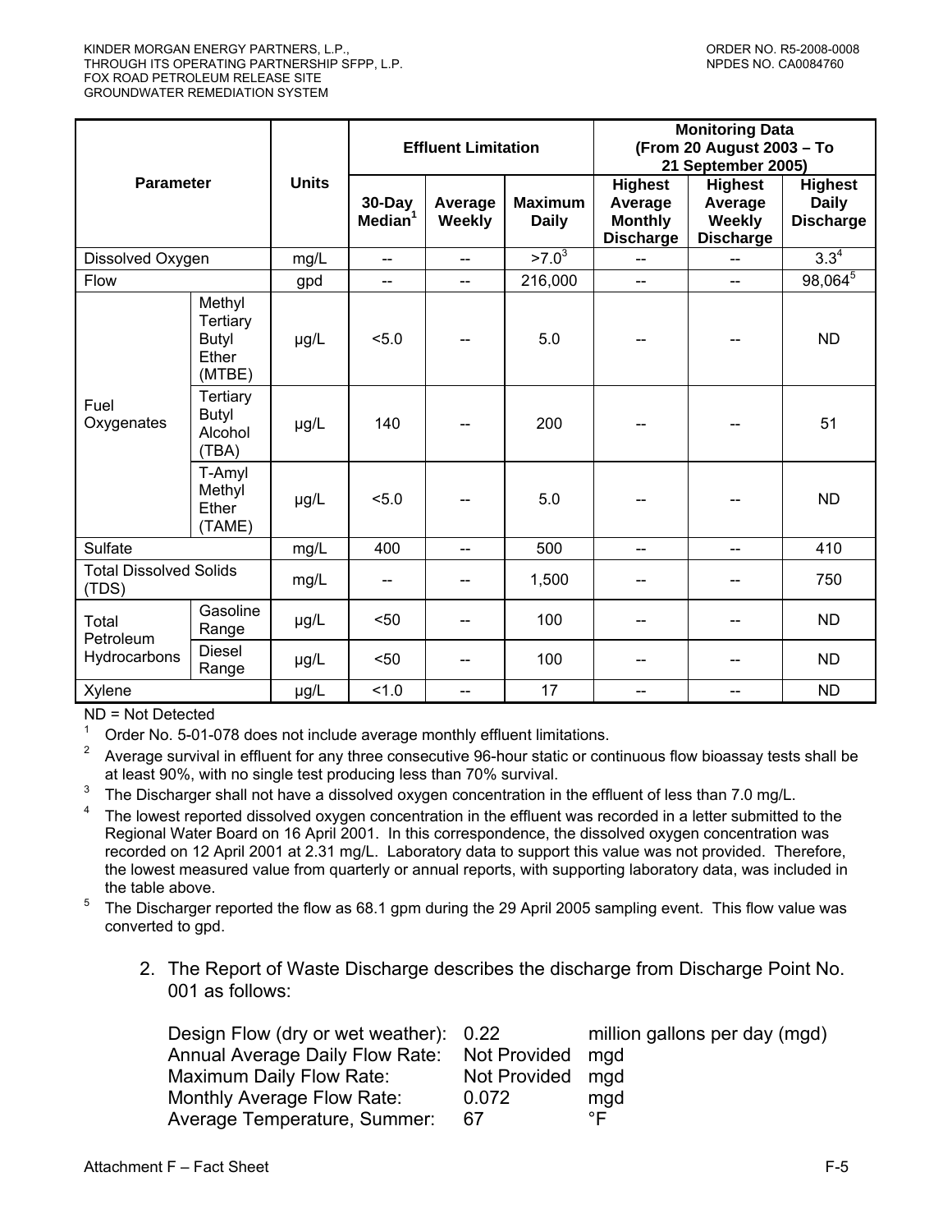| Parameter | | Units | Effluent Limitation | | | Monitoring Data (From 20 August 2003 – To 21 September 2005) | | |
|---|---|---|---|---|---|---|---|---|
| | | | 30-Day Median[1] | Average Weekly | Maximum Daily | Highest Average Monthly Discharge | Highest Average Weekly Discharge | Highest Daily Discharge |
| Dissolved Oxygen | | mg/L | -- | -- | >7.0[3] | -- | -- | 3.3[4] |
| Flow | | gpd | -- | -- | 216,000 | -- | -- | 98,064[5] |
| Fuel Oxygenates | Methyl Tertiary Butyl Ether (MTBE) | µg/L | <5.0 | -- | 5.0 | -- | -- | ND |
| | Tertiary Butyl Alcohol (TBA) | µg/L | 140 | -- | 200 | -- | -- | 51 |
| | T-Amyl Methyl Ether (TAME) | µg/L | <5.0 | -- | 5.0 | -- | -- | ND |
| Sulfate | | mg/L | 400 | -- | 500 | -- | -- | 410 |
| Total Dissolved Solids (TDS) | | mg/L | -- | -- | 1,500 | -- | -- | 750 |
| Total Petroleum Hydrocarbons | Gasoline Range | µg/L | <50 | -- | 100 | -- | -- | ND |
| | Diesel Range | µg/L | <50 | -- | 100 | -- | -- | ND |
| Xylene | | µg/L | <1.0 | -- | 17 | -- | -- | ND |

ND = Not Detected

[1] Order No. 5-01-078 does not include average monthly effluent limitations.

[2] Average survival in effluent for any three consecutive 96-hour static or continuous flow bioassay tests shall be at least 90%, with no single test producing less than 70% survival.

[3] The Discharger shall not have a dissolved oxygen concentration in the effluent of less than 7.0 mg/L.

[4] The lowest reported dissolved oxygen concentration in the effluent was recorded in a letter submitted to the Regional Water Board on 16 April 2001. In this correspondence, the dissolved oxygen concentration was recorded on 12 April 2001 at 2.31 mg/L. Laboratory data to support this value was not provided. Therefore, the lowest measured value from quarterly or annual reports, with supporting laboratory data, was included in the table above.

[5] The Discharger reported the flow as 68.1 gpm during the 29 April 2005 sampling event. This flow value was converted to gpd.

2. The Report of Waste Discharge describes the discharge from Discharge Point No. 001 as follows:

| | | |
|---|---|---|
| Design Flow (dry or wet weather): | 0.22 | million gallons per day (mgd) |
| Annual Average Daily Flow Rate: | Not Provided | mgd |
| Maximum Daily Flow Rate: | Not Provided | mgd |
| Monthly Average Flow Rate: | 0.072 | mgd |
| Average Temperature, Summer: | 67 | °F |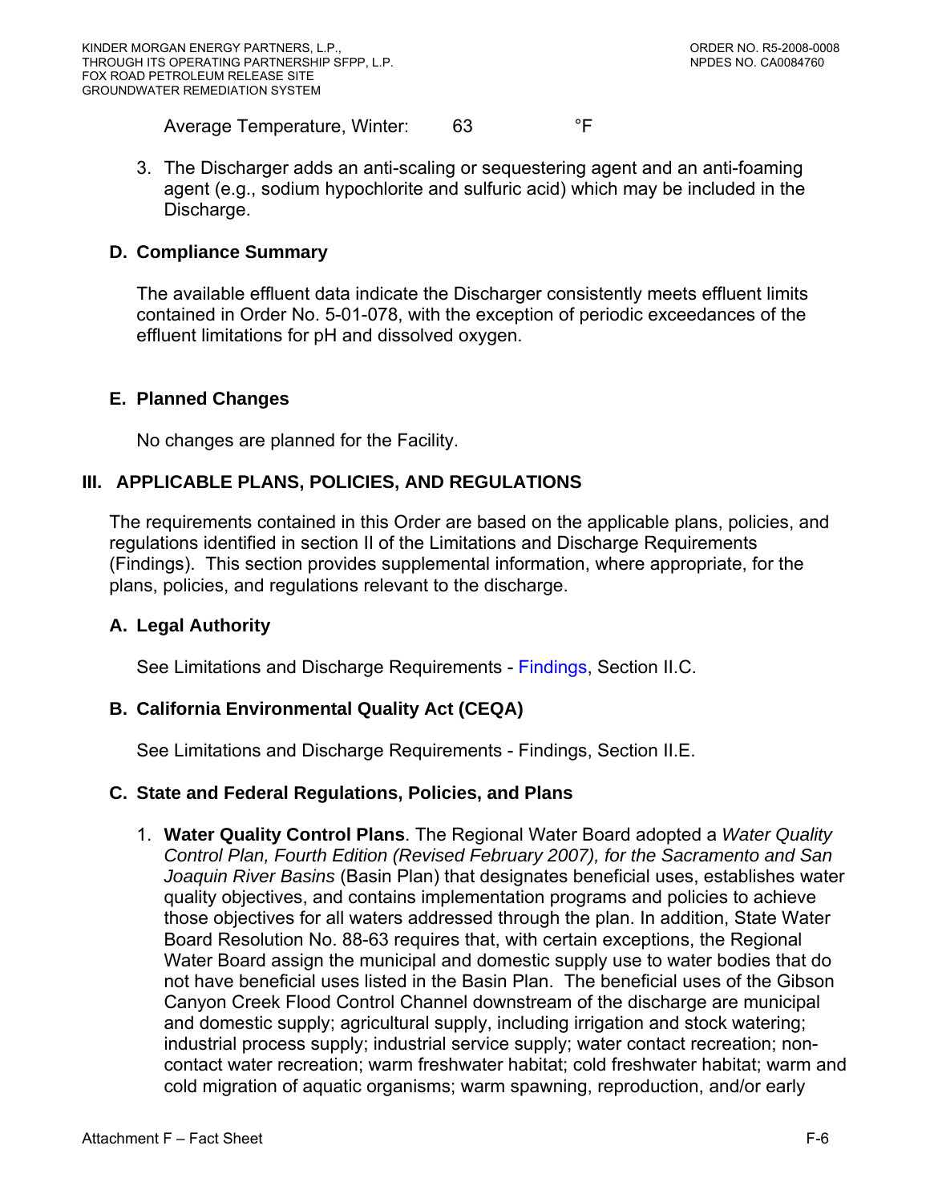Average Temperature, Winter: 63 °F

3. The Discharger adds an anti-scaling or sequestering agent and an anti-foaming agent (e.g., sodium hypochlorite and sulfuric acid) which may be included in the Discharge.

### D. Compliance Summary

The available effluent data indicate the Discharger consistently meets effluent limits contained in Order No. 5-01-078, with the exception of periodic exceedances of the effluent limitations for pH and dissolved oxygen.

### E. Planned Changes

No changes are planned for the Facility.

## III. APPLICABLE PLANS, POLICIES, AND REGULATIONS

The requirements contained in this Order are based on the applicable plans, policies, and regulations identified in section II of the Limitations and Discharge Requirements (Findings). This section provides supplemental information, where appropriate, for the plans, policies, and regulations relevant to the discharge.

### A. Legal Authority

See Limitations and Discharge Requirements - Findings, Section II.C.

### B. California Environmental Quality Act (CEQA)

See Limitations and Discharge Requirements - Findings, Section II.E.

### C. State and Federal Regulations, Policies, and Plans

1. **Water Quality Control Plans**. The Regional Water Board adopted a *Water Quality Control Plan, Fourth Edition (Revised February 2007), for the Sacramento and San Joaquin River Basins* (Basin Plan) that designates beneficial uses, establishes water quality objectives, and contains implementation programs and policies to achieve those objectives for all waters addressed through the plan. In addition, State Water Board Resolution No. 88-63 requires that, with certain exceptions, the Regional Water Board assign the municipal and domestic supply use to water bodies that do not have beneficial uses listed in the Basin Plan. The beneficial uses of the Gibson Canyon Creek Flood Control Channel downstream of the discharge are municipal and domestic supply; agricultural supply, including irrigation and stock watering; industrial process supply; industrial service supply; water contact recreation; non-contact water recreation; warm freshwater habitat; cold freshwater habitat; warm and cold migration of aquatic organisms; warm spawning, reproduction, and/or early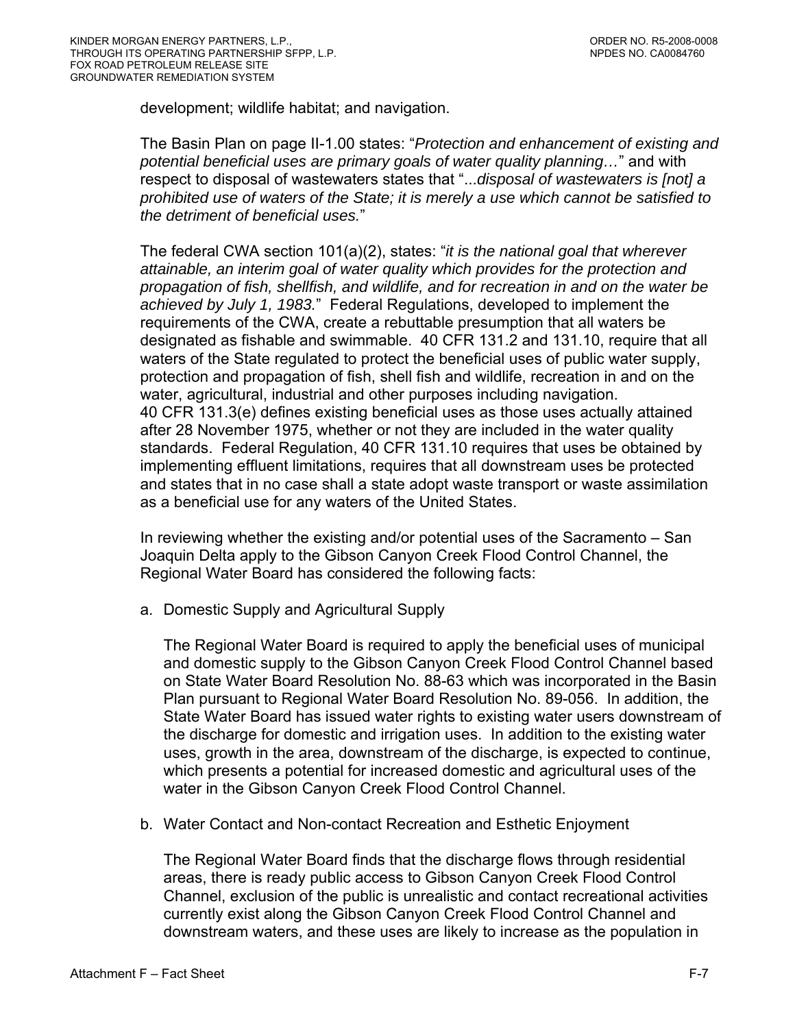development; wildlife habitat; and navigation.

The Basin Plan on page II-1.00 states: "*Protection and enhancement of existing and potential beneficial uses are primary goals of water quality planning…*" and with respect to disposal of wastewaters states that "*...disposal of wastewaters is [not] a prohibited use of waters of the State; it is merely a use which cannot be satisfied to the detriment of beneficial uses.*"

The federal CWA section 101(a)(2), states: "*it is the national goal that wherever attainable, an interim goal of water quality which provides for the protection and propagation of fish, shellfish, and wildlife, and for recreation in and on the water be achieved by July 1, 1983.*" Federal Regulations, developed to implement the requirements of the CWA, create a rebuttable presumption that all waters be designated as fishable and swimmable. 40 CFR 131.2 and 131.10, require that all waters of the State regulated to protect the beneficial uses of public water supply, protection and propagation of fish, shell fish and wildlife, recreation in and on the water, agricultural, industrial and other purposes including navigation. 40 CFR 131.3(e) defines existing beneficial uses as those uses actually attained after 28 November 1975, whether or not they are included in the water quality standards. Federal Regulation, 40 CFR 131.10 requires that uses be obtained by implementing effluent limitations, requires that all downstream uses be protected and states that in no case shall a state adopt waste transport or waste assimilation as a beneficial use for any waters of the United States.

In reviewing whether the existing and/or potential uses of the Sacramento – San Joaquin Delta apply to the Gibson Canyon Creek Flood Control Channel, the Regional Water Board has considered the following facts:

a. Domestic Supply and Agricultural Supply

   The Regional Water Board is required to apply the beneficial uses of municipal and domestic supply to the Gibson Canyon Creek Flood Control Channel based on State Water Board Resolution No. 88-63 which was incorporated in the Basin Plan pursuant to Regional Water Board Resolution No. 89-056. In addition, the State Water Board has issued water rights to existing water users downstream of the discharge for domestic and irrigation uses. In addition to the existing water uses, growth in the area, downstream of the discharge, is expected to continue, which presents a potential for increased domestic and agricultural uses of the water in the Gibson Canyon Creek Flood Control Channel.

b. Water Contact and Non-contact Recreation and Esthetic Enjoyment

   The Regional Water Board finds that the discharge flows through residential areas, there is ready public access to Gibson Canyon Creek Flood Control Channel, exclusion of the public is unrealistic and contact recreational activities currently exist along the Gibson Canyon Creek Flood Control Channel and downstream waters, and these uses are likely to increase as the population in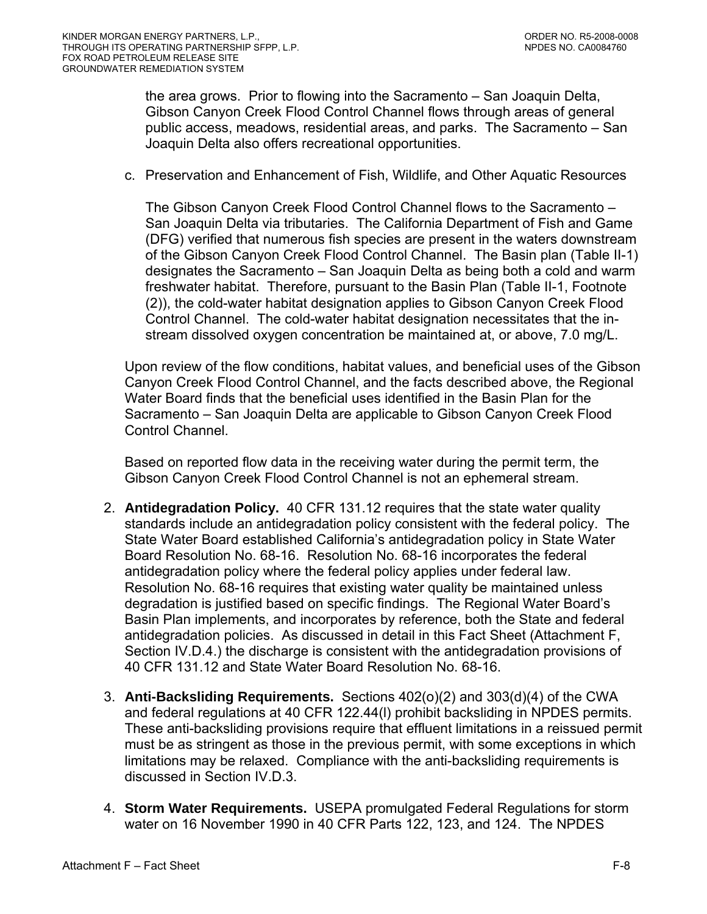the area grows. Prior to flowing into the Sacramento – San Joaquin Delta, Gibson Canyon Creek Flood Control Channel flows through areas of general public access, meadows, residential areas, and parks. The Sacramento – San Joaquin Delta also offers recreational opportunities.

c. Preservation and Enhancement of Fish, Wildlife, and Other Aquatic Resources

   The Gibson Canyon Creek Flood Control Channel flows to the Sacramento – San Joaquin Delta via tributaries. The California Department of Fish and Game (DFG) verified that numerous fish species are present in the waters downstream of the Gibson Canyon Creek Flood Control Channel. The Basin plan (Table II-1) designates the Sacramento – San Joaquin Delta as being both a cold and warm freshwater habitat. Therefore, pursuant to the Basin Plan (Table II-1, Footnote (2)), the cold-water habitat designation applies to Gibson Canyon Creek Flood Control Channel. The cold-water habitat designation necessitates that the in-stream dissolved oxygen concentration be maintained at, or above, 7.0 mg/L.

Upon review of the flow conditions, habitat values, and beneficial uses of the Gibson Canyon Creek Flood Control Channel, and the facts described above, the Regional Water Board finds that the beneficial uses identified in the Basin Plan for the Sacramento – San Joaquin Delta are applicable to Gibson Canyon Creek Flood Control Channel.

Based on reported flow data in the receiving water during the permit term, the Gibson Canyon Creek Flood Control Channel is not an ephemeral stream.

2. **Antidegradation Policy.** 40 CFR 131.12 requires that the state water quality standards include an antidegradation policy consistent with the federal policy. The State Water Board established California's antidegradation policy in State Water Board Resolution No. 68-16. Resolution No. 68-16 incorporates the federal antidegradation policy where the federal policy applies under federal law. Resolution No. 68-16 requires that existing water quality be maintained unless degradation is justified based on specific findings. The Regional Water Board's Basin Plan implements, and incorporates by reference, both the State and federal antidegradation policies. As discussed in detail in this Fact Sheet (Attachment F, Section IV.D.4.) the discharge is consistent with the antidegradation provisions of 40 CFR 131.12 and State Water Board Resolution No. 68-16.

3. **Anti-Backsliding Requirements.** Sections 402(o)(2) and 303(d)(4) of the CWA and federal regulations at 40 CFR 122.44(l) prohibit backsliding in NPDES permits. These anti-backsliding provisions require that effluent limitations in a reissued permit must be as stringent as those in the previous permit, with some exceptions in which limitations may be relaxed. Compliance with the anti-backsliding requirements is discussed in Section IV.D.3.

4. **Storm Water Requirements.** USEPA promulgated Federal Regulations for storm water on 16 November 1990 in 40 CFR Parts 122, 123, and 124. The NPDES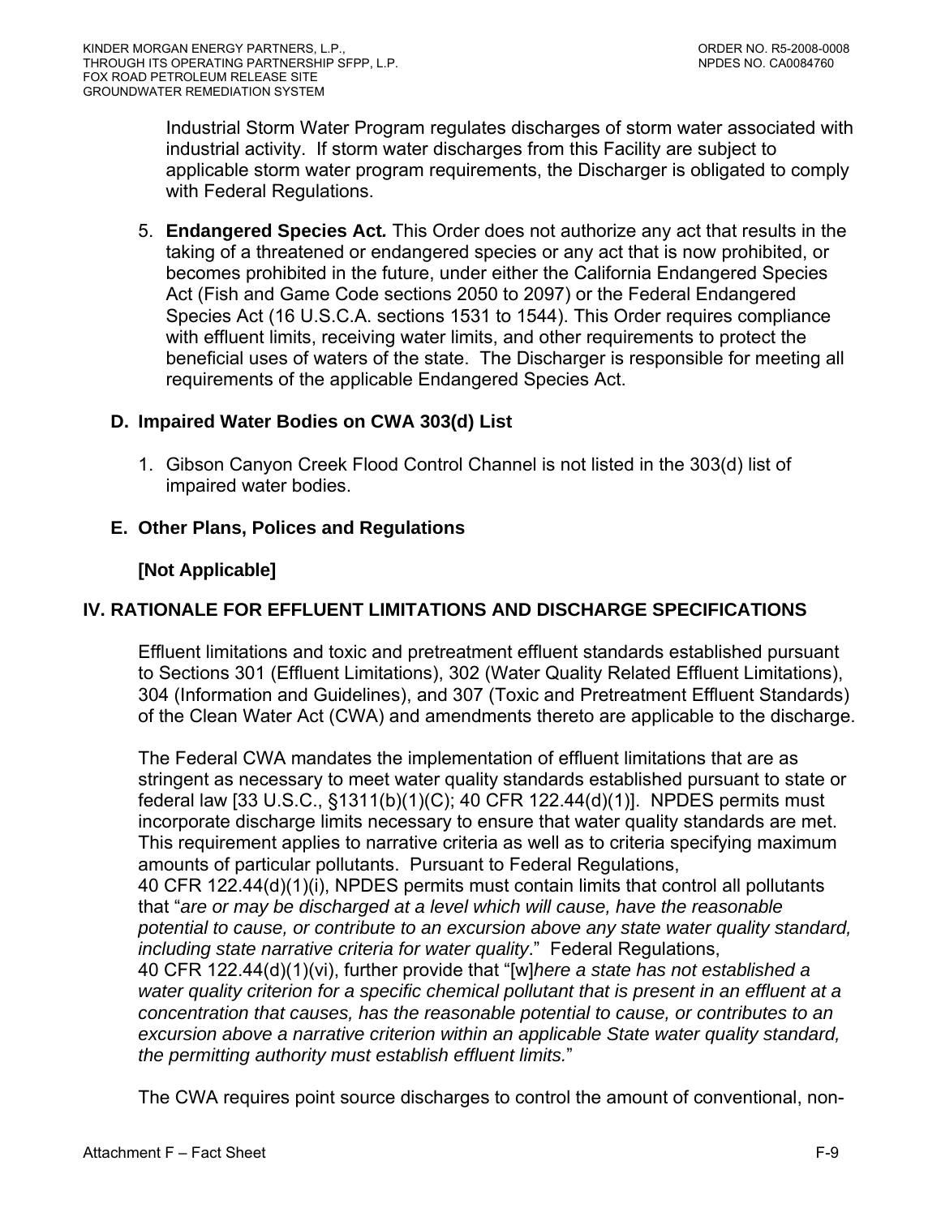Industrial Storm Water Program regulates discharges of storm water associated with industrial activity. If storm water discharges from this Facility are subject to applicable storm water program requirements, the Discharger is obligated to comply with Federal Regulations.

5. **Endangered Species Act.** This Order does not authorize any act that results in the taking of a threatened or endangered species or any act that is now prohibited, or becomes prohibited in the future, under either the California Endangered Species Act (Fish and Game Code sections 2050 to 2097) or the Federal Endangered Species Act (16 U.S.C.A. sections 1531 to 1544). This Order requires compliance with effluent limits, receiving water limits, and other requirements to protect the beneficial uses of waters of the state. The Discharger is responsible for meeting all requirements of the applicable Endangered Species Act.

### D. Impaired Water Bodies on CWA 303(d) List

1. Gibson Canyon Creek Flood Control Channel is not listed in the 303(d) list of impaired water bodies.

### E. Other Plans, Polices and Regulations

**[Not Applicable]**

## IV. RATIONALE FOR EFFLUENT LIMITATIONS AND DISCHARGE SPECIFICATIONS

Effluent limitations and toxic and pretreatment effluent standards established pursuant to Sections 301 (Effluent Limitations), 302 (Water Quality Related Effluent Limitations), 304 (Information and Guidelines), and 307 (Toxic and Pretreatment Effluent Standards) of the Clean Water Act (CWA) and amendments thereto are applicable to the discharge.

The Federal CWA mandates the implementation of effluent limitations that are as stringent as necessary to meet water quality standards established pursuant to state or federal law [33 U.S.C., §1311(b)(1)(C); 40 CFR 122.44(d)(1)]. NPDES permits must incorporate discharge limits necessary to ensure that water quality standards are met. This requirement applies to narrative criteria as well as to criteria specifying maximum amounts of particular pollutants. Pursuant to Federal Regulations, 40 CFR 122.44(d)(1)(i), NPDES permits must contain limits that control all pollutants that "*are or may be discharged at a level which will cause, have the reasonable potential to cause, or contribute to an excursion above any state water quality standard, including state narrative criteria for water quality*." Federal Regulations, 40 CFR 122.44(d)(1)(vi), further provide that "[w]*here a state has not established a water quality criterion for a specific chemical pollutant that is present in an effluent at a concentration that causes, has the reasonable potential to cause, or contributes to an excursion above a narrative criterion within an applicable State water quality standard, the permitting authority must establish effluent limits.*"

The CWA requires point source discharges to control the amount of conventional, non-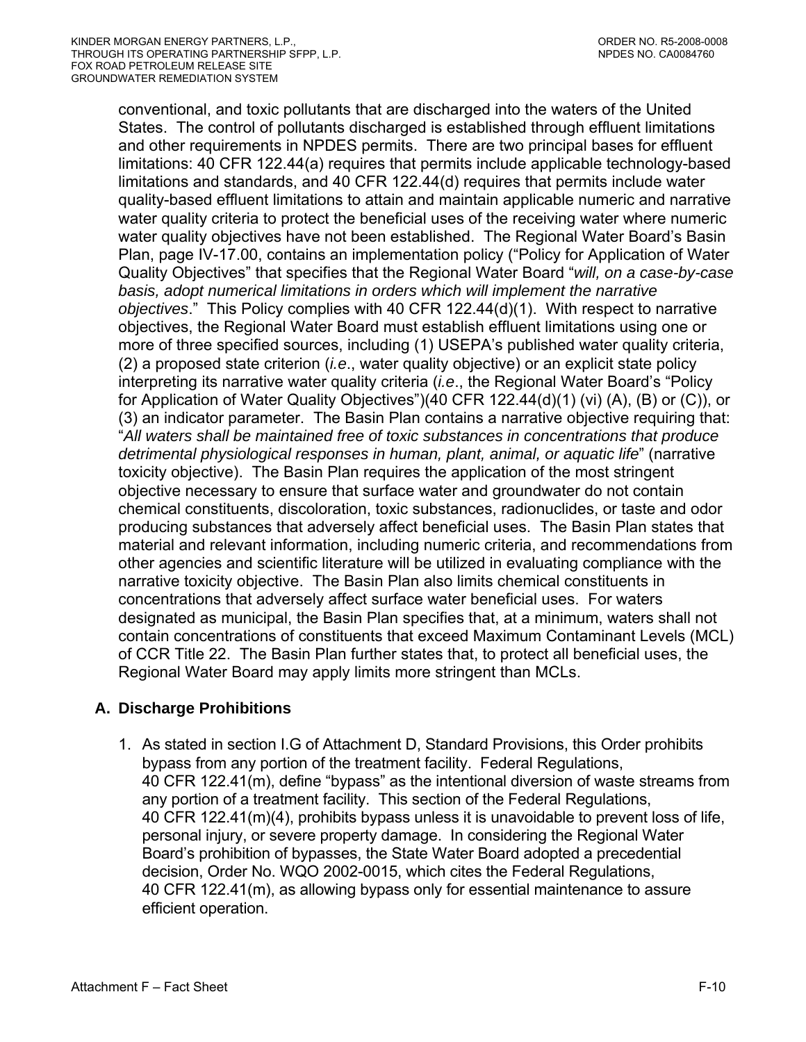conventional, and toxic pollutants that are discharged into the waters of the United States. The control of pollutants discharged is established through effluent limitations and other requirements in NPDES permits. There are two principal bases for effluent limitations: 40 CFR 122.44(a) requires that permits include applicable technology-based limitations and standards, and 40 CFR 122.44(d) requires that permits include water quality-based effluent limitations to attain and maintain applicable numeric and narrative water quality criteria to protect the beneficial uses of the receiving water where numeric water quality objectives have not been established. The Regional Water Board's Basin Plan, page IV-17.00, contains an implementation policy ("Policy for Application of Water Quality Objectives" that specifies that the Regional Water Board "*will, on a case-by-case basis, adopt numerical limitations in orders which will implement the narrative objectives*." This Policy complies with 40 CFR 122.44(d)(1). With respect to narrative objectives, the Regional Water Board must establish effluent limitations using one or more of three specified sources, including (1) USEPA's published water quality criteria, (2) a proposed state criterion (*i.e*., water quality objective) or an explicit state policy interpreting its narrative water quality criteria (*i.e*., the Regional Water Board's "Policy for Application of Water Quality Objectives")(40 CFR 122.44(d)(1) (vi) (A), (B) or (C)), or (3) an indicator parameter. The Basin Plan contains a narrative objective requiring that: "*All waters shall be maintained free of toxic substances in concentrations that produce detrimental physiological responses in human, plant, animal, or aquatic life*" (narrative toxicity objective). The Basin Plan requires the application of the most stringent objective necessary to ensure that surface water and groundwater do not contain chemical constituents, discoloration, toxic substances, radionuclides, or taste and odor producing substances that adversely affect beneficial uses. The Basin Plan states that material and relevant information, including numeric criteria, and recommendations from other agencies and scientific literature will be utilized in evaluating compliance with the narrative toxicity objective. The Basin Plan also limits chemical constituents in concentrations that adversely affect surface water beneficial uses. For waters designated as municipal, the Basin Plan specifies that, at a minimum, waters shall not contain concentrations of constituents that exceed Maximum Contaminant Levels (MCL) of CCR Title 22. The Basin Plan further states that, to protect all beneficial uses, the Regional Water Board may apply limits more stringent than MCLs.

## A. Discharge Prohibitions

1. As stated in section I.G of Attachment D, Standard Provisions, this Order prohibits bypass from any portion of the treatment facility. Federal Regulations, 40 CFR 122.41(m), define "bypass" as the intentional diversion of waste streams from any portion of a treatment facility. This section of the Federal Regulations, 40 CFR 122.41(m)(4), prohibits bypass unless it is unavoidable to prevent loss of life, personal injury, or severe property damage. In considering the Regional Water Board's prohibition of bypasses, the State Water Board adopted a precedential decision, Order No. WQO 2002-0015, which cites the Federal Regulations, 40 CFR 122.41(m), as allowing bypass only for essential maintenance to assure efficient operation.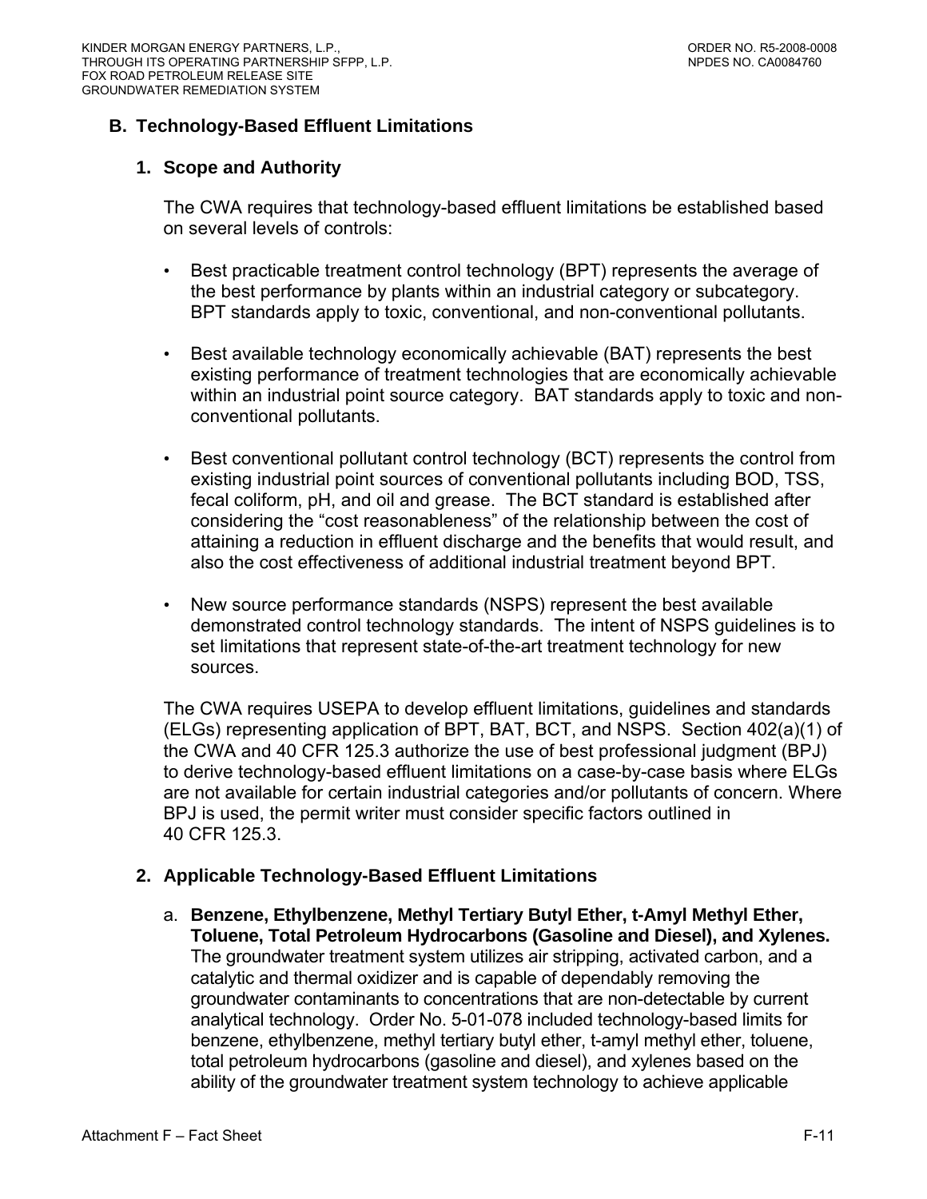## B. Technology-Based Effluent Limitations

### 1. Scope and Authority

The CWA requires that technology-based effluent limitations be established based on several levels of controls:

- Best practicable treatment control technology (BPT) represents the average of the best performance by plants within an industrial category or subcategory. BPT standards apply to toxic, conventional, and non-conventional pollutants.

- Best available technology economically achievable (BAT) represents the best existing performance of treatment technologies that are economically achievable within an industrial point source category. BAT standards apply to toxic and non-conventional pollutants.

- Best conventional pollutant control technology (BCT) represents the control from existing industrial point sources of conventional pollutants including BOD, TSS, fecal coliform, pH, and oil and grease. The BCT standard is established after considering the "cost reasonableness" of the relationship between the cost of attaining a reduction in effluent discharge and the benefits that would result, and also the cost effectiveness of additional industrial treatment beyond BPT.

- New source performance standards (NSPS) represent the best available demonstrated control technology standards. The intent of NSPS guidelines is to set limitations that represent state-of-the-art treatment technology for new sources.

The CWA requires USEPA to develop effluent limitations, guidelines and standards (ELGs) representing application of BPT, BAT, BCT, and NSPS. Section 402(a)(1) of the CWA and 40 CFR 125.3 authorize the use of best professional judgment (BPJ) to derive technology-based effluent limitations on a case-by-case basis where ELGs are not available for certain industrial categories and/or pollutants of concern. Where BPJ is used, the permit writer must consider specific factors outlined in 40 CFR 125.3.

### 2. Applicable Technology-Based Effluent Limitations

a. **Benzene, Ethylbenzene, Methyl Tertiary Butyl Ether, t-Amyl Methyl Ether, Toluene, Total Petroleum Hydrocarbons (Gasoline and Diesel), and Xylenes.** The groundwater treatment system utilizes air stripping, activated carbon, and a catalytic and thermal oxidizer and is capable of dependably removing the groundwater contaminants to concentrations that are non-detectable by current analytical technology. Order No. 5-01-078 included technology-based limits for benzene, ethylbenzene, methyl tertiary butyl ether, t-amyl methyl ether, toluene, total petroleum hydrocarbons (gasoline and diesel), and xylenes based on the ability of the groundwater treatment system technology to achieve applicable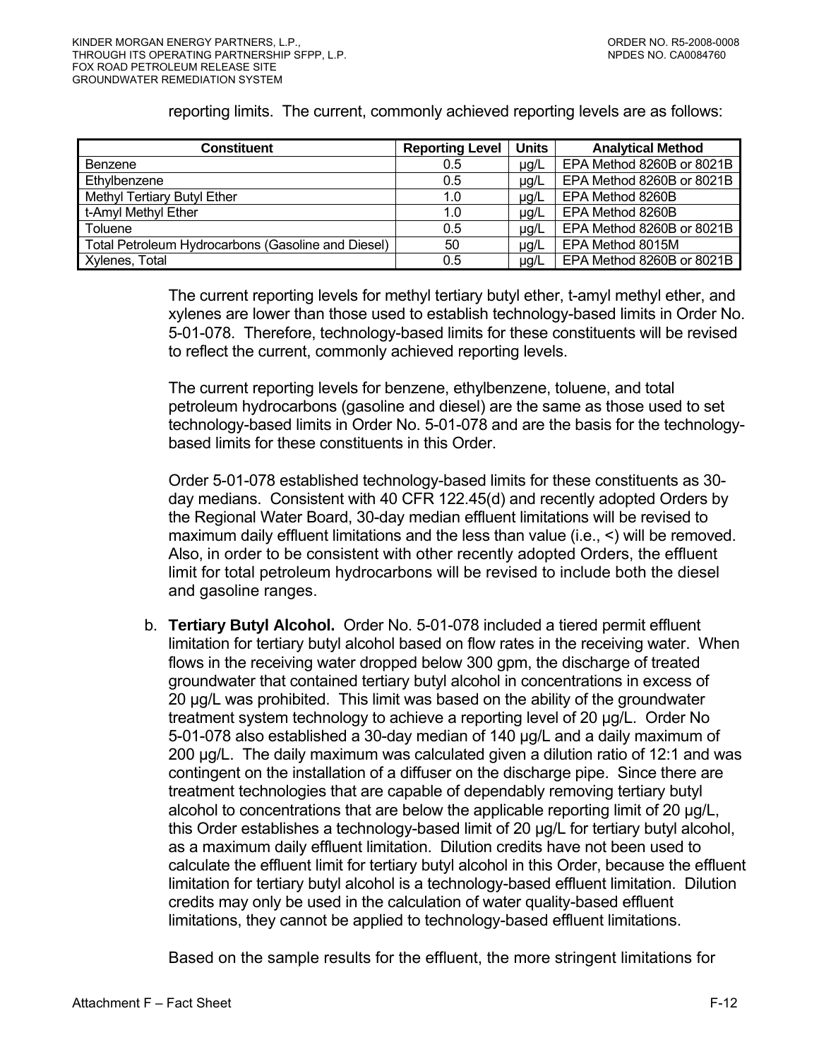reporting limits. The current, commonly achieved reporting levels are as follows:

| Constituent | Reporting Level | Units | Analytical Method |
|---|---|---|---|
| Benzene | 0.5 | µg/L | EPA Method 8260B or 8021B |
| Ethylbenzene | 0.5 | µg/L | EPA Method 8260B or 8021B |
| Methyl Tertiary Butyl Ether | 1.0 | µg/L | EPA Method 8260B |
| t-Amyl Methyl Ether | 1.0 | µg/L | EPA Method 8260B |
| Toluene | 0.5 | µg/L | EPA Method 8260B or 8021B |
| Total Petroleum Hydrocarbons (Gasoline and Diesel) | 50 | µg/L | EPA Method 8015M |
| Xylenes, Total | 0.5 | µg/L | EPA Method 8260B or 8021B |

The current reporting levels for methyl tertiary butyl ether, t-amyl methyl ether, and xylenes are lower than those used to establish technology-based limits in Order No. 5-01-078. Therefore, technology-based limits for these constituents will be revised to reflect the current, commonly achieved reporting levels.

The current reporting levels for benzene, ethylbenzene, toluene, and total petroleum hydrocarbons (gasoline and diesel) are the same as those used to set technology-based limits in Order No. 5-01-078 and are the basis for the technology-based limits for these constituents in this Order.

Order 5-01-078 established technology-based limits for these constituents as 30-day medians. Consistent with 40 CFR 122.45(d) and recently adopted Orders by the Regional Water Board, 30-day median effluent limitations will be revised to maximum daily effluent limitations and the less than value (i.e., <) will be removed. Also, in order to be consistent with other recently adopted Orders, the effluent limit for total petroleum hydrocarbons will be revised to include both the diesel and gasoline ranges.

b. **Tertiary Butyl Alcohol.** Order No. 5-01-078 included a tiered permit effluent limitation for tertiary butyl alcohol based on flow rates in the receiving water. When flows in the receiving water dropped below 300 gpm, the discharge of treated groundwater that contained tertiary butyl alcohol in concentrations in excess of 20 µg/L was prohibited. This limit was based on the ability of the groundwater treatment system technology to achieve a reporting level of 20 µg/L. Order No 5-01-078 also established a 30-day median of 140 µg/L and a daily maximum of 200 µg/L. The daily maximum was calculated given a dilution ratio of 12:1 and was contingent on the installation of a diffuser on the discharge pipe. Since there are treatment technologies that are capable of dependably removing tertiary butyl alcohol to concentrations that are below the applicable reporting limit of 20 µg/L, this Order establishes a technology-based limit of 20 µg/L for tertiary butyl alcohol, as a maximum daily effluent limitation. Dilution credits have not been used to calculate the effluent limit for tertiary butyl alcohol in this Order, because the effluent limitation for tertiary butyl alcohol is a technology-based effluent limitation. Dilution credits may only be used in the calculation of water quality-based effluent limitations, they cannot be applied to technology-based effluent limitations.

Based on the sample results for the effluent, the more stringent limitations for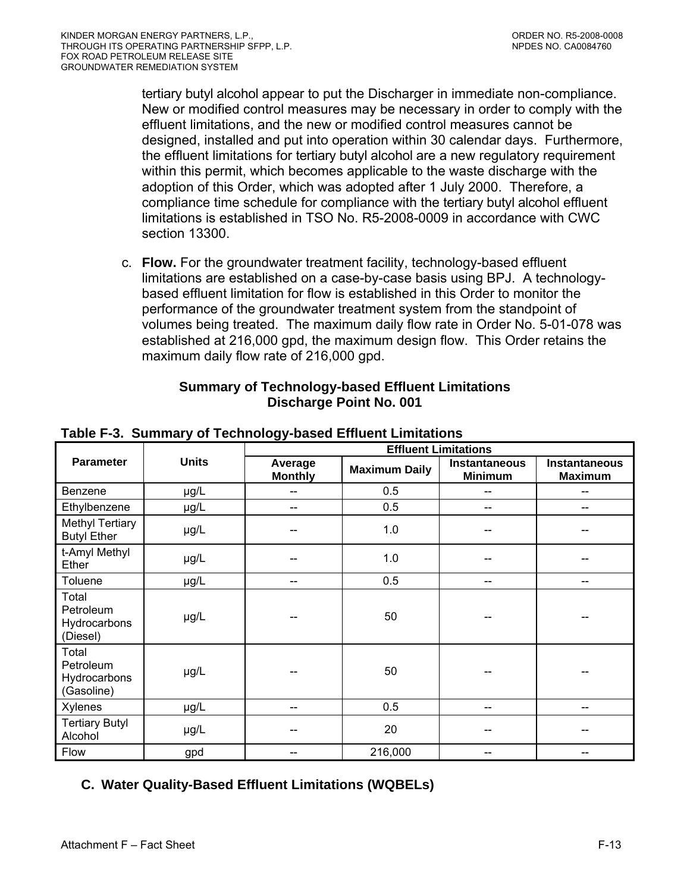tertiary butyl alcohol appear to put the Discharger in immediate non-compliance. New or modified control measures may be necessary in order to comply with the effluent limitations, and the new or modified control measures cannot be designed, installed and put into operation within 30 calendar days. Furthermore, the effluent limitations for tertiary butyl alcohol are a new regulatory requirement within this permit, which becomes applicable to the waste discharge with the adoption of this Order, which was adopted after 1 July 2000. Therefore, a compliance time schedule for compliance with the tertiary butyl alcohol effluent limitations is established in TSO No. R5-2008-0009 in accordance with CWC section 13300.

c. **Flow.** For the groundwater treatment facility, technology-based effluent limitations are established on a case-by-case basis using BPJ. A technology-based effluent limitation for flow is established in this Order to monitor the performance of the groundwater treatment system from the standpoint of volumes being treated. The maximum daily flow rate in Order No. 5-01-078 was established at 216,000 gpd, the maximum design flow. This Order retains the maximum daily flow rate of 216,000 gpd.

**Summary of Technology-based Effluent Limitations**
**Discharge Point No. 001**

**Table F-3. Summary of Technology-based Effluent Limitations**

| Parameter | Units | Effluent Limitations | | | |
|---|---|---|---|---|---|
| | | Average Monthly | Maximum Daily | Instantaneous Minimum | Instantaneous Maximum |
| Benzene | µg/L | -- | 0.5 | -- | -- |
| Ethylbenzene | µg/L | -- | 0.5 | -- | -- |
| Methyl Tertiary Butyl Ether | µg/L | -- | 1.0 | -- | -- |
| t-Amyl Methyl Ether | µg/L | -- | 1.0 | -- | -- |
| Toluene | µg/L | -- | 0.5 | -- | -- |
| Total Petroleum Hydrocarbons (Diesel) | µg/L | -- | 50 | -- | -- |
| Total Petroleum Hydrocarbons (Gasoline) | µg/L | -- | 50 | -- | -- |
| Xylenes | µg/L | -- | 0.5 | -- | -- |
| Tertiary Butyl Alcohol | µg/L | -- | 20 | -- | -- |
| Flow | gpd | -- | 216,000 | -- | -- |

## C. Water Quality-Based Effluent Limitations (WQBELs)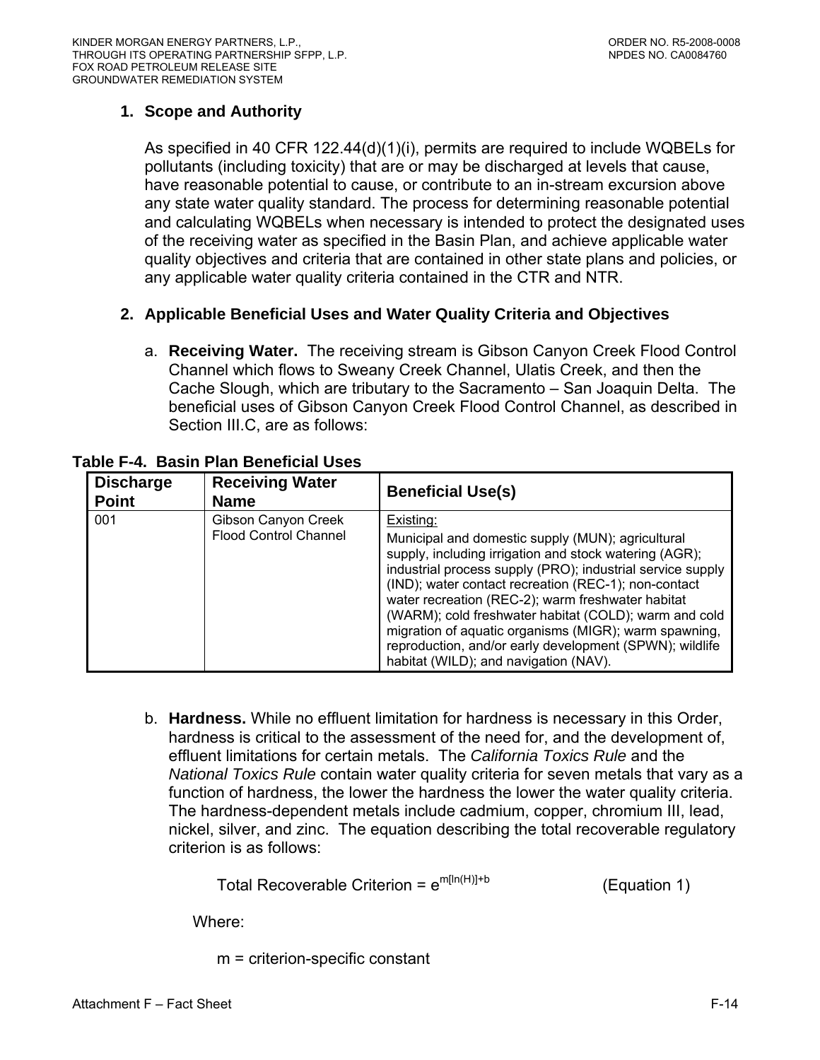### 1. Scope and Authority

As specified in 40 CFR 122.44(d)(1)(i), permits are required to include WQBELs for pollutants (including toxicity) that are or may be discharged at levels that cause, have reasonable potential to cause, or contribute to an in-stream excursion above any state water quality standard. The process for determining reasonable potential and calculating WQBELs when necessary is intended to protect the designated uses of the receiving water as specified in the Basin Plan, and achieve applicable water quality objectives and criteria that are contained in other state plans and policies, or any applicable water quality criteria contained in the CTR and NTR.

### 2. Applicable Beneficial Uses and Water Quality Criteria and Objectives

a. **Receiving Water.** The receiving stream is Gibson Canyon Creek Flood Control Channel which flows to Sweany Creek Channel, Ulatis Creek, and then the Cache Slough, which are tributary to the Sacramento – San Joaquin Delta. The beneficial uses of Gibson Canyon Creek Flood Control Channel, as described in Section III.C, are as follows:

**Table F-4. Basin Plan Beneficial Uses**

| Discharge Point | Receiving Water Name | Beneficial Use(s) |
|---|---|---|
| 001 | Gibson Canyon Creek Flood Control Channel | Existing: Municipal and domestic supply (MUN); agricultural supply, including irrigation and stock watering (AGR); industrial process supply (PRO); industrial service supply (IND); water contact recreation (REC-1); non-contact water recreation (REC-2); warm freshwater habitat (WARM); cold freshwater habitat (COLD); warm and cold migration of aquatic organisms (MIGR); warm spawning, reproduction, and/or early development (SPWN); wildlife habitat (WILD); and navigation (NAV). |

b. **Hardness.** While no effluent limitation for hardness is necessary in this Order, hardness is critical to the assessment of the need for, and the development of, effluent limitations for certain metals. The *California Toxics Rule* and the *National Toxics Rule* contain water quality criteria for seven metals that vary as a function of hardness, the lower the hardness the lower the water quality criteria. The hardness-dependent metals include cadmium, copper, chromium III, lead, nickel, silver, and zinc. The equation describing the total recoverable regulatory criterion is as follows:

$$\text{Total Recoverable Criterion} = e^{m[\ln(H)]+b} \qquad \text{(Equation 1)}$$

Where:

m = criterion-specific constant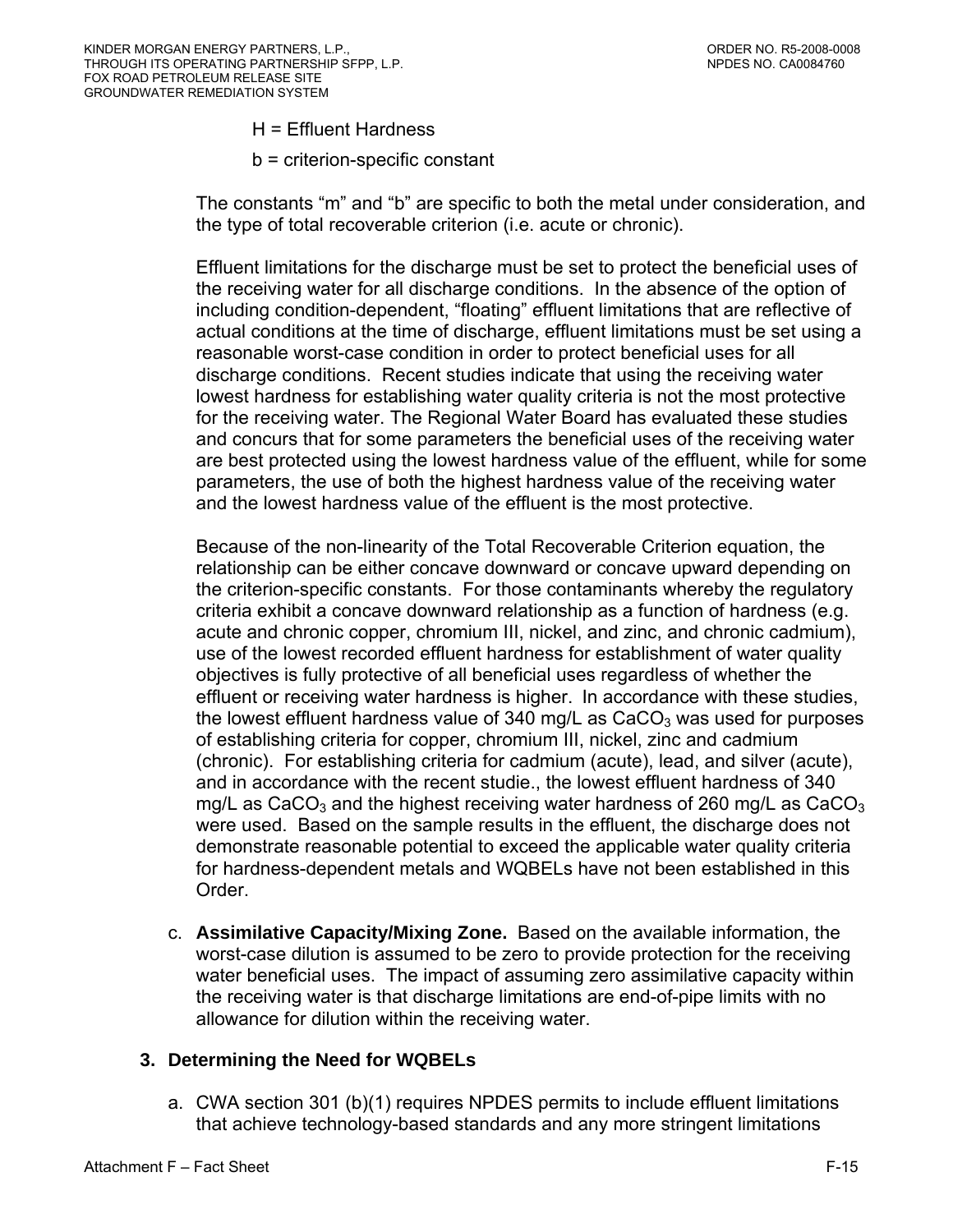H = Effluent Hardness

b = criterion-specific constant

The constants "m" and "b" are specific to both the metal under consideration, and the type of total recoverable criterion (i.e. acute or chronic).

Effluent limitations for the discharge must be set to protect the beneficial uses of the receiving water for all discharge conditions. In the absence of the option of including condition-dependent, "floating" effluent limitations that are reflective of actual conditions at the time of discharge, effluent limitations must be set using a reasonable worst-case condition in order to protect beneficial uses for all discharge conditions. Recent studies indicate that using the receiving water lowest hardness for establishing water quality criteria is not the most protective for the receiving water. The Regional Water Board has evaluated these studies and concurs that for some parameters the beneficial uses of the receiving water are best protected using the lowest hardness value of the effluent, while for some parameters, the use of both the highest hardness value of the receiving water and the lowest hardness value of the effluent is the most protective.

Because of the non-linearity of the Total Recoverable Criterion equation, the relationship can be either concave downward or concave upward depending on the criterion-specific constants. For those contaminants whereby the regulatory criteria exhibit a concave downward relationship as a function of hardness (e.g. acute and chronic copper, chromium III, nickel, and zinc, and chronic cadmium), use of the lowest recorded effluent hardness for establishment of water quality objectives is fully protective of all beneficial uses regardless of whether the effluent or receiving water hardness is higher. In accordance with these studies, the lowest effluent hardness value of 340 mg/L as $CaCO_3$ was used for purposes of establishing criteria for copper, chromium III, nickel, zinc and cadmium (chronic). For establishing criteria for cadmium (acute), lead, and silver (acute), and in accordance with the recent studie., the lowest effluent hardness of 340 mg/L as $CaCO_3$ and the highest receiving water hardness of 260 mg/L as $CaCO_3$ were used. Based on the sample results in the effluent, the discharge does not demonstrate reasonable potential to exceed the applicable water quality criteria for hardness-dependent metals and WQBELs have not been established in this Order.

c. **Assimilative Capacity/Mixing Zone.** Based on the available information, the worst-case dilution is assumed to be zero to provide protection for the receiving water beneficial uses. The impact of assuming zero assimilative capacity within the receiving water is that discharge limitations are end-of-pipe limits with no allowance for dilution within the receiving water.

### 3. Determining the Need for WQBELs

a. CWA section 301 (b)(1) requires NPDES permits to include effluent limitations that achieve technology-based standards and any more stringent limitations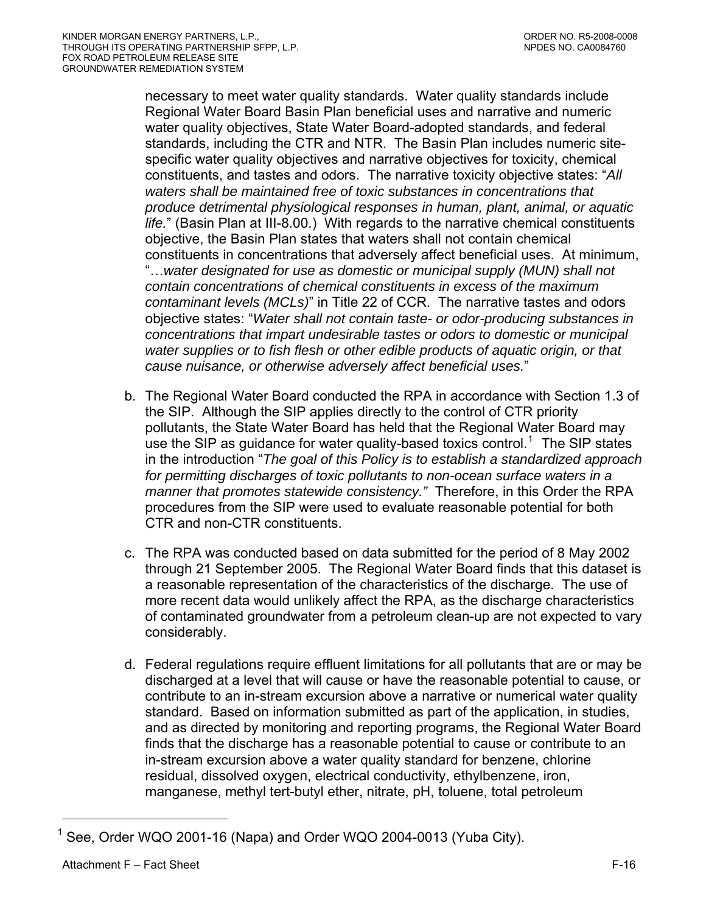necessary to meet water quality standards. Water quality standards include Regional Water Board Basin Plan beneficial uses and narrative and numeric water quality objectives, State Water Board-adopted standards, and federal standards, including the CTR and NTR. The Basin Plan includes numeric site-specific water quality objectives and narrative objectives for toxicity, chemical constituents, and tastes and odors. The narrative toxicity objective states: "*All waters shall be maintained free of toxic substances in concentrations that produce detrimental physiological responses in human, plant, animal, or aquatic life.*" (Basin Plan at III-8.00.) With regards to the narrative chemical constituents objective, the Basin Plan states that waters shall not contain chemical constituents in concentrations that adversely affect beneficial uses. At minimum, "…*water designated for use as domestic or municipal supply (MUN) shall not contain concentrations of chemical constituents in excess of the maximum contaminant levels (MCLs)*" in Title 22 of CCR. The narrative tastes and odors objective states: "*Water shall not contain taste- or odor-producing substances in concentrations that impart undesirable tastes or odors to domestic or municipal water supplies or to fish flesh or other edible products of aquatic origin, or that cause nuisance, or otherwise adversely affect beneficial uses.*"

b. The Regional Water Board conducted the RPA in accordance with Section 1.3 of the SIP. Although the SIP applies directly to the control of CTR priority pollutants, the State Water Board has held that the Regional Water Board may use the SIP as guidance for water quality-based toxics control.[1] The SIP states in the introduction "*The goal of this Policy is to establish a standardized approach for permitting discharges of toxic pollutants to non-ocean surface waters in a manner that promotes statewide consistency.*" Therefore, in this Order the RPA procedures from the SIP were used to evaluate reasonable potential for both CTR and non-CTR constituents.

c. The RPA was conducted based on data submitted for the period of 8 May 2002 through 21 September 2005. The Regional Water Board finds that this dataset is a reasonable representation of the characteristics of the discharge. The use of more recent data would unlikely affect the RPA, as the discharge characteristics of contaminated groundwater from a petroleum clean-up are not expected to vary considerably.

d. Federal regulations require effluent limitations for all pollutants that are or may be discharged at a level that will cause or have the reasonable potential to cause, or contribute to an in-stream excursion above a narrative or numerical water quality standard. Based on information submitted as part of the application, in studies, and as directed by monitoring and reporting programs, the Regional Water Board finds that the discharge has a reasonable potential to cause or contribute to an in-stream excursion above a water quality standard for benzene, chlorine residual, dissolved oxygen, electrical conductivity, ethylbenzene, iron, manganese, methyl tert-butyl ether, nitrate, pH, toluene, total petroleum

[1] See, Order WQO 2001-16 (Napa) and Order WQO 2004-0013 (Yuba City).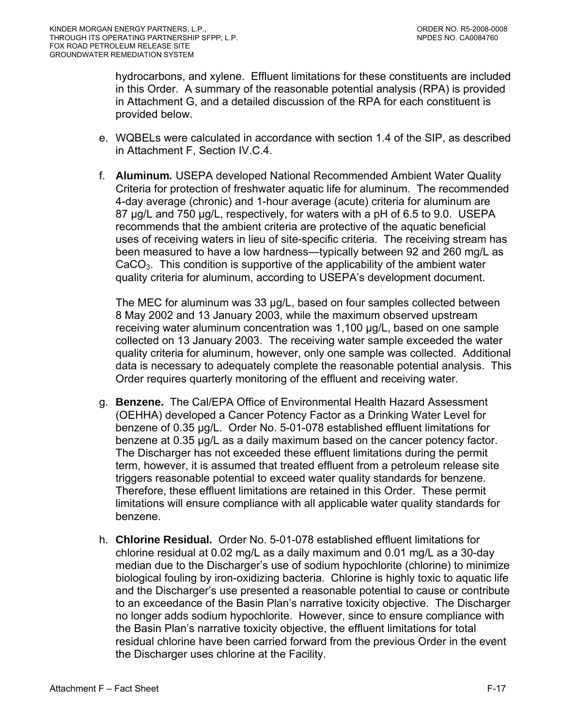hydrocarbons, and xylene. Effluent limitations for these constituents are included in this Order. A summary of the reasonable potential analysis (RPA) is provided in Attachment G, and a detailed discussion of the RPA for each constituent is provided below.

e. WQBELs were calculated in accordance with section 1.4 of the SIP, as described in Attachment F, Section IV.C.4.

f. **Aluminum.** USEPA developed National Recommended Ambient Water Quality Criteria for protection of freshwater aquatic life for aluminum. The recommended 4-day average (chronic) and 1-hour average (acute) criteria for aluminum are 87 µg/L and 750 µg/L, respectively, for waters with a pH of 6.5 to 9.0. USEPA recommends that the ambient criteria are protective of the aquatic beneficial uses of receiving waters in lieu of site-specific criteria. The receiving stream has been measured to have a low hardness—typically between 92 and 260 mg/L as $CaCO_3$. This condition is supportive of the applicability of the ambient water quality criteria for aluminum, according to USEPA's development document.

   The MEC for aluminum was 33 µg/L, based on four samples collected between 8 May 2002 and 13 January 2003, while the maximum observed upstream receiving water aluminum concentration was 1,100 µg/L, based on one sample collected on 13 January 2003. The receiving water sample exceeded the water quality criteria for aluminum, however, only one sample was collected. Additional data is necessary to adequately complete the reasonable potential analysis. This Order requires quarterly monitoring of the effluent and receiving water.

g. **Benzene.** The Cal/EPA Office of Environmental Health Hazard Assessment (OEHHA) developed a Cancer Potency Factor as a Drinking Water Level for benzene of 0.35 µg/L. Order No. 5-01-078 established effluent limitations for benzene at 0.35 µg/L as a daily maximum based on the cancer potency factor. The Discharger has not exceeded these effluent limitations during the permit term, however, it is assumed that treated effluent from a petroleum release site triggers reasonable potential to exceed water quality standards for benzene. Therefore, these effluent limitations are retained in this Order. These permit limitations will ensure compliance with all applicable water quality standards for benzene.

h. **Chlorine Residual.** Order No. 5-01-078 established effluent limitations for chlorine residual at 0.02 mg/L as a daily maximum and 0.01 mg/L as a 30-day median due to the Discharger's use of sodium hypochlorite (chlorine) to minimize biological fouling by iron-oxidizing bacteria. Chlorine is highly toxic to aquatic life and the Discharger's use presented a reasonable potential to cause or contribute to an exceedance of the Basin Plan's narrative toxicity objective. The Discharger no longer adds sodium hypochlorite. However, since to ensure compliance with the Basin Plan's narrative toxicity objective, the effluent limitations for total residual chlorine have been carried forward from the previous Order in the event the Discharger uses chlorine at the Facility.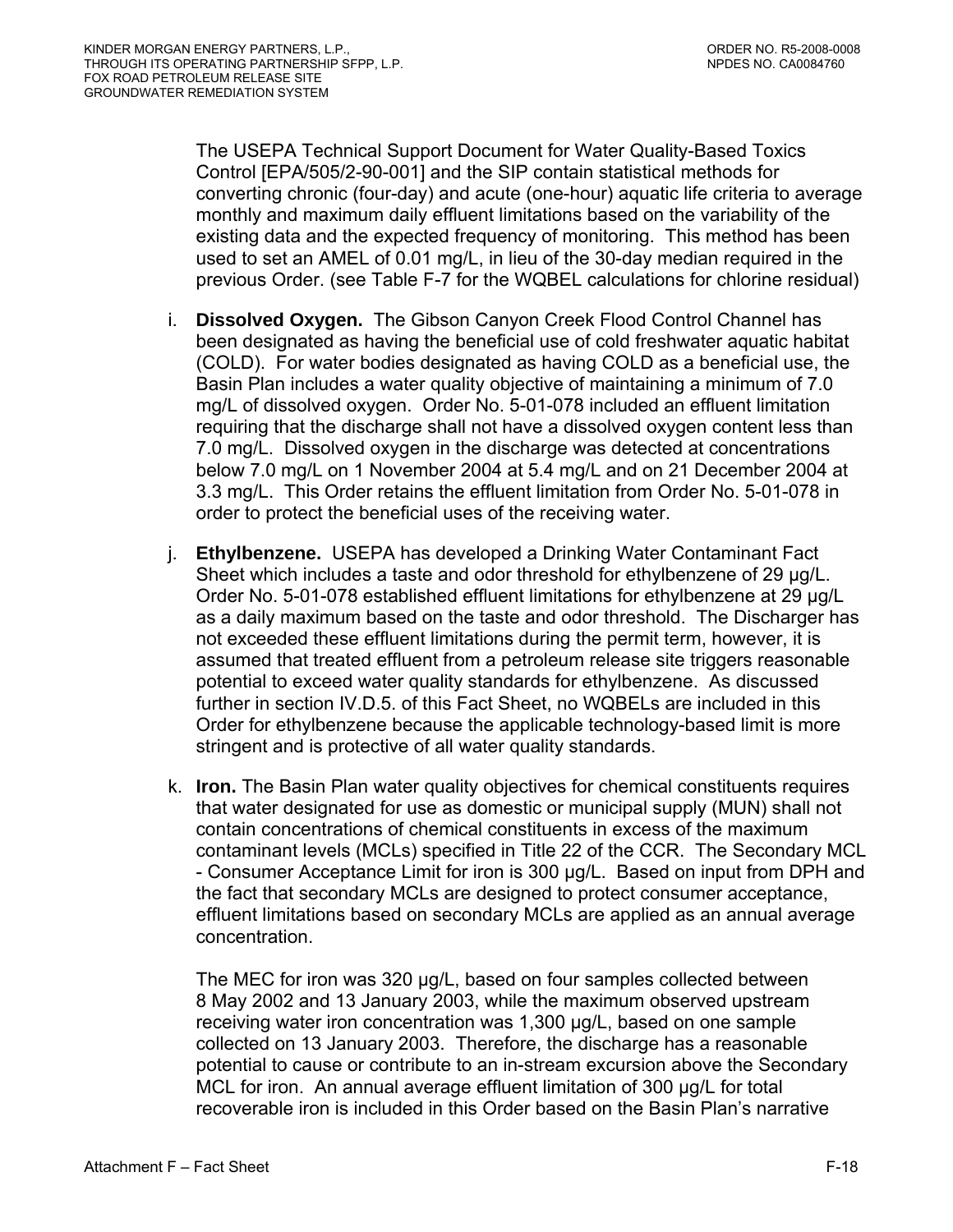The USEPA Technical Support Document for Water Quality-Based Toxics Control [EPA/505/2-90-001] and the SIP contain statistical methods for converting chronic (four-day) and acute (one-hour) aquatic life criteria to average monthly and maximum daily effluent limitations based on the variability of the existing data and the expected frequency of monitoring. This method has been used to set an AMEL of 0.01 mg/L, in lieu of the 30-day median required in the previous Order. (see Table F-7 for the WQBEL calculations for chlorine residual)

i. **Dissolved Oxygen.** The Gibson Canyon Creek Flood Control Channel has been designated as having the beneficial use of cold freshwater aquatic habitat (COLD). For water bodies designated as having COLD as a beneficial use, the Basin Plan includes a water quality objective of maintaining a minimum of 7.0 mg/L of dissolved oxygen. Order No. 5-01-078 included an effluent limitation requiring that the discharge shall not have a dissolved oxygen content less than 7.0 mg/L. Dissolved oxygen in the discharge was detected at concentrations below 7.0 mg/L on 1 November 2004 at 5.4 mg/L and on 21 December 2004 at 3.3 mg/L. This Order retains the effluent limitation from Order No. 5-01-078 in order to protect the beneficial uses of the receiving water.

j. **Ethylbenzene.** USEPA has developed a Drinking Water Contaminant Fact Sheet which includes a taste and odor threshold for ethylbenzene of 29 µg/L. Order No. 5-01-078 established effluent limitations for ethylbenzene at 29 µg/L as a daily maximum based on the taste and odor threshold. The Discharger has not exceeded these effluent limitations during the permit term, however, it is assumed that treated effluent from a petroleum release site triggers reasonable potential to exceed water quality standards for ethylbenzene. As discussed further in section IV.D.5. of this Fact Sheet, no WQBELs are included in this Order for ethylbenzene because the applicable technology-based limit is more stringent and is protective of all water quality standards.

k. **Iron.** The Basin Plan water quality objectives for chemical constituents requires that water designated for use as domestic or municipal supply (MUN) shall not contain concentrations of chemical constituents in excess of the maximum contaminant levels (MCLs) specified in Title 22 of the CCR. The Secondary MCL - Consumer Acceptance Limit for iron is 300 µg/L. Based on input from DPH and the fact that secondary MCLs are designed to protect consumer acceptance, effluent limitations based on secondary MCLs are applied as an annual average concentration.

The MEC for iron was 320 µg/L, based on four samples collected between 8 May 2002 and 13 January 2003, while the maximum observed upstream receiving water iron concentration was 1,300 µg/L, based on one sample collected on 13 January 2003. Therefore, the discharge has a reasonable potential to cause or contribute to an in-stream excursion above the Secondary MCL for iron. An annual average effluent limitation of 300 µg/L for total recoverable iron is included in this Order based on the Basin Plan's narrative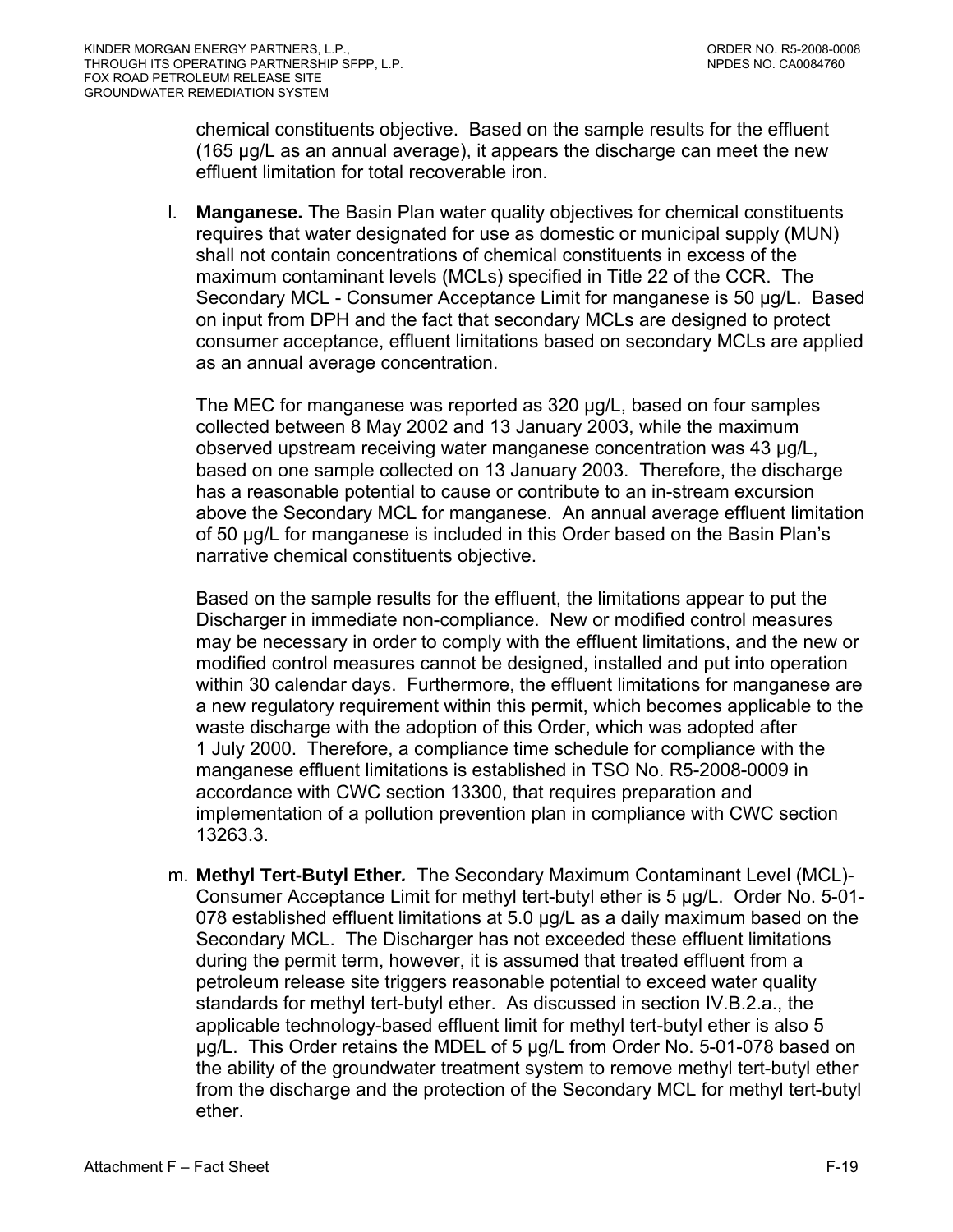chemical constituents objective. Based on the sample results for the effluent (165 µg/L as an annual average), it appears the discharge can meet the new effluent limitation for total recoverable iron.

l. **Manganese.** The Basin Plan water quality objectives for chemical constituents requires that water designated for use as domestic or municipal supply (MUN) shall not contain concentrations of chemical constituents in excess of the maximum contaminant levels (MCLs) specified in Title 22 of the CCR. The Secondary MCL - Consumer Acceptance Limit for manganese is 50 µg/L. Based on input from DPH and the fact that secondary MCLs are designed to protect consumer acceptance, effluent limitations based on secondary MCLs are applied as an annual average concentration.

   The MEC for manganese was reported as 320 µg/L, based on four samples collected between 8 May 2002 and 13 January 2003, while the maximum observed upstream receiving water manganese concentration was 43 µg/L, based on one sample collected on 13 January 2003. Therefore, the discharge has a reasonable potential to cause or contribute to an in-stream excursion above the Secondary MCL for manganese. An annual average effluent limitation of 50 µg/L for manganese is included in this Order based on the Basin Plan's narrative chemical constituents objective.

   Based on the sample results for the effluent, the limitations appear to put the Discharger in immediate non-compliance. New or modified control measures may be necessary in order to comply with the effluent limitations, and the new or modified control measures cannot be designed, installed and put into operation within 30 calendar days. Furthermore, the effluent limitations for manganese are a new regulatory requirement within this permit, which becomes applicable to the waste discharge with the adoption of this Order, which was adopted after 1 July 2000. Therefore, a compliance time schedule for compliance with the manganese effluent limitations is established in TSO No. R5-2008-0009 in accordance with CWC section 13300, that requires preparation and implementation of a pollution prevention plan in compliance with CWC section 13263.3.

m. **Methyl Tert-Butyl Ether*.*** The Secondary Maximum Contaminant Level (MCL)-Consumer Acceptance Limit for methyl tert-butyl ether is 5 µg/L. Order No. 5-01-078 established effluent limitations at 5.0 µg/L as a daily maximum based on the Secondary MCL. The Discharger has not exceeded these effluent limitations during the permit term, however, it is assumed that treated effluent from a petroleum release site triggers reasonable potential to exceed water quality standards for methyl tert-butyl ether. As discussed in section IV.B.2.a., the applicable technology-based effluent limit for methyl tert-butyl ether is also 5 µg/L. This Order retains the MDEL of 5 µg/L from Order No. 5-01-078 based on the ability of the groundwater treatment system to remove methyl tert-butyl ether from the discharge and the protection of the Secondary MCL for methyl tert-butyl ether.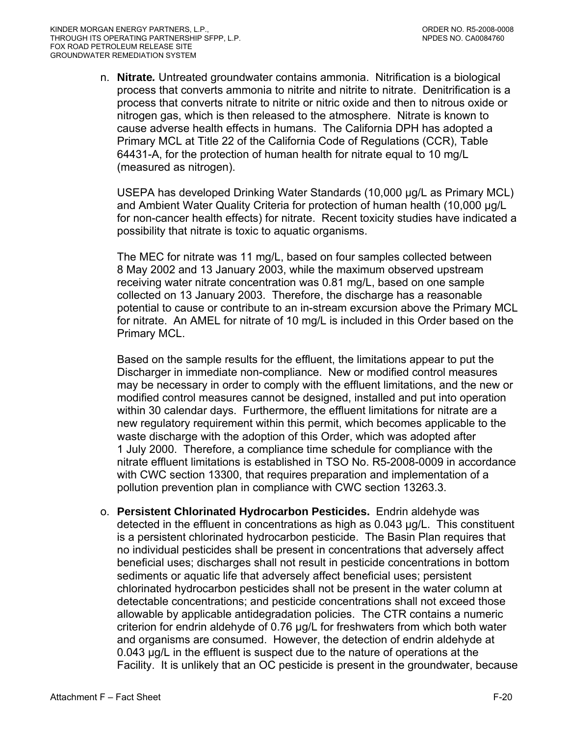n. **Nitrate.** Untreated groundwater contains ammonia. Nitrification is a biological process that converts ammonia to nitrite and nitrite to nitrate. Denitrification is a process that converts nitrate to nitrite or nitric oxide and then to nitrous oxide or nitrogen gas, which is then released to the atmosphere. Nitrate is known to cause adverse health effects in humans. The California DPH has adopted a Primary MCL at Title 22 of the California Code of Regulations (CCR), Table 64431-A, for the protection of human health for nitrate equal to 10 mg/L (measured as nitrogen).

   USEPA has developed Drinking Water Standards (10,000 µg/L as Primary MCL) and Ambient Water Quality Criteria for protection of human health (10,000 µg/L for non-cancer health effects) for nitrate. Recent toxicity studies have indicated a possibility that nitrate is toxic to aquatic organisms.

   The MEC for nitrate was 11 mg/L, based on four samples collected between 8 May 2002 and 13 January 2003, while the maximum observed upstream receiving water nitrate concentration was 0.81 mg/L, based on one sample collected on 13 January 2003. Therefore, the discharge has a reasonable potential to cause or contribute to an in-stream excursion above the Primary MCL for nitrate. An AMEL for nitrate of 10 mg/L is included in this Order based on the Primary MCL.

   Based on the sample results for the effluent, the limitations appear to put the Discharger in immediate non-compliance. New or modified control measures may be necessary in order to comply with the effluent limitations, and the new or modified control measures cannot be designed, installed and put into operation within 30 calendar days. Furthermore, the effluent limitations for nitrate are a new regulatory requirement within this permit, which becomes applicable to the waste discharge with the adoption of this Order, which was adopted after 1 July 2000. Therefore, a compliance time schedule for compliance with the nitrate effluent limitations is established in TSO No. R5-2008-0009 in accordance with CWC section 13300, that requires preparation and implementation of a pollution prevention plan in compliance with CWC section 13263.3.

o. **Persistent Chlorinated Hydrocarbon Pesticides.** Endrin aldehyde was detected in the effluent in concentrations as high as 0.043 µg/L. This constituent is a persistent chlorinated hydrocarbon pesticide. The Basin Plan requires that no individual pesticides shall be present in concentrations that adversely affect beneficial uses; discharges shall not result in pesticide concentrations in bottom sediments or aquatic life that adversely affect beneficial uses; persistent chlorinated hydrocarbon pesticides shall not be present in the water column at detectable concentrations; and pesticide concentrations shall not exceed those allowable by applicable antidegradation policies. The CTR contains a numeric criterion for endrin aldehyde of 0.76 µg/L for freshwaters from which both water and organisms are consumed. However, the detection of endrin aldehyde at 0.043 µg/L in the effluent is suspect due to the nature of operations at the Facility. It is unlikely that an OC pesticide is present in the groundwater, because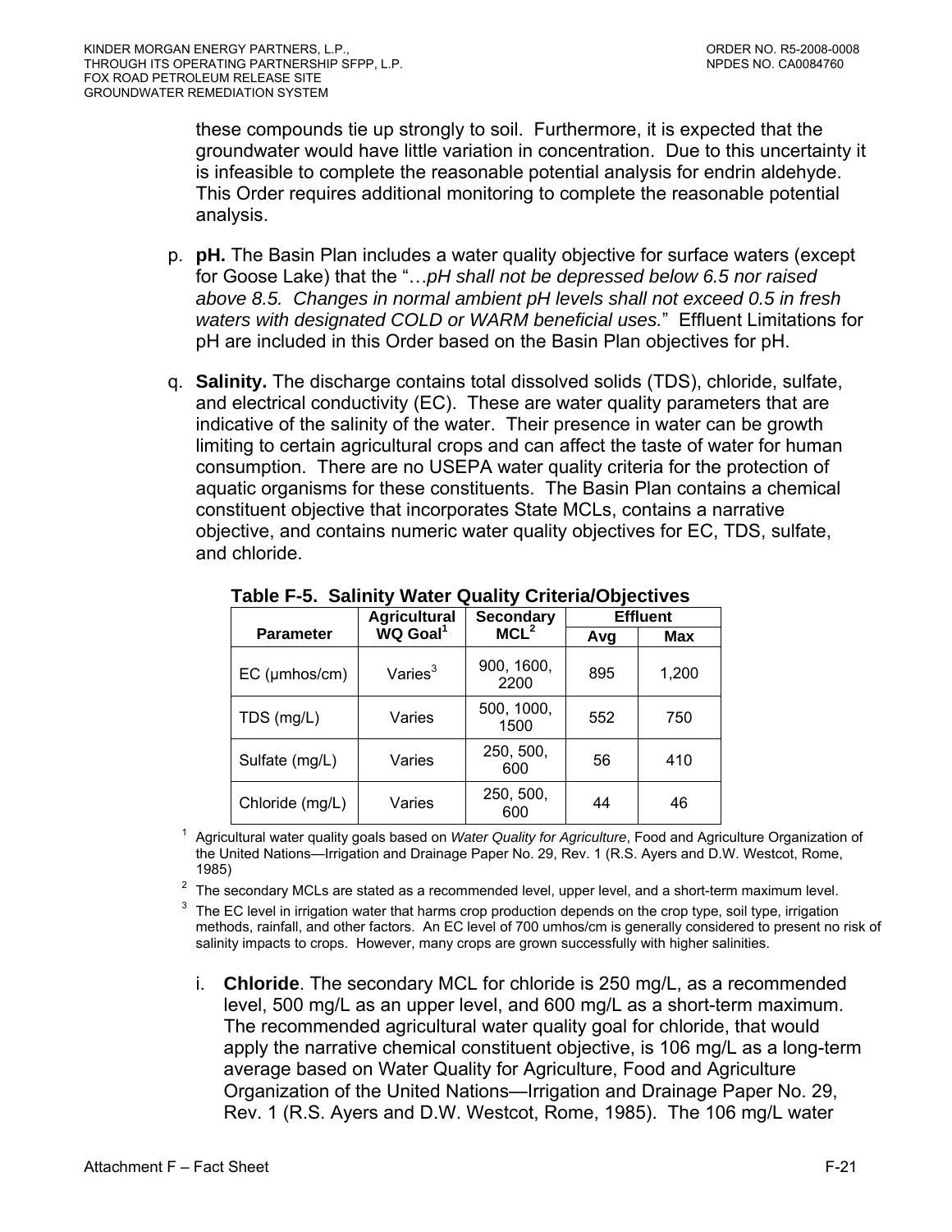these compounds tie up strongly to soil. Furthermore, it is expected that the groundwater would have little variation in concentration. Due to this uncertainty it is infeasible to complete the reasonable potential analysis for endrin aldehyde. This Order requires additional monitoring to complete the reasonable potential analysis.

p. **pH.** The Basin Plan includes a water quality objective for surface waters (except for Goose Lake) that the "…*pH shall not be depressed below 6.5 nor raised above 8.5. Changes in normal ambient pH levels shall not exceed 0.5 in fresh waters with designated COLD or WARM beneficial uses.*" Effluent Limitations for pH are included in this Order based on the Basin Plan objectives for pH.

q. **Salinity.** The discharge contains total dissolved solids (TDS), chloride, sulfate, and electrical conductivity (EC). These are water quality parameters that are indicative of the salinity of the water. Their presence in water can be growth limiting to certain agricultural crops and can affect the taste of water for human consumption. There are no USEPA water quality criteria for the protection of aquatic organisms for these constituents. The Basin Plan contains a chemical constituent objective that incorporates State MCLs, contains a narrative objective, and contains numeric water quality objectives for EC, TDS, sulfate, and chloride.

**Table F-5. Salinity Water Quality Criteria/Objectives**

| Parameter | Agricultural WQ Goal[1] | Secondary MCL[2] | Effluent | |
|---|---|---|---|---|
| | | | Avg | Max |
| EC (µmhos/cm) | Varies[3] | 900, 1600, 2200 | 895 | 1,200 |
| TDS (mg/L) | Varies | 500, 1000, 1500 | 552 | 750 |
| Sulfate (mg/L) | Varies | 250, 500, 600 | 56 | 410 |
| Chloride (mg/L) | Varies | 250, 500, 600 | 44 | 46 |

[1] Agricultural water quality goals based on *Water Quality for Agriculture*, Food and Agriculture Organization of the United Nations—Irrigation and Drainage Paper No. 29, Rev. 1 (R.S. Ayers and D.W. Westcot, Rome, 1985)

[2] The secondary MCLs are stated as a recommended level, upper level, and a short-term maximum level.

[3] The EC level in irrigation water that harms crop production depends on the crop type, soil type, irrigation methods, rainfall, and other factors. An EC level of 700 umhos/cm is generally considered to present no risk of salinity impacts to crops. However, many crops are grown successfully with higher salinities.

i. **Chloride**. The secondary MCL for chloride is 250 mg/L, as a recommended level, 500 mg/L as an upper level, and 600 mg/L as a short-term maximum. The recommended agricultural water quality goal for chloride, that would apply the narrative chemical constituent objective, is 106 mg/L as a long-term average based on Water Quality for Agriculture, Food and Agriculture Organization of the United Nations—Irrigation and Drainage Paper No. 29, Rev. 1 (R.S. Ayers and D.W. Westcot, Rome, 1985). The 106 mg/L water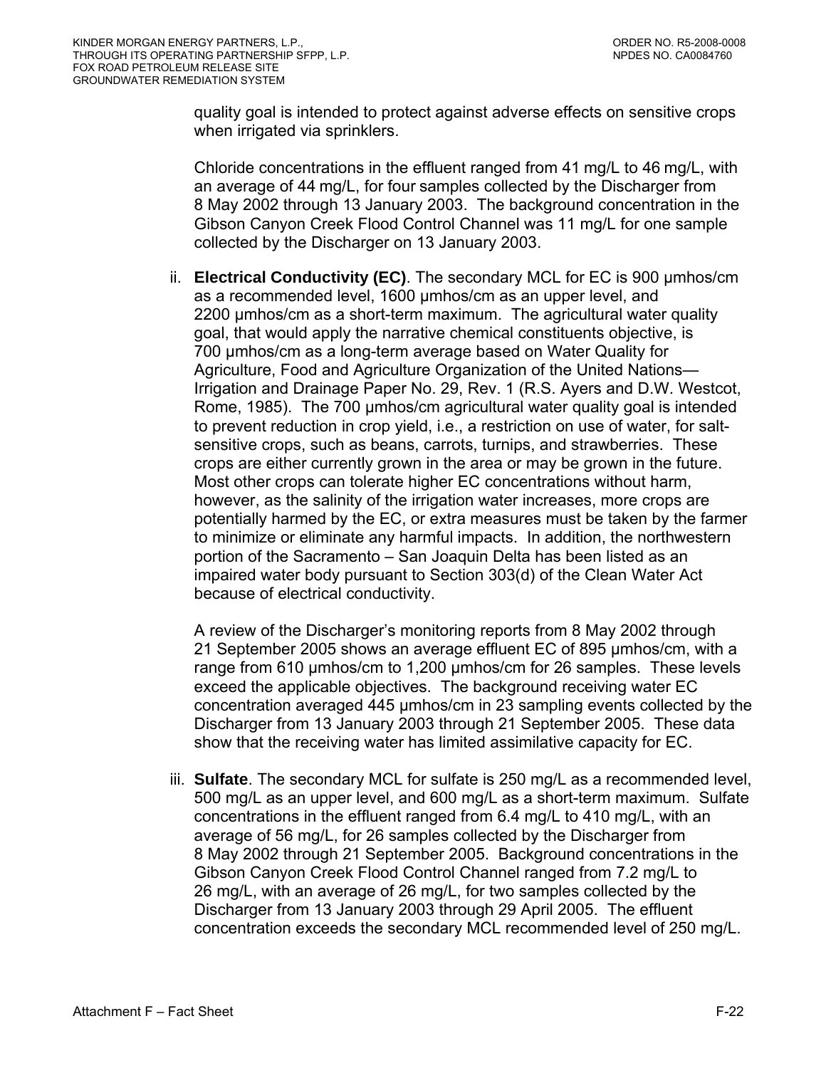quality goal is intended to protect against adverse effects on sensitive crops when irrigated via sprinklers.

Chloride concentrations in the effluent ranged from 41 mg/L to 46 mg/L, with an average of 44 mg/L, for four samples collected by the Discharger from 8 May 2002 through 13 January 2003. The background concentration in the Gibson Canyon Creek Flood Control Channel was 11 mg/L for one sample collected by the Discharger on 13 January 2003.

ii. **Electrical Conductivity (EC)**. The secondary MCL for EC is 900 μmhos/cm as a recommended level, 1600 μmhos/cm as an upper level, and 2200 μmhos/cm as a short-term maximum. The agricultural water quality goal, that would apply the narrative chemical constituents objective, is 700 μmhos/cm as a long-term average based on Water Quality for Agriculture, Food and Agriculture Organization of the United Nations—Irrigation and Drainage Paper No. 29, Rev. 1 (R.S. Ayers and D.W. Westcot, Rome, 1985). The 700 μmhos/cm agricultural water quality goal is intended to prevent reduction in crop yield, i.e., a restriction on use of water, for salt-sensitive crops, such as beans, carrots, turnips, and strawberries. These crops are either currently grown in the area or may be grown in the future. Most other crops can tolerate higher EC concentrations without harm, however, as the salinity of the irrigation water increases, more crops are potentially harmed by the EC, or extra measures must be taken by the farmer to minimize or eliminate any harmful impacts. In addition, the northwestern portion of the Sacramento – San Joaquin Delta has been listed as an impaired water body pursuant to Section 303(d) of the Clean Water Act because of electrical conductivity.

A review of the Discharger's monitoring reports from 8 May 2002 through 21 September 2005 shows an average effluent EC of 895 μmhos/cm, with a range from 610 μmhos/cm to 1,200 μmhos/cm for 26 samples. These levels exceed the applicable objectives. The background receiving water EC concentration averaged 445 μmhos/cm in 23 sampling events collected by the Discharger from 13 January 2003 through 21 September 2005. These data show that the receiving water has limited assimilative capacity for EC.

iii. **Sulfate**. The secondary MCL for sulfate is 250 mg/L as a recommended level, 500 mg/L as an upper level, and 600 mg/L as a short-term maximum. Sulfate concentrations in the effluent ranged from 6.4 mg/L to 410 mg/L, with an average of 56 mg/L, for 26 samples collected by the Discharger from 8 May 2002 through 21 September 2005. Background concentrations in the Gibson Canyon Creek Flood Control Channel ranged from 7.2 mg/L to 26 mg/L, with an average of 26 mg/L, for two samples collected by the Discharger from 13 January 2003 through 29 April 2005. The effluent concentration exceeds the secondary MCL recommended level of 250 mg/L.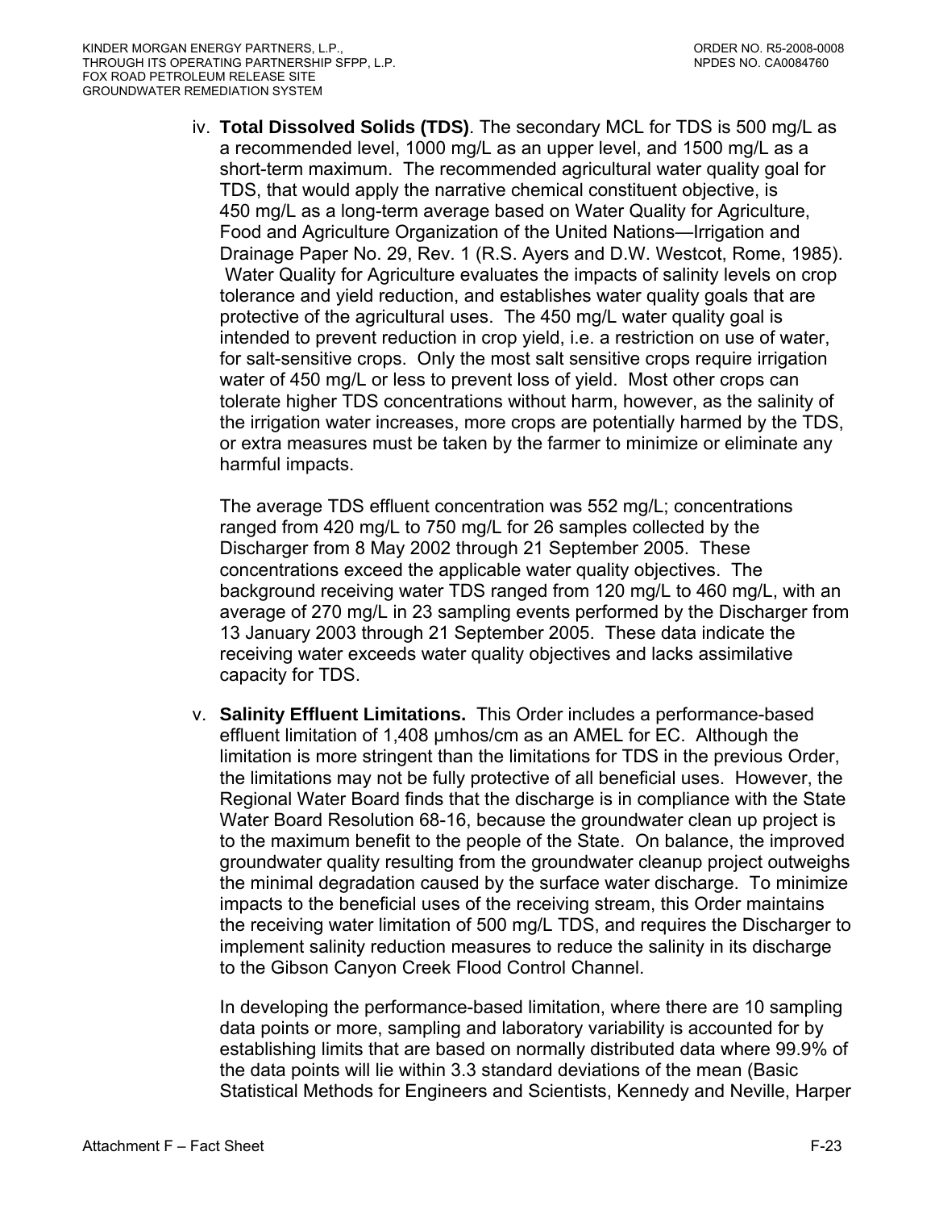iv. **Total Dissolved Solids (TDS)**. The secondary MCL for TDS is 500 mg/L as a recommended level, 1000 mg/L as an upper level, and 1500 mg/L as a short-term maximum. The recommended agricultural water quality goal for TDS, that would apply the narrative chemical constituent objective, is 450 mg/L as a long-term average based on Water Quality for Agriculture, Food and Agriculture Organization of the United Nations—Irrigation and Drainage Paper No. 29, Rev. 1 (R.S. Ayers and D.W. Westcot, Rome, 1985). Water Quality for Agriculture evaluates the impacts of salinity levels on crop tolerance and yield reduction, and establishes water quality goals that are protective of the agricultural uses. The 450 mg/L water quality goal is intended to prevent reduction in crop yield, i.e. a restriction on use of water, for salt-sensitive crops. Only the most salt sensitive crops require irrigation water of 450 mg/L or less to prevent loss of yield. Most other crops can tolerate higher TDS concentrations without harm, however, as the salinity of the irrigation water increases, more crops are potentially harmed by the TDS, or extra measures must be taken by the farmer to minimize or eliminate any harmful impacts.

The average TDS effluent concentration was 552 mg/L; concentrations ranged from 420 mg/L to 750 mg/L for 26 samples collected by the Discharger from 8 May 2002 through 21 September 2005. These concentrations exceed the applicable water quality objectives. The background receiving water TDS ranged from 120 mg/L to 460 mg/L, with an average of 270 mg/L in 23 sampling events performed by the Discharger from 13 January 2003 through 21 September 2005. These data indicate the receiving water exceeds water quality objectives and lacks assimilative capacity for TDS.

v. **Salinity Effluent Limitations.** This Order includes a performance-based effluent limitation of 1,408 µmhos/cm as an AMEL for EC. Although the limitation is more stringent than the limitations for TDS in the previous Order, the limitations may not be fully protective of all beneficial uses. However, the Regional Water Board finds that the discharge is in compliance with the State Water Board Resolution 68-16, because the groundwater clean up project is to the maximum benefit to the people of the State. On balance, the improved groundwater quality resulting from the groundwater cleanup project outweighs the minimal degradation caused by the surface water discharge. To minimize impacts to the beneficial uses of the receiving stream, this Order maintains the receiving water limitation of 500 mg/L TDS, and requires the Discharger to implement salinity reduction measures to reduce the salinity in its discharge to the Gibson Canyon Creek Flood Control Channel.

In developing the performance-based limitation, where there are 10 sampling data points or more, sampling and laboratory variability is accounted for by establishing limits that are based on normally distributed data where 99.9% of the data points will lie within 3.3 standard deviations of the mean (Basic Statistical Methods for Engineers and Scientists, Kennedy and Neville, Harper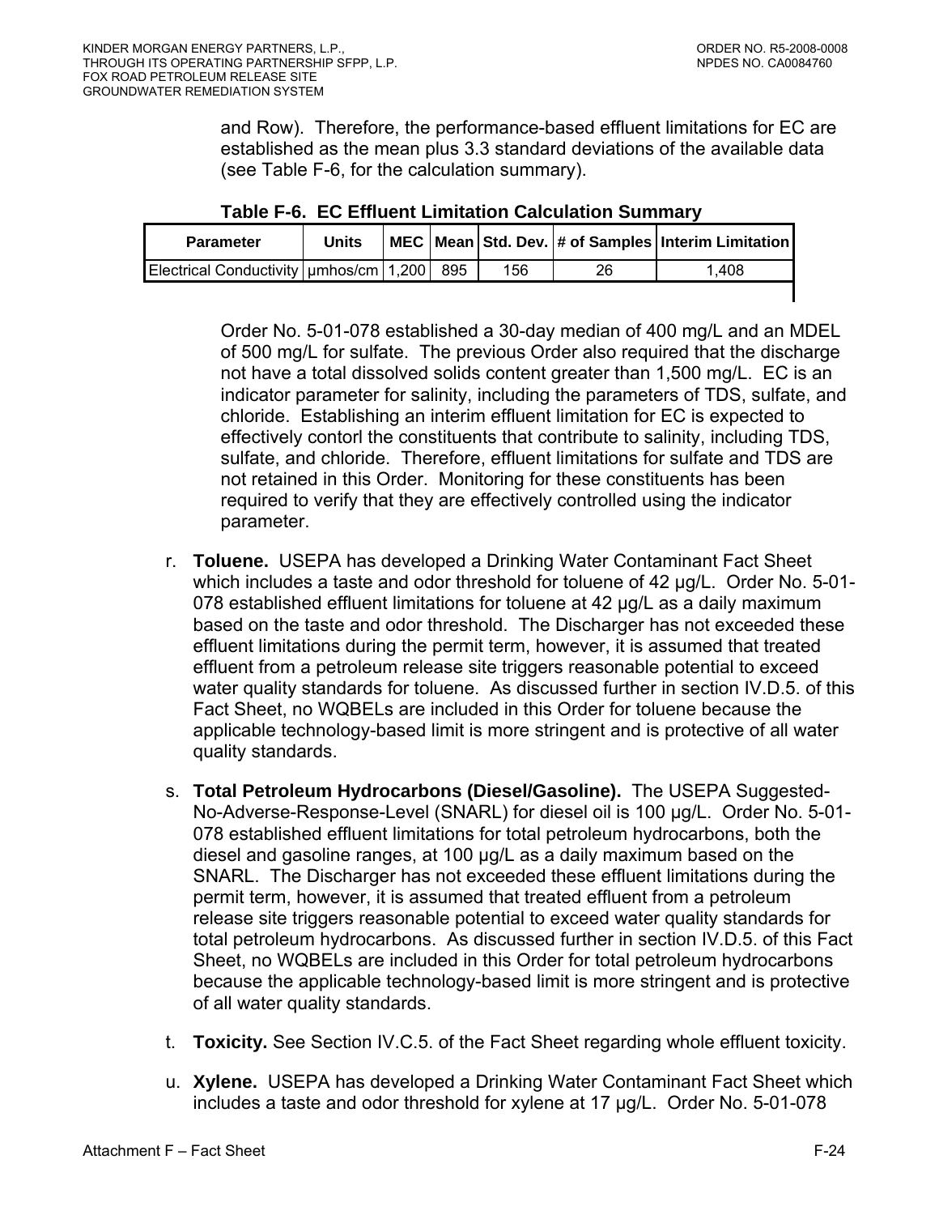and Row). Therefore, the performance-based effluent limitations for EC are established as the mean plus 3.3 standard deviations of the available data (see Table F-6, for the calculation summary).

**Table F-6. EC Effluent Limitation Calculation Summary**

| Parameter | Units | MEC | Mean | Std. Dev. | # of Samples | Interim Limitation |
|---|---|---|---|---|---|---|
| Electrical Conductivity | µmhos/cm | 1,200 | 895 | 156 | 26 | 1,408 |

Order No. 5-01-078 established a 30-day median of 400 mg/L and an MDEL of 500 mg/L for sulfate. The previous Order also required that the discharge not have a total dissolved solids content greater than 1,500 mg/L. EC is an indicator parameter for salinity, including the parameters of TDS, sulfate, and chloride. Establishing an interim effluent limitation for EC is expected to effectively contorl the constituents that contribute to salinity, including TDS, sulfate, and chloride. Therefore, effluent limitations for sulfate and TDS are not retained in this Order. Monitoring for these constituents has been required to verify that they are effectively controlled using the indicator parameter.

r. **Toluene.** USEPA has developed a Drinking Water Contaminant Fact Sheet which includes a taste and odor threshold for toluene of 42 µg/L. Order No. 5-01-078 established effluent limitations for toluene at 42 µg/L as a daily maximum based on the taste and odor threshold. The Discharger has not exceeded these effluent limitations during the permit term, however, it is assumed that treated effluent from a petroleum release site triggers reasonable potential to exceed water quality standards for toluene. As discussed further in section IV.D.5. of this Fact Sheet, no WQBELs are included in this Order for toluene because the applicable technology-based limit is more stringent and is protective of all water quality standards.

s. **Total Petroleum Hydrocarbons (Diesel/Gasoline).** The USEPA Suggested-No-Adverse-Response-Level (SNARL) for diesel oil is 100 µg/L. Order No. 5-01-078 established effluent limitations for total petroleum hydrocarbons, both the diesel and gasoline ranges, at 100 µg/L as a daily maximum based on the SNARL. The Discharger has not exceeded these effluent limitations during the permit term, however, it is assumed that treated effluent from a petroleum release site triggers reasonable potential to exceed water quality standards for total petroleum hydrocarbons. As discussed further in section IV.D.5. of this Fact Sheet, no WQBELs are included in this Order for total petroleum hydrocarbons because the applicable technology-based limit is more stringent and is protective of all water quality standards.

t. **Toxicity.** See Section IV.C.5. of the Fact Sheet regarding whole effluent toxicity.

u. **Xylene.** USEPA has developed a Drinking Water Contaminant Fact Sheet which includes a taste and odor threshold for xylene at 17 µg/L. Order No. 5-01-078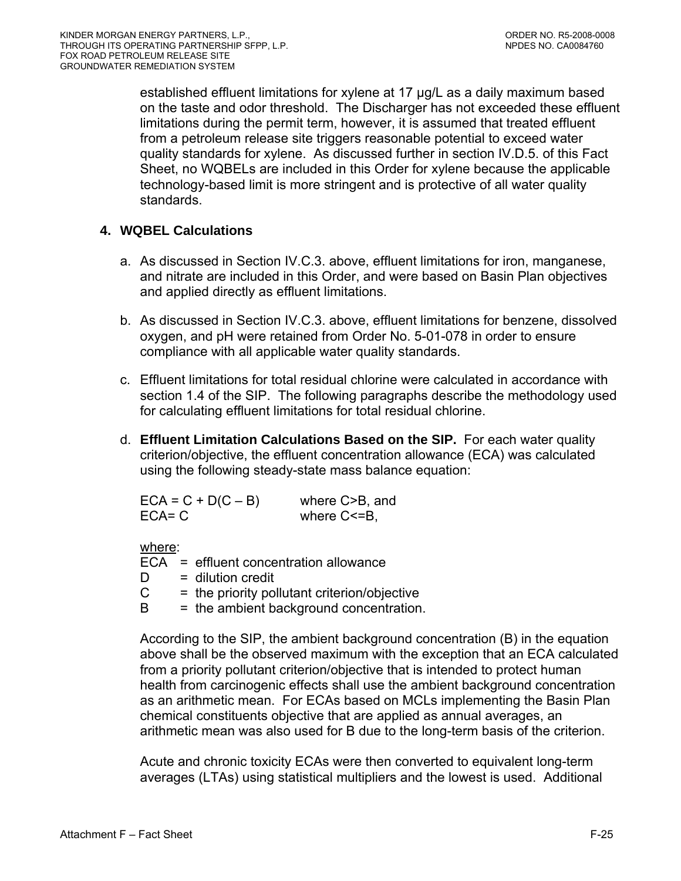established effluent limitations for xylene at 17 µg/L as a daily maximum based on the taste and odor threshold. The Discharger has not exceeded these effluent limitations during the permit term, however, it is assumed that treated effluent from a petroleum release site triggers reasonable potential to exceed water quality standards for xylene. As discussed further in section IV.D.5. of this Fact Sheet, no WQBELs are included in this Order for xylene because the applicable technology-based limit is more stringent and is protective of all water quality standards.

**4. WQBEL Calculations**

a. As discussed in Section IV.C.3. above, effluent limitations for iron, manganese, and nitrate are included in this Order, and were based on Basin Plan objectives and applied directly as effluent limitations.

b. As discussed in Section IV.C.3. above, effluent limitations for benzene, dissolved oxygen, and pH were retained from Order No. 5-01-078 in order to ensure compliance with all applicable water quality standards.

c. Effluent limitations for total residual chlorine were calculated in accordance with section 1.4 of the SIP. The following paragraphs describe the methodology used for calculating effluent limitations for total residual chlorine.

d. **Effluent Limitation Calculations Based on the SIP.** For each water quality criterion/objective, the effluent concentration allowance (ECA) was calculated using the following steady-state mass balance equation:

$ECA = C + D(C - B)$ where $C>B$, and
$ECA = C$ where $C<=B$,

<u>where</u>:
ECA = effluent concentration allowance
D = dilution credit
C = the priority pollutant criterion/objective
B = the ambient background concentration.

According to the SIP, the ambient background concentration (B) in the equation above shall be the observed maximum with the exception that an ECA calculated from a priority pollutant criterion/objective that is intended to protect human health from carcinogenic effects shall use the ambient background concentration as an arithmetic mean. For ECAs based on MCLs implementing the Basin Plan chemical constituents objective that are applied as annual averages, an arithmetic mean was also used for B due to the long-term basis of the criterion.

Acute and chronic toxicity ECAs were then converted to equivalent long-term averages (LTAs) using statistical multipliers and the lowest is used. Additional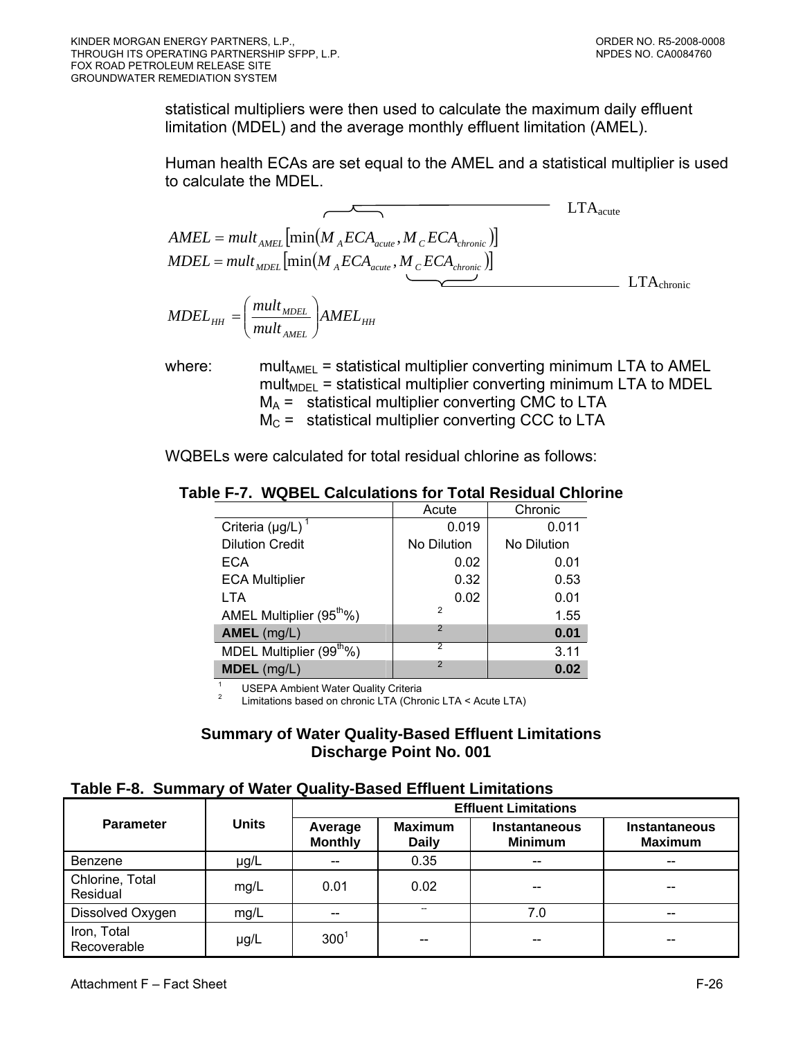statistical multipliers were then used to calculate the maximum daily effluent limitation (MDEL) and the average monthly effluent limitation (AMEL).

Human health ECAs are set equal to the AMEL and a statistical multiplier is used to calculate the MDEL.

$$AMEL = mult_{AMEL}\left[\min\left(\underbrace{M_A ECA_{acute}}_{LTA_{acute}}, M_C ECA_{chronic}\right)\right]$$

$$MDEL = mult_{MDEL}\left[\min\left(M_A ECA_{acute}, \underbrace{M_C ECA_{chronic}}_{LTA_{chronic}}\right)\right]$$

$$MDEL_{HH} = \left(\frac{mult_{MDEL}}{mult_{AMEL}}\right) AMEL_{HH}$$

where:
- $mult_{AMEL}$ = statistical multiplier converting minimum LTA to AMEL
- $mult_{MDEL}$ = statistical multiplier converting minimum LTA to MDEL
- $M_A$ = statistical multiplier converting CMC to LTA
- $M_C$ = statistical multiplier converting CCC to LTA

WQBELs were calculated for total residual chlorine as follows:

**Table F-7. WQBEL Calculations for Total Residual Chlorine**

| | Acute | Chronic |
|---|---|---|
| Criteria (µg/L) [1] | 0.019 | 0.011 |
| Dilution Credit | No Dilution | No Dilution |
| ECA | 0.02 | 0.01 |
| ECA Multiplier | 0.32 | 0.53 |
| LTA | 0.02 | 0.01 |
| AMEL Multiplier (95th%) | [2] | 1.55 |
| **AMEL** (mg/L) | [2] | **0.01** |
| MDEL Multiplier (99th%) | [2] | 3.11 |
| **MDEL** (mg/L) | [2] | **0.02** |

[1] USEPA Ambient Water Quality Criteria
[2] Limitations based on chronic LTA (Chronic LTA < Acute LTA)

**Summary of Water Quality-Based Effluent Limitations**
**Discharge Point No. 001**

**Table F-8. Summary of Water Quality-Based Effluent Limitations**

| Parameter | Units | Effluent Limitations | | | |
|---|---|---|---|---|---|
| | | Average Monthly | Maximum Daily | Instantaneous Minimum | Instantaneous Maximum |
| Benzene | µg/L | -- | 0.35 | -- | -- |
| Chlorine, Total Residual | mg/L | 0.01 | 0.02 | -- | -- |
| Dissolved Oxygen | mg/L | -- | -- | 7.0 | -- |
| Iron, Total Recoverable | µg/L | 300[1] | -- | -- | -- |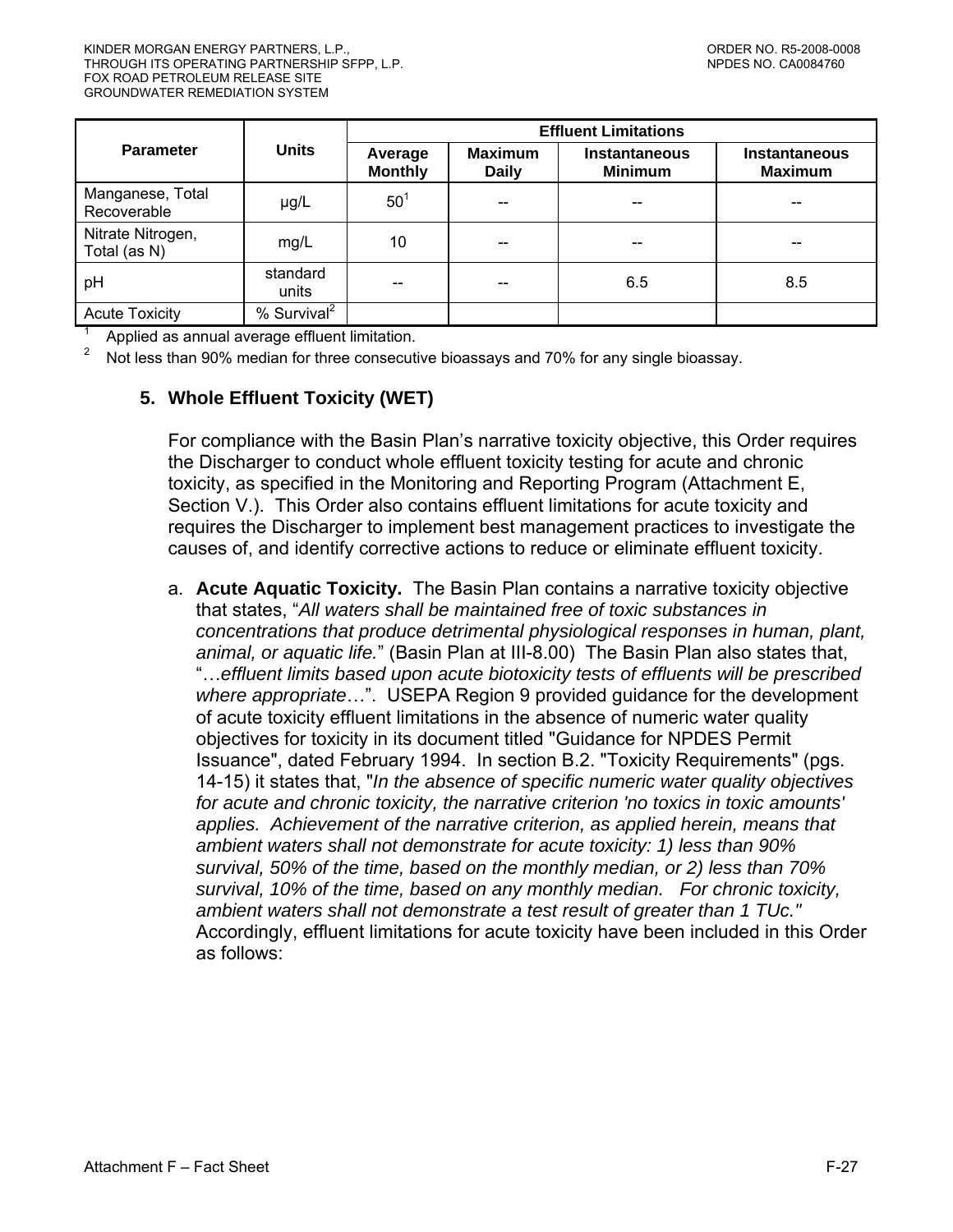| Parameter | Units | Effluent Limitations | | | |
|---|---|---|---|---|---|
| | | Average Monthly | Maximum Daily | Instantaneous Minimum | Instantaneous Maximum |
| Manganese, Total Recoverable | µg/L | 50[1] | -- | -- | -- |
| Nitrate Nitrogen, Total (as N) | mg/L | 10 | -- | -- | -- |
| pH | standard units | -- | -- | 6.5 | 8.5 |
| Acute Toxicity | % Survival[2] | | | | |

[1] Applied as annual average effluent limitation.

[2] Not less than 90% median for three consecutive bioassays and 70% for any single bioassay.

**5. Whole Effluent Toxicity (WET)**

For compliance with the Basin Plan's narrative toxicity objective, this Order requires the Discharger to conduct whole effluent toxicity testing for acute and chronic toxicity, as specified in the Monitoring and Reporting Program (Attachment E, Section V.). This Order also contains effluent limitations for acute toxicity and requires the Discharger to implement best management practices to investigate the causes of, and identify corrective actions to reduce or eliminate effluent toxicity.

a. **Acute Aquatic Toxicity.** The Basin Plan contains a narrative toxicity objective that states, "*All waters shall be maintained free of toxic substances in concentrations that produce detrimental physiological responses in human, plant, animal, or aquatic life.*" (Basin Plan at III-8.00) The Basin Plan also states that, "…*effluent limits based upon acute biotoxicity tests of effluents will be prescribed where appropriate*…". USEPA Region 9 provided guidance for the development of acute toxicity effluent limitations in the absence of numeric water quality objectives for toxicity in its document titled "Guidance for NPDES Permit Issuance", dated February 1994. In section B.2. "Toxicity Requirements" (pgs. 14-15) it states that, "*In the absence of specific numeric water quality objectives for acute and chronic toxicity, the narrative criterion 'no toxics in toxic amounts' applies. Achievement of the narrative criterion, as applied herein, means that ambient waters shall not demonstrate for acute toxicity: 1) less than 90% survival, 50% of the time, based on the monthly median, or 2) less than 70% survival, 10% of the time, based on any monthly median. For chronic toxicity, ambient waters shall not demonstrate a test result of greater than 1 TUc."* Accordingly, effluent limitations for acute toxicity have been included in this Order as follows: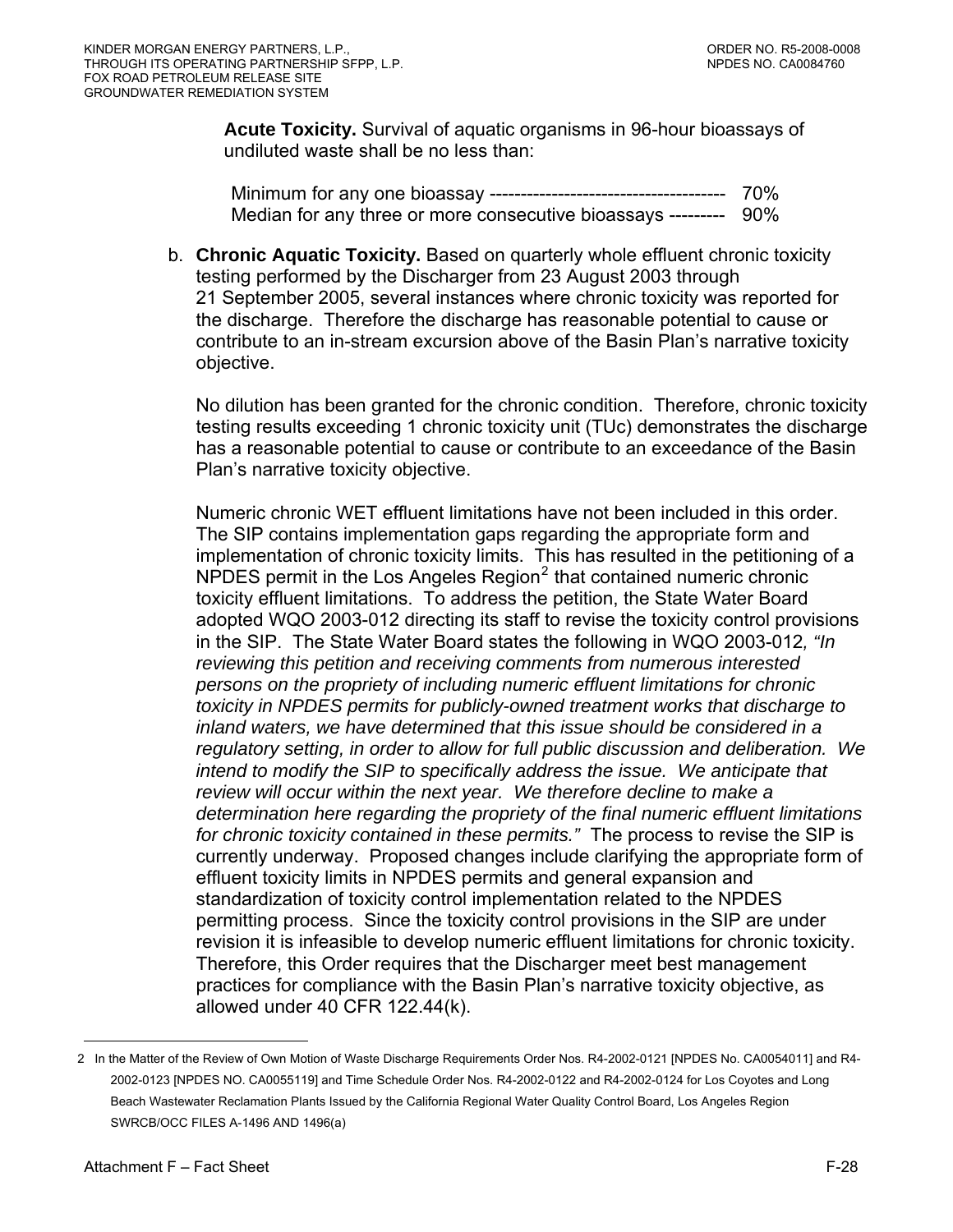**Acute Toxicity.** Survival of aquatic organisms in 96-hour bioassays of undiluted waste shall be no less than:

Minimum for any one bioassay -------------------------------------- 70%
Median for any three or more consecutive bioassays --------- 90%

b. **Chronic Aquatic Toxicity.** Based on quarterly whole effluent chronic toxicity testing performed by the Discharger from 23 August 2003 through 21 September 2005, several instances where chronic toxicity was reported for the discharge. Therefore the discharge has reasonable potential to cause or contribute to an in-stream excursion above of the Basin Plan's narrative toxicity objective.

No dilution has been granted for the chronic condition. Therefore, chronic toxicity testing results exceeding 1 chronic toxicity unit (TUc) demonstrates the discharge has a reasonable potential to cause or contribute to an exceedance of the Basin Plan's narrative toxicity objective.

Numeric chronic WET effluent limitations have not been included in this order. The SIP contains implementation gaps regarding the appropriate form and implementation of chronic toxicity limits. This has resulted in the petitioning of a NPDES permit in the Los Angeles Region[2] that contained numeric chronic toxicity effluent limitations. To address the petition, the State Water Board adopted WQO 2003-012 directing its staff to revise the toxicity control provisions in the SIP. The State Water Board states the following in WQO 2003-012*, "In reviewing this petition and receiving comments from numerous interested persons on the propriety of including numeric effluent limitations for chronic toxicity in NPDES permits for publicly-owned treatment works that discharge to inland waters, we have determined that this issue should be considered in a regulatory setting, in order to allow for full public discussion and deliberation. We intend to modify the SIP to specifically address the issue. We anticipate that review will occur within the next year. We therefore decline to make a determination here regarding the propriety of the final numeric effluent limitations for chronic toxicity contained in these permits."* The process to revise the SIP is currently underway. Proposed changes include clarifying the appropriate form of effluent toxicity limits in NPDES permits and general expansion and standardization of toxicity control implementation related to the NPDES permitting process. Since the toxicity control provisions in the SIP are under revision it is infeasible to develop numeric effluent limitations for chronic toxicity. Therefore, this Order requires that the Discharger meet best management practices for compliance with the Basin Plan's narrative toxicity objective, as allowed under 40 CFR 122.44(k).

---

2 In the Matter of the Review of Own Motion of Waste Discharge Requirements Order Nos. R4-2002-0121 [NPDES No. CA0054011] and R4-2002-0123 [NPDES NO. CA0055119] and Time Schedule Order Nos. R4-2002-0122 and R4-2002-0124 for Los Coyotes and Long Beach Wastewater Reclamation Plants Issued by the California Regional Water Quality Control Board, Los Angeles Region SWRCB/OCC FILES A-1496 AND 1496(a)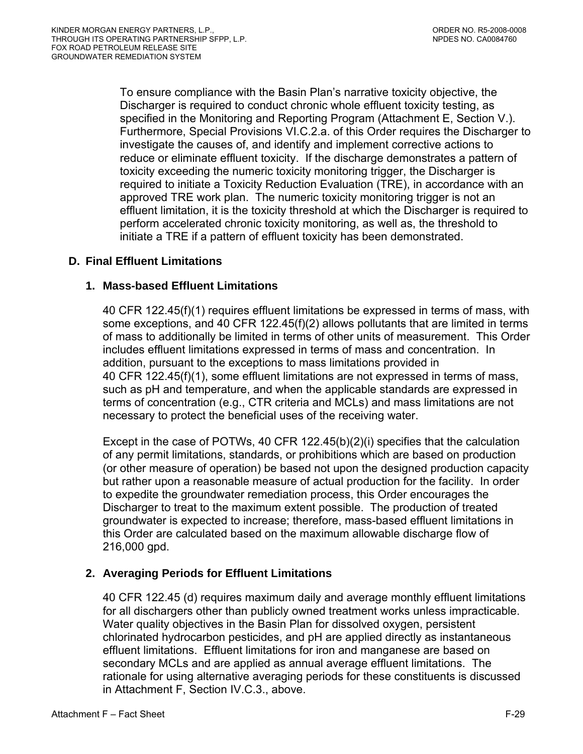To ensure compliance with the Basin Plan's narrative toxicity objective, the Discharger is required to conduct chronic whole effluent toxicity testing, as specified in the Monitoring and Reporting Program (Attachment E, Section V.). Furthermore, Special Provisions VI.C.2.a. of this Order requires the Discharger to investigate the causes of, and identify and implement corrective actions to reduce or eliminate effluent toxicity. If the discharge demonstrates a pattern of toxicity exceeding the numeric toxicity monitoring trigger, the Discharger is required to initiate a Toxicity Reduction Evaluation (TRE), in accordance with an approved TRE work plan. The numeric toxicity monitoring trigger is not an effluent limitation, it is the toxicity threshold at which the Discharger is required to perform accelerated chronic toxicity monitoring, as well as, the threshold to initiate a TRE if a pattern of effluent toxicity has been demonstrated.

## D. Final Effluent Limitations

### 1. Mass-based Effluent Limitations

40 CFR 122.45(f)(1) requires effluent limitations be expressed in terms of mass, with some exceptions, and 40 CFR 122.45(f)(2) allows pollutants that are limited in terms of mass to additionally be limited in terms of other units of measurement. This Order includes effluent limitations expressed in terms of mass and concentration. In addition, pursuant to the exceptions to mass limitations provided in 40 CFR 122.45(f)(1), some effluent limitations are not expressed in terms of mass, such as pH and temperature, and when the applicable standards are expressed in terms of concentration (e.g., CTR criteria and MCLs) and mass limitations are not necessary to protect the beneficial uses of the receiving water.

Except in the case of POTWs, 40 CFR 122.45(b)(2)(i) specifies that the calculation of any permit limitations, standards, or prohibitions which are based on production (or other measure of operation) be based not upon the designed production capacity but rather upon a reasonable measure of actual production for the facility. In order to expedite the groundwater remediation process, this Order encourages the Discharger to treat to the maximum extent possible. The production of treated groundwater is expected to increase; therefore, mass-based effluent limitations in this Order are calculated based on the maximum allowable discharge flow of 216,000 gpd.

### 2. Averaging Periods for Effluent Limitations

40 CFR 122.45 (d) requires maximum daily and average monthly effluent limitations for all dischargers other than publicly owned treatment works unless impracticable. Water quality objectives in the Basin Plan for dissolved oxygen, persistent chlorinated hydrocarbon pesticides, and pH are applied directly as instantaneous effluent limitations. Effluent limitations for iron and manganese are based on secondary MCLs and are applied as annual average effluent limitations. The rationale for using alternative averaging periods for these constituents is discussed in Attachment F, Section IV.C.3., above.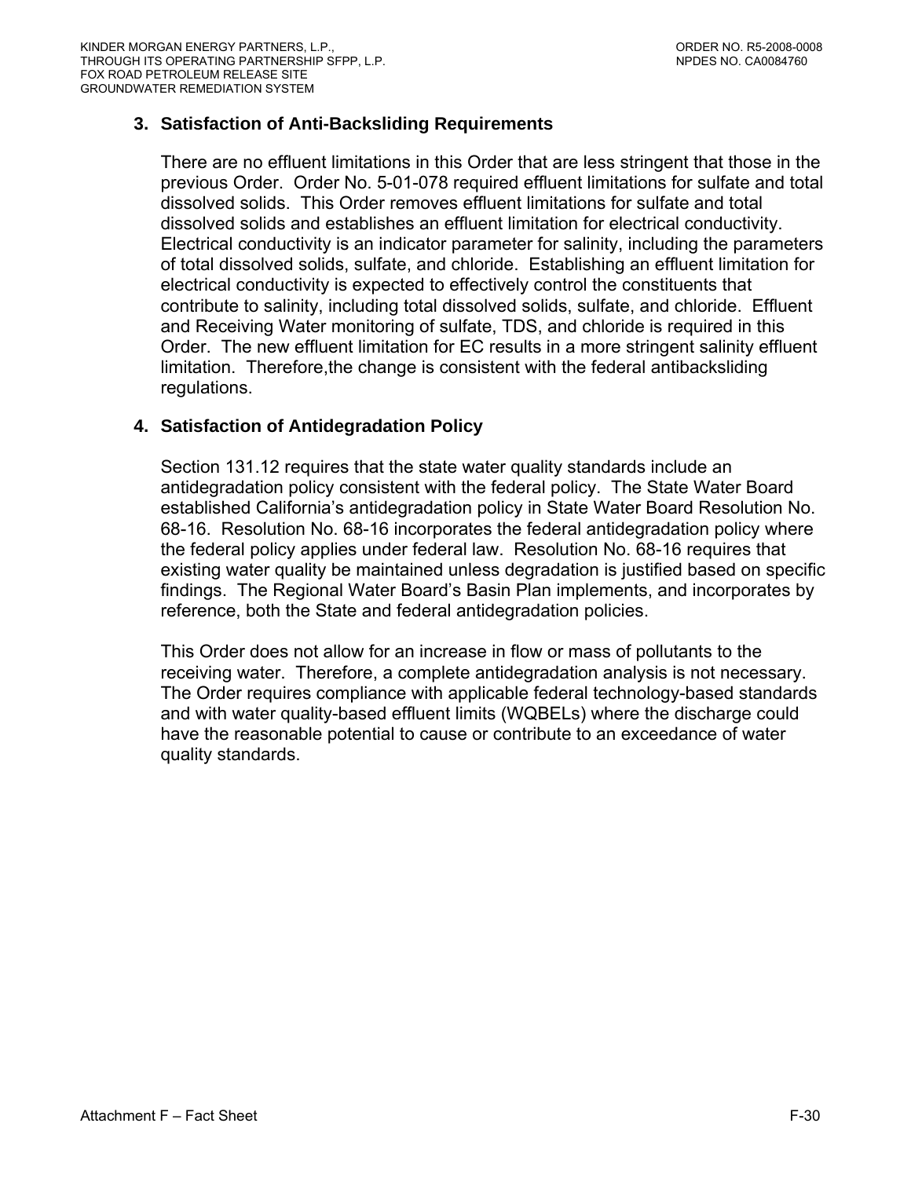### 3. Satisfaction of Anti-Backsliding Requirements

There are no effluent limitations in this Order that are less stringent that those in the previous Order. Order No. 5-01-078 required effluent limitations for sulfate and total dissolved solids. This Order removes effluent limitations for sulfate and total dissolved solids and establishes an effluent limitation for electrical conductivity. Electrical conductivity is an indicator parameter for salinity, including the parameters of total dissolved solids, sulfate, and chloride. Establishing an effluent limitation for electrical conductivity is expected to effectively control the constituents that contribute to salinity, including total dissolved solids, sulfate, and chloride. Effluent and Receiving Water monitoring of sulfate, TDS, and chloride is required in this Order. The new effluent limitation for EC results in a more stringent salinity effluent limitation. Therefore,the change is consistent with the federal antibacksliding regulations.

### 4. Satisfaction of Antidegradation Policy

Section 131.12 requires that the state water quality standards include an antidegradation policy consistent with the federal policy. The State Water Board established California's antidegradation policy in State Water Board Resolution No. 68-16. Resolution No. 68-16 incorporates the federal antidegradation policy where the federal policy applies under federal law. Resolution No. 68-16 requires that existing water quality be maintained unless degradation is justified based on specific findings. The Regional Water Board's Basin Plan implements, and incorporates by reference, both the State and federal antidegradation policies.

This Order does not allow for an increase in flow or mass of pollutants to the receiving water. Therefore, a complete antidegradation analysis is not necessary. The Order requires compliance with applicable federal technology-based standards and with water quality-based effluent limits (WQBELs) where the discharge could have the reasonable potential to cause or contribute to an exceedance of water quality standards.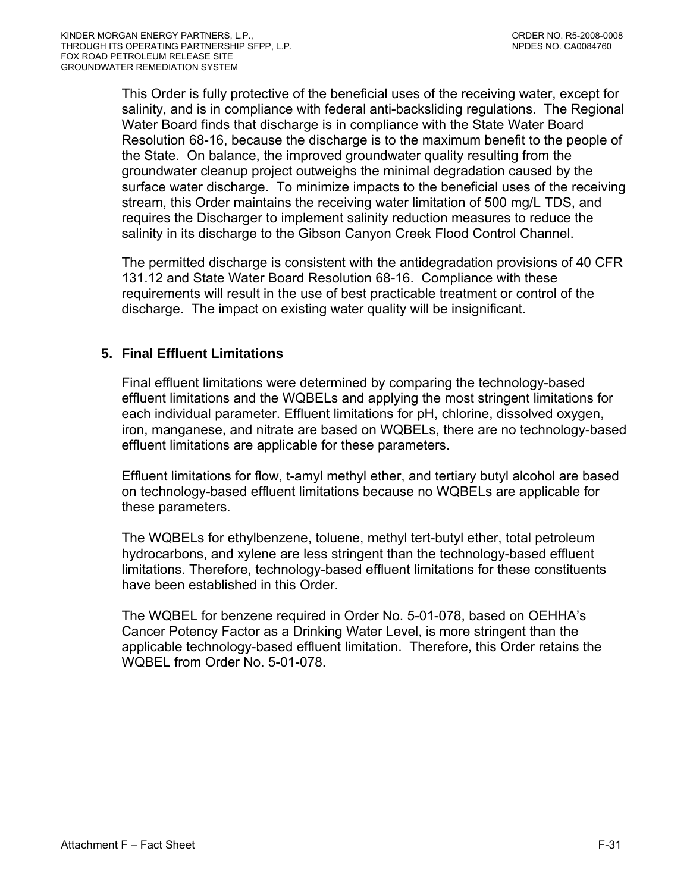This Order is fully protective of the beneficial uses of the receiving water, except for salinity, and is in compliance with federal anti-backsliding regulations. The Regional Water Board finds that discharge is in compliance with the State Water Board Resolution 68-16, because the discharge is to the maximum benefit to the people of the State. On balance, the improved groundwater quality resulting from the groundwater cleanup project outweighs the minimal degradation caused by the surface water discharge. To minimize impacts to the beneficial uses of the receiving stream, this Order maintains the receiving water limitation of 500 mg/L TDS, and requires the Discharger to implement salinity reduction measures to reduce the salinity in its discharge to the Gibson Canyon Creek Flood Control Channel.

The permitted discharge is consistent with the antidegradation provisions of 40 CFR 131.12 and State Water Board Resolution 68-16. Compliance with these requirements will result in the use of best practicable treatment or control of the discharge. The impact on existing water quality will be insignificant.

**5. Final Effluent Limitations**

Final effluent limitations were determined by comparing the technology-based effluent limitations and the WQBELs and applying the most stringent limitations for each individual parameter. Effluent limitations for pH, chlorine, dissolved oxygen, iron, manganese, and nitrate are based on WQBELs, there are no technology-based effluent limitations are applicable for these parameters.

Effluent limitations for flow, t-amyl methyl ether, and tertiary butyl alcohol are based on technology-based effluent limitations because no WQBELs are applicable for these parameters.

The WQBELs for ethylbenzene, toluene, methyl tert-butyl ether, total petroleum hydrocarbons, and xylene are less stringent than the technology-based effluent limitations. Therefore, technology-based effluent limitations for these constituents have been established in this Order.

The WQBEL for benzene required in Order No. 5-01-078, based on OEHHA's Cancer Potency Factor as a Drinking Water Level, is more stringent than the applicable technology-based effluent limitation. Therefore, this Order retains the WQBEL from Order No. 5-01-078.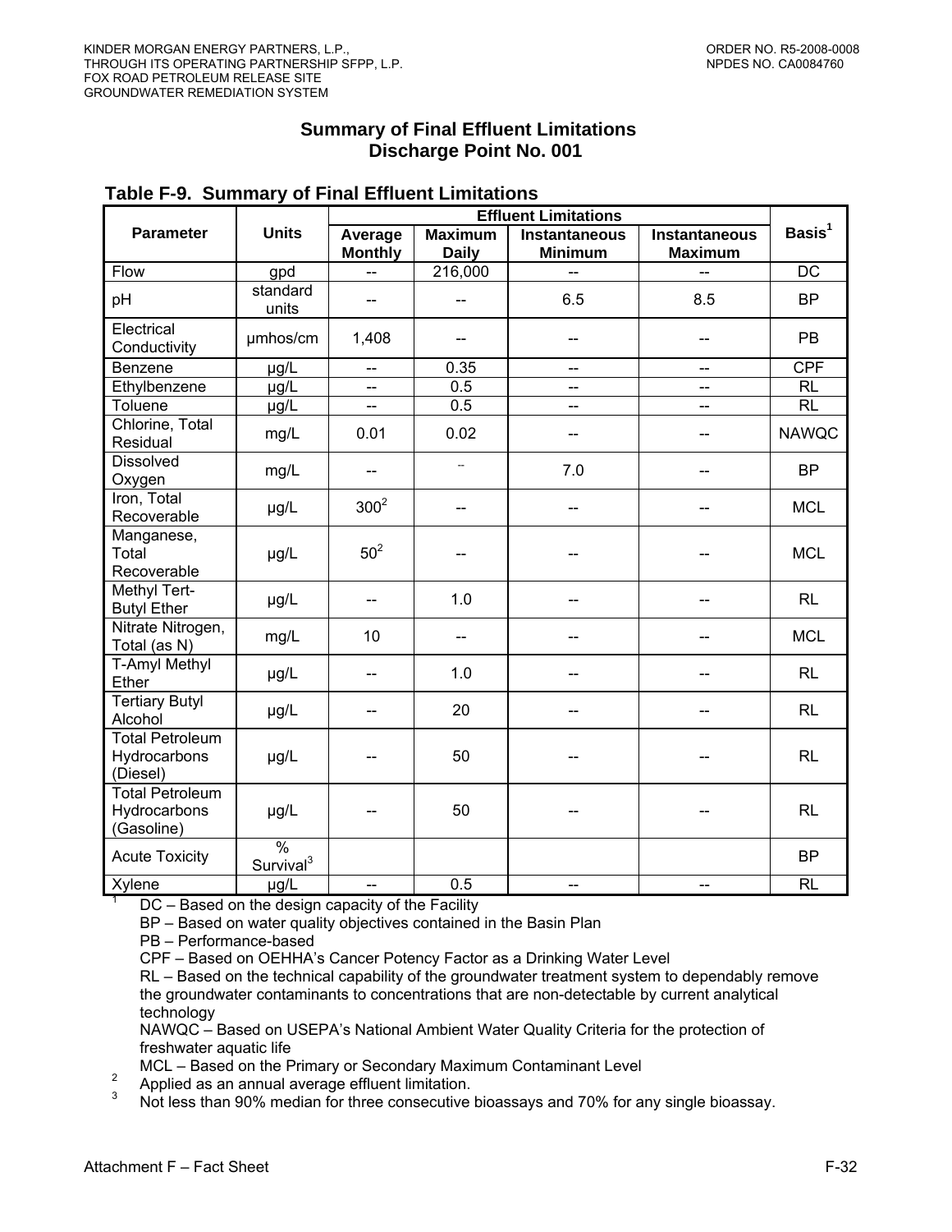## Summary of Final Effluent Limitations
## Discharge Point No. 001

**Table F-9. Summary of Final Effluent Limitations**

| Parameter | Units | Effluent Limitations | | | | Basis[1] |
|---|---|---|---|---|---|---|
| | | Average Monthly | Maximum Daily | Instantaneous Minimum | Instantaneous Maximum | |
| Flow | gpd | -- | 216,000 | -- | -- | DC |
| pH | standard units | -- | -- | 6.5 | 8.5 | BP |
| Electrical Conductivity | µmhos/cm | 1,408 | -- | -- | -- | PB |
| Benzene | µg/L | -- | 0.35 | -- | -- | CPF |
| Ethylbenzene | µg/L | -- | 0.5 | -- | -- | RL |
| Toluene | µg/L | -- | 0.5 | -- | -- | RL |
| Chlorine, Total Residual | mg/L | 0.01 | 0.02 | -- | -- | NAWQC |
| Dissolved Oxygen | mg/L | -- | -- | 7.0 | -- | BP |
| Iron, Total Recoverable | µg/L | 300[2] | -- | -- | -- | MCL |
| Manganese, Total Recoverable | µg/L | 50[2] | -- | -- | -- | MCL |
| Methyl Tert-Butyl Ether | µg/L | -- | 1.0 | -- | -- | RL |
| Nitrate Nitrogen, Total (as N) | mg/L | 10 | -- | -- | -- | MCL |
| T-Amyl Methyl Ether | µg/L | -- | 1.0 | -- | -- | RL |
| Tertiary Butyl Alcohol | µg/L | -- | 20 | -- | -- | RL |
| Total Petroleum Hydrocarbons (Diesel) | µg/L | -- | 50 | -- | -- | RL |
| Total Petroleum Hydrocarbons (Gasoline) | µg/L | -- | 50 | -- | -- | RL |
| Acute Toxicity | % Survival[3] | | | | | BP |
| Xylene | µg/L | -- | 0.5 | -- | -- | RL |

[1] DC – Based on the design capacity of the Facility
BP – Based on water quality objectives contained in the Basin Plan
PB – Performance-based
CPF – Based on OEHHA's Cancer Potency Factor as a Drinking Water Level
RL – Based on the technical capability of the groundwater treatment system to dependably remove the groundwater contaminants to concentrations that are non-detectable by current analytical technology
NAWQC – Based on USEPA's National Ambient Water Quality Criteria for the protection of freshwater aquatic life
MCL – Based on the Primary or Secondary Maximum Contaminant Level

[2] Applied as an annual average effluent limitation.

[3] Not less than 90% median for three consecutive bioassays and 70% for any single bioassay.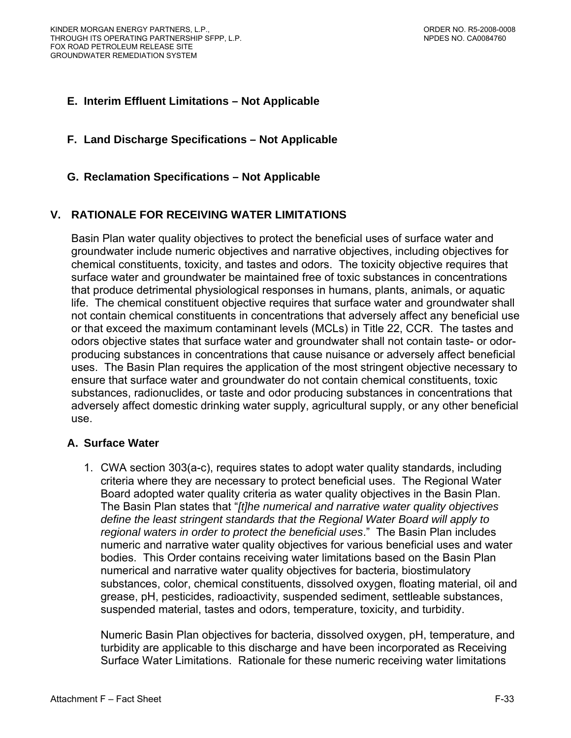### E. Interim Effluent Limitations – Not Applicable

### F. Land Discharge Specifications – Not Applicable

### G. Reclamation Specifications – Not Applicable

## V. RATIONALE FOR RECEIVING WATER LIMITATIONS

Basin Plan water quality objectives to protect the beneficial uses of surface water and groundwater include numeric objectives and narrative objectives, including objectives for chemical constituents, toxicity, and tastes and odors. The toxicity objective requires that surface water and groundwater be maintained free of toxic substances in concentrations that produce detrimental physiological responses in humans, plants, animals, or aquatic life. The chemical constituent objective requires that surface water and groundwater shall not contain chemical constituents in concentrations that adversely affect any beneficial use or that exceed the maximum contaminant levels (MCLs) in Title 22, CCR. The tastes and odors objective states that surface water and groundwater shall not contain taste- or odor-producing substances in concentrations that cause nuisance or adversely affect beneficial uses. The Basin Plan requires the application of the most stringent objective necessary to ensure that surface water and groundwater do not contain chemical constituents, toxic substances, radionuclides, or taste and odor producing substances in concentrations that adversely affect domestic drinking water supply, agricultural supply, or any other beneficial use.

### A. Surface Water

1. CWA section 303(a-c), requires states to adopt water quality standards, including criteria where they are necessary to protect beneficial uses. The Regional Water Board adopted water quality criteria as water quality objectives in the Basin Plan. The Basin Plan states that "*[t]he numerical and narrative water quality objectives define the least stringent standards that the Regional Water Board will apply to regional waters in order to protect the beneficial uses*." The Basin Plan includes numeric and narrative water quality objectives for various beneficial uses and water bodies. This Order contains receiving water limitations based on the Basin Plan numerical and narrative water quality objectives for bacteria, biostimulatory substances, color, chemical constituents, dissolved oxygen, floating material, oil and grease, pH, pesticides, radioactivity, suspended sediment, settleable substances, suspended material, tastes and odors, temperature, toxicity, and turbidity.

   Numeric Basin Plan objectives for bacteria, dissolved oxygen, pH, temperature, and turbidity are applicable to this discharge and have been incorporated as Receiving Surface Water Limitations. Rationale for these numeric receiving water limitations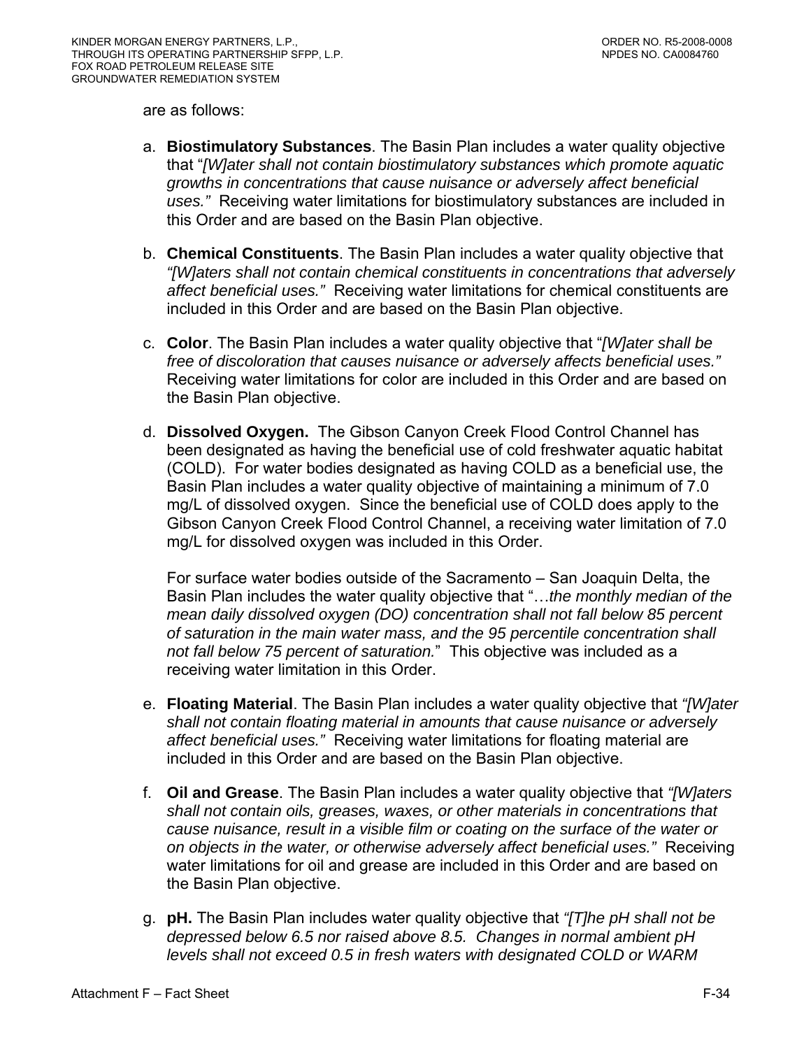are as follows:

a. **Biostimulatory Substances**. The Basin Plan includes a water quality objective that "*[W]ater shall not contain biostimulatory substances which promote aquatic growths in concentrations that cause nuisance or adversely affect beneficial uses.*" Receiving water limitations for biostimulatory substances are included in this Order and are based on the Basin Plan objective.

b. **Chemical Constituents**. The Basin Plan includes a water quality objective that *"[W]aters shall not contain chemical constituents in concentrations that adversely affect beneficial uses."* Receiving water limitations for chemical constituents are included in this Order and are based on the Basin Plan objective.

c. **Color**. The Basin Plan includes a water quality objective that "*[W]ater shall be free of discoloration that causes nuisance or adversely affects beneficial uses.*" Receiving water limitations for color are included in this Order and are based on the Basin Plan objective.

d. **Dissolved Oxygen.** The Gibson Canyon Creek Flood Control Channel has been designated as having the beneficial use of cold freshwater aquatic habitat (COLD). For water bodies designated as having COLD as a beneficial use, the Basin Plan includes a water quality objective of maintaining a minimum of 7.0 mg/L of dissolved oxygen. Since the beneficial use of COLD does apply to the Gibson Canyon Creek Flood Control Channel, a receiving water limitation of 7.0 mg/L for dissolved oxygen was included in this Order.

   For surface water bodies outside of the Sacramento – San Joaquin Delta, the Basin Plan includes the water quality objective that "…*the monthly median of the mean daily dissolved oxygen (DO) concentration shall not fall below 85 percent of saturation in the main water mass, and the 95 percentile concentration shall not fall below 75 percent of saturation.*" This objective was included as a receiving water limitation in this Order.

e. **Floating Material**. The Basin Plan includes a water quality objective that *"[W]ater shall not contain floating material in amounts that cause nuisance or adversely affect beneficial uses."* Receiving water limitations for floating material are included in this Order and are based on the Basin Plan objective.

f. **Oil and Grease**. The Basin Plan includes a water quality objective that *"[W]aters shall not contain oils, greases, waxes, or other materials in concentrations that cause nuisance, result in a visible film or coating on the surface of the water or on objects in the water, or otherwise adversely affect beneficial uses."* Receiving water limitations for oil and grease are included in this Order and are based on the Basin Plan objective.

g. **pH.** The Basin Plan includes water quality objective that *"[T]he pH shall not be depressed below 6.5 nor raised above 8.5. Changes in normal ambient pH levels shall not exceed 0.5 in fresh waters with designated COLD or WARM*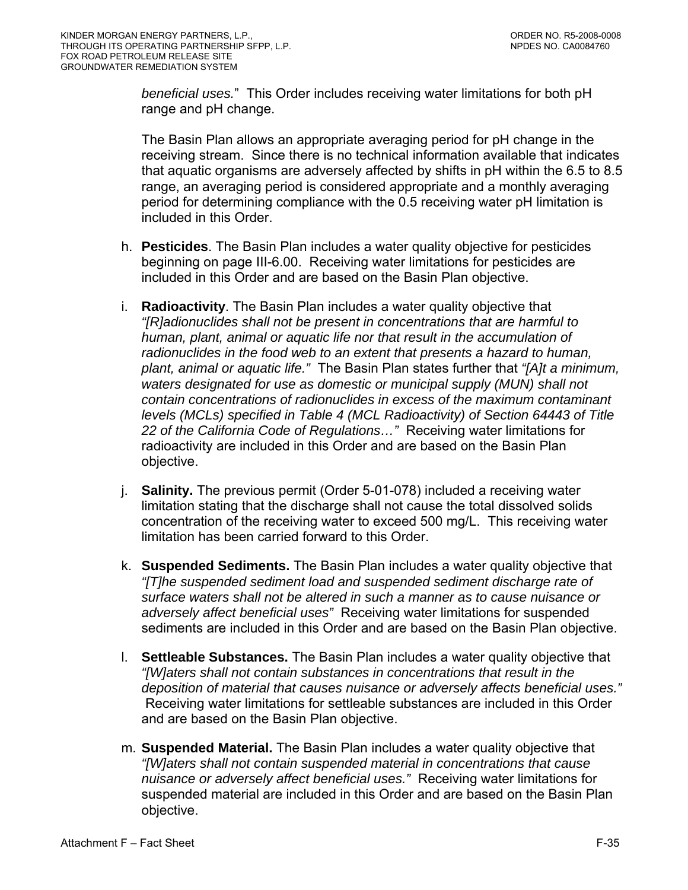*beneficial uses.*" This Order includes receiving water limitations for both pH range and pH change.

The Basin Plan allows an appropriate averaging period for pH change in the receiving stream. Since there is no technical information available that indicates that aquatic organisms are adversely affected by shifts in pH within the 6.5 to 8.5 range, an averaging period is considered appropriate and a monthly averaging period for determining compliance with the 0.5 receiving water pH limitation is included in this Order.

h. **Pesticides**. The Basin Plan includes a water quality objective for pesticides beginning on page III-6.00. Receiving water limitations for pesticides are included in this Order and are based on the Basin Plan objective.

i. **Radioactivity**. The Basin Plan includes a water quality objective that *"[R]adionuclides shall not be present in concentrations that are harmful to human, plant, animal or aquatic life nor that result in the accumulation of radionuclides in the food web to an extent that presents a hazard to human, plant, animal or aquatic life."* The Basin Plan states further that *"[A]t a minimum, waters designated for use as domestic or municipal supply (MUN) shall not contain concentrations of radionuclides in excess of the maximum contaminant levels (MCLs) specified in Table 4 (MCL Radioactivity) of Section 64443 of Title 22 of the California Code of Regulations…"* Receiving water limitations for radioactivity are included in this Order and are based on the Basin Plan objective.

j. **Salinity.** The previous permit (Order 5-01-078) included a receiving water limitation stating that the discharge shall not cause the total dissolved solids concentration of the receiving water to exceed 500 mg/L. This receiving water limitation has been carried forward to this Order.

k. **Suspended Sediments.** The Basin Plan includes a water quality objective that *"[T]he suspended sediment load and suspended sediment discharge rate of surface waters shall not be altered in such a manner as to cause nuisance or adversely affect beneficial uses"* Receiving water limitations for suspended sediments are included in this Order and are based on the Basin Plan objective.

l. **Settleable Substances.** The Basin Plan includes a water quality objective that *"[W]aters shall not contain substances in concentrations that result in the deposition of material that causes nuisance or adversely affects beneficial uses."* Receiving water limitations for settleable substances are included in this Order and are based on the Basin Plan objective.

m. **Suspended Material.** The Basin Plan includes a water quality objective that *"[W]aters shall not contain suspended material in concentrations that cause nuisance or adversely affect beneficial uses."* Receiving water limitations for suspended material are included in this Order and are based on the Basin Plan objective.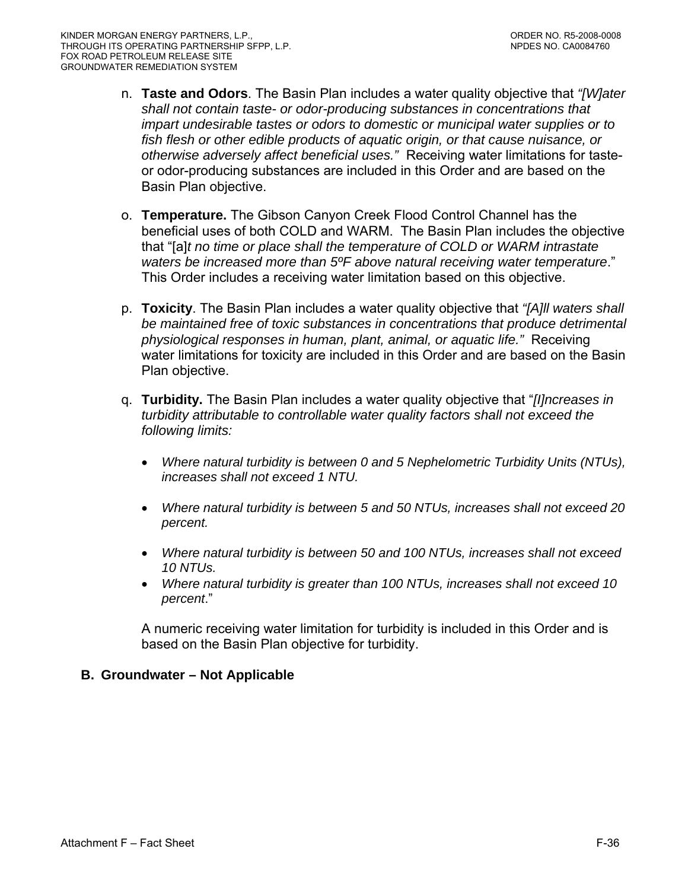n. **Taste and Odors**. The Basin Plan includes a water quality objective that *"[W]ater shall not contain taste- or odor-producing substances in concentrations that impart undesirable tastes or odors to domestic or municipal water supplies or to fish flesh or other edible products of aquatic origin, or that cause nuisance, or otherwise adversely affect beneficial uses."* Receiving water limitations for taste- or odor-producing substances are included in this Order and are based on the Basin Plan objective.

o. **Temperature.** The Gibson Canyon Creek Flood Control Channel has the beneficial uses of both COLD and WARM. The Basin Plan includes the objective that "[a]*t no time or place shall the temperature of COLD or WARM intrastate waters be increased more than 5ºF above natural receiving water temperature*." This Order includes a receiving water limitation based on this objective.

p. **Toxicity**. The Basin Plan includes a water quality objective that *"[A]ll waters shall be maintained free of toxic substances in concentrations that produce detrimental physiological responses in human, plant, animal, or aquatic life."* Receiving water limitations for toxicity are included in this Order and are based on the Basin Plan objective.

q. **Turbidity.** The Basin Plan includes a water quality objective that "*[I]ncreases in turbidity attributable to controllable water quality factors shall not exceed the following limits:*

- *Where natural turbidity is between 0 and 5 Nephelometric Turbidity Units (NTUs), increases shall not exceed 1 NTU.*
- *Where natural turbidity is between 5 and 50 NTUs, increases shall not exceed 20 percent.*
- *Where natural turbidity is between 50 and 100 NTUs, increases shall not exceed 10 NTUs.*
- *Where natural turbidity is greater than 100 NTUs, increases shall not exceed 10 percent*."

A numeric receiving water limitation for turbidity is included in this Order and is based on the Basin Plan objective for turbidity.

## B. Groundwater – Not Applicable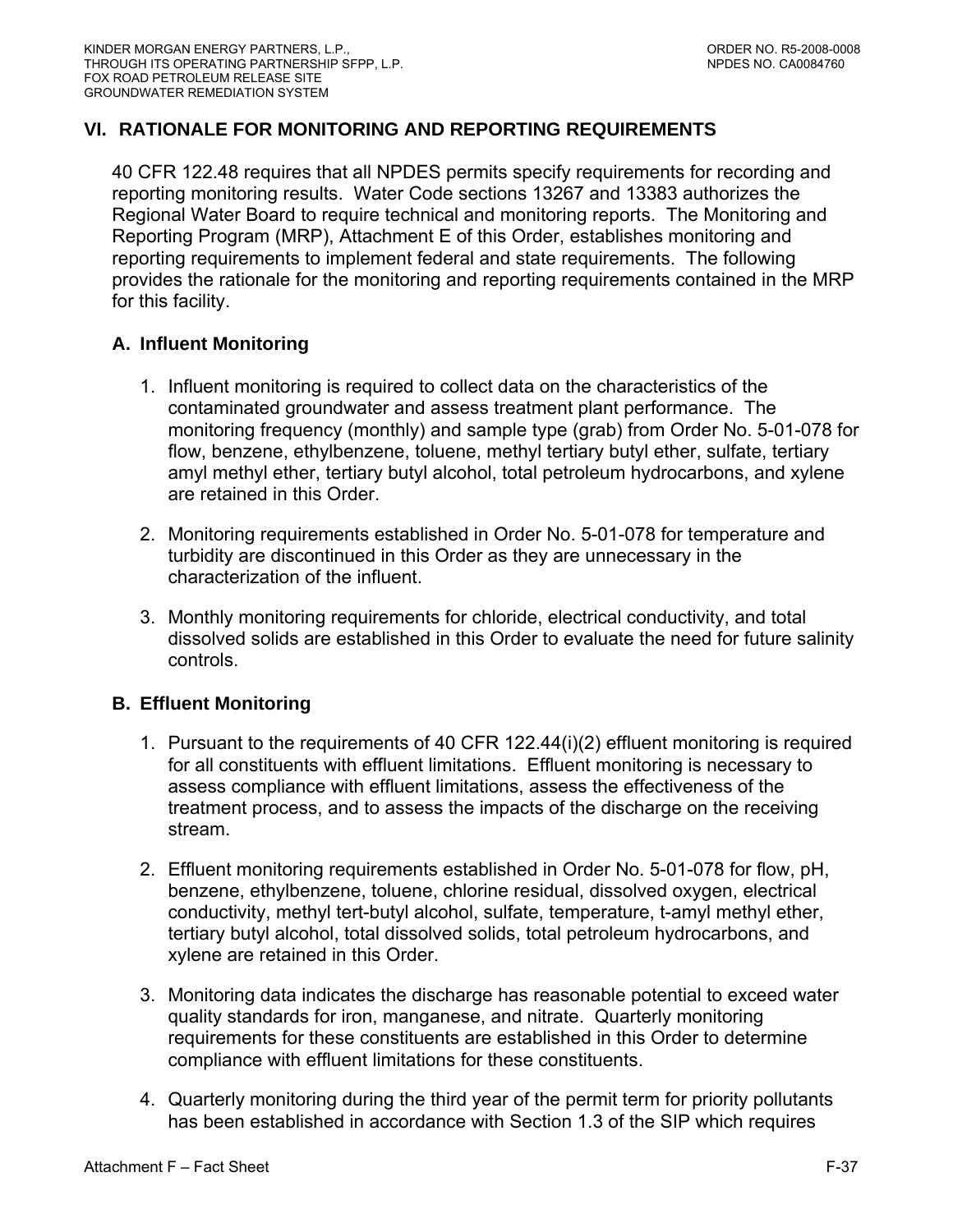## VI. RATIONALE FOR MONITORING AND REPORTING REQUIREMENTS

40 CFR 122.48 requires that all NPDES permits specify requirements for recording and reporting monitoring results. Water Code sections 13267 and 13383 authorizes the Regional Water Board to require technical and monitoring reports. The Monitoring and Reporting Program (MRP), Attachment E of this Order, establishes monitoring and reporting requirements to implement federal and state requirements. The following provides the rationale for the monitoring and reporting requirements contained in the MRP for this facility.

### A. Influent Monitoring

1. Influent monitoring is required to collect data on the characteristics of the contaminated groundwater and assess treatment plant performance. The monitoring frequency (monthly) and sample type (grab) from Order No. 5-01-078 for flow, benzene, ethylbenzene, toluene, methyl tertiary butyl ether, sulfate, tertiary amyl methyl ether, tertiary butyl alcohol, total petroleum hydrocarbons, and xylene are retained in this Order.

2. Monitoring requirements established in Order No. 5-01-078 for temperature and turbidity are discontinued in this Order as they are unnecessary in the characterization of the influent.

3. Monthly monitoring requirements for chloride, electrical conductivity, and total dissolved solids are established in this Order to evaluate the need for future salinity controls.

### B. Effluent Monitoring

1. Pursuant to the requirements of 40 CFR 122.44(i)(2) effluent monitoring is required for all constituents with effluent limitations. Effluent monitoring is necessary to assess compliance with effluent limitations, assess the effectiveness of the treatment process, and to assess the impacts of the discharge on the receiving stream.

2. Effluent monitoring requirements established in Order No. 5-01-078 for flow, pH, benzene, ethylbenzene, toluene, chlorine residual, dissolved oxygen, electrical conductivity, methyl tert-butyl alcohol, sulfate, temperature, t-amyl methyl ether, tertiary butyl alcohol, total dissolved solids, total petroleum hydrocarbons, and xylene are retained in this Order.

3. Monitoring data indicates the discharge has reasonable potential to exceed water quality standards for iron, manganese, and nitrate. Quarterly monitoring requirements for these constituents are established in this Order to determine compliance with effluent limitations for these constituents.

4. Quarterly monitoring during the third year of the permit term for priority pollutants has been established in accordance with Section 1.3 of the SIP which requires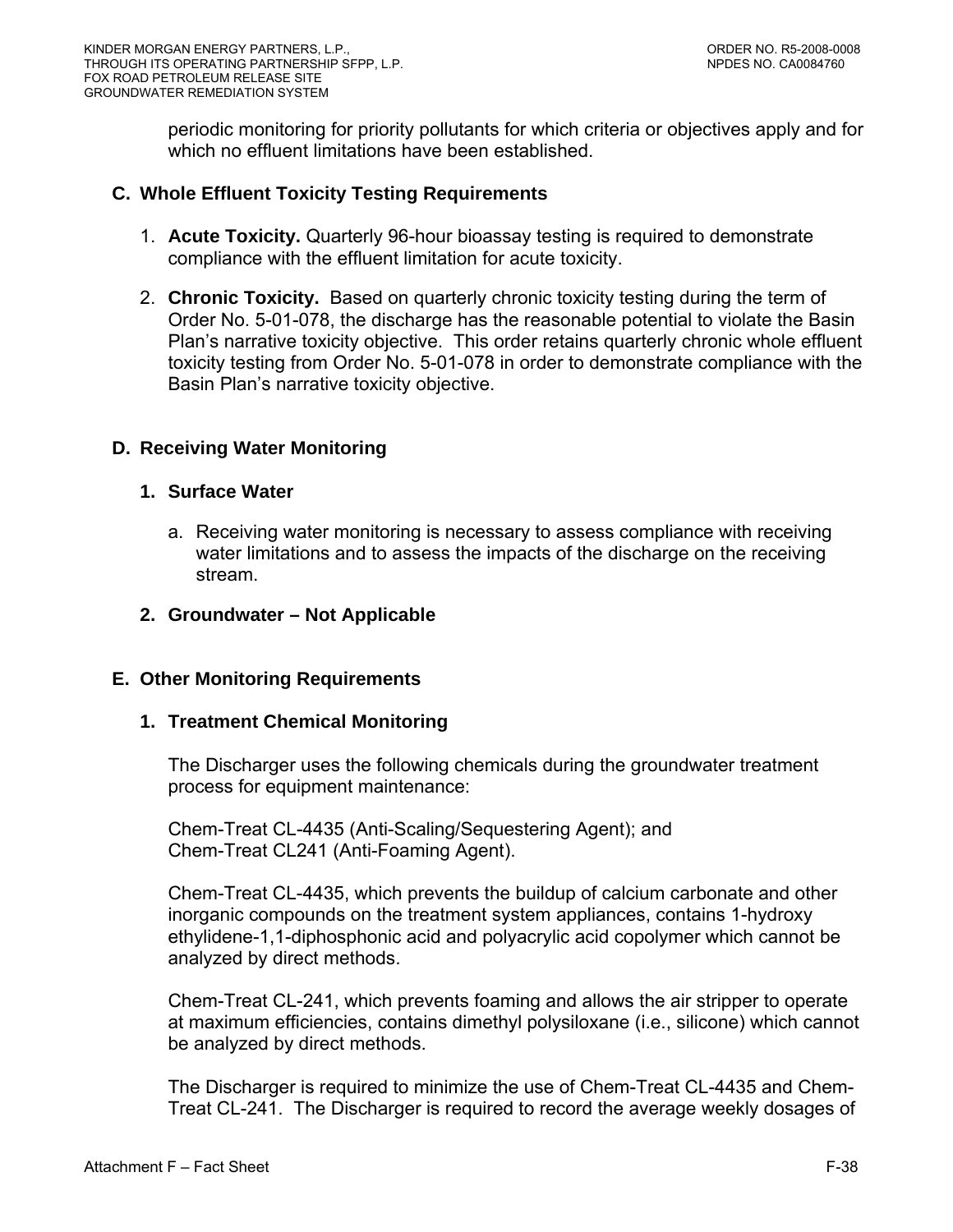periodic monitoring for priority pollutants for which criteria or objectives apply and for which no effluent limitations have been established.

## C. Whole Effluent Toxicity Testing Requirements

1. **Acute Toxicity.** Quarterly 96-hour bioassay testing is required to demonstrate compliance with the effluent limitation for acute toxicity.

2. **Chronic Toxicity.** Based on quarterly chronic toxicity testing during the term of Order No. 5-01-078, the discharge has the reasonable potential to violate the Basin Plan's narrative toxicity objective. This order retains quarterly chronic whole effluent toxicity testing from Order No. 5-01-078 in order to demonstrate compliance with the Basin Plan's narrative toxicity objective.

## D. Receiving Water Monitoring

### 1. Surface Water

a. Receiving water monitoring is necessary to assess compliance with receiving water limitations and to assess the impacts of the discharge on the receiving stream.

### 2. Groundwater – Not Applicable

## E. Other Monitoring Requirements

### 1. Treatment Chemical Monitoring

The Discharger uses the following chemicals during the groundwater treatment process for equipment maintenance:

Chem-Treat CL-4435 (Anti-Scaling/Sequestering Agent); and
Chem-Treat CL241 (Anti-Foaming Agent).

Chem-Treat CL-4435, which prevents the buildup of calcium carbonate and other inorganic compounds on the treatment system appliances, contains 1-hydroxy ethylidene-1,1-diphosphonic acid and polyacrylic acid copolymer which cannot be analyzed by direct methods.

Chem-Treat CL-241, which prevents foaming and allows the air stripper to operate at maximum efficiencies, contains dimethyl polysiloxane (i.e., silicone) which cannot be analyzed by direct methods.

The Discharger is required to minimize the use of Chem-Treat CL-4435 and Chem-Treat CL-241. The Discharger is required to record the average weekly dosages of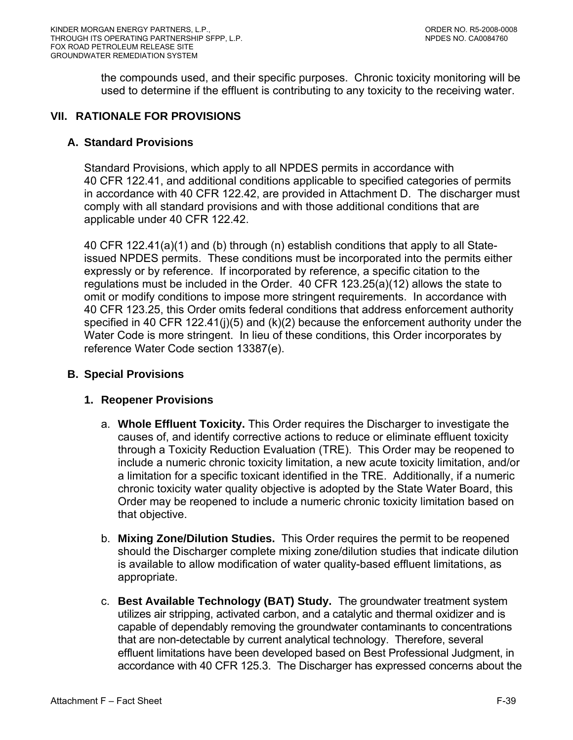the compounds used, and their specific purposes. Chronic toxicity monitoring will be used to determine if the effluent is contributing to any toxicity to the receiving water.

## VII. RATIONALE FOR PROVISIONS

### A. Standard Provisions

Standard Provisions, which apply to all NPDES permits in accordance with 40 CFR 122.41, and additional conditions applicable to specified categories of permits in accordance with 40 CFR 122.42, are provided in Attachment D. The discharger must comply with all standard provisions and with those additional conditions that are applicable under 40 CFR 122.42.

40 CFR 122.41(a)(1) and (b) through (n) establish conditions that apply to all State-issued NPDES permits. These conditions must be incorporated into the permits either expressly or by reference. If incorporated by reference, a specific citation to the regulations must be included in the Order. 40 CFR 123.25(a)(12) allows the state to omit or modify conditions to impose more stringent requirements. In accordance with 40 CFR 123.25, this Order omits federal conditions that address enforcement authority specified in 40 CFR 122.41(j)(5) and (k)(2) because the enforcement authority under the Water Code is more stringent. In lieu of these conditions, this Order incorporates by reference Water Code section 13387(e).

### B. Special Provisions

#### 1. Reopener Provisions

a. **Whole Effluent Toxicity.** This Order requires the Discharger to investigate the causes of, and identify corrective actions to reduce or eliminate effluent toxicity through a Toxicity Reduction Evaluation (TRE). This Order may be reopened to include a numeric chronic toxicity limitation, a new acute toxicity limitation, and/or a limitation for a specific toxicant identified in the TRE. Additionally, if a numeric chronic toxicity water quality objective is adopted by the State Water Board, this Order may be reopened to include a numeric chronic toxicity limitation based on that objective.

b. **Mixing Zone/Dilution Studies.** This Order requires the permit to be reopened should the Discharger complete mixing zone/dilution studies that indicate dilution is available to allow modification of water quality-based effluent limitations, as appropriate.

c. **Best Available Technology (BAT) Study.** The groundwater treatment system utilizes air stripping, activated carbon, and a catalytic and thermal oxidizer and is capable of dependably removing the groundwater contaminants to concentrations that are non-detectable by current analytical technology. Therefore, several effluent limitations have been developed based on Best Professional Judgment, in accordance with 40 CFR 125.3. The Discharger has expressed concerns about the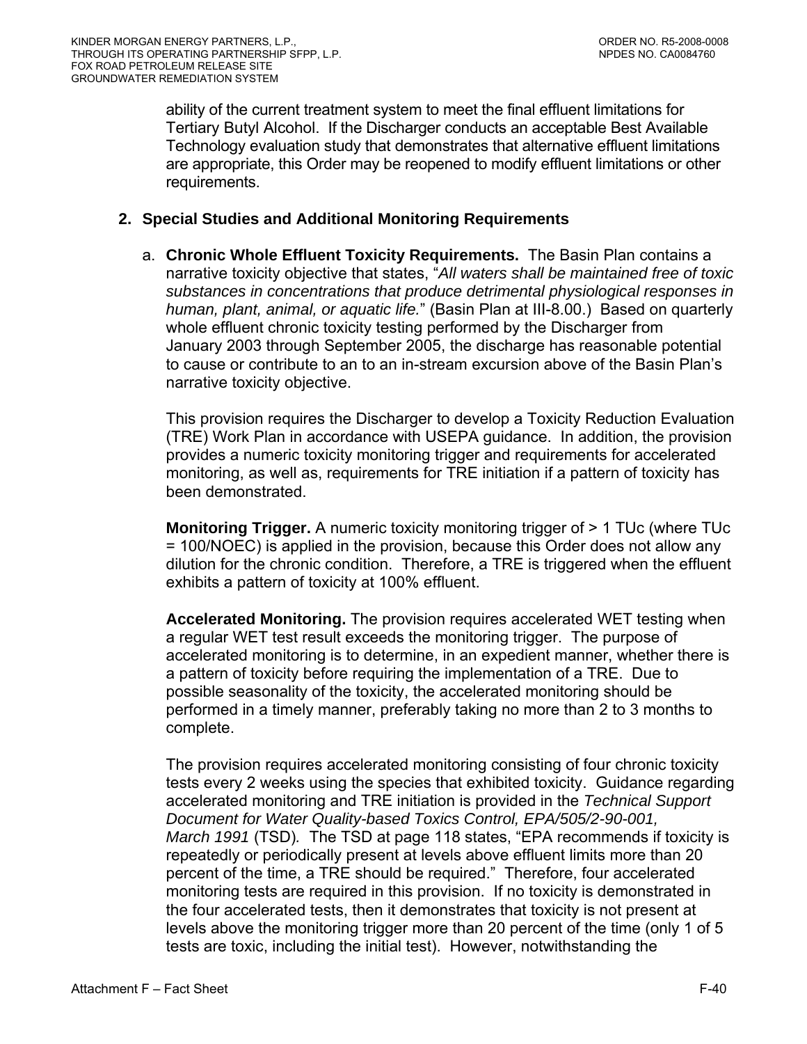ability of the current treatment system to meet the final effluent limitations for Tertiary Butyl Alcohol. If the Discharger conducts an acceptable Best Available Technology evaluation study that demonstrates that alternative effluent limitations are appropriate, this Order may be reopened to modify effluent limitations or other requirements.

**2. Special Studies and Additional Monitoring Requirements**

a. **Chronic Whole Effluent Toxicity Requirements.** The Basin Plan contains a narrative toxicity objective that states, "*All waters shall be maintained free of toxic substances in concentrations that produce detrimental physiological responses in human, plant, animal, or aquatic life.*" (Basin Plan at III-8.00.) Based on quarterly whole effluent chronic toxicity testing performed by the Discharger from January 2003 through September 2005, the discharge has reasonable potential to cause or contribute to an to an in-stream excursion above of the Basin Plan's narrative toxicity objective.

This provision requires the Discharger to develop a Toxicity Reduction Evaluation (TRE) Work Plan in accordance with USEPA guidance. In addition, the provision provides a numeric toxicity monitoring trigger and requirements for accelerated monitoring, as well as, requirements for TRE initiation if a pattern of toxicity has been demonstrated.

**Monitoring Trigger.** A numeric toxicity monitoring trigger of > 1 TUc (where TUc = 100/NOEC) is applied in the provision, because this Order does not allow any dilution for the chronic condition. Therefore, a TRE is triggered when the effluent exhibits a pattern of toxicity at 100% effluent.

**Accelerated Monitoring.** The provision requires accelerated WET testing when a regular WET test result exceeds the monitoring trigger. The purpose of accelerated monitoring is to determine, in an expedient manner, whether there is a pattern of toxicity before requiring the implementation of a TRE. Due to possible seasonality of the toxicity, the accelerated monitoring should be performed in a timely manner, preferably taking no more than 2 to 3 months to complete.

The provision requires accelerated monitoring consisting of four chronic toxicity tests every 2 weeks using the species that exhibited toxicity. Guidance regarding accelerated monitoring and TRE initiation is provided in the *Technical Support Document for Water Quality-based Toxics Control, EPA/505/2-90-001, March 1991* (TSD). The TSD at page 118 states, "EPA recommends if toxicity is repeatedly or periodically present at levels above effluent limits more than 20 percent of the time, a TRE should be required." Therefore, four accelerated monitoring tests are required in this provision. If no toxicity is demonstrated in the four accelerated tests, then it demonstrates that toxicity is not present at levels above the monitoring trigger more than 20 percent of the time (only 1 of 5 tests are toxic, including the initial test). However, notwithstanding the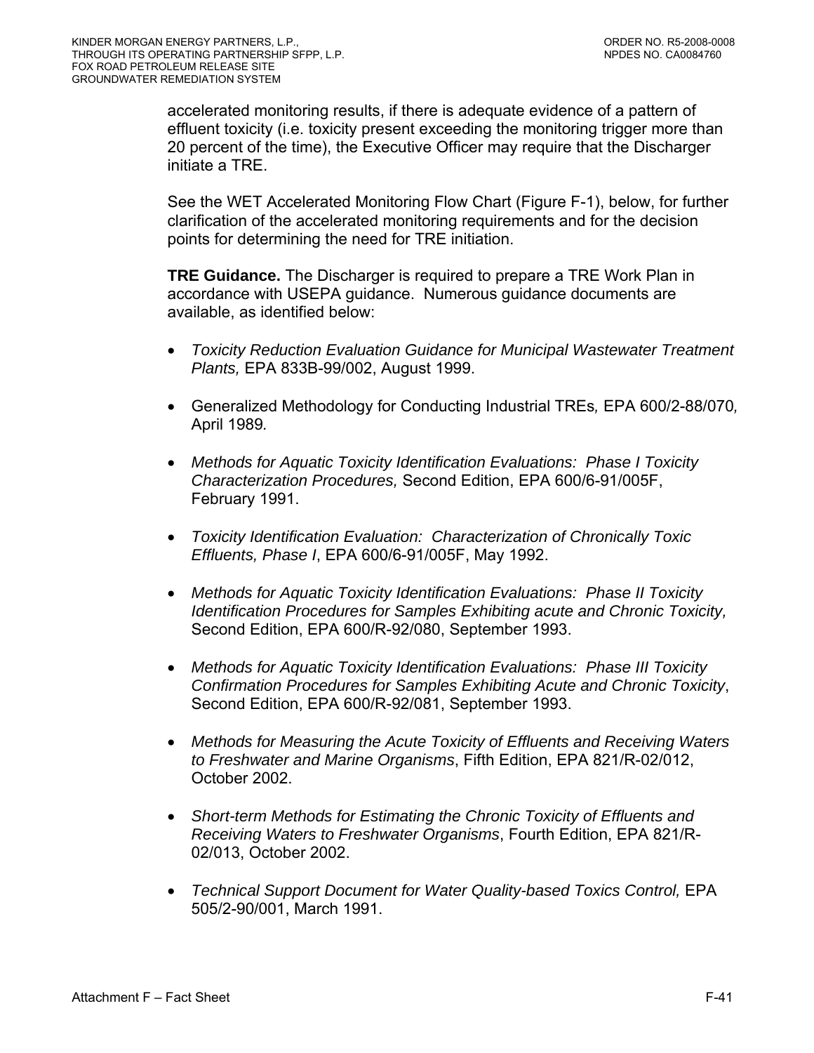accelerated monitoring results, if there is adequate evidence of a pattern of effluent toxicity (i.e. toxicity present exceeding the monitoring trigger more than 20 percent of the time), the Executive Officer may require that the Discharger initiate a TRE.

See the WET Accelerated Monitoring Flow Chart (Figure F-1), below, for further clarification of the accelerated monitoring requirements and for the decision points for determining the need for TRE initiation.

**TRE Guidance.** The Discharger is required to prepare a TRE Work Plan in accordance with USEPA guidance. Numerous guidance documents are available, as identified below:

- *Toxicity Reduction Evaluation Guidance for Municipal Wastewater Treatment Plants,* EPA 833B-99/002, August 1999.
- Generalized Methodology for Conducting Industrial TREs*,* EPA 600/2-88/070*,* April 1989*.*
- *Methods for Aquatic Toxicity Identification Evaluations: Phase I Toxicity Characterization Procedures,* Second Edition, EPA 600/6-91/005F, February 1991.
- *Toxicity Identification Evaluation: Characterization of Chronically Toxic Effluents, Phase I*, EPA 600/6-91/005F, May 1992.
- *Methods for Aquatic Toxicity Identification Evaluations: Phase II Toxicity Identification Procedures for Samples Exhibiting acute and Chronic Toxicity,* Second Edition, EPA 600/R-92/080, September 1993.
- *Methods for Aquatic Toxicity Identification Evaluations: Phase III Toxicity Confirmation Procedures for Samples Exhibiting Acute and Chronic Toxicity*, Second Edition, EPA 600/R-92/081, September 1993.
- *Methods for Measuring the Acute Toxicity of Effluents and Receiving Waters to Freshwater and Marine Organisms*, Fifth Edition, EPA 821/R-02/012, October 2002.
- *Short-term Methods for Estimating the Chronic Toxicity of Effluents and Receiving Waters to Freshwater Organisms*, Fourth Edition, EPA 821/R-02/013, October 2002.
- *Technical Support Document for Water Quality-based Toxics Control,* EPA 505/2-90/001, March 1991.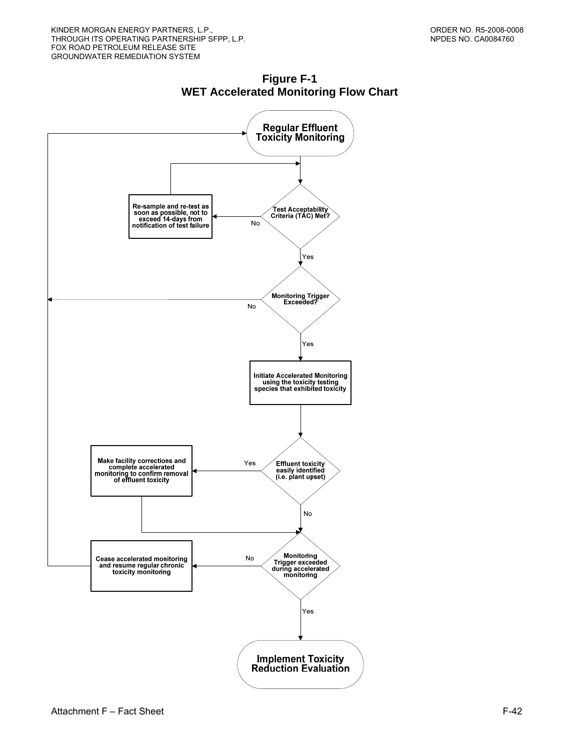## Figure F-1
## WET Accelerated Monitoring Flow Chart

Regular Effluent Toxicity Monitoring

Test Acceptability Criteria (TAC) Met?

No → Re-sample and re-test as soon as possible, not to exceed 14-days from notification of test failure

Yes

Monitoring Trigger Exceeded?

No

Yes

Initiate Accelerated Monitoring using the toxicity testing species that exhibited toxicity

Effluent toxicity easily identified (i.e. plant upset)

Yes → Make facility corrections and complete accelerated monitoring to confirm removal of effluent toxicity

No

Monitoring Trigger exceeded during accelerated monitoring

No → Cease accelerated monitoring and resume regular chronic toxicity monitoring

Yes

Implement Toxicity Reduction Evaluation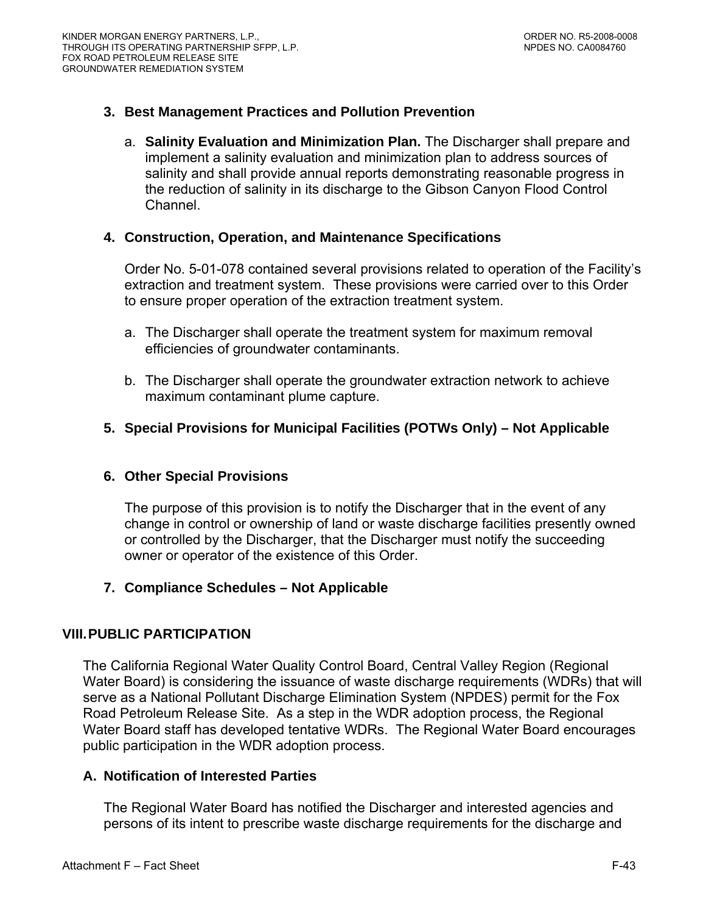### 3. Best Management Practices and Pollution Prevention

a. **Salinity Evaluation and Minimization Plan.** The Discharger shall prepare and implement a salinity evaluation and minimization plan to address sources of salinity and shall provide annual reports demonstrating reasonable progress in the reduction of salinity in its discharge to the Gibson Canyon Flood Control Channel.

### 4. Construction, Operation, and Maintenance Specifications

Order No. 5-01-078 contained several provisions related to operation of the Facility's extraction and treatment system. These provisions were carried over to this Order to ensure proper operation of the extraction treatment system.

a. The Discharger shall operate the treatment system for maximum removal efficiencies of groundwater contaminants.

b. The Discharger shall operate the groundwater extraction network to achieve maximum contaminant plume capture.

### 5. Special Provisions for Municipal Facilities (POTWs Only) – Not Applicable

### 6. Other Special Provisions

The purpose of this provision is to notify the Discharger that in the event of any change in control or ownership of land or waste discharge facilities presently owned or controlled by the Discharger, that the Discharger must notify the succeeding owner or operator of the existence of this Order.

### 7. Compliance Schedules – Not Applicable

## VIII. PUBLIC PARTICIPATION

The California Regional Water Quality Control Board, Central Valley Region (Regional Water Board) is considering the issuance of waste discharge requirements (WDRs) that will serve as a National Pollutant Discharge Elimination System (NPDES) permit for the Fox Road Petroleum Release Site. As a step in the WDR adoption process, the Regional Water Board staff has developed tentative WDRs. The Regional Water Board encourages public participation in the WDR adoption process.

### A. Notification of Interested Parties

The Regional Water Board has notified the Discharger and interested agencies and persons of its intent to prescribe waste discharge requirements for the discharge and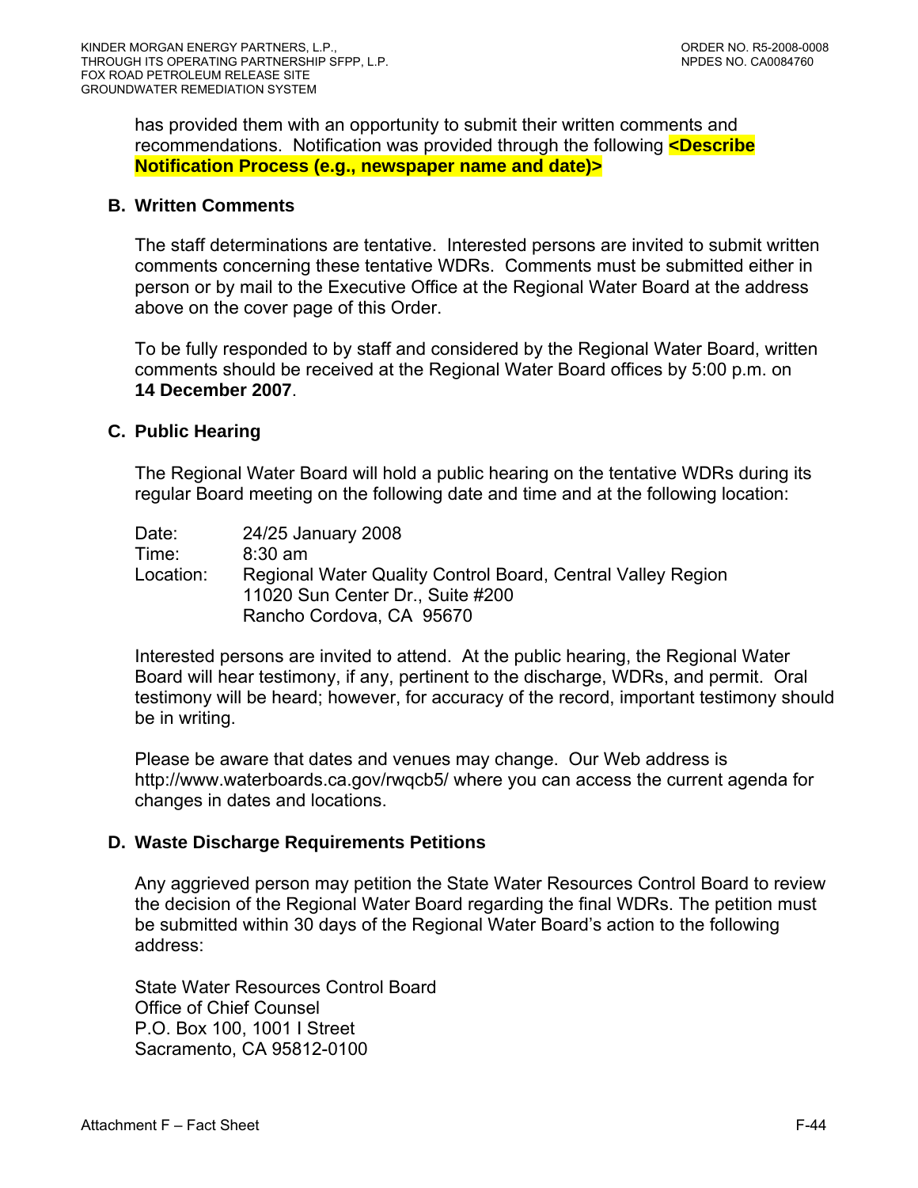has provided them with an opportunity to submit their written comments and recommendations. Notification was provided through the following **<Describe Notification Process (e.g., newspaper name and date)>**

### B. Written Comments

The staff determinations are tentative. Interested persons are invited to submit written comments concerning these tentative WDRs. Comments must be submitted either in person or by mail to the Executive Office at the Regional Water Board at the address above on the cover page of this Order.

To be fully responded to by staff and considered by the Regional Water Board, written comments should be received at the Regional Water Board offices by 5:00 p.m. on **14 December 2007**.

### C. Public Hearing

The Regional Water Board will hold a public hearing on the tentative WDRs during its regular Board meeting on the following date and time and at the following location:

Date: 24/25 January 2008
Time: 8:30 am
Location: Regional Water Quality Control Board, Central Valley Region
11020 Sun Center Dr., Suite #200
Rancho Cordova, CA 95670

Interested persons are invited to attend. At the public hearing, the Regional Water Board will hear testimony, if any, pertinent to the discharge, WDRs, and permit. Oral testimony will be heard; however, for accuracy of the record, important testimony should be in writing.

Please be aware that dates and venues may change. Our Web address is http://www.waterboards.ca.gov/rwqcb5/ where you can access the current agenda for changes in dates and locations.

### D. Waste Discharge Requirements Petitions

Any aggrieved person may petition the State Water Resources Control Board to review the decision of the Regional Water Board regarding the final WDRs. The petition must be submitted within 30 days of the Regional Water Board's action to the following address:

State Water Resources Control Board
Office of Chief Counsel
P.O. Box 100, 1001 I Street
Sacramento, CA 95812-0100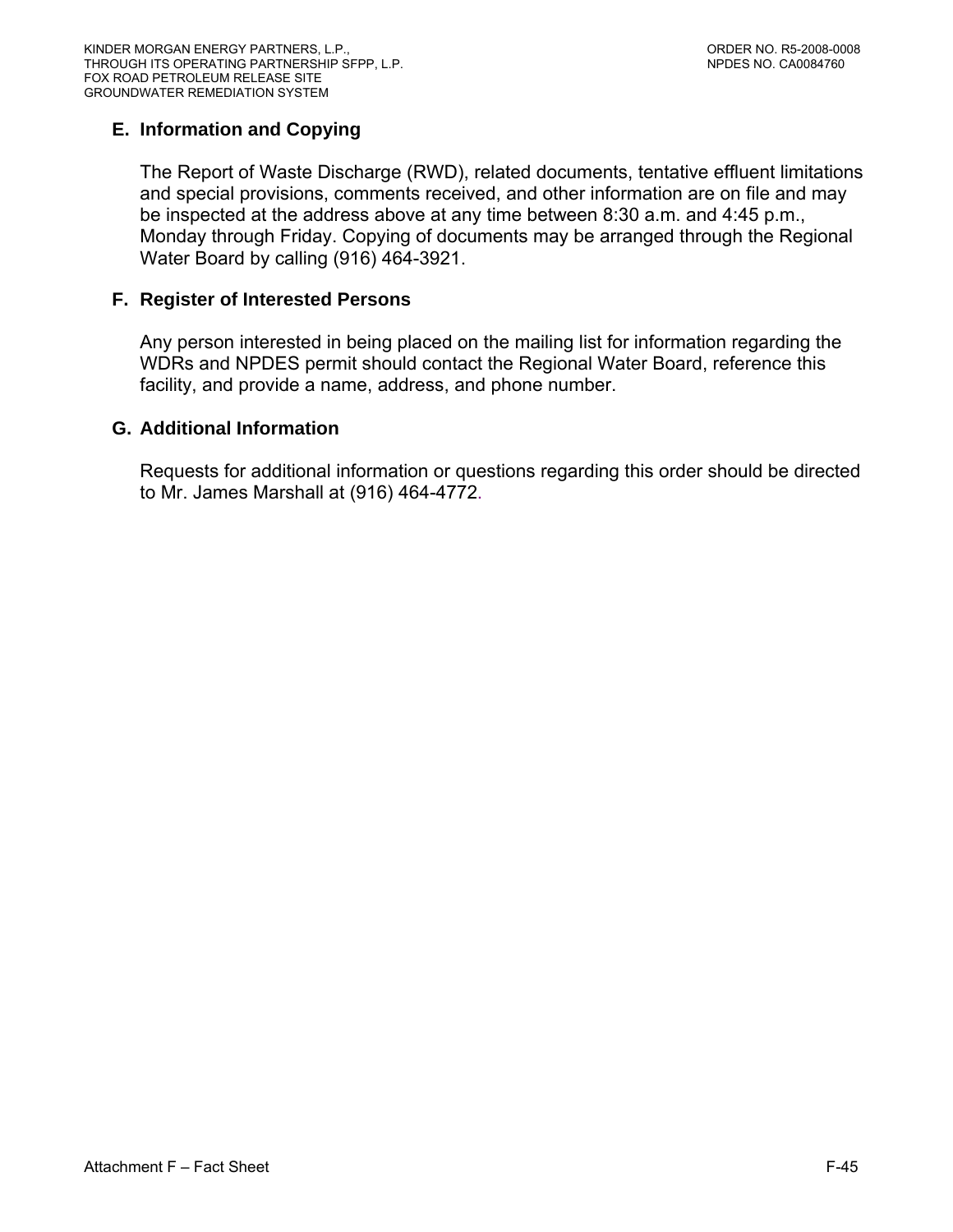### E. Information and Copying

The Report of Waste Discharge (RWD), related documents, tentative effluent limitations and special provisions, comments received, and other information are on file and may be inspected at the address above at any time between 8:30 a.m. and 4:45 p.m., Monday through Friday. Copying of documents may be arranged through the Regional Water Board by calling (916) 464-3921.

### F. Register of Interested Persons

Any person interested in being placed on the mailing list for information regarding the WDRs and NPDES permit should contact the Regional Water Board, reference this facility, and provide a name, address, and phone number.

### G. Additional Information

Requests for additional information or questions regarding this order should be directed to Mr. James Marshall at (916) 464-4772.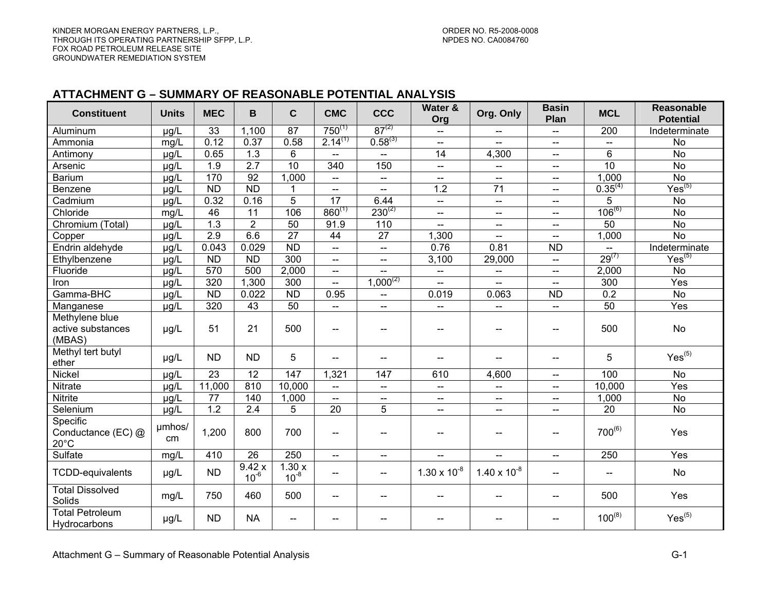## ATTACHMENT G – SUMMARY OF REASONABLE POTENTIAL ANALYSIS

| Constituent | Units | MEC | B | C | CMC | CCC | Water & Org | Org. Only | Basin Plan | MCL | Reasonable Potential |
|---|---|---|---|---|---|---|---|---|---|---|---|
| Aluminum | µg/L | 33 | 1,100 | 87 | 750(1) | 87(2) | -- | -- | -- | 200 | Indeterminate |
| Ammonia | mg/L | 0.12 | 0.37 | 0.58 | 2.14(1) | 0.58(3) | -- | -- | -- | -- | No |
| Antimony | µg/L | 0.65 | 1.3 | 6 | -- | -- | 14 | 4,300 | -- | 6 | No |
| Arsenic | µg/L | 1.9 | 2.7 | 10 | 340 | 150 | -- | -- | -- | 10 | No |
| Barium | µg/L | 170 | 92 | 1,000 | -- | -- | -- | -- | -- | 1,000 | No |
| Benzene | µg/L | ND | ND | 1 | -- | -- | 1.2 | 71 | -- | 0.35(4) | Yes(5) |
| Cadmium | µg/L | 0.32 | 0.16 | 5 | 17 | 6.44 | -- | -- | -- | 5 | No |
| Chloride | mg/L | 46 | 11 | 106 | 860(1) | 230(2) | -- | -- | -- | 106(6) | No |
| Chromium (Total) | µg/L | 1.3 | 2 | 50 | 91.9 | 110 | -- | -- | -- | 50 | No |
| Copper | µg/L | 2.9 | 6.6 | 27 | 44 | 27 | 1,300 | -- | -- | 1,000 | No |
| Endrin aldehyde | µg/L | 0.043 | 0.029 | ND | -- | -- | 0.76 | 0.81 | ND | -- | Indeterminate |
| Ethylbenzene | µg/L | ND | ND | 300 | -- | -- | 3,100 | 29,000 | -- | 29(7) | Yes(5) |
| Fluoride | µg/L | 570 | 500 | 2,000 | -- | -- | -- | -- | -- | 2,000 | No |
| Iron | µg/L | 320 | 1,300 | 300 | -- | 1,000(2) | -- | -- | -- | 300 | Yes |
| Gamma-BHC | µg/L | ND | 0.022 | ND | 0.95 | -- | 0.019 | 0.063 | ND | 0.2 | No |
| Manganese | µg/L | 320 | 43 | 50 | -- | -- | -- | -- | -- | 50 | Yes |
| Methylene blue active substances (MBAS) | µg/L | 51 | 21 | 500 | -- | -- | -- | -- | -- | 500 | No |
| Methyl tert butyl ether | µg/L | ND | ND | 5 | -- | -- | -- | -- | -- | 5 | Yes(5) |
| Nickel | µg/L | 23 | 12 | 147 | 1,321 | 147 | 610 | 4,600 | -- | 100 | No |
| Nitrate | µg/L | 11,000 | 810 | 10,000 | -- | -- | -- | -- | -- | 10,000 | Yes |
| Nitrite | µg/L | 77 | 140 | 1,000 | -- | -- | -- | -- | -- | 1,000 | No |
| Selenium | µg/L | 1.2 | 2.4 | 5 | 20 | 5 | -- | -- | -- | 20 | No |
| Specific Conductance (EC) @ 20°C | µmhos/cm | 1,200 | 800 | 700 | -- | -- | -- | -- | -- | 700(6) | Yes |
| Sulfate | mg/L | 410 | 26 | 250 | -- | -- | -- | -- | -- | 250 | Yes |
| TCDD-equivalents | µg/L | ND | $9.42 \times 10^{-6}$ | $1.30 \times 10^{-8}$ | -- | -- | $1.30 \times 10^{-8}$ | $1.40 \times 10^{-8}$ | -- | -- | No |
| Total Dissolved Solids | mg/L | 750 | 460 | 500 | -- | -- | -- | -- | -- | 500 | Yes |
| Total Petroleum Hydrocarbons | µg/L | ND | NA | -- | -- | -- | -- | -- | -- | 100(8) | Yes(5) |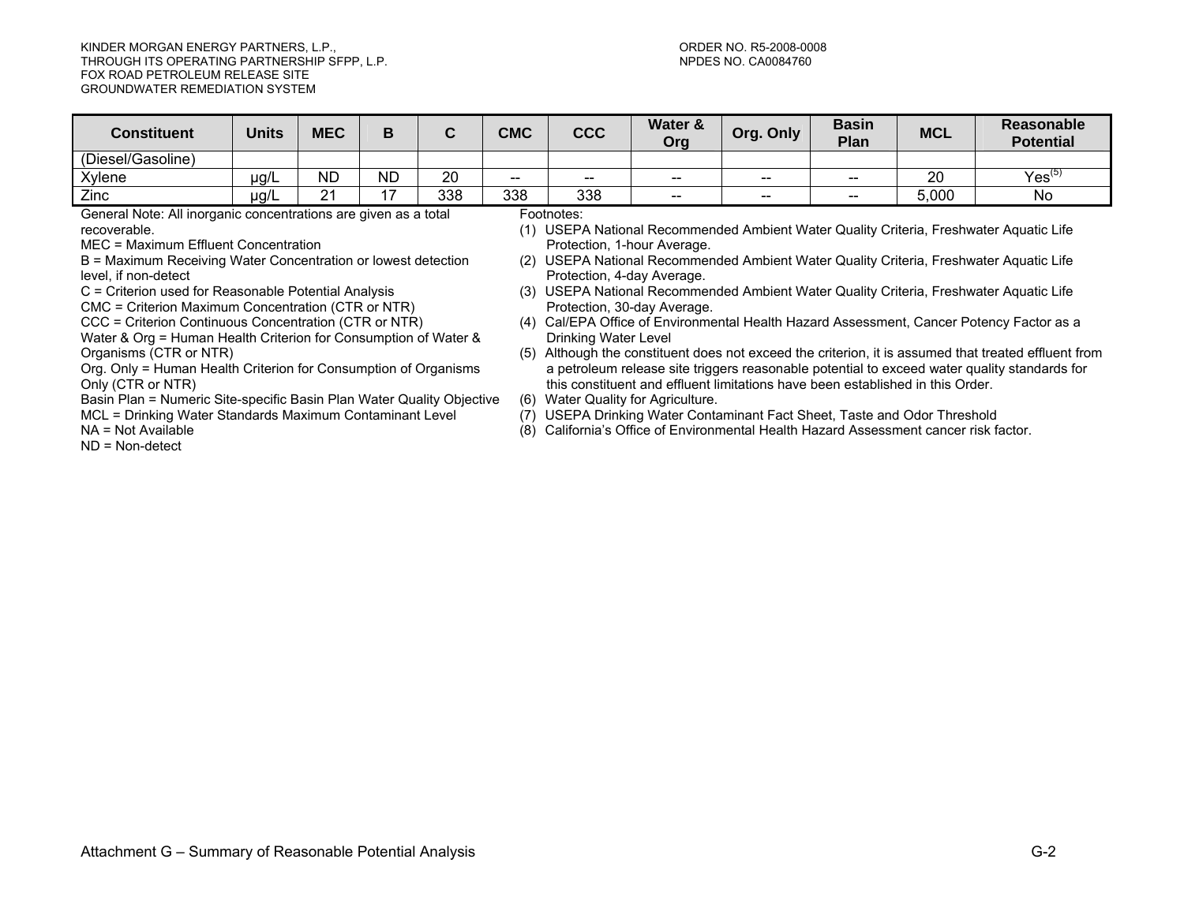| Constituent | Units | MEC | B | C | CMC | CCC | Water & Org | Org. Only | Basin Plan | MCL | Reasonable Potential |
|---|---|---|---|---|---|---|---|---|---|---|---|
| (Diesel/Gasoline) | | | | | | | | | | | |
| Xylene | µg/L | ND | ND | 20 | -- | -- | -- | -- | -- | 20 | Yes(5) |
| Zinc | µg/L | 21 | 17 | 338 | 338 | 338 | -- | -- | -- | 5,000 | No |

General Note: All inorganic concentrations are given as a total recoverable.
MEC = Maximum Effluent Concentration
B = Maximum Receiving Water Concentration or lowest detection level, if non-detect
C = Criterion used for Reasonable Potential Analysis
CMC = Criterion Maximum Concentration (CTR or NTR)
CCC = Criterion Continuous Concentration (CTR or NTR)
Water & Org = Human Health Criterion for Consumption of Water & Organisms (CTR or NTR)
Org. Only = Human Health Criterion for Consumption of Organisms Only (CTR or NTR)
Basin Plan = Numeric Site-specific Basin Plan Water Quality Objective
MCL = Drinking Water Standards Maximum Contaminant Level
NA = Not Available
ND = Non-detect

Footnotes:

(1) USEPA National Recommended Ambient Water Quality Criteria, Freshwater Aquatic Life Protection, 1-hour Average.
(2) USEPA National Recommended Ambient Water Quality Criteria, Freshwater Aquatic Life Protection, 4-day Average.
(3) USEPA National Recommended Ambient Water Quality Criteria, Freshwater Aquatic Life Protection, 30-day Average.
(4) Cal/EPA Office of Environmental Health Hazard Assessment, Cancer Potency Factor as a Drinking Water Level
(5) Although the constituent does not exceed the criterion, it is assumed that treated effluent from a petroleum release site triggers reasonable potential to exceed water quality standards for this constituent and effluent limitations have been established in this Order.
(6) Water Quality for Agriculture.
(7) USEPA Drinking Water Contaminant Fact Sheet, Taste and Odor Threshold
(8) California's Office of Environmental Health Hazard Assessment cancer risk factor.